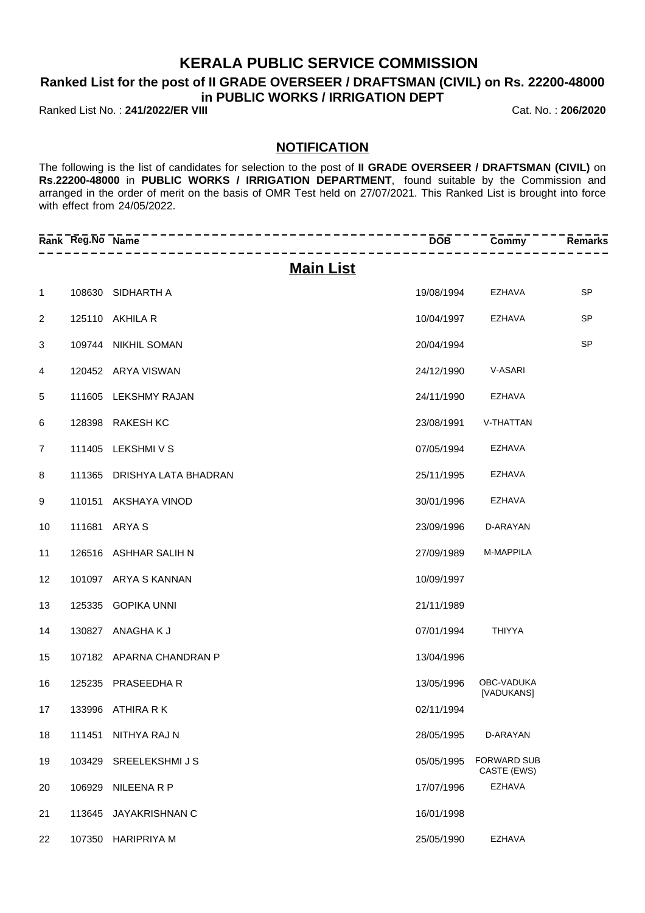# KERALA PUBLIC SERVICE COMMISSION

## Ranked List for the post of II GRADE OVERSEER / DRAFTSMAN (CIVIL) on Rs. 22200-48000 in PUBLIC WORKS / IRRIGATION DEPT

Ranked List No. : **241/2022/ER VIII** Cat. No. : **206/2020**

### NOTIFICATION

The following is the list of candidates for selection to the post of **II GRADE OVERSEER / DRAFTSMAN (CIVIL)** on **Rs**.**22200-48000** in **PUBLIC WORKS / IRRIGATION DEPARTMENT**, found suitable by the Commission and arranged in the order of merit on the basis of OMR Test held on 27/07/2021. This Ranked List is brought into force with effect from 24/05/2022.

## Main List

| Rank | Reg.No | Name | DOB | Commy | Remarks |
|---|---|---|---|---|---|
| 1 | 108630 | SIDHARTH A | 19/08/1994 | EZHAVA | SP |
| 2 | 125110 | AKHILA R | 10/04/1997 | EZHAVA | SP |
| 3 | 109744 | NIKHIL SOMAN | 20/04/1994 | | SP |
| 4 | 120452 | ARYA VISWAN | 24/12/1990 | V-ASARI | |
| 5 | 111605 | LEKSHMY RAJAN | 24/11/1990 | EZHAVA | |
| 6 | 128398 | RAKESH KC | 23/08/1991 | V-THATTAN | |
| 7 | 111405 | LEKSHMI V S | 07/05/1994 | EZHAVA | |
| 8 | 111365 | DRISHYA LATA BHADRAN | 25/11/1995 | EZHAVA | |
| 9 | 110151 | AKSHAYA VINOD | 30/01/1996 | EZHAVA | |
| 10 | 111681 | ARYA S | 23/09/1996 | D-ARAYAN | |
| 11 | 126516 | ASHHAR SALIH N | 27/09/1989 | M-MAPPILA | |
| 12 | 101097 | ARYA S KANNAN | 10/09/1997 | | |
| 13 | 125335 | GOPIKA UNNI | 21/11/1989 | | |
| 14 | 130827 | ANAGHA K J | 07/01/1994 | THIYYA | |
| 15 | 107182 | APARNA CHANDRAN P | 13/04/1996 | | |
| 16 | 125235 | PRASEEDHA R | 13/05/1996 | OBC-VADUKA [VADUKANS] | |
| 17 | 133996 | ATHIRA R K | 02/11/1994 | | |
| 18 | 111451 | NITHYA RAJ N | 28/05/1995 | D-ARAYAN | |
| 19 | 103429 | SREELEKSHMI J S | 05/05/1995 | FORWARD SUB CASTE (EWS) | |
| 20 | 106929 | NILEENA R P | 17/07/1996 | EZHAVA | |
| 21 | 113645 | JAYAKRISHNAN C | 16/01/1998 | | |
| 22 | 107350 | HARIPRIYA M | 25/05/1990 | EZHAVA | |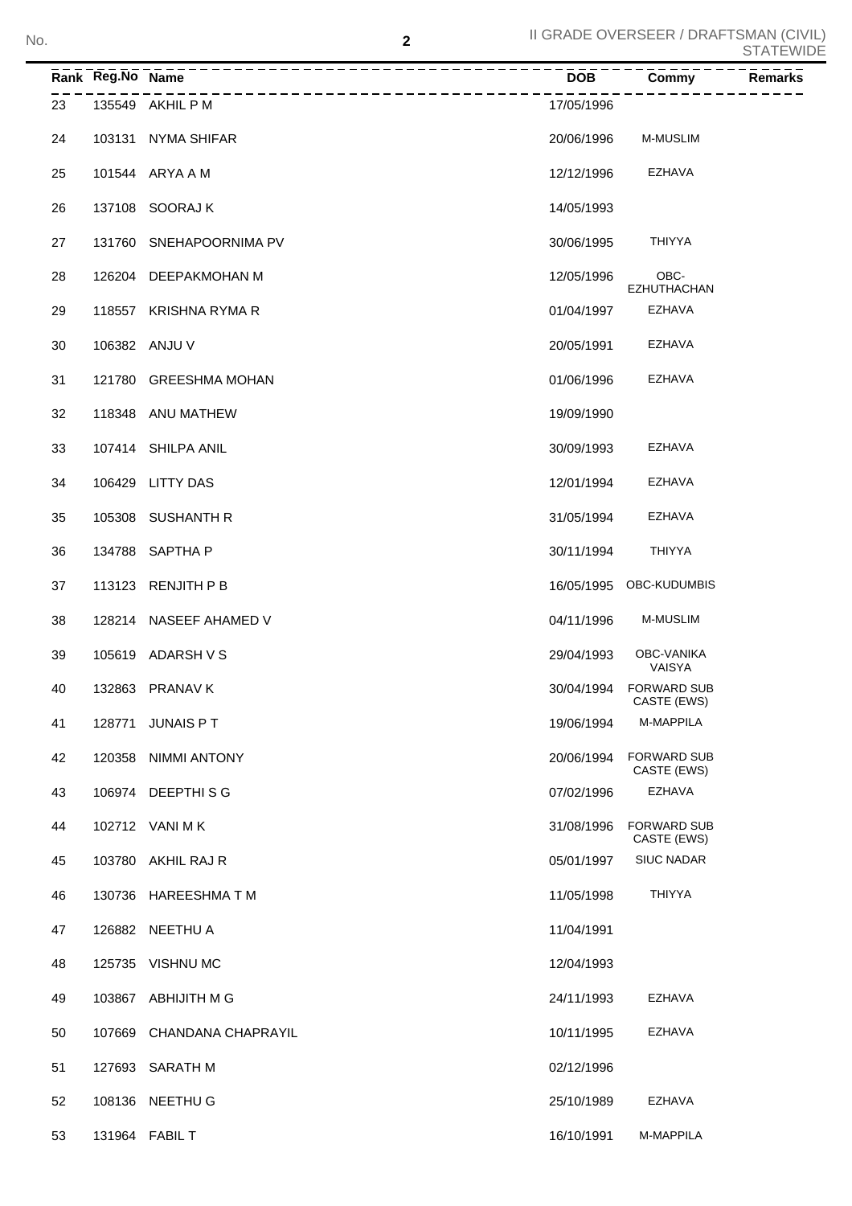II GRADE OVERSEER / DRAFTSMAN (CIVIL) STATEWIDE

| Rank | Reg.No | Name | DOB | Commy | Remarks |
|---|---|---|---|---|---|
| 23 | 135549 | AKHIL P M | 17/05/1996 | | |
| 24 | 103131 | NYMA SHIFAR | 20/06/1996 | M-MUSLIM | |
| 25 | 101544 | ARYA A M | 12/12/1996 | EZHAVA | |
| 26 | 137108 | SOORAJ K | 14/05/1993 | | |
| 27 | 131760 | SNEHAPOORNIMA PV | 30/06/1995 | THIYYA | |
| 28 | 126204 | DEEPAKMOHAN M | 12/05/1996 | OBC-EZHUTHACHAN | |
| 29 | 118557 | KRISHNA RYMA R | 01/04/1997 | EZHAVA | |
| 30 | 106382 | ANJU V | 20/05/1991 | EZHAVA | |
| 31 | 121780 | GREESHMA MOHAN | 01/06/1996 | EZHAVA | |
| 32 | 118348 | ANU MATHEW | 19/09/1990 | | |
| 33 | 107414 | SHILPA ANIL | 30/09/1993 | EZHAVA | |
| 34 | 106429 | LITTY DAS | 12/01/1994 | EZHAVA | |
| 35 | 105308 | SUSHANTH R | 31/05/1994 | EZHAVA | |
| 36 | 134788 | SAPTHA P | 30/11/1994 | THIYYA | |
| 37 | 113123 | RENJITH P B | 16/05/1995 | OBC-KUDUMBIS | |
| 38 | 128214 | NASEEF AHAMED V | 04/11/1996 | M-MUSLIM | |
| 39 | 105619 | ADARSH V S | 29/04/1993 | OBC-VANIKA VAISYA | |
| 40 | 132863 | PRANAV K | 30/04/1994 | FORWARD SUB CASTE (EWS) | |
| 41 | 128771 | JUNAIS P T | 19/06/1994 | M-MAPPILA | |
| 42 | 120358 | NIMMI ANTONY | 20/06/1994 | FORWARD SUB CASTE (EWS) | |
| 43 | 106974 | DEEPTHI S G | 07/02/1996 | EZHAVA | |
| 44 | 102712 | VANI M K | 31/08/1996 | FORWARD SUB CASTE (EWS) | |
| 45 | 103780 | AKHIL RAJ R | 05/01/1997 | SIUC NADAR | |
| 46 | 130736 | HAREESHMA T M | 11/05/1998 | THIYYA | |
| 47 | 126882 | NEETHU A | 11/04/1991 | | |
| 48 | 125735 | VISHNU MC | 12/04/1993 | | |
| 49 | 103867 | ABHIJITH M G | 24/11/1993 | EZHAVA | |
| 50 | 107669 | CHANDANA CHAPRAYIL | 10/11/1995 | EZHAVA | |
| 51 | 127693 | SARATH M | 02/12/1996 | | |
| 52 | 108136 | NEETHU G | 25/10/1989 | EZHAVA | |
| 53 | 131964 | FABIL T | 16/10/1991 | M-MAPPILA | |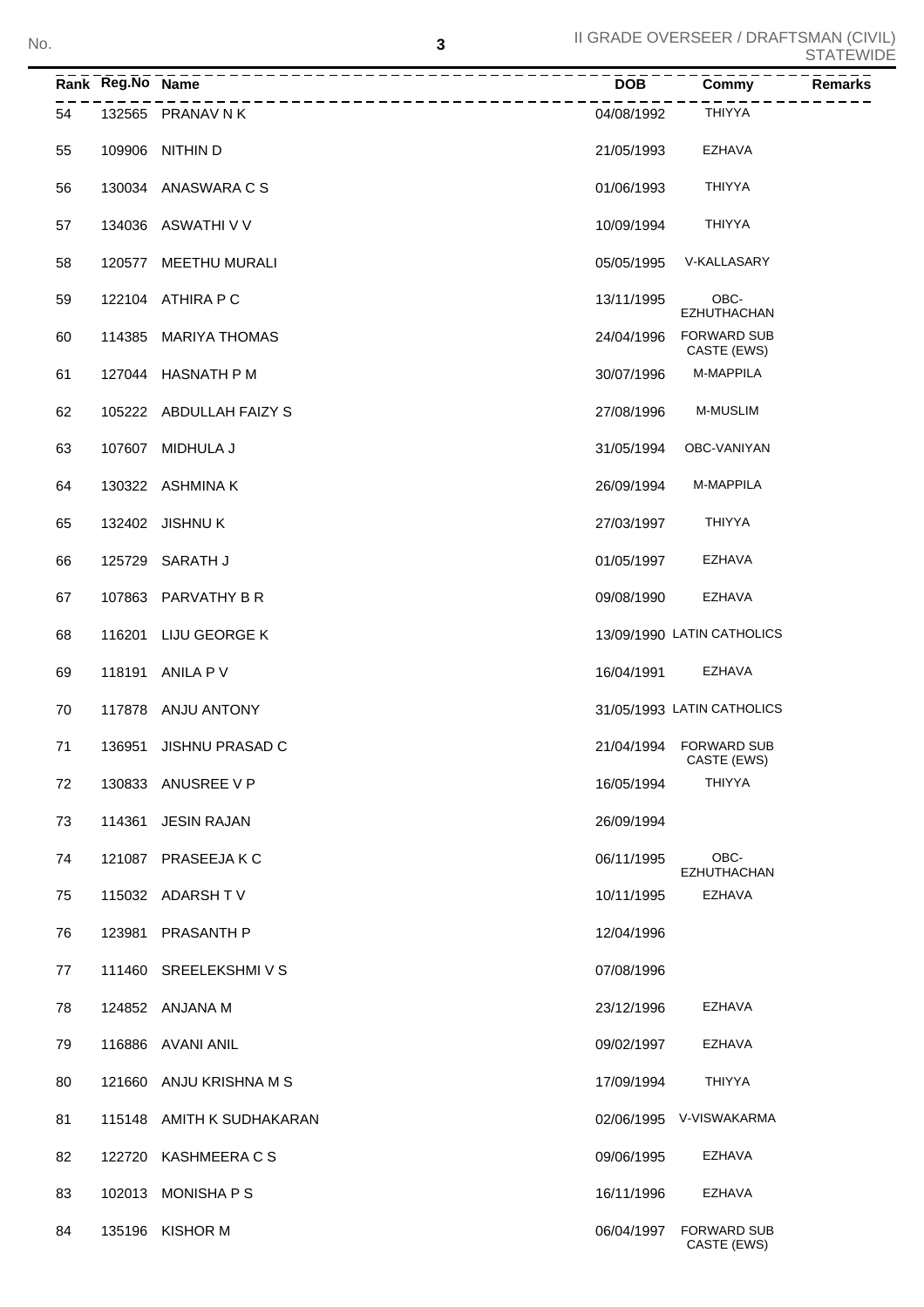II GRADE OVERSEER / DRAFTSMAN (CIVIL) STATEWIDE

| Rank | Reg.No | Name | DOB | Commy | Remarks |
|---|---|---|---|---|---|
| 54 | 132565 | PRANAV N K | 04/08/1992 | THIYYA | |
| 55 | 109906 | NITHIN D | 21/05/1993 | EZHAVA | |
| 56 | 130034 | ANASWARA C S | 01/06/1993 | THIYYA | |
| 57 | 134036 | ASWATHI V V | 10/09/1994 | THIYYA | |
| 58 | 120577 | MEETHU MURALI | 05/05/1995 | V-KALLASARY | |
| 59 | 122104 | ATHIRA P C | 13/11/1995 | OBC-EZHUTHACHAN | |
| 60 | 114385 | MARIYA THOMAS | 24/04/1996 | FORWARD SUB CASTE (EWS) | |
| 61 | 127044 | HASNATH P M | 30/07/1996 | M-MAPPILA | |
| 62 | 105222 | ABDULLAH FAIZY S | 27/08/1996 | M-MUSLIM | |
| 63 | 107607 | MIDHULA J | 31/05/1994 | OBC-VANIYAN | |
| 64 | 130322 | ASHMINA K | 26/09/1994 | M-MAPPILA | |
| 65 | 132402 | JISHNU K | 27/03/1997 | THIYYA | |
| 66 | 125729 | SARATH J | 01/05/1997 | EZHAVA | |
| 67 | 107863 | PARVATHY B R | 09/08/1990 | EZHAVA | |
| 68 | 116201 | LIJU GEORGE K | 13/09/1990 | LATIN CATHOLICS | |
| 69 | 118191 | ANILA P V | 16/04/1991 | EZHAVA | |
| 70 | 117878 | ANJU ANTONY | 31/05/1993 | LATIN CATHOLICS | |
| 71 | 136951 | JISHNU PRASAD C | 21/04/1994 | FORWARD SUB CASTE (EWS) | |
| 72 | 130833 | ANUSREE V P | 16/05/1994 | THIYYA | |
| 73 | 114361 | JESIN RAJAN | 26/09/1994 | | |
| 74 | 121087 | PRASEEJA K C | 06/11/1995 | OBC-EZHUTHACHAN | |
| 75 | 115032 | ADARSH T V | 10/11/1995 | EZHAVA | |
| 76 | 123981 | PRASANTH P | 12/04/1996 | | |
| 77 | 111460 | SREELEKSHMI V S | 07/08/1996 | | |
| 78 | 124852 | ANJANA M | 23/12/1996 | EZHAVA | |
| 79 | 116886 | AVANI ANIL | 09/02/1997 | EZHAVA | |
| 80 | 121660 | ANJU KRISHNA M S | 17/09/1994 | THIYYA | |
| 81 | 115148 | AMITH K SUDHAKARAN | 02/06/1995 | V-VISWAKARMA | |
| 82 | 122720 | KASHMEERA C S | 09/06/1995 | EZHAVA | |
| 83 | 102013 | MONISHA P S | 16/11/1996 | EZHAVA | |
| 84 | 135196 | KISHOR M | 06/04/1997 | FORWARD SUB CASTE (EWS) | |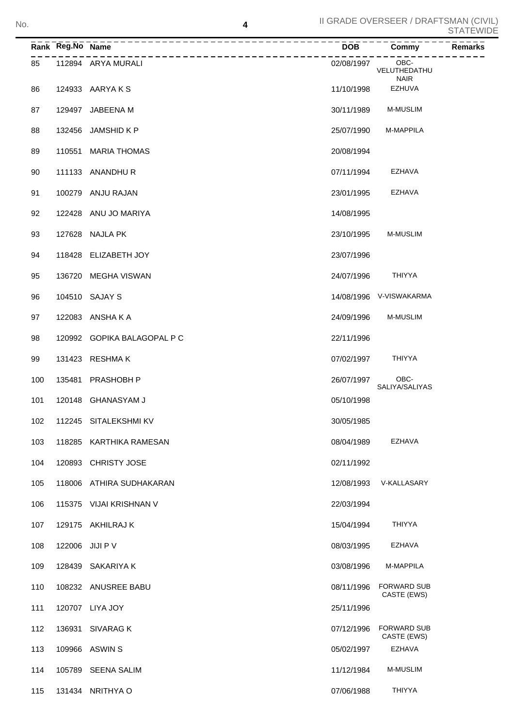| Rank | Reg.No | Name | DOB | Commy | Remarks |
|---|---|---|---|---|---|
| 85 | 112894 | ARYA MURALI | 02/08/1997 | OBC-VELUTHEDATHU NAIR | |
| 86 | 124933 | AARYA K S | 11/10/1998 | EZHUVA | |
| 87 | 129497 | JABEENA M | 30/11/1989 | M-MUSLIM | |
| 88 | 132456 | JAMSHID K P | 25/07/1990 | M-MAPPILA | |
| 89 | 110551 | MARIA THOMAS | 20/08/1994 | | |
| 90 | 111133 | ANANDHU R | 07/11/1994 | EZHAVA | |
| 91 | 100279 | ANJU RAJAN | 23/01/1995 | EZHAVA | |
| 92 | 122428 | ANU JO MARIYA | 14/08/1995 | | |
| 93 | 127628 | NAJLA PK | 23/10/1995 | M-MUSLIM | |
| 94 | 118428 | ELIZABETH JOY | 23/07/1996 | | |
| 95 | 136720 | MEGHA VISWAN | 24/07/1996 | THIYYA | |
| 96 | 104510 | SAJAY S | 14/08/1996 | V-VISWAKARMA | |
| 97 | 122083 | ANSHA K A | 24/09/1996 | M-MUSLIM | |
| 98 | 120992 | GOPIKA BALAGOPAL P C | 22/11/1996 | | |
| 99 | 131423 | RESHMA K | 07/02/1997 | THIYYA | |
| 100 | 135481 | PRASHOBH P | 26/07/1997 | OBC-SALIYA/SALIYAS | |
| 101 | 120148 | GHANASYAM J | 05/10/1998 | | |
| 102 | 112245 | SITALEKSHMI KV | 30/05/1985 | | |
| 103 | 118285 | KARTHIKA RAMESAN | 08/04/1989 | EZHAVA | |
| 104 | 120893 | CHRISTY JOSE | 02/11/1992 | | |
| 105 | 118006 | ATHIRA SUDHAKARAN | 12/08/1993 | V-KALLASARY | |
| 106 | 115375 | VIJAI KRISHNAN V | 22/03/1994 | | |
| 107 | 129175 | AKHILRAJ K | 15/04/1994 | THIYYA | |
| 108 | 122006 | JIJI P V | 08/03/1995 | EZHAVA | |
| 109 | 128439 | SAKARIYA K | 03/08/1996 | M-MAPPILA | |
| 110 | 108232 | ANUSREE BABU | 08/11/1996 | FORWARD SUB CASTE (EWS) | |
| 111 | 120707 | LIYA JOY | 25/11/1996 | | |
| 112 | 136931 | SIVARAG K | 07/12/1996 | FORWARD SUB CASTE (EWS) | |
| 113 | 109966 | ASWIN S | 05/02/1997 | EZHAVA | |
| 114 | 105789 | SEENA SALIM | 11/12/1984 | M-MUSLIM | |
| 115 | 131434 | NRITHYA O | 07/06/1988 | THIYYA | |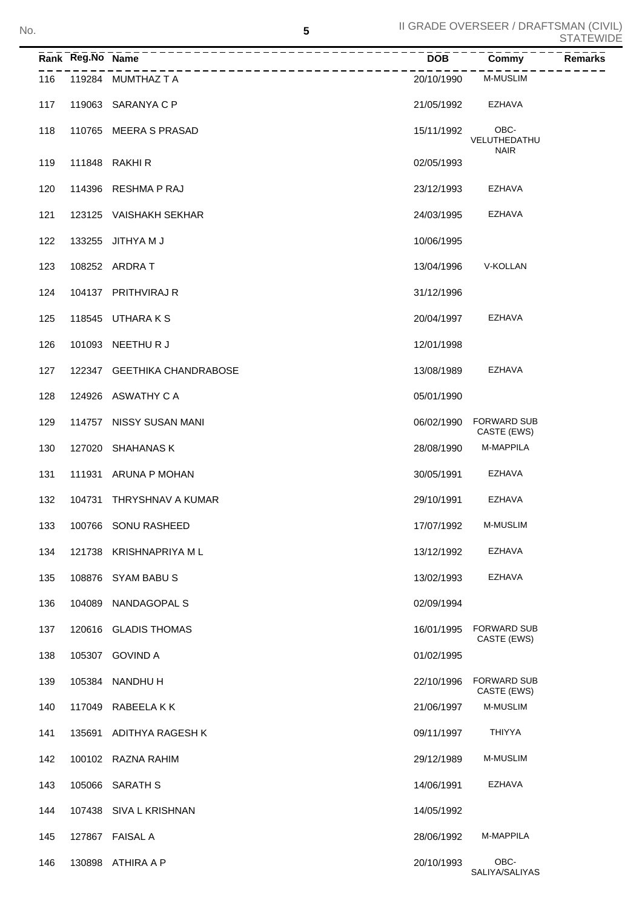| Rank | Reg.No | Name | DOB | Commy | Remarks |
|---|---|---|---|---|---|
| 116 | 119284 | MUMTHAZ T A | 20/10/1990 | M-MUSLIM | |
| 117 | 119063 | SARANYA C P | 21/05/1992 | EZHAVA | |
| 118 | 110765 | MEERA S PRASAD | 15/11/1992 | OBC-VELUTHEDATHU NAIR | |
| 119 | 111848 | RAKHI R | 02/05/1993 | | |
| 120 | 114396 | RESHMA P RAJ | 23/12/1993 | EZHAVA | |
| 121 | 123125 | VAISHAKH SEKHAR | 24/03/1995 | EZHAVA | |
| 122 | 133255 | JITHYA M J | 10/06/1995 | | |
| 123 | 108252 | ARDRA T | 13/04/1996 | V-KOLLAN | |
| 124 | 104137 | PRITHVIRAJ R | 31/12/1996 | | |
| 125 | 118545 | UTHARA K S | 20/04/1997 | EZHAVA | |
| 126 | 101093 | NEETHU R J | 12/01/1998 | | |
| 127 | 122347 | GEETHIKA CHANDRABOSE | 13/08/1989 | EZHAVA | |
| 128 | 124926 | ASWATHY C A | 05/01/1990 | | |
| 129 | 114757 | NISSY SUSAN MANI | 06/02/1990 | FORWARD SUB CASTE (EWS) | |
| 130 | 127020 | SHAHANAS K | 28/08/1990 | M-MAPPILA | |
| 131 | 111931 | ARUNA P MOHAN | 30/05/1991 | EZHAVA | |
| 132 | 104731 | THRYSHNAV A KUMAR | 29/10/1991 | EZHAVA | |
| 133 | 100766 | SONU RASHEED | 17/07/1992 | M-MUSLIM | |
| 134 | 121738 | KRISHNAPRIYA M L | 13/12/1992 | EZHAVA | |
| 135 | 108876 | SYAM BABU S | 13/02/1993 | EZHAVA | |
| 136 | 104089 | NANDAGOPAL S | 02/09/1994 | | |
| 137 | 120616 | GLADIS THOMAS | 16/01/1995 | FORWARD SUB CASTE (EWS) | |
| 138 | 105307 | GOVIND A | 01/02/1995 | | |
| 139 | 105384 | NANDHU H | 22/10/1996 | FORWARD SUB CASTE (EWS) | |
| 140 | 117049 | RABEELA K K | 21/06/1997 | M-MUSLIM | |
| 141 | 135691 | ADITHYA RAGESH K | 09/11/1997 | THIYYA | |
| 142 | 100102 | RAZNA RAHIM | 29/12/1989 | M-MUSLIM | |
| 143 | 105066 | SARATH S | 14/06/1991 | EZHAVA | |
| 144 | 107438 | SIVA L KRISHNAN | 14/05/1992 | | |
| 145 | 127867 | FAISAL A | 28/06/1992 | M-MAPPILA | |
| 146 | 130898 | ATHIRA A P | 20/10/1993 | OBC-SALIYA/SALIYAS | |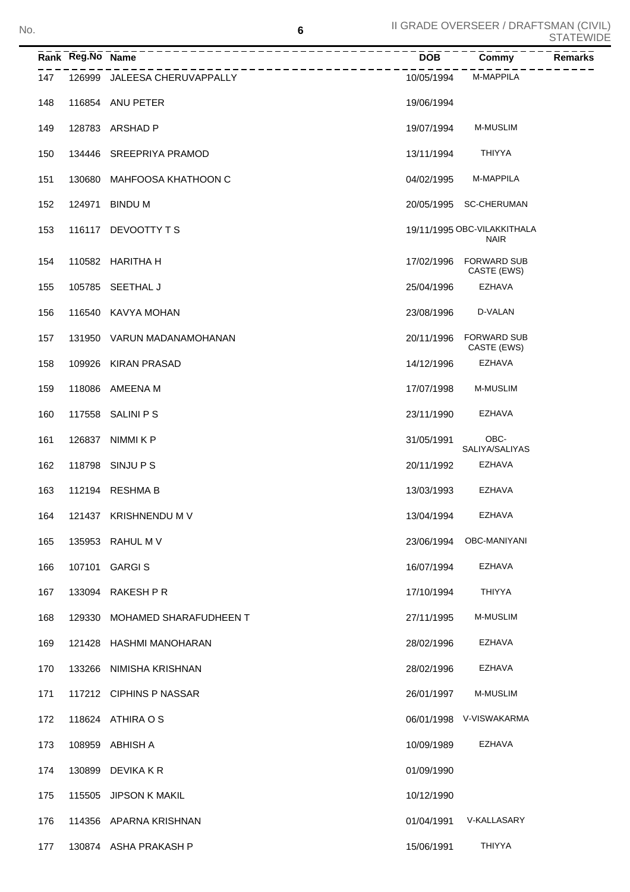| Rank | Reg.No | Name | DOB | Commy | Remarks |
|---|---|---|---|---|---|
| 147 | 126999 | JALEESA CHERUVAPPALLY | 10/05/1994 | M-MAPPILA | |
| 148 | 116854 | ANU PETER | 19/06/1994 | | |
| 149 | 128783 | ARSHAD P | 19/07/1994 | M-MUSLIM | |
| 150 | 134446 | SREEPRIYA PRAMOD | 13/11/1994 | THIYYA | |
| 151 | 130680 | MAHFOOSA KHATHOON C | 04/02/1995 | M-MAPPILA | |
| 152 | 124971 | BINDU M | 20/05/1995 | SC-CHERUMAN | |
| 153 | 116117 | DEVOOTTY T S | 19/11/1995 | OBC-VILAKKITHALA NAIR | |
| 154 | 110582 | HARITHA H | 17/02/1996 | FORWARD SUB CASTE (EWS) | |
| 155 | 105785 | SEETHAL J | 25/04/1996 | EZHAVA | |
| 156 | 116540 | KAVYA MOHAN | 23/08/1996 | D-VALAN | |
| 157 | 131950 | VARUN MADANAMOHANAN | 20/11/1996 | FORWARD SUB CASTE (EWS) | |
| 158 | 109926 | KIRAN PRASAD | 14/12/1996 | EZHAVA | |
| 159 | 118086 | AMEENA M | 17/07/1998 | M-MUSLIM | |
| 160 | 117558 | SALINI P S | 23/11/1990 | EZHAVA | |
| 161 | 126837 | NIMMI K P | 31/05/1991 | OBC-SALIYA/SALIYAS | |
| 162 | 118798 | SINJU P S | 20/11/1992 | EZHAVA | |
| 163 | 112194 | RESHMA B | 13/03/1993 | EZHAVA | |
| 164 | 121437 | KRISHNENDU M V | 13/04/1994 | EZHAVA | |
| 165 | 135953 | RAHUL M V | 23/06/1994 | OBC-MANIYANI | |
| 166 | 107101 | GARGI S | 16/07/1994 | EZHAVA | |
| 167 | 133094 | RAKESH P R | 17/10/1994 | THIYYA | |
| 168 | 129330 | MOHAMED SHARAFUDHEEN T | 27/11/1995 | M-MUSLIM | |
| 169 | 121428 | HASHMI MANOHARAN | 28/02/1996 | EZHAVA | |
| 170 | 133266 | NIMISHA KRISHNAN | 28/02/1996 | EZHAVA | |
| 171 | 117212 | CIPHINS P NASSAR | 26/01/1997 | M-MUSLIM | |
| 172 | 118624 | ATHIRA O S | 06/01/1998 | V-VISWAKARMA | |
| 173 | 108959 | ABHISH A | 10/09/1989 | EZHAVA | |
| 174 | 130899 | DEVIKA K R | 01/09/1990 | | |
| 175 | 115505 | JIPSON K MAKIL | 10/12/1990 | | |
| 176 | 114356 | APARNA KRISHNAN | 01/04/1991 | V-KALLASARY | |
| 177 | 130874 | ASHA PRAKASH P | 15/06/1991 | THIYYA | |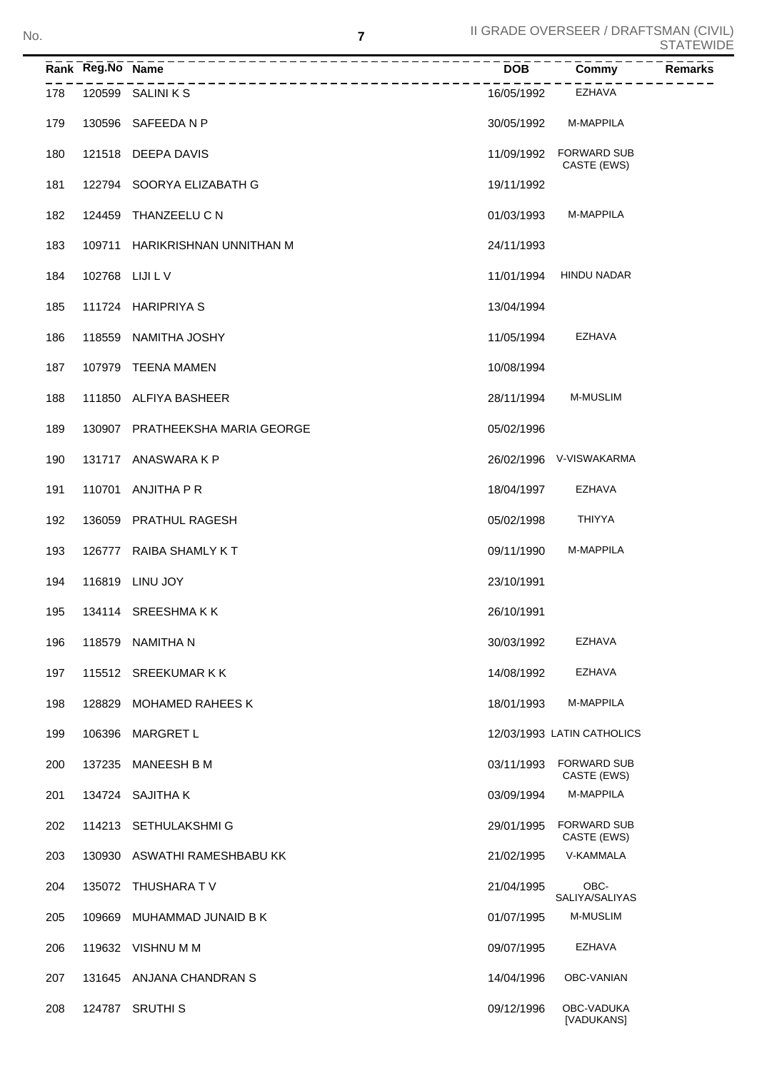| Rank | Reg.No | Name | DOB | Commy | Remarks |
|---|---|---|---|---|---|
| 178 | 120599 | SALINI K S | 16/05/1992 | EZHAVA | |
| 179 | 130596 | SAFEEDA N P | 30/05/1992 | M-MAPPILA | |
| 180 | 121518 | DEEPA DAVIS | 11/09/1992 | FORWARD SUB CASTE (EWS) | |
| 181 | 122794 | SOORYA ELIZABATH G | 19/11/1992 | | |
| 182 | 124459 | THANZEELU C N | 01/03/1993 | M-MAPPILA | |
| 183 | 109711 | HARIKRISHNAN UNNITHAN M | 24/11/1993 | | |
| 184 | 102768 | LIJI L V | 11/01/1994 | HINDU NADAR | |
| 185 | 111724 | HARIPRIYA S | 13/04/1994 | | |
| 186 | 118559 | NAMITHA JOSHY | 11/05/1994 | EZHAVA | |
| 187 | 107979 | TEENA MAMEN | 10/08/1994 | | |
| 188 | 111850 | ALFIYA BASHEER | 28/11/1994 | M-MUSLIM | |
| 189 | 130907 | PRATHEEKSHA MARIA GEORGE | 05/02/1996 | | |
| 190 | 131717 | ANASWARA K P | 26/02/1996 | V-VISWAKARMA | |
| 191 | 110701 | ANJITHA P R | 18/04/1997 | EZHAVA | |
| 192 | 136059 | PRATHUL RAGESH | 05/02/1998 | THIYYA | |
| 193 | 126777 | RAIBA SHAMLY K T | 09/11/1990 | M-MAPPILA | |
| 194 | 116819 | LINU JOY | 23/10/1991 | | |
| 195 | 134114 | SREESHMA K K | 26/10/1991 | | |
| 196 | 118579 | NAMITHA N | 30/03/1992 | EZHAVA | |
| 197 | 115512 | SREEKUMAR K K | 14/08/1992 | EZHAVA | |
| 198 | 128829 | MOHAMED RAHEES K | 18/01/1993 | M-MAPPILA | |
| 199 | 106396 | MARGRET L | 12/03/1993 | LATIN CATHOLICS | |
| 200 | 137235 | MANEESH B M | 03/11/1993 | FORWARD SUB CASTE (EWS) | |
| 201 | 134724 | SAJITHA K | 03/09/1994 | M-MAPPILA | |
| 202 | 114213 | SETHULAKSHMI G | 29/01/1995 | FORWARD SUB CASTE (EWS) | |
| 203 | 130930 | ASWATHI RAMESHBABU KK | 21/02/1995 | V-KAMMALA | |
| 204 | 135072 | THUSHARA T V | 21/04/1995 | OBC-SALIYA/SALIYAS | |
| 205 | 109669 | MUHAMMAD JUNAID B K | 01/07/1995 | M-MUSLIM | |
| 206 | 119632 | VISHNU M M | 09/07/1995 | EZHAVA | |
| 207 | 131645 | ANJANA CHANDRAN S | 14/04/1996 | OBC-VANIAN | |
| 208 | 124787 | SRUTHI S | 09/12/1996 | OBC-VADUKA [VADUKANS] | |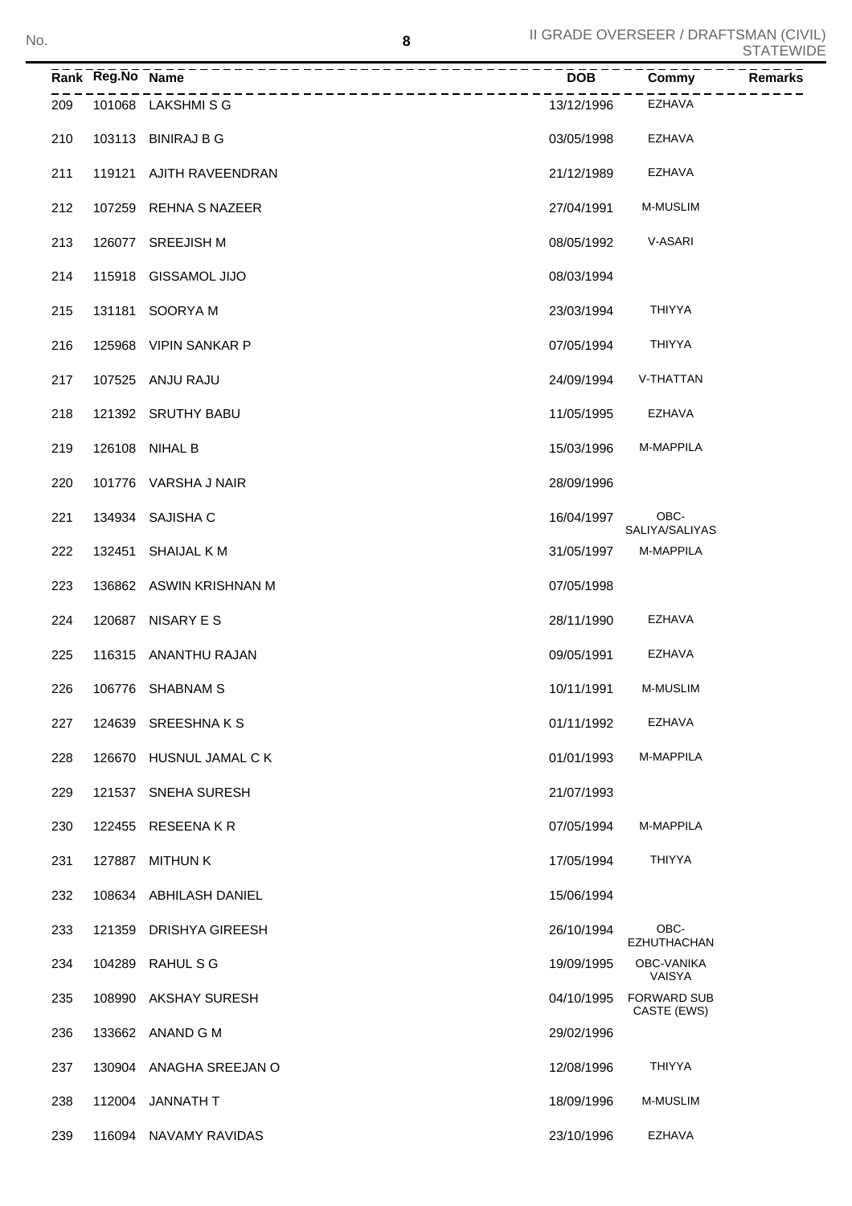| Rank | Reg.No | Name | DOB | Commy | Remarks |
|---|---|---|---|---|---|
| 209 | 101068 | LAKSHMI S G | 13/12/1996 | EZHAVA | |
| 210 | 103113 | BINIRAJ B G | 03/05/1998 | EZHAVA | |
| 211 | 119121 | AJITH RAVEENDRAN | 21/12/1989 | EZHAVA | |
| 212 | 107259 | REHNA S NAZEER | 27/04/1991 | M-MUSLIM | |
| 213 | 126077 | SREEJISH M | 08/05/1992 | V-ASARI | |
| 214 | 115918 | GISSAMOL JIJO | 08/03/1994 | | |
| 215 | 131181 | SOORYA M | 23/03/1994 | THIYYA | |
| 216 | 125968 | VIPIN SANKAR P | 07/05/1994 | THIYYA | |
| 217 | 107525 | ANJU RAJU | 24/09/1994 | V-THATTAN | |
| 218 | 121392 | SRUTHY BABU | 11/05/1995 | EZHAVA | |
| 219 | 126108 | NIHAL B | 15/03/1996 | M-MAPPILA | |
| 220 | 101776 | VARSHA J NAIR | 28/09/1996 | | |
| 221 | 134934 | SAJISHA C | 16/04/1997 | OBC-SALIYA/SALIYAS | |
| 222 | 132451 | SHAIJAL K M | 31/05/1997 | M-MAPPILA | |
| 223 | 136862 | ASWIN KRISHNAN M | 07/05/1998 | | |
| 224 | 120687 | NISARY E S | 28/11/1990 | EZHAVA | |
| 225 | 116315 | ANANTHU RAJAN | 09/05/1991 | EZHAVA | |
| 226 | 106776 | SHABNAM S | 10/11/1991 | M-MUSLIM | |
| 227 | 124639 | SREESHNA K S | 01/11/1992 | EZHAVA | |
| 228 | 126670 | HUSNUL JAMAL C K | 01/01/1993 | M-MAPPILA | |
| 229 | 121537 | SNEHA SURESH | 21/07/1993 | | |
| 230 | 122455 | RESEENA K R | 07/05/1994 | M-MAPPILA | |
| 231 | 127887 | MITHUN K | 17/05/1994 | THIYYA | |
| 232 | 108634 | ABHILASH DANIEL | 15/06/1994 | | |
| 233 | 121359 | DRISHYA GIREESH | 26/10/1994 | OBC-EZHUTHACHAN | |
| 234 | 104289 | RAHUL S G | 19/09/1995 | OBC-VANIKA VAISYA | |
| 235 | 108990 | AKSHAY SURESH | 04/10/1995 | FORWARD SUB CASTE (EWS) | |
| 236 | 133662 | ANAND G M | 29/02/1996 | | |
| 237 | 130904 | ANAGHA SREEJAN O | 12/08/1996 | THIYYA | |
| 238 | 112004 | JANNATH T | 18/09/1996 | M-MUSLIM | |
| 239 | 116094 | NAVAMY RAVIDAS | 23/10/1996 | EZHAVA | |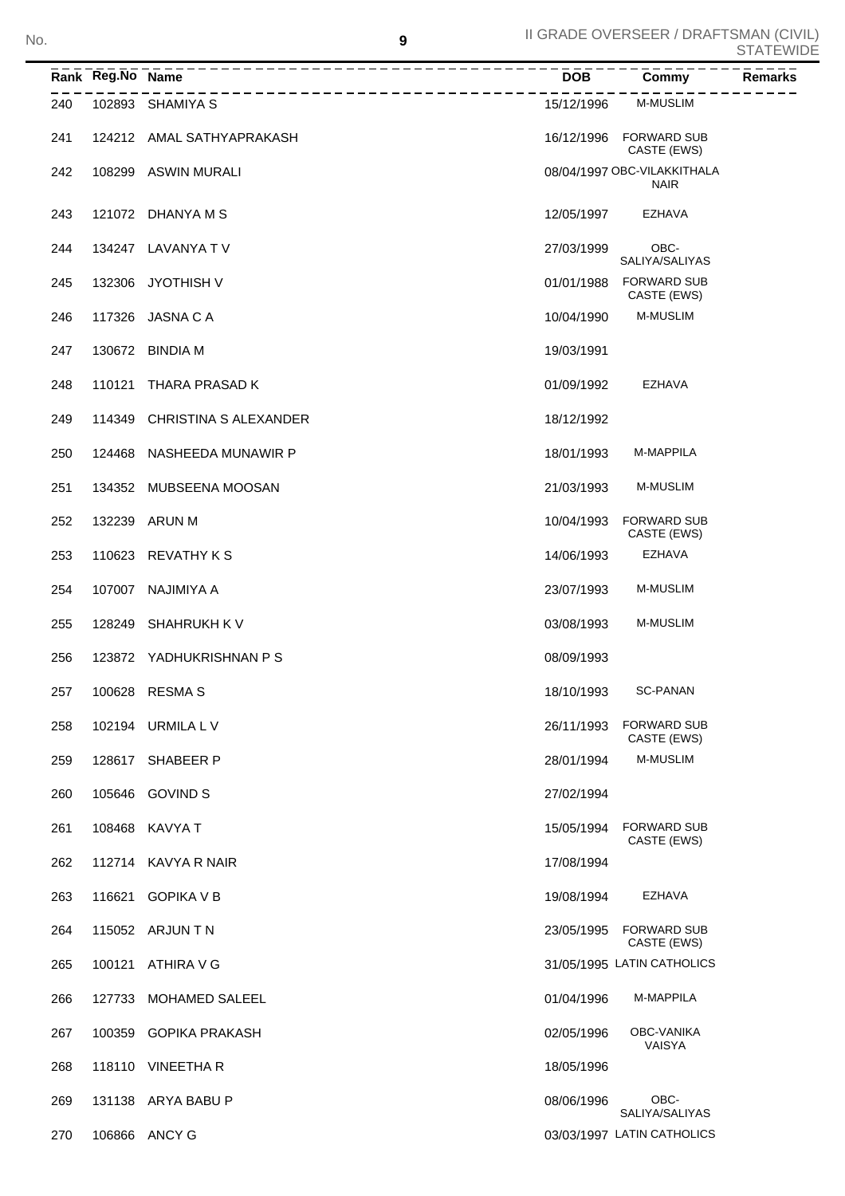| Rank | Reg.No | Name | DOB | Commy | Remarks |
|---|---|---|---|---|---|
| 240 | 102893 | SHAMIYA S | 15/12/1996 | M-MUSLIM | |
| 241 | 124212 | AMAL SATHYAPRAKASH | 16/12/1996 | FORWARD SUB CASTE (EWS) | |
| 242 | 108299 | ASWIN MURALI | 08/04/1997 | OBC-VILAKKITHALA NAIR | |
| 243 | 121072 | DHANYA M S | 12/05/1997 | EZHAVA | |
| 244 | 134247 | LAVANYA T V | 27/03/1999 | OBC-SALIYA/SALIYAS | |
| 245 | 132306 | JYOTHISH V | 01/01/1988 | FORWARD SUB CASTE (EWS) | |
| 246 | 117326 | JASNA C A | 10/04/1990 | M-MUSLIM | |
| 247 | 130672 | BINDIA M | 19/03/1991 | | |
| 248 | 110121 | THARA PRASAD K | 01/09/1992 | EZHAVA | |
| 249 | 114349 | CHRISTINA S ALEXANDER | 18/12/1992 | | |
| 250 | 124468 | NASHEEDA MUNAWIR P | 18/01/1993 | M-MAPPILA | |
| 251 | 134352 | MUBSEENA MOOSAN | 21/03/1993 | M-MUSLIM | |
| 252 | 132239 | ARUN M | 10/04/1993 | FORWARD SUB CASTE (EWS) | |
| 253 | 110623 | REVATHY K S | 14/06/1993 | EZHAVA | |
| 254 | 107007 | NAJIMIYA A | 23/07/1993 | M-MUSLIM | |
| 255 | 128249 | SHAHRUKH K V | 03/08/1993 | M-MUSLIM | |
| 256 | 123872 | YADHUKRISHNAN P S | 08/09/1993 | | |
| 257 | 100628 | RESMA S | 18/10/1993 | SC-PANAN | |
| 258 | 102194 | URMILA L V | 26/11/1993 | FORWARD SUB CASTE (EWS) | |
| 259 | 128617 | SHABEER P | 28/01/1994 | M-MUSLIM | |
| 260 | 105646 | GOVIND S | 27/02/1994 | | |
| 261 | 108468 | KAVYA T | 15/05/1994 | FORWARD SUB CASTE (EWS) | |
| 262 | 112714 | KAVYA R NAIR | 17/08/1994 | | |
| 263 | 116621 | GOPIKA V B | 19/08/1994 | EZHAVA | |
| 264 | 115052 | ARJUN T N | 23/05/1995 | FORWARD SUB CASTE (EWS) | |
| 265 | 100121 | ATHIRA V G | 31/05/1995 | LATIN CATHOLICS | |
| 266 | 127733 | MOHAMED SALEEL | 01/04/1996 | M-MAPPILA | |
| 267 | 100359 | GOPIKA PRAKASH | 02/05/1996 | OBC-VANIKA VAISYA | |
| 268 | 118110 | VINEETHA R | 18/05/1996 | | |
| 269 | 131138 | ARYA BABU P | 08/06/1996 | OBC-SALIYA/SALIYAS | |
| 270 | 106866 | ANCY G | 03/03/1997 | LATIN CATHOLICS | |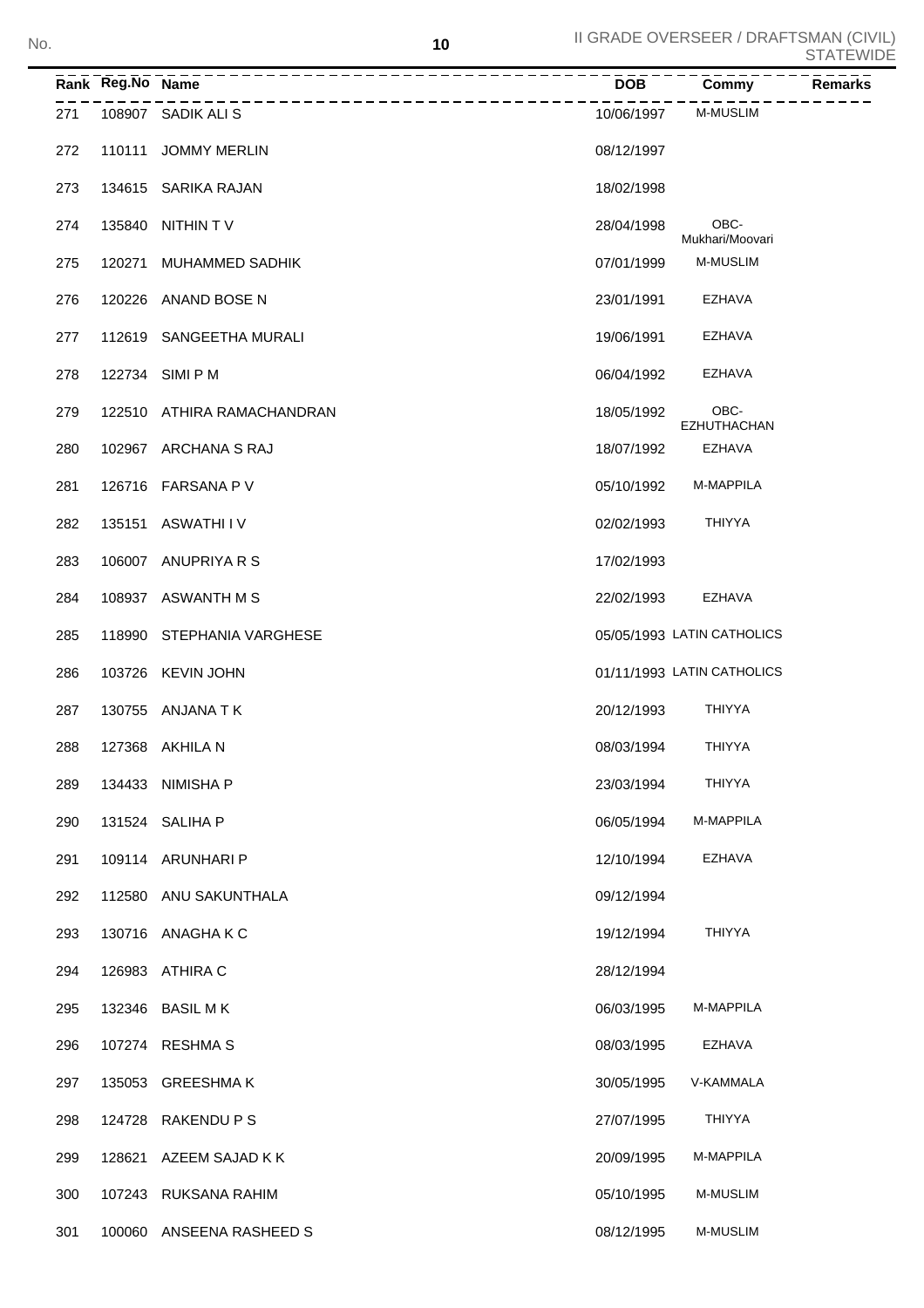| Rank | Reg.No | Name | DOB | Commy | Remarks |
|---|---|---|---|---|---|
| 271 | 108907 | SADIK ALI S | 10/06/1997 | M-MUSLIM | |
| 272 | 110111 | JOMMY MERLIN | 08/12/1997 | | |
| 273 | 134615 | SARIKA RAJAN | 18/02/1998 | | |
| 274 | 135840 | NITHIN T V | 28/04/1998 | OBC-Mukhari/Moovari | |
| 275 | 120271 | MUHAMMED SADHIK | 07/01/1999 | M-MUSLIM | |
| 276 | 120226 | ANAND BOSE N | 23/01/1991 | EZHAVA | |
| 277 | 112619 | SANGEETHA MURALI | 19/06/1991 | EZHAVA | |
| 278 | 122734 | SIMI P M | 06/04/1992 | EZHAVA | |
| 279 | 122510 | ATHIRA RAMACHANDRAN | 18/05/1992 | OBC-EZHUTHACHAN | |
| 280 | 102967 | ARCHANA S RAJ | 18/07/1992 | EZHAVA | |
| 281 | 126716 | FARSANA P V | 05/10/1992 | M-MAPPILA | |
| 282 | 135151 | ASWATHI I V | 02/02/1993 | THIYYA | |
| 283 | 106007 | ANUPRIYA R S | 17/02/1993 | | |
| 284 | 108937 | ASWANTH M S | 22/02/1993 | EZHAVA | |
| 285 | 118990 | STEPHANIA VARGHESE | 05/05/1993 | LATIN CATHOLICS | |
| 286 | 103726 | KEVIN JOHN | 01/11/1993 | LATIN CATHOLICS | |
| 287 | 130755 | ANJANA T K | 20/12/1993 | THIYYA | |
| 288 | 127368 | AKHILA N | 08/03/1994 | THIYYA | |
| 289 | 134433 | NIMISHA P | 23/03/1994 | THIYYA | |
| 290 | 131524 | SALIHA P | 06/05/1994 | M-MAPPILA | |
| 291 | 109114 | ARUNHARI P | 12/10/1994 | EZHAVA | |
| 292 | 112580 | ANU SAKUNTHALA | 09/12/1994 | | |
| 293 | 130716 | ANAGHA K C | 19/12/1994 | THIYYA | |
| 294 | 126983 | ATHIRA C | 28/12/1994 | | |
| 295 | 132346 | BASIL M K | 06/03/1995 | M-MAPPILA | |
| 296 | 107274 | RESHMA S | 08/03/1995 | EZHAVA | |
| 297 | 135053 | GREESHMA K | 30/05/1995 | V-KAMMALA | |
| 298 | 124728 | RAKENDU P S | 27/07/1995 | THIYYA | |
| 299 | 128621 | AZEEM SAJAD K K | 20/09/1995 | M-MAPPILA | |
| 300 | 107243 | RUKSANA RAHIM | 05/10/1995 | M-MUSLIM | |
| 301 | 100060 | ANSEENA RASHEED S | 08/12/1995 | M-MUSLIM | |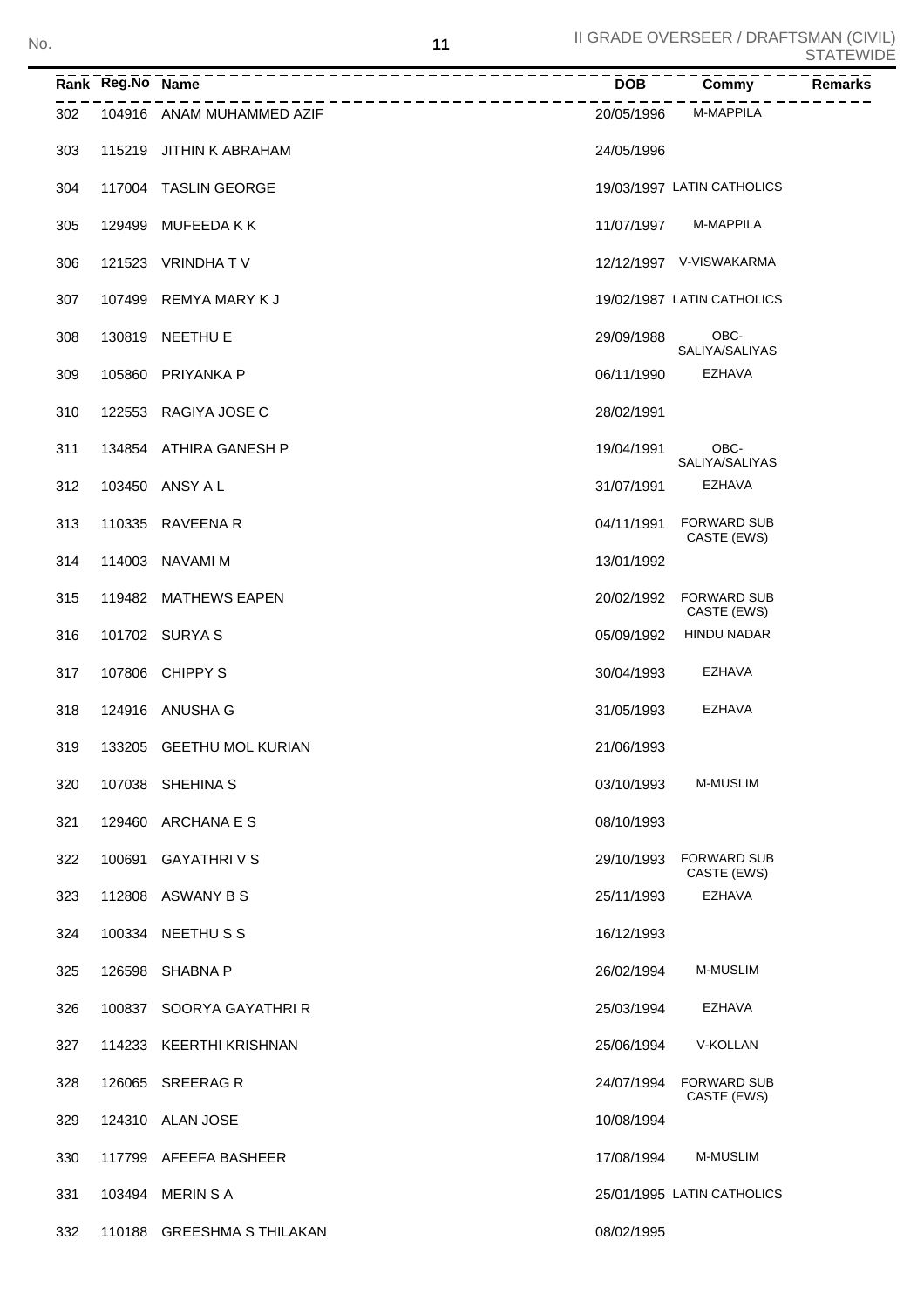| Rank | Reg.No | Name | DOB | Commy | Remarks |
|---|---|---|---|---|---|
| 302 | 104916 | ANAM MUHAMMED AZIF | 20/05/1996 | M-MAPPILA | |
| 303 | 115219 | JITHIN K ABRAHAM | 24/05/1996 | | |
| 304 | 117004 | TASLIN GEORGE | 19/03/1997 | LATIN CATHOLICS | |
| 305 | 129499 | MUFEEDA K K | 11/07/1997 | M-MAPPILA | |
| 306 | 121523 | VRINDHA T V | 12/12/1997 | V-VISWAKARMA | |
| 307 | 107499 | REMYA MARY K J | 19/02/1987 | LATIN CATHOLICS | |
| 308 | 130819 | NEETHU E | 29/09/1988 | OBC-SALIYA/SALIYAS | |
| 309 | 105860 | PRIYANKA P | 06/11/1990 | EZHAVA | |
| 310 | 122553 | RAGIYA JOSE C | 28/02/1991 | | |
| 311 | 134854 | ATHIRA GANESH P | 19/04/1991 | OBC-SALIYA/SALIYAS | |
| 312 | 103450 | ANSY A L | 31/07/1991 | EZHAVA | |
| 313 | 110335 | RAVEENA R | 04/11/1991 | FORWARD SUB CASTE (EWS) | |
| 314 | 114003 | NAVAMI M | 13/01/1992 | | |
| 315 | 119482 | MATHEWS EAPEN | 20/02/1992 | FORWARD SUB CASTE (EWS) | |
| 316 | 101702 | SURYA S | 05/09/1992 | HINDU NADAR | |
| 317 | 107806 | CHIPPY S | 30/04/1993 | EZHAVA | |
| 318 | 124916 | ANUSHA G | 31/05/1993 | EZHAVA | |
| 319 | 133205 | GEETHU MOL KURIAN | 21/06/1993 | | |
| 320 | 107038 | SHEHINA S | 03/10/1993 | M-MUSLIM | |
| 321 | 129460 | ARCHANA E S | 08/10/1993 | | |
| 322 | 100691 | GAYATHRI V S | 29/10/1993 | FORWARD SUB CASTE (EWS) | |
| 323 | 112808 | ASWANY B S | 25/11/1993 | EZHAVA | |
| 324 | 100334 | NEETHU S S | 16/12/1993 | | |
| 325 | 126598 | SHABNA P | 26/02/1994 | M-MUSLIM | |
| 326 | 100837 | SOORYA GAYATHRI R | 25/03/1994 | EZHAVA | |
| 327 | 114233 | KEERTHI KRISHNAN | 25/06/1994 | V-KOLLAN | |
| 328 | 126065 | SREERAG R | 24/07/1994 | FORWARD SUB CASTE (EWS) | |
| 329 | 124310 | ALAN JOSE | 10/08/1994 | | |
| 330 | 117799 | AFEEFA BASHEER | 17/08/1994 | M-MUSLIM | |
| 331 | 103494 | MERIN S A | 25/01/1995 | LATIN CATHOLICS | |
| 332 | 110188 | GREESHMA S THILAKAN | 08/02/1995 | | |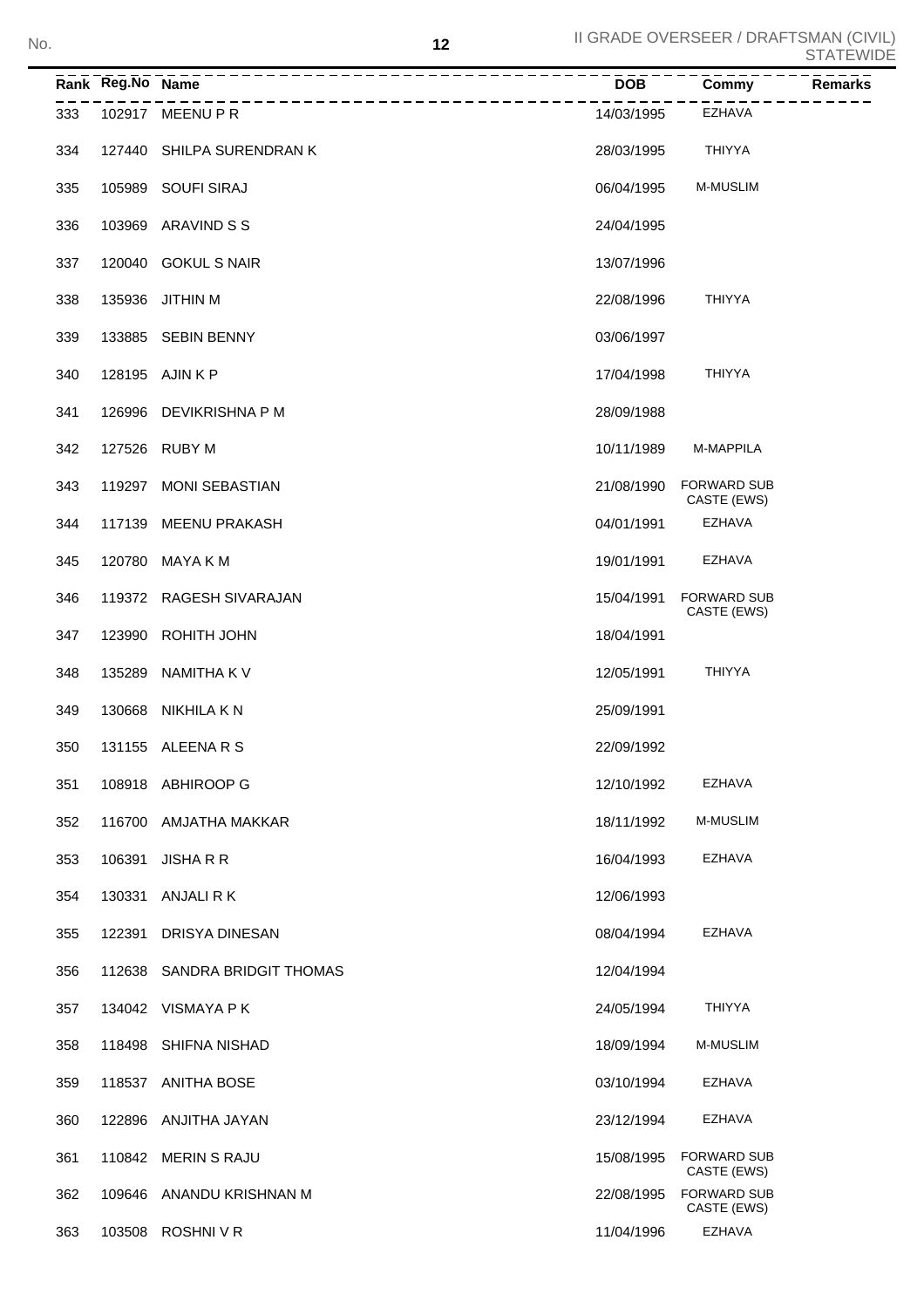| Rank | Reg.No | Name | DOB | Commy | Remarks |
|---|---|---|---|---|---|
| 333 | 102917 | MEENU P R | 14/03/1995 | EZHAVA | |
| 334 | 127440 | SHILPA SURENDRAN K | 28/03/1995 | THIYYA | |
| 335 | 105989 | SOUFI SIRAJ | 06/04/1995 | M-MUSLIM | |
| 336 | 103969 | ARAVIND S S | 24/04/1995 | | |
| 337 | 120040 | GOKUL S NAIR | 13/07/1996 | | |
| 338 | 135936 | JITHIN M | 22/08/1996 | THIYYA | |
| 339 | 133885 | SEBIN BENNY | 03/06/1997 | | |
| 340 | 128195 | AJIN K P | 17/04/1998 | THIYYA | |
| 341 | 126996 | DEVIKRISHNA P M | 28/09/1988 | | |
| 342 | 127526 | RUBY M | 10/11/1989 | M-MAPPILA | |
| 343 | 119297 | MONI SEBASTIAN | 21/08/1990 | FORWARD SUB CASTE (EWS) | |
| 344 | 117139 | MEENU PRAKASH | 04/01/1991 | EZHAVA | |
| 345 | 120780 | MAYA K M | 19/01/1991 | EZHAVA | |
| 346 | 119372 | RAGESH SIVARAJAN | 15/04/1991 | FORWARD SUB CASTE (EWS) | |
| 347 | 123990 | ROHITH JOHN | 18/04/1991 | | |
| 348 | 135289 | NAMITHA K V | 12/05/1991 | THIYYA | |
| 349 | 130668 | NIKHILA K N | 25/09/1991 | | |
| 350 | 131155 | ALEENA R S | 22/09/1992 | | |
| 351 | 108918 | ABHIROOP G | 12/10/1992 | EZHAVA | |
| 352 | 116700 | AMJATHA MAKKAR | 18/11/1992 | M-MUSLIM | |
| 353 | 106391 | JISHA R R | 16/04/1993 | EZHAVA | |
| 354 | 130331 | ANJALI R K | 12/06/1993 | | |
| 355 | 122391 | DRISYA DINESAN | 08/04/1994 | EZHAVA | |
| 356 | 112638 | SANDRA BRIDGIT THOMAS | 12/04/1994 | | |
| 357 | 134042 | VISMAYA P K | 24/05/1994 | THIYYA | |
| 358 | 118498 | SHIFNA NISHAD | 18/09/1994 | M-MUSLIM | |
| 359 | 118537 | ANITHA BOSE | 03/10/1994 | EZHAVA | |
| 360 | 122896 | ANJITHA JAYAN | 23/12/1994 | EZHAVA | |
| 361 | 110842 | MERIN S RAJU | 15/08/1995 | FORWARD SUB CASTE (EWS) | |
| 362 | 109646 | ANANDU KRISHNAN M | 22/08/1995 | FORWARD SUB CASTE (EWS) | |
| 363 | 103508 | ROSHNI V R | 11/04/1996 | EZHAVA | |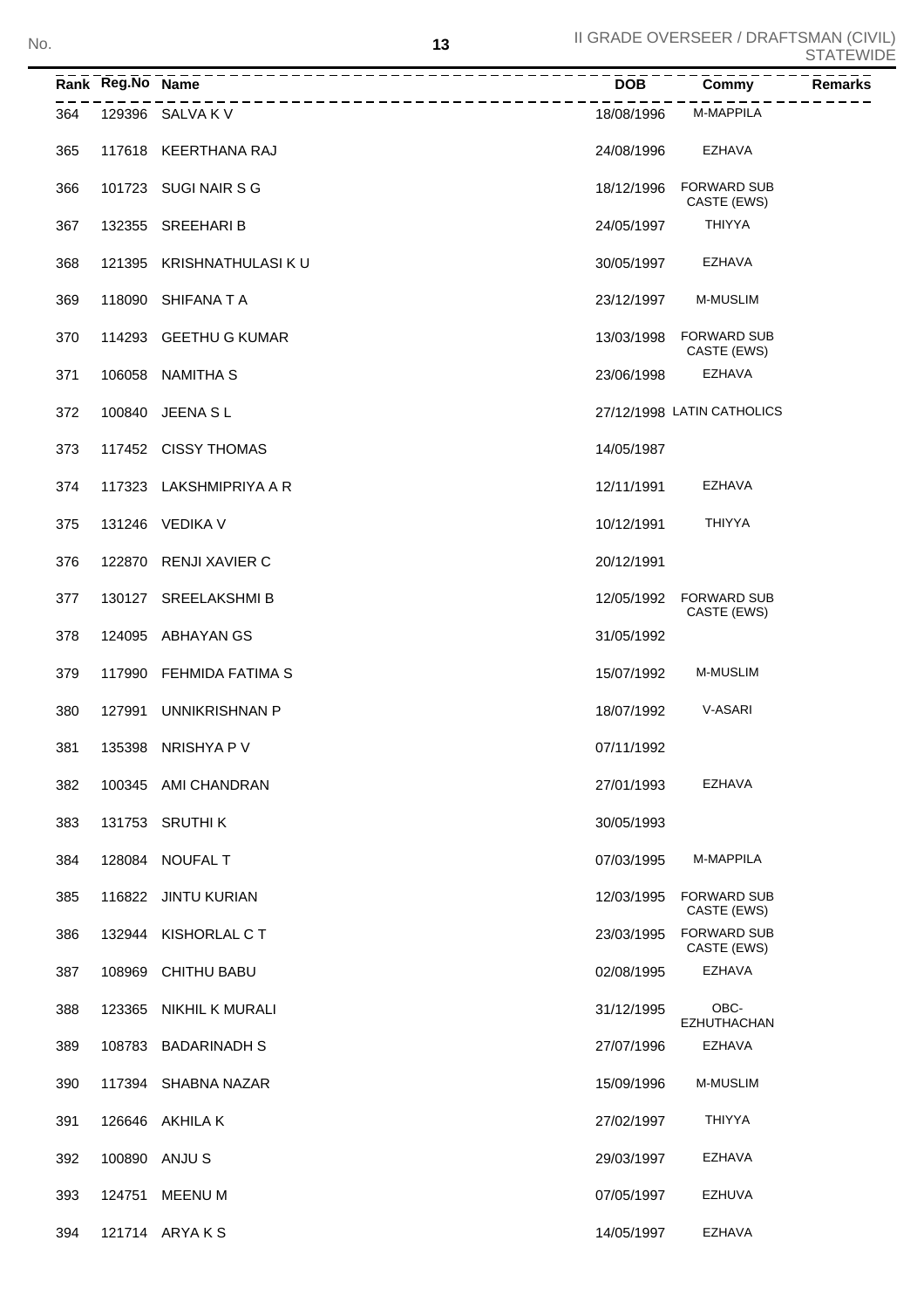| Rank | Reg.No | Name | DOB | Commy | Remarks |
|---|---|---|---|---|---|
| 364 | 129396 | SALVA K V | 18/08/1996 | M-MAPPILA | |
| 365 | 117618 | KEERTHANA RAJ | 24/08/1996 | EZHAVA | |
| 366 | 101723 | SUGI NAIR S G | 18/12/1996 | FORWARD SUB CASTE (EWS) | |
| 367 | 132355 | SREEHARI B | 24/05/1997 | THIYYA | |
| 368 | 121395 | KRISHNATHULASI K U | 30/05/1997 | EZHAVA | |
| 369 | 118090 | SHIFANA T A | 23/12/1997 | M-MUSLIM | |
| 370 | 114293 | GEETHU G KUMAR | 13/03/1998 | FORWARD SUB CASTE (EWS) | |
| 371 | 106058 | NAMITHA S | 23/06/1998 | EZHAVA | |
| 372 | 100840 | JEENA S L | 27/12/1998 | LATIN CATHOLICS | |
| 373 | 117452 | CISSY THOMAS | 14/05/1987 | | |
| 374 | 117323 | LAKSHMIPRIYA A R | 12/11/1991 | EZHAVA | |
| 375 | 131246 | VEDIKA V | 10/12/1991 | THIYYA | |
| 376 | 122870 | RENJI XAVIER C | 20/12/1991 | | |
| 377 | 130127 | SREELAKSHMI B | 12/05/1992 | FORWARD SUB CASTE (EWS) | |
| 378 | 124095 | ABHAYAN GS | 31/05/1992 | | |
| 379 | 117990 | FEHMIDA FATIMA S | 15/07/1992 | M-MUSLIM | |
| 380 | 127991 | UNNIKRISHNAN P | 18/07/1992 | V-ASARI | |
| 381 | 135398 | NRISHYA P V | 07/11/1992 | | |
| 382 | 100345 | AMI CHANDRAN | 27/01/1993 | EZHAVA | |
| 383 | 131753 | SRUTHI K | 30/05/1993 | | |
| 384 | 128084 | NOUFAL T | 07/03/1995 | M-MAPPILA | |
| 385 | 116822 | JINTU KURIAN | 12/03/1995 | FORWARD SUB CASTE (EWS) | |
| 386 | 132944 | KISHORLAL C T | 23/03/1995 | FORWARD SUB CASTE (EWS) | |
| 387 | 108969 | CHITHU BABU | 02/08/1995 | EZHAVA | |
| 388 | 123365 | NIKHIL K MURALI | 31/12/1995 | OBC-EZHUTHACHAN | |
| 389 | 108783 | BADARINADH S | 27/07/1996 | EZHAVA | |
| 390 | 117394 | SHABNA NAZAR | 15/09/1996 | M-MUSLIM | |
| 391 | 126646 | AKHILA K | 27/02/1997 | THIYYA | |
| 392 | 100890 | ANJU S | 29/03/1997 | EZHAVA | |
| 393 | 124751 | MEENU M | 07/05/1997 | EZHUVA | |
| 394 | 121714 | ARYA K S | 14/05/1997 | EZHAVA | |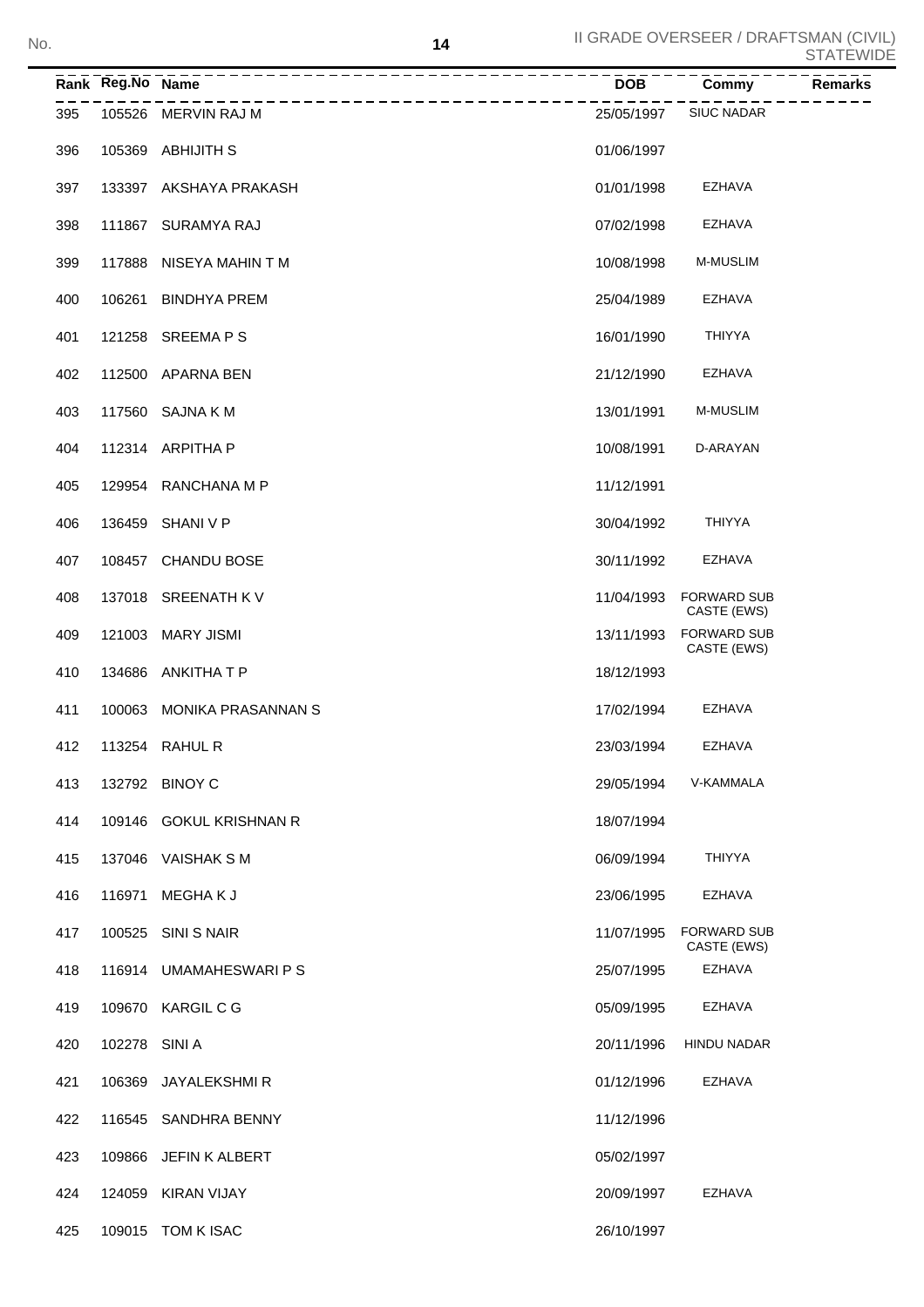| Rank | Reg.No | Name | DOB | Commy | Remarks |
|---|---|---|---|---|---|
| 395 | 105526 | MERVIN RAJ M | 25/05/1997 | SIUC NADAR | |
| 396 | 105369 | ABHIJITH S | 01/06/1997 | | |
| 397 | 133397 | AKSHAYA PRAKASH | 01/01/1998 | EZHAVA | |
| 398 | 111867 | SURAMYA RAJ | 07/02/1998 | EZHAVA | |
| 399 | 117888 | NISEYA MAHIN T M | 10/08/1998 | M-MUSLIM | |
| 400 | 106261 | BINDHYA PREM | 25/04/1989 | EZHAVA | |
| 401 | 121258 | SREEMA P S | 16/01/1990 | THIYYA | |
| 402 | 112500 | APARNA BEN | 21/12/1990 | EZHAVA | |
| 403 | 117560 | SAJNA K M | 13/01/1991 | M-MUSLIM | |
| 404 | 112314 | ARPITHA P | 10/08/1991 | D-ARAYAN | |
| 405 | 129954 | RANCHANA M P | 11/12/1991 | | |
| 406 | 136459 | SHANI V P | 30/04/1992 | THIYYA | |
| 407 | 108457 | CHANDU BOSE | 30/11/1992 | EZHAVA | |
| 408 | 137018 | SREENATH K V | 11/04/1993 | FORWARD SUB CASTE (EWS) | |
| 409 | 121003 | MARY JISMI | 13/11/1993 | FORWARD SUB CASTE (EWS) | |
| 410 | 134686 | ANKITHA T P | 18/12/1993 | | |
| 411 | 100063 | MONIKA PRASANNAN S | 17/02/1994 | EZHAVA | |
| 412 | 113254 | RAHUL R | 23/03/1994 | EZHAVA | |
| 413 | 132792 | BINOY C | 29/05/1994 | V-KAMMALA | |
| 414 | 109146 | GOKUL KRISHNAN R | 18/07/1994 | | |
| 415 | 137046 | VAISHAK S M | 06/09/1994 | THIYYA | |
| 416 | 116971 | MEGHA K J | 23/06/1995 | EZHAVA | |
| 417 | 100525 | SINI S NAIR | 11/07/1995 | FORWARD SUB CASTE (EWS) | |
| 418 | 116914 | UMAMAHESWARI P S | 25/07/1995 | EZHAVA | |
| 419 | 109670 | KARGIL C G | 05/09/1995 | EZHAVA | |
| 420 | 102278 | SINI A | 20/11/1996 | HINDU NADAR | |
| 421 | 106369 | JAYALEKSHMI R | 01/12/1996 | EZHAVA | |
| 422 | 116545 | SANDHRA BENNY | 11/12/1996 | | |
| 423 | 109866 | JEFIN K ALBERT | 05/02/1997 | | |
| 424 | 124059 | KIRAN VIJAY | 20/09/1997 | EZHAVA | |
| 425 | 109015 | TOM K ISAC | 26/10/1997 | | |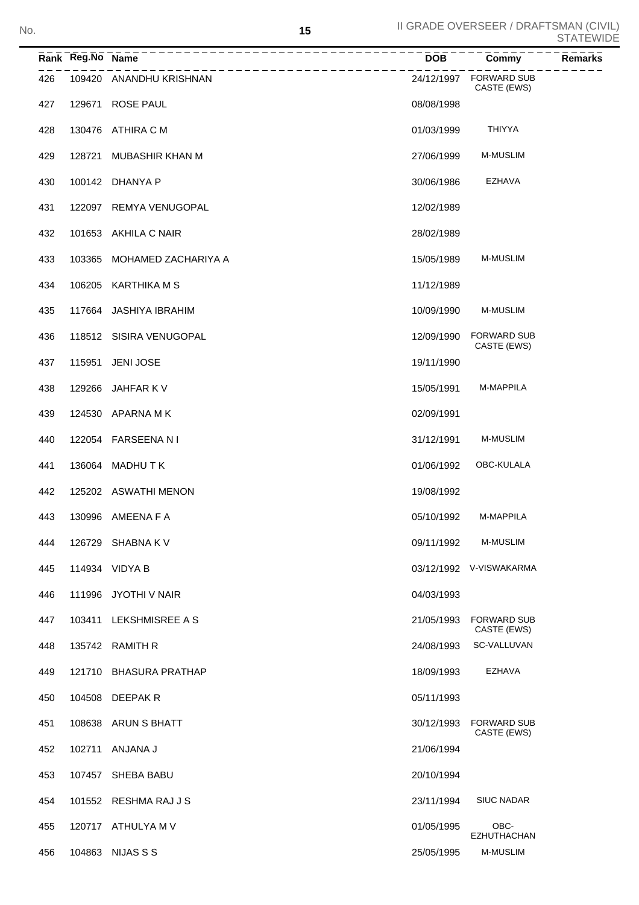| Rank | Reg.No | Name | DOB | Commy | Remarks |
|---|---|---|---|---|---|
| 426 | 109420 | ANANDHU KRISHNAN | 24/12/1997 | FORWARD SUB CASTE (EWS) | |
| 427 | 129671 | ROSE PAUL | 08/08/1998 | | |
| 428 | 130476 | ATHIRA C M | 01/03/1999 | THIYYA | |
| 429 | 128721 | MUBASHIR KHAN M | 27/06/1999 | M-MUSLIM | |
| 430 | 100142 | DHANYA P | 30/06/1986 | EZHAVA | |
| 431 | 122097 | REMYA VENUGOPAL | 12/02/1989 | | |
| 432 | 101653 | AKHILA C NAIR | 28/02/1989 | | |
| 433 | 103365 | MOHAMED ZACHARIYA A | 15/05/1989 | M-MUSLIM | |
| 434 | 106205 | KARTHIKA M S | 11/12/1989 | | |
| 435 | 117664 | JASHIYA IBRAHIM | 10/09/1990 | M-MUSLIM | |
| 436 | 118512 | SISIRA VENUGOPAL | 12/09/1990 | FORWARD SUB CASTE (EWS) | |
| 437 | 115951 | JENI JOSE | 19/11/1990 | | |
| 438 | 129266 | JAHFAR K V | 15/05/1991 | M-MAPPILA | |
| 439 | 124530 | APARNA M K | 02/09/1991 | | |
| 440 | 122054 | FARSEENA N I | 31/12/1991 | M-MUSLIM | |
| 441 | 136064 | MADHU T K | 01/06/1992 | OBC-KULALA | |
| 442 | 125202 | ASWATHI MENON | 19/08/1992 | | |
| 443 | 130996 | AMEENA F A | 05/10/1992 | M-MAPPILA | |
| 444 | 126729 | SHABNA K V | 09/11/1992 | M-MUSLIM | |
| 445 | 114934 | VIDYA B | 03/12/1992 | V-VISWAKARMA | |
| 446 | 111996 | JYOTHI V NAIR | 04/03/1993 | | |
| 447 | 103411 | LEKSHMISREE A S | 21/05/1993 | FORWARD SUB CASTE (EWS) | |
| 448 | 135742 | RAMITH R | 24/08/1993 | SC-VALLUVAN | |
| 449 | 121710 | BHASURA PRATHAP | 18/09/1993 | EZHAVA | |
| 450 | 104508 | DEEPAK R | 05/11/1993 | | |
| 451 | 108638 | ARUN S BHATT | 30/12/1993 | FORWARD SUB CASTE (EWS) | |
| 452 | 102711 | ANJANA J | 21/06/1994 | | |
| 453 | 107457 | SHEBA BABU | 20/10/1994 | | |
| 454 | 101552 | RESHMA RAJ J S | 23/11/1994 | SIUC NADAR | |
| 455 | 120717 | ATHULYA M V | 01/05/1995 | OBC-EZHUTHACHAN | |
| 456 | 104863 | NIJAS S S | 25/05/1995 | M-MUSLIM | |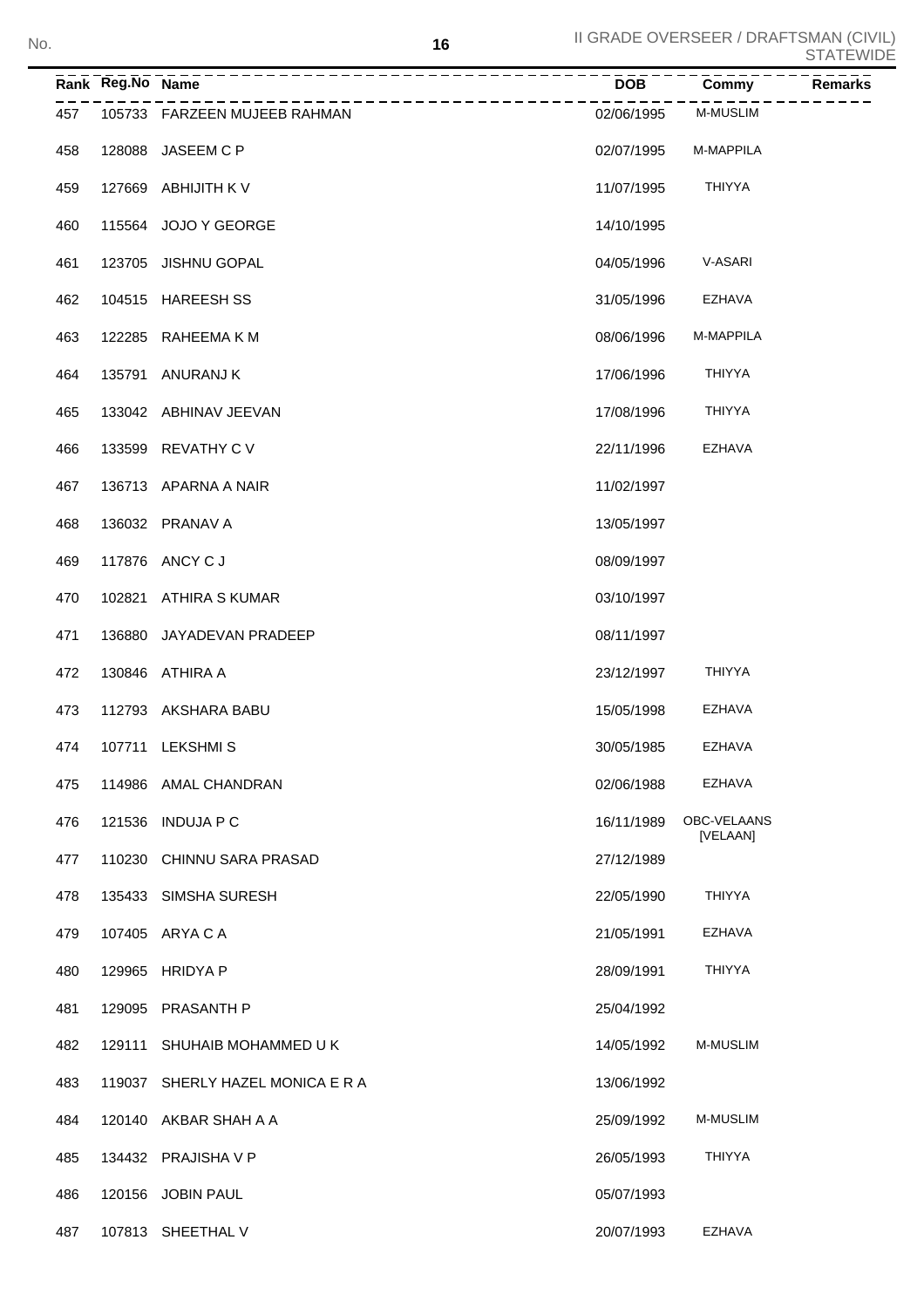| Rank | Reg.No | Name | DOB | Commy | Remarks |
|---|---|---|---|---|---|
| 457 | 105733 | FARZEEN MUJEEB RAHMAN | 02/06/1995 | M-MUSLIM | |
| 458 | 128088 | JASEEM C P | 02/07/1995 | M-MAPPILA | |
| 459 | 127669 | ABHIJITH K V | 11/07/1995 | THIYYA | |
| 460 | 115564 | JOJO Y GEORGE | 14/10/1995 | | |
| 461 | 123705 | JISHNU GOPAL | 04/05/1996 | V-ASARI | |
| 462 | 104515 | HAREESH SS | 31/05/1996 | EZHAVA | |
| 463 | 122285 | RAHEEMA K M | 08/06/1996 | M-MAPPILA | |
| 464 | 135791 | ANURANJ K | 17/06/1996 | THIYYA | |
| 465 | 133042 | ABHINAV JEEVAN | 17/08/1996 | THIYYA | |
| 466 | 133599 | REVATHY C V | 22/11/1996 | EZHAVA | |
| 467 | 136713 | APARNA A NAIR | 11/02/1997 | | |
| 468 | 136032 | PRANAV A | 13/05/1997 | | |
| 469 | 117876 | ANCY C J | 08/09/1997 | | |
| 470 | 102821 | ATHIRA S KUMAR | 03/10/1997 | | |
| 471 | 136880 | JAYADEVAN PRADEEP | 08/11/1997 | | |
| 472 | 130846 | ATHIRA A | 23/12/1997 | THIYYA | |
| 473 | 112793 | AKSHARA BABU | 15/05/1998 | EZHAVA | |
| 474 | 107711 | LEKSHMI S | 30/05/1985 | EZHAVA | |
| 475 | 114986 | AMAL CHANDRAN | 02/06/1988 | EZHAVA | |
| 476 | 121536 | INDUJA P C | 16/11/1989 | OBC-VELAANS [VELAAN] | |
| 477 | 110230 | CHINNU SARA PRASAD | 27/12/1989 | | |
| 478 | 135433 | SIMSHA SURESH | 22/05/1990 | THIYYA | |
| 479 | 107405 | ARYA C A | 21/05/1991 | EZHAVA | |
| 480 | 129965 | HRIDYA P | 28/09/1991 | THIYYA | |
| 481 | 129095 | PRASANTH P | 25/04/1992 | | |
| 482 | 129111 | SHUHAIB MOHAMMED U K | 14/05/1992 | M-MUSLIM | |
| 483 | 119037 | SHERLY HAZEL MONICA E R A | 13/06/1992 | | |
| 484 | 120140 | AKBAR SHAH A A | 25/09/1992 | M-MUSLIM | |
| 485 | 134432 | PRAJISHA V P | 26/05/1993 | THIYYA | |
| 486 | 120156 | JOBIN PAUL | 05/07/1993 | | |
| 487 | 107813 | SHEETHAL V | 20/07/1993 | EZHAVA | |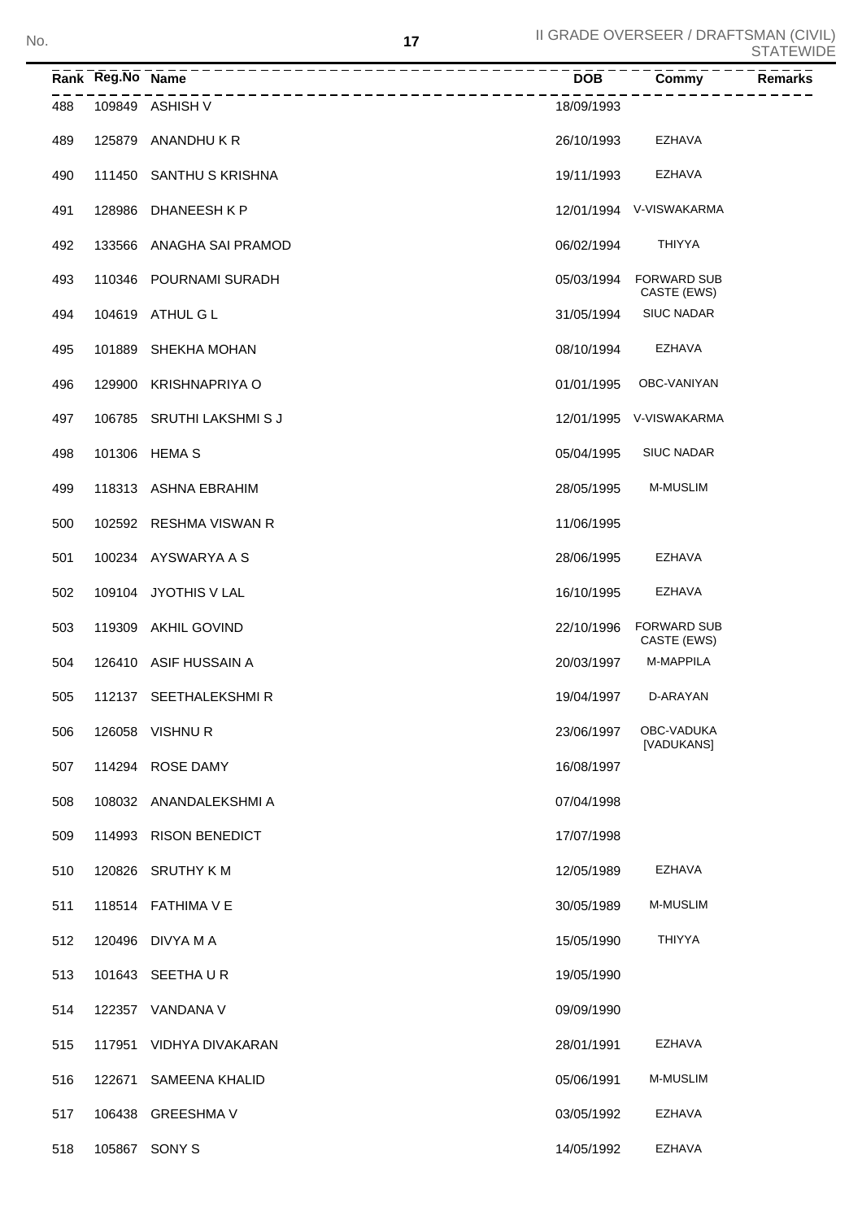II GRADE OVERSEER / DRAFTSMAN (CIVIL) STATEWIDE

| Rank | Reg.No | Name | DOB | Commy | Remarks |
|---|---|---|---|---|---|
| 488 | 109849 | ASHISH V | 18/09/1993 | | |
| 489 | 125879 | ANANDHU K R | 26/10/1993 | EZHAVA | |
| 490 | 111450 | SANTHU S KRISHNA | 19/11/1993 | EZHAVA | |
| 491 | 128986 | DHANEESH K P | 12/01/1994 | V-VISWAKARMA | |
| 492 | 133566 | ANAGHA SAI PRAMOD | 06/02/1994 | THIYYA | |
| 493 | 110346 | POURNAMI SURADH | 05/03/1994 | FORWARD SUB CASTE (EWS) | |
| 494 | 104619 | ATHUL G L | 31/05/1994 | SIUC NADAR | |
| 495 | 101889 | SHEKHA MOHAN | 08/10/1994 | EZHAVA | |
| 496 | 129900 | KRISHNAPRIYA O | 01/01/1995 | OBC-VANIYAN | |
| 497 | 106785 | SRUTHI LAKSHMI S J | 12/01/1995 | V-VISWAKARMA | |
| 498 | 101306 | HEMA S | 05/04/1995 | SIUC NADAR | |
| 499 | 118313 | ASHNA EBRAHIM | 28/05/1995 | M-MUSLIM | |
| 500 | 102592 | RESHMA VISWAN R | 11/06/1995 | | |
| 501 | 100234 | AYSWARYA A S | 28/06/1995 | EZHAVA | |
| 502 | 109104 | JYOTHIS V LAL | 16/10/1995 | EZHAVA | |
| 503 | 119309 | AKHIL GOVIND | 22/10/1996 | FORWARD SUB CASTE (EWS) | |
| 504 | 126410 | ASIF HUSSAIN A | 20/03/1997 | M-MAPPILA | |
| 505 | 112137 | SEETHALEKSHMI R | 19/04/1997 | D-ARAYAN | |
| 506 | 126058 | VISHNU R | 23/06/1997 | OBC-VADUKA [VADUKANS] | |
| 507 | 114294 | ROSE DAMY | 16/08/1997 | | |
| 508 | 108032 | ANANDALEKSHMI A | 07/04/1998 | | |
| 509 | 114993 | RISON BENEDICT | 17/07/1998 | | |
| 510 | 120826 | SRUTHY K M | 12/05/1989 | EZHAVA | |
| 511 | 118514 | FATHIMA V E | 30/05/1989 | M-MUSLIM | |
| 512 | 120496 | DIVYA M A | 15/05/1990 | THIYYA | |
| 513 | 101643 | SEETHA U R | 19/05/1990 | | |
| 514 | 122357 | VANDANA V | 09/09/1990 | | |
| 515 | 117951 | VIDHYA DIVAKARAN | 28/01/1991 | EZHAVA | |
| 516 | 122671 | SAMEENA KHALID | 05/06/1991 | M-MUSLIM | |
| 517 | 106438 | GREESHMA V | 03/05/1992 | EZHAVA | |
| 518 | 105867 | SONY S | 14/05/1992 | EZHAVA | |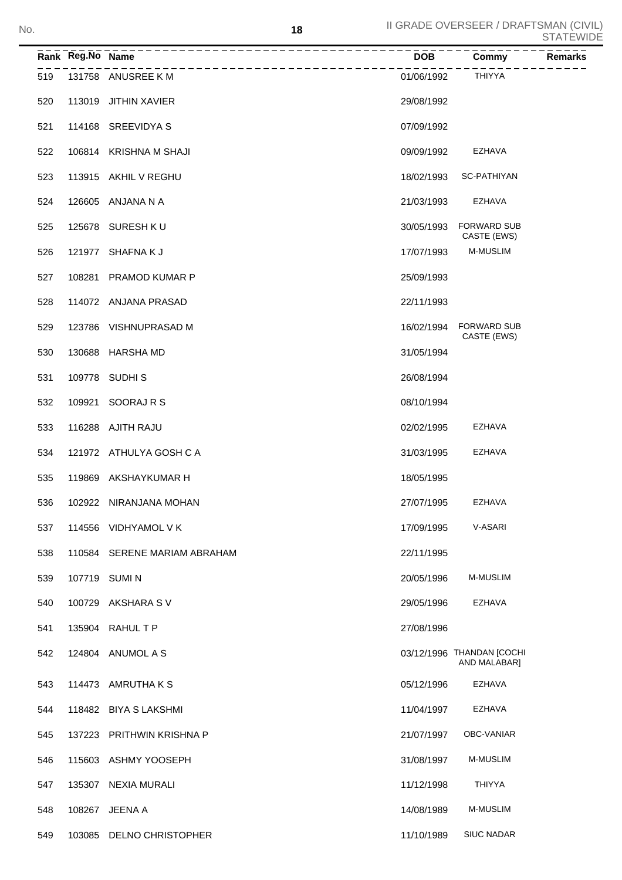| Rank | Reg.No | Name | DOB | Commy | Remarks |
|---|---|---|---|---|---|
| 519 | 131758 | ANUSREE K M | 01/06/1992 | THIYYA | |
| 520 | 113019 | JITHIN XAVIER | 29/08/1992 | | |
| 521 | 114168 | SREEVIDYA S | 07/09/1992 | | |
| 522 | 106814 | KRISHNA M SHAJI | 09/09/1992 | EZHAVA | |
| 523 | 113915 | AKHIL V REGHU | 18/02/1993 | SC-PATHIYAN | |
| 524 | 126605 | ANJANA N A | 21/03/1993 | EZHAVA | |
| 525 | 125678 | SURESH K U | 30/05/1993 | FORWARD SUB CASTE (EWS) | |
| 526 | 121977 | SHAFNA K J | 17/07/1993 | M-MUSLIM | |
| 527 | 108281 | PRAMOD KUMAR P | 25/09/1993 | | |
| 528 | 114072 | ANJANA PRASAD | 22/11/1993 | | |
| 529 | 123786 | VISHNUPRASAD M | 16/02/1994 | FORWARD SUB CASTE (EWS) | |
| 530 | 130688 | HARSHA MD | 31/05/1994 | | |
| 531 | 109778 | SUDHI S | 26/08/1994 | | |
| 532 | 109921 | SOORAJ R S | 08/10/1994 | | |
| 533 | 116288 | AJITH RAJU | 02/02/1995 | EZHAVA | |
| 534 | 121972 | ATHULYA GOSH C A | 31/03/1995 | EZHAVA | |
| 535 | 119869 | AKSHAYKUMAR H | 18/05/1995 | | |
| 536 | 102922 | NIRANJANA MOHAN | 27/07/1995 | EZHAVA | |
| 537 | 114556 | VIDHYAMOL V K | 17/09/1995 | V-ASARI | |
| 538 | 110584 | SERENE MARIAM ABRAHAM | 22/11/1995 | | |
| 539 | 107719 | SUMI N | 20/05/1996 | M-MUSLIM | |
| 540 | 100729 | AKSHARA S V | 29/05/1996 | EZHAVA | |
| 541 | 135904 | RAHUL T P | 27/08/1996 | | |
| 542 | 124804 | ANUMOL A S | 03/12/1996 | THANDAN [COCHI AND MALABAR] | |
| 543 | 114473 | AMRUTHA K S | 05/12/1996 | EZHAVA | |
| 544 | 118482 | BIYA S LAKSHMI | 11/04/1997 | EZHAVA | |
| 545 | 137223 | PRITHWIN KRISHNA P | 21/07/1997 | OBC-VANIAR | |
| 546 | 115603 | ASHMY YOOSEPH | 31/08/1997 | M-MUSLIM | |
| 547 | 135307 | NEXIA MURALI | 11/12/1998 | THIYYA | |
| 548 | 108267 | JEENA A | 14/08/1989 | M-MUSLIM | |
| 549 | 103085 | DELNO CHRISTOPHER | 11/10/1989 | SIUC NADAR | |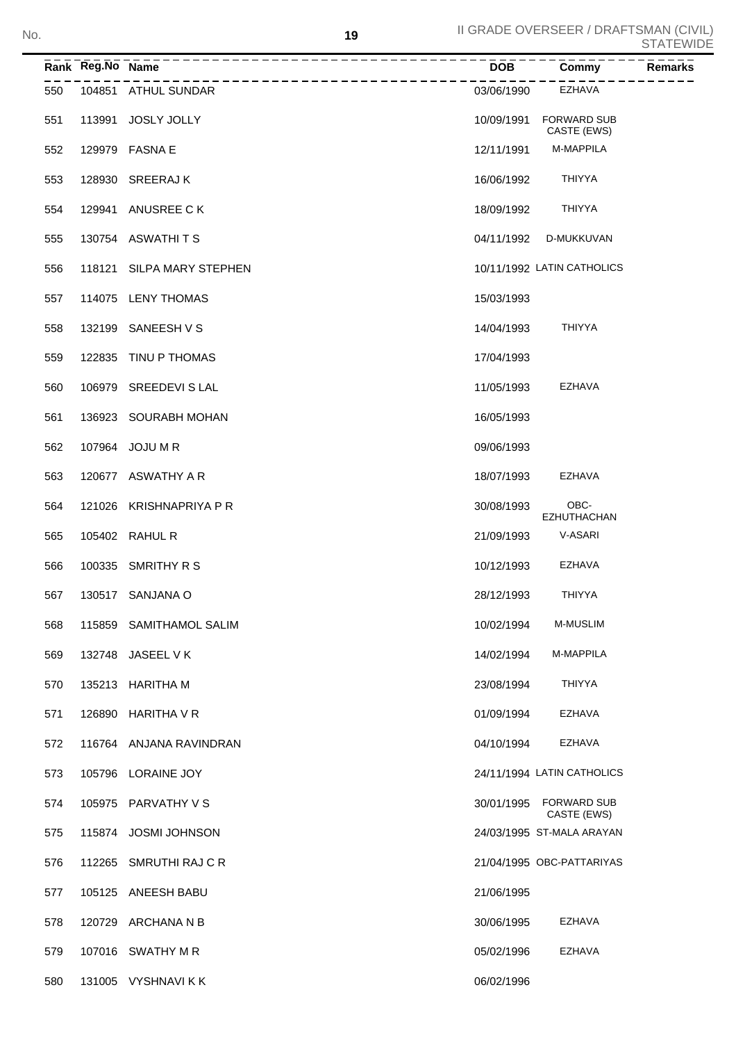| Rank | Reg.No | Name | DOB | Commy | Remarks |
|---|---|---|---|---|---|
| 550 | 104851 | ATHUL SUNDAR | 03/06/1990 | EZHAVA | |
| 551 | 113991 | JOSLY JOLLY | 10/09/1991 | FORWARD SUB CASTE (EWS) | |
| 552 | 129979 | FASNA E | 12/11/1991 | M-MAPPILA | |
| 553 | 128930 | SREERAJ K | 16/06/1992 | THIYYA | |
| 554 | 129941 | ANUSREE C K | 18/09/1992 | THIYYA | |
| 555 | 130754 | ASWATHI T S | 04/11/1992 | D-MUKKUVAN | |
| 556 | 118121 | SILPA MARY STEPHEN | 10/11/1992 | LATIN CATHOLICS | |
| 557 | 114075 | LENY THOMAS | 15/03/1993 | | |
| 558 | 132199 | SANEESH V S | 14/04/1993 | THIYYA | |
| 559 | 122835 | TINU P THOMAS | 17/04/1993 | | |
| 560 | 106979 | SREEDEVI S LAL | 11/05/1993 | EZHAVA | |
| 561 | 136923 | SOURABH MOHAN | 16/05/1993 | | |
| 562 | 107964 | JOJU M R | 09/06/1993 | | |
| 563 | 120677 | ASWATHY A R | 18/07/1993 | EZHAVA | |
| 564 | 121026 | KRISHNAPRIYA P R | 30/08/1993 | OBC-EZHUTHACHAN | |
| 565 | 105402 | RAHUL R | 21/09/1993 | V-ASARI | |
| 566 | 100335 | SMRITHY R S | 10/12/1993 | EZHAVA | |
| 567 | 130517 | SANJANA O | 28/12/1993 | THIYYA | |
| 568 | 115859 | SAMITHAMOL SALIM | 10/02/1994 | M-MUSLIM | |
| 569 | 132748 | JASEEL V K | 14/02/1994 | M-MAPPILA | |
| 570 | 135213 | HARITHA M | 23/08/1994 | THIYYA | |
| 571 | 126890 | HARITHA V R | 01/09/1994 | EZHAVA | |
| 572 | 116764 | ANJANA RAVINDRAN | 04/10/1994 | EZHAVA | |
| 573 | 105796 | LORAINE JOY | 24/11/1994 | LATIN CATHOLICS | |
| 574 | 105975 | PARVATHY V S | 30/01/1995 | FORWARD SUB CASTE (EWS) | |
| 575 | 115874 | JOSMI JOHNSON | 24/03/1995 | ST-MALA ARAYAN | |
| 576 | 112265 | SMRUTHI RAJ C R | 21/04/1995 | OBC-PATTARIYAS | |
| 577 | 105125 | ANEESH BABU | 21/06/1995 | | |
| 578 | 120729 | ARCHANA N B | 30/06/1995 | EZHAVA | |
| 579 | 107016 | SWATHY M R | 05/02/1996 | EZHAVA | |
| 580 | 131005 | VYSHNAVI K K | 06/02/1996 | | |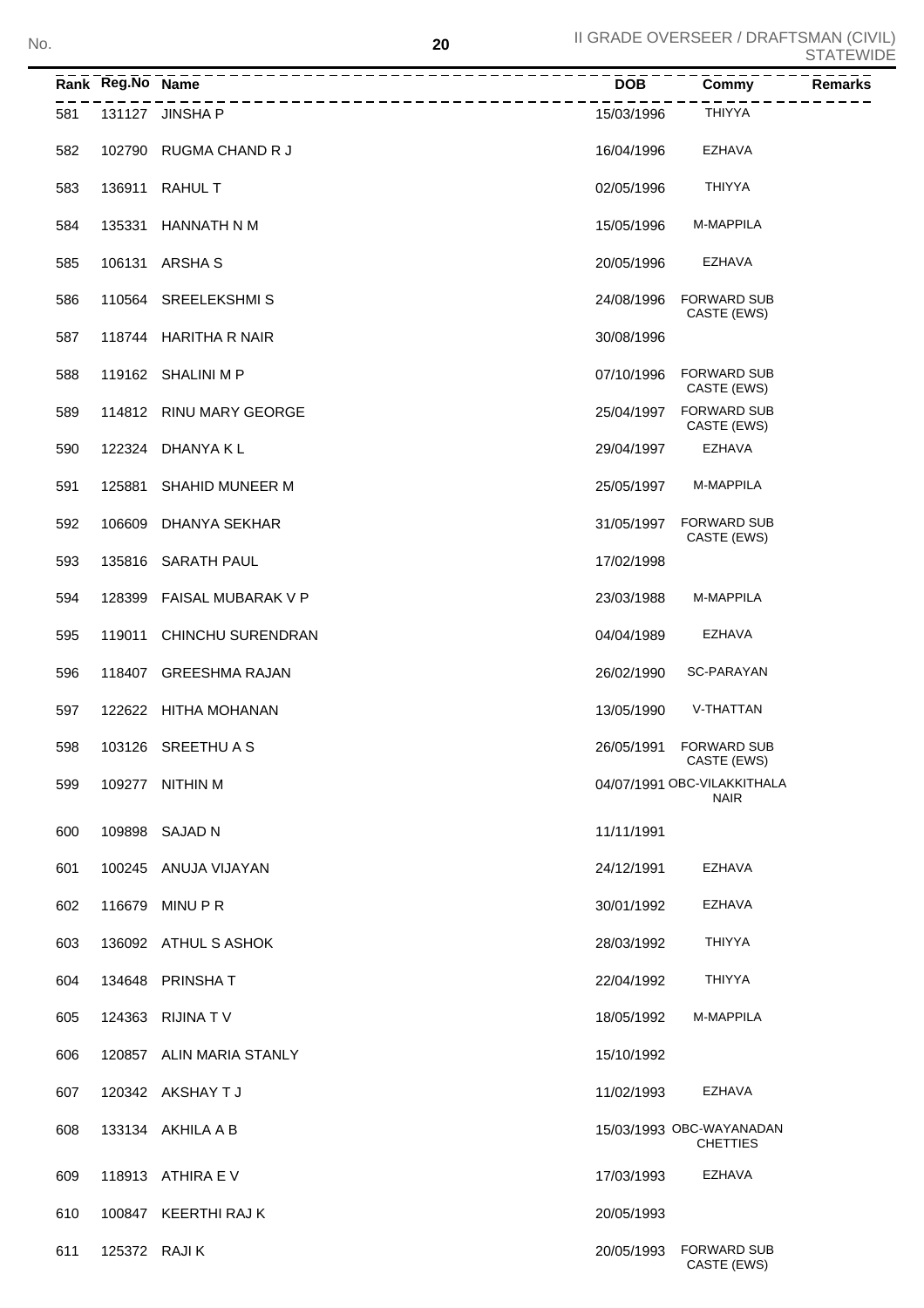| Rank | Reg.No | Name | DOB | Commy | Remarks |
|---|---|---|---|---|---|
| 581 | 131127 | JINSHA P | 15/03/1996 | THIYYA | |
| 582 | 102790 | RUGMA CHAND R J | 16/04/1996 | EZHAVA | |
| 583 | 136911 | RAHUL T | 02/05/1996 | THIYYA | |
| 584 | 135331 | HANNATH N M | 15/05/1996 | M-MAPPILA | |
| 585 | 106131 | ARSHA S | 20/05/1996 | EZHAVA | |
| 586 | 110564 | SREELEKSHMI S | 24/08/1996 | FORWARD SUB CASTE (EWS) | |
| 587 | 118744 | HARITHA R NAIR | 30/08/1996 | | |
| 588 | 119162 | SHALINI M P | 07/10/1996 | FORWARD SUB CASTE (EWS) | |
| 589 | 114812 | RINU MARY GEORGE | 25/04/1997 | FORWARD SUB CASTE (EWS) | |
| 590 | 122324 | DHANYA K L | 29/04/1997 | EZHAVA | |
| 591 | 125881 | SHAHID MUNEER M | 25/05/1997 | M-MAPPILA | |
| 592 | 106609 | DHANYA SEKHAR | 31/05/1997 | FORWARD SUB CASTE (EWS) | |
| 593 | 135816 | SARATH PAUL | 17/02/1998 | | |
| 594 | 128399 | FAISAL MUBARAK V P | 23/03/1988 | M-MAPPILA | |
| 595 | 119011 | CHINCHU SURENDRAN | 04/04/1989 | EZHAVA | |
| 596 | 118407 | GREESHMA RAJAN | 26/02/1990 | SC-PARAYAN | |
| 597 | 122622 | HITHA MOHANAN | 13/05/1990 | V-THATTAN | |
| 598 | 103126 | SREETHU A S | 26/05/1991 | FORWARD SUB CASTE (EWS) | |
| 599 | 109277 | NITHIN M | 04/07/1991 | OBC-VILAKKITHALA NAIR | |
| 600 | 109898 | SAJAD N | 11/11/1991 | | |
| 601 | 100245 | ANUJA VIJAYAN | 24/12/1991 | EZHAVA | |
| 602 | 116679 | MINU P R | 30/01/1992 | EZHAVA | |
| 603 | 136092 | ATHUL S ASHOK | 28/03/1992 | THIYYA | |
| 604 | 134648 | PRINSHA T | 22/04/1992 | THIYYA | |
| 605 | 124363 | RIJINA T V | 18/05/1992 | M-MAPPILA | |
| 606 | 120857 | ALIN MARIA STANLY | 15/10/1992 | | |
| 607 | 120342 | AKSHAY T J | 11/02/1993 | EZHAVA | |
| 608 | 133134 | AKHILA A B | 15/03/1993 | OBC-WAYANADAN CHETTIES | |
| 609 | 118913 | ATHIRA E V | 17/03/1993 | EZHAVA | |
| 610 | 100847 | KEERTHI RAJ K | 20/05/1993 | | |
| 611 | 125372 | RAJI K | 20/05/1993 | FORWARD SUB CASTE (EWS) | |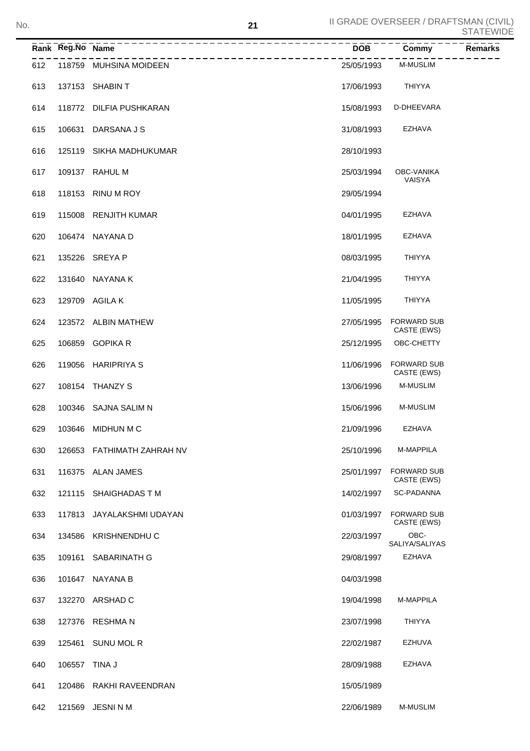| Rank | Reg.No | Name | DOB | Commy | Remarks |
|---|---|---|---|---|---|
| 612 | 118759 | MUHSINA MOIDEEN | 25/05/1993 | M-MUSLIM | |
| 613 | 137153 | SHABIN T | 17/06/1993 | THIYYA | |
| 614 | 118772 | DILFIA PUSHKARAN | 15/08/1993 | D-DHEEVARA | |
| 615 | 106631 | DARSANA J S | 31/08/1993 | EZHAVA | |
| 616 | 125119 | SIKHA MADHUKUMAR | 28/10/1993 | | |
| 617 | 109137 | RAHUL M | 25/03/1994 | OBC-VANIKA VAISYA | |
| 618 | 118153 | RINU M ROY | 29/05/1994 | | |
| 619 | 115008 | RENJITH KUMAR | 04/01/1995 | EZHAVA | |
| 620 | 106474 | NAYANA D | 18/01/1995 | EZHAVA | |
| 621 | 135226 | SREYA P | 08/03/1995 | THIYYA | |
| 622 | 131640 | NAYANA K | 21/04/1995 | THIYYA | |
| 623 | 129709 | AGILA K | 11/05/1995 | THIYYA | |
| 624 | 123572 | ALBIN MATHEW | 27/05/1995 | FORWARD SUB CASTE (EWS) | |
| 625 | 106859 | GOPIKA R | 25/12/1995 | OBC-CHETTY | |
| 626 | 119056 | HARIPRIYA S | 11/06/1996 | FORWARD SUB CASTE (EWS) | |
| 627 | 108154 | THANZY S | 13/06/1996 | M-MUSLIM | |
| 628 | 100346 | SAJNA SALIM N | 15/06/1996 | M-MUSLIM | |
| 629 | 103646 | MIDHUN M C | 21/09/1996 | EZHAVA | |
| 630 | 126653 | FATHIMATH ZAHRAH NV | 25/10/1996 | M-MAPPILA | |
| 631 | 116375 | ALAN JAMES | 25/01/1997 | FORWARD SUB CASTE (EWS) | |
| 632 | 121115 | SHAIGHADAS T M | 14/02/1997 | SC-PADANNA | |
| 633 | 117813 | JAYALAKSHMI UDAYAN | 01/03/1997 | FORWARD SUB CASTE (EWS) | |
| 634 | 134586 | KRISHNENDHU C | 22/03/1997 | OBC-SALIYA/SALIYAS | |
| 635 | 109161 | SABARINATH G | 29/08/1997 | EZHAVA | |
| 636 | 101647 | NAYANA B | 04/03/1998 | | |
| 637 | 132270 | ARSHAD C | 19/04/1998 | M-MAPPILA | |
| 638 | 127376 | RESHMA N | 23/07/1998 | THIYYA | |
| 639 | 125461 | SUNU MOL R | 22/02/1987 | EZHUVA | |
| 640 | 106557 | TINA J | 28/09/1988 | EZHAVA | |
| 641 | 120486 | RAKHI RAVEENDRAN | 15/05/1989 | | |
| 642 | 121569 | JESNI N M | 22/06/1989 | M-MUSLIM | |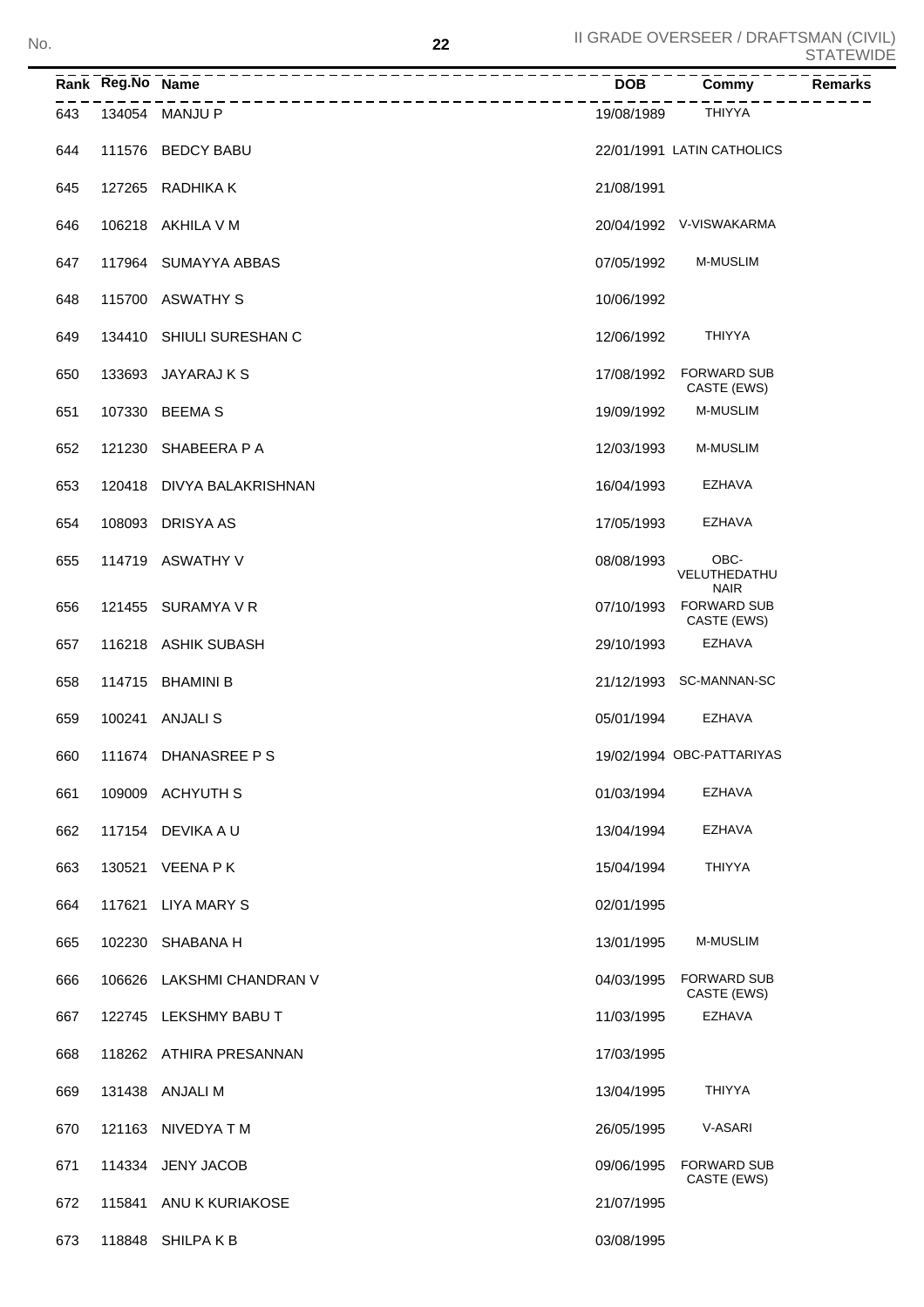| Rank | Reg.No | Name | DOB | Commy | Remarks |
|---|---|---|---|---|---|
| 643 | 134054 | MANJU P | 19/08/1989 | THIYYA | |
| 644 | 111576 | BEDCY BABU | 22/01/1991 | LATIN CATHOLICS | |
| 645 | 127265 | RADHIKA K | 21/08/1991 | | |
| 646 | 106218 | AKHILA V M | 20/04/1992 | V-VISWAKARMA | |
| 647 | 117964 | SUMAYYA ABBAS | 07/05/1992 | M-MUSLIM | |
| 648 | 115700 | ASWATHY S | 10/06/1992 | | |
| 649 | 134410 | SHIULI SURESHAN C | 12/06/1992 | THIYYA | |
| 650 | 133693 | JAYARAJ K S | 17/08/1992 | FORWARD SUB CASTE (EWS) | |
| 651 | 107330 | BEEMA S | 19/09/1992 | M-MUSLIM | |
| 652 | 121230 | SHABEERA P A | 12/03/1993 | M-MUSLIM | |
| 653 | 120418 | DIVYA BALAKRISHNAN | 16/04/1993 | EZHAVA | |
| 654 | 108093 | DRISYA AS | 17/05/1993 | EZHAVA | |
| 655 | 114719 | ASWATHY V | 08/08/1993 | OBC-VELUTHEDATHU NAIR | |
| 656 | 121455 | SURAMYA V R | 07/10/1993 | FORWARD SUB CASTE (EWS) | |
| 657 | 116218 | ASHIK SUBASH | 29/10/1993 | EZHAVA | |
| 658 | 114715 | BHAMINI B | 21/12/1993 | SC-MANNAN-SC | |
| 659 | 100241 | ANJALI S | 05/01/1994 | EZHAVA | |
| 660 | 111674 | DHANASREE P S | 19/02/1994 | OBC-PATTARIYAS | |
| 661 | 109009 | ACHYUTH S | 01/03/1994 | EZHAVA | |
| 662 | 117154 | DEVIKA A U | 13/04/1994 | EZHAVA | |
| 663 | 130521 | VEENA P K | 15/04/1994 | THIYYA | |
| 664 | 117621 | LIYA MARY S | 02/01/1995 | | |
| 665 | 102230 | SHABANA H | 13/01/1995 | M-MUSLIM | |
| 666 | 106626 | LAKSHMI CHANDRAN V | 04/03/1995 | FORWARD SUB CASTE (EWS) | |
| 667 | 122745 | LEKSHMY BABU T | 11/03/1995 | EZHAVA | |
| 668 | 118262 | ATHIRA PRESANNAN | 17/03/1995 | | |
| 669 | 131438 | ANJALI M | 13/04/1995 | THIYYA | |
| 670 | 121163 | NIVEDYA T M | 26/05/1995 | V-ASARI | |
| 671 | 114334 | JENY JACOB | 09/06/1995 | FORWARD SUB CASTE (EWS) | |
| 672 | 115841 | ANU K KURIAKOSE | 21/07/1995 | | |
| 673 | 118848 | SHILPA K B | 03/08/1995 | | |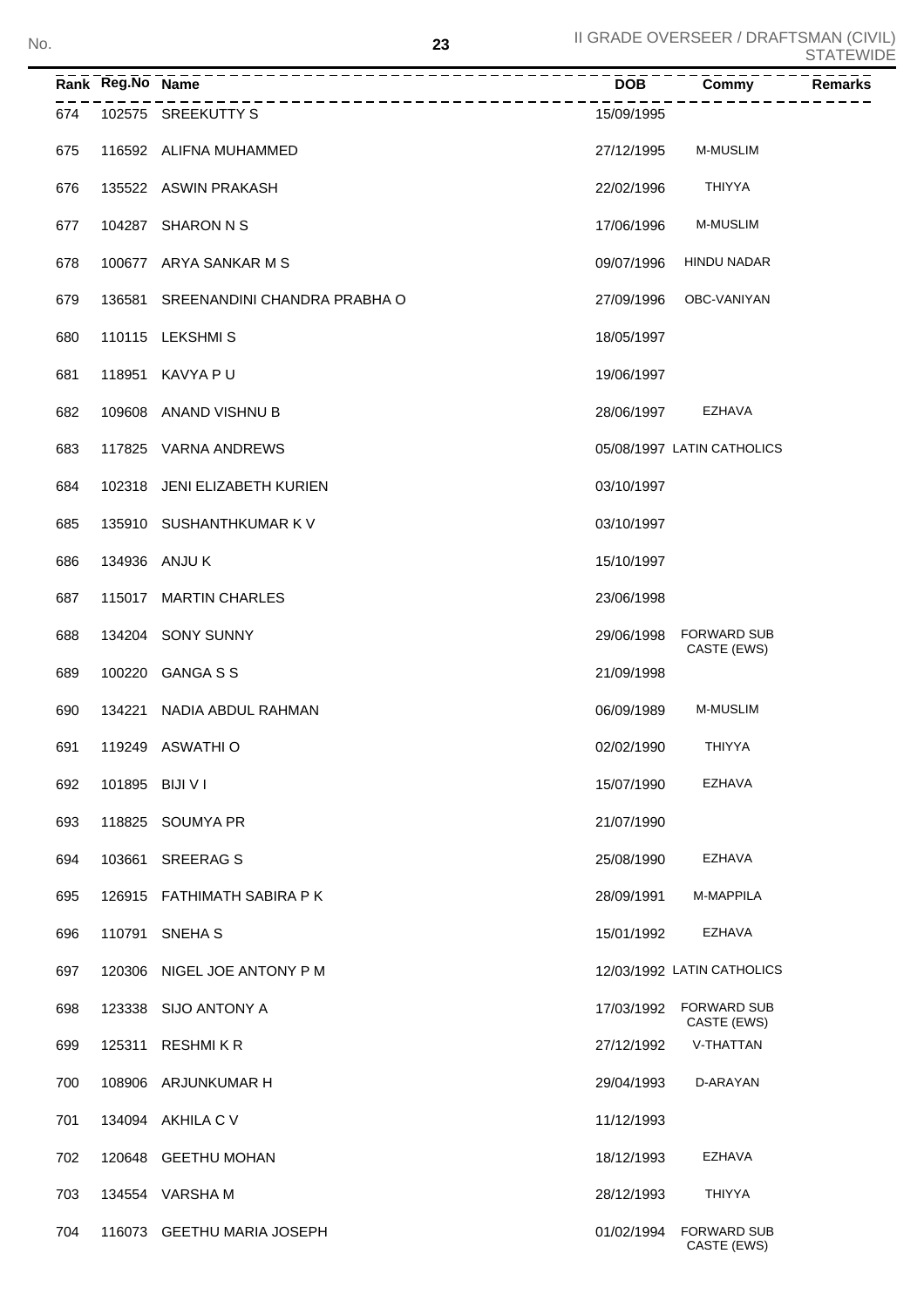| Rank | Reg.No | Name | DOB | Commy | Remarks |
|---|---|---|---|---|---|
| 674 | 102575 | SREEKUTTY S | 15/09/1995 | | |
| 675 | 116592 | ALIFNA MUHAMMED | 27/12/1995 | M-MUSLIM | |
| 676 | 135522 | ASWIN PRAKASH | 22/02/1996 | THIYYA | |
| 677 | 104287 | SHARON N S | 17/06/1996 | M-MUSLIM | |
| 678 | 100677 | ARYA SANKAR M S | 09/07/1996 | HINDU NADAR | |
| 679 | 136581 | SREENANDINI CHANDRA PRABHA O | 27/09/1996 | OBC-VANIYAN | |
| 680 | 110115 | LEKSHMI S | 18/05/1997 | | |
| 681 | 118951 | KAVYA P U | 19/06/1997 | | |
| 682 | 109608 | ANAND VISHNU B | 28/06/1997 | EZHAVA | |
| 683 | 117825 | VARNA ANDREWS | 05/08/1997 | LATIN CATHOLICS | |
| 684 | 102318 | JENI ELIZABETH KURIEN | 03/10/1997 | | |
| 685 | 135910 | SUSHANTHKUMAR K V | 03/10/1997 | | |
| 686 | 134936 | ANJU K | 15/10/1997 | | |
| 687 | 115017 | MARTIN CHARLES | 23/06/1998 | | |
| 688 | 134204 | SONY SUNNY | 29/06/1998 | FORWARD SUB CASTE (EWS) | |
| 689 | 100220 | GANGA S S | 21/09/1998 | | |
| 690 | 134221 | NADIA ABDUL RAHMAN | 06/09/1989 | M-MUSLIM | |
| 691 | 119249 | ASWATHI O | 02/02/1990 | THIYYA | |
| 692 | 101895 | BIJI V I | 15/07/1990 | EZHAVA | |
| 693 | 118825 | SOUMYA PR | 21/07/1990 | | |
| 694 | 103661 | SREERAG S | 25/08/1990 | EZHAVA | |
| 695 | 126915 | FATHIMATH SABIRA P K | 28/09/1991 | M-MAPPILA | |
| 696 | 110791 | SNEHA S | 15/01/1992 | EZHAVA | |
| 697 | 120306 | NIGEL JOE ANTONY P M | 12/03/1992 | LATIN CATHOLICS | |
| 698 | 123338 | SIJO ANTONY A | 17/03/1992 | FORWARD SUB CASTE (EWS) | |
| 699 | 125311 | RESHMI K R | 27/12/1992 | V-THATTAN | |
| 700 | 108906 | ARJUNKUMAR H | 29/04/1993 | D-ARAYAN | |
| 701 | 134094 | AKHILA C V | 11/12/1993 | | |
| 702 | 120648 | GEETHU MOHAN | 18/12/1993 | EZHAVA | |
| 703 | 134554 | VARSHA M | 28/12/1993 | THIYYA | |
| 704 | 116073 | GEETHU MARIA JOSEPH | 01/02/1994 | FORWARD SUB CASTE (EWS) | |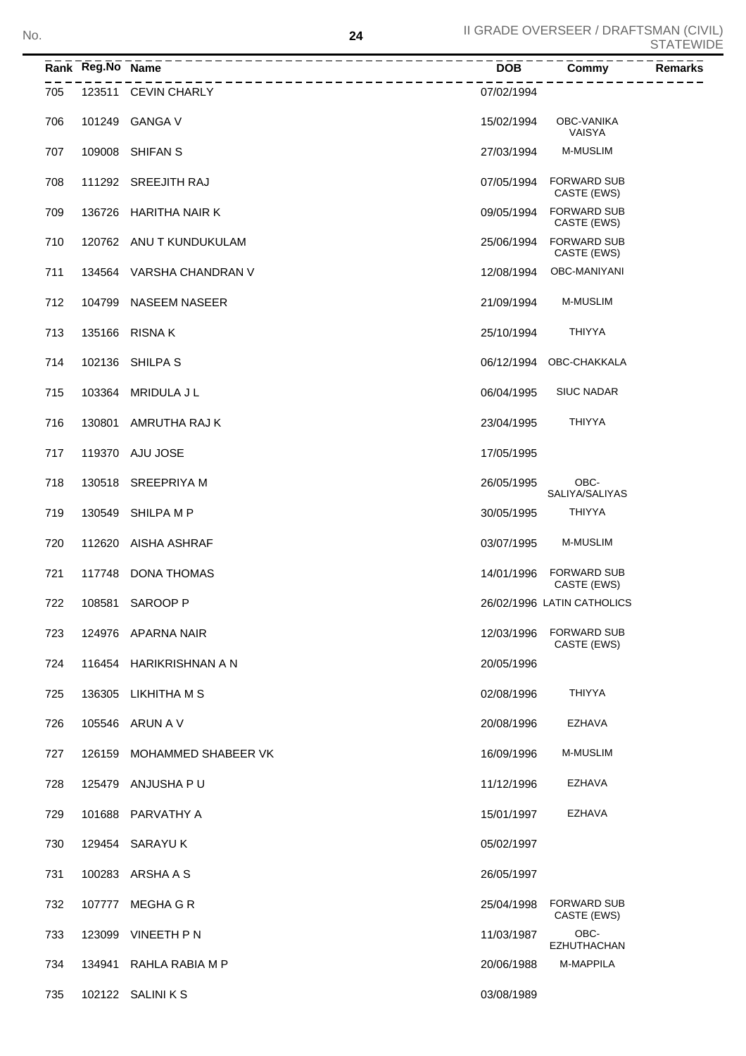II GRADE OVERSEER / DRAFTSMAN (CIVIL) STATEWIDE

| Rank | Reg.No | Name | DOB | Commy | Remarks |
|---|---|---|---|---|---|
| 705 | 123511 | CEVIN CHARLY | 07/02/1994 | | |
| 706 | 101249 | GANGA V | 15/02/1994 | OBC-VANIKA VAISYA | |
| 707 | 109008 | SHIFAN S | 27/03/1994 | M-MUSLIM | |
| 708 | 111292 | SREEJITH RAJ | 07/05/1994 | FORWARD SUB CASTE (EWS) | |
| 709 | 136726 | HARITHA NAIR K | 09/05/1994 | FORWARD SUB CASTE (EWS) | |
| 710 | 120762 | ANU T KUNDUKULAM | 25/06/1994 | FORWARD SUB CASTE (EWS) | |
| 711 | 134564 | VARSHA CHANDRAN V | 12/08/1994 | OBC-MANIYANI | |
| 712 | 104799 | NASEEM NASEER | 21/09/1994 | M-MUSLIM | |
| 713 | 135166 | RISNA K | 25/10/1994 | THIYYA | |
| 714 | 102136 | SHILPA S | 06/12/1994 | OBC-CHAKKALA | |
| 715 | 103364 | MRIDULA J L | 06/04/1995 | SIUC NADAR | |
| 716 | 130801 | AMRUTHA RAJ K | 23/04/1995 | THIYYA | |
| 717 | 119370 | AJU JOSE | 17/05/1995 | | |
| 718 | 130518 | SREEPRIYA M | 26/05/1995 | OBC-SALIYA/SALIYAS | |
| 719 | 130549 | SHILPA M P | 30/05/1995 | THIYYA | |
| 720 | 112620 | AISHA ASHRAF | 03/07/1995 | M-MUSLIM | |
| 721 | 117748 | DONA THOMAS | 14/01/1996 | FORWARD SUB CASTE (EWS) | |
| 722 | 108581 | SAROOP P | 26/02/1996 | LATIN CATHOLICS | |
| 723 | 124976 | APARNA NAIR | 12/03/1996 | FORWARD SUB CASTE (EWS) | |
| 724 | 116454 | HARIKRISHNAN A N | 20/05/1996 | | |
| 725 | 136305 | LIKHITHA M S | 02/08/1996 | THIYYA | |
| 726 | 105546 | ARUN A V | 20/08/1996 | EZHAVA | |
| 727 | 126159 | MOHAMMED SHABEER VK | 16/09/1996 | M-MUSLIM | |
| 728 | 125479 | ANJUSHA P U | 11/12/1996 | EZHAVA | |
| 729 | 101688 | PARVATHY A | 15/01/1997 | EZHAVA | |
| 730 | 129454 | SARAYU K | 05/02/1997 | | |
| 731 | 100283 | ARSHA A S | 26/05/1997 | | |
| 732 | 107777 | MEGHA G R | 25/04/1998 | FORWARD SUB CASTE (EWS) | |
| 733 | 123099 | VINEETH P N | 11/03/1987 | OBC-EZHUTHACHAN | |
| 734 | 134941 | RAHLA RABIA M P | 20/06/1988 | M-MAPPILA | |
| 735 | 102122 | SALINI K S | 03/08/1989 | | |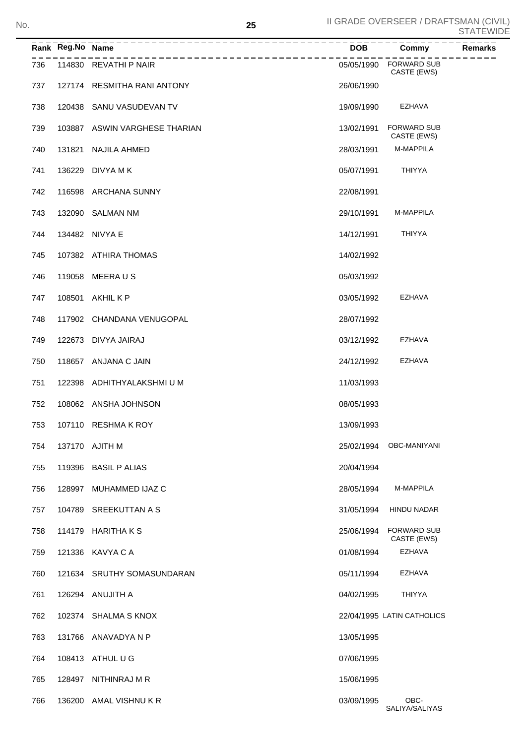| Rank | Reg.No | Name | DOB | Commy | Remarks |
|---|---|---|---|---|---|
| 736 | 114830 | REVATHI P NAIR | 05/05/1990 | FORWARD SUB CASTE (EWS) | |
| 737 | 127174 | RESMITHA RANI ANTONY | 26/06/1990 | | |
| 738 | 120438 | SANU VASUDEVAN TV | 19/09/1990 | EZHAVA | |
| 739 | 103887 | ASWIN VARGHESE THARIAN | 13/02/1991 | FORWARD SUB CASTE (EWS) | |
| 740 | 131821 | NAJILA AHMED | 28/03/1991 | M-MAPPILA | |
| 741 | 136229 | DIVYA M K | 05/07/1991 | THIYYA | |
| 742 | 116598 | ARCHANA SUNNY | 22/08/1991 | | |
| 743 | 132090 | SALMAN NM | 29/10/1991 | M-MAPPILA | |
| 744 | 134482 | NIVYA E | 14/12/1991 | THIYYA | |
| 745 | 107382 | ATHIRA THOMAS | 14/02/1992 | | |
| 746 | 119058 | MEERA U S | 05/03/1992 | | |
| 747 | 108501 | AKHIL K P | 03/05/1992 | EZHAVA | |
| 748 | 117902 | CHANDANA VENUGOPAL | 28/07/1992 | | |
| 749 | 122673 | DIVYA JAIRAJ | 03/12/1992 | EZHAVA | |
| 750 | 118657 | ANJANA C JAIN | 24/12/1992 | EZHAVA | |
| 751 | 122398 | ADHITHYALAKSHMI U M | 11/03/1993 | | |
| 752 | 108062 | ANSHA JOHNSON | 08/05/1993 | | |
| 753 | 107110 | RESHMA K ROY | 13/09/1993 | | |
| 754 | 137170 | AJITH M | 25/02/1994 | OBC-MANIYANI | |
| 755 | 119396 | BASIL P ALIAS | 20/04/1994 | | |
| 756 | 128997 | MUHAMMED IJAZ C | 28/05/1994 | M-MAPPILA | |
| 757 | 104789 | SREEKUTTAN A S | 31/05/1994 | HINDU NADAR | |
| 758 | 114179 | HARITHA K S | 25/06/1994 | FORWARD SUB CASTE (EWS) | |
| 759 | 121336 | KAVYA C A | 01/08/1994 | EZHAVA | |
| 760 | 121634 | SRUTHY SOMASUNDARAN | 05/11/1994 | EZHAVA | |
| 761 | 126294 | ANUJITH A | 04/02/1995 | THIYYA | |
| 762 | 102374 | SHALMA S KNOX | 22/04/1995 | LATIN CATHOLICS | |
| 763 | 131766 | ANAVADYA N P | 13/05/1995 | | |
| 764 | 108413 | ATHUL U G | 07/06/1995 | | |
| 765 | 128497 | NITHINRAJ M R | 15/06/1995 | | |
| 766 | 136200 | AMAL VISHNU K R | 03/09/1995 | OBC-SALIYA/SALIYAS | |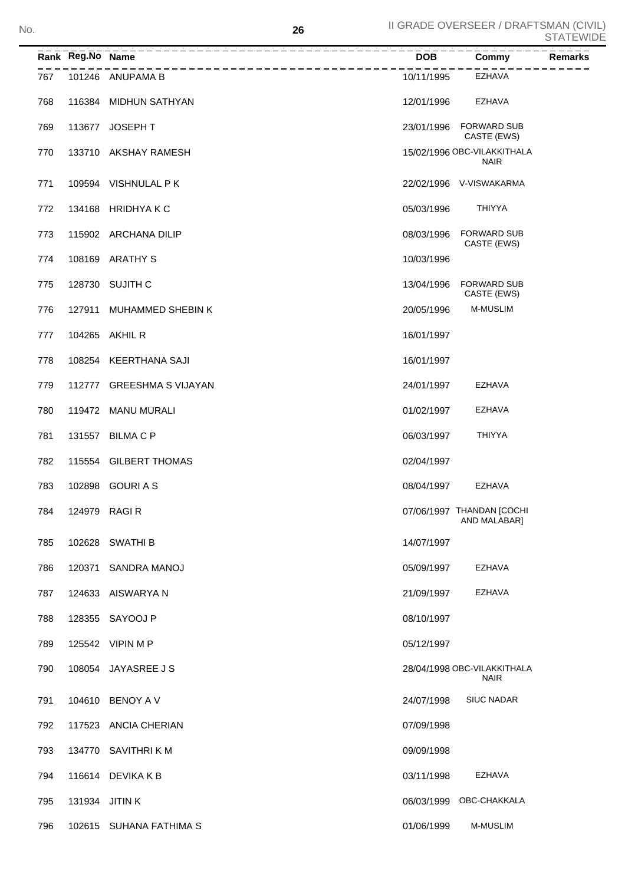| Rank | Reg.No | Name | DOB | Commy | Remarks |
|---|---|---|---|---|---|
| 767 | 101246 | ANUPAMA B | 10/11/1995 | EZHAVA | |
| 768 | 116384 | MIDHUN SATHYAN | 12/01/1996 | EZHAVA | |
| 769 | 113677 | JOSEPH T | 23/01/1996 | FORWARD SUB CASTE (EWS) | |
| 770 | 133710 | AKSHAY RAMESH | 15/02/1996 | OBC-VILAKKITHALA NAIR | |
| 771 | 109594 | VISHNULAL P K | 22/02/1996 | V-VISWAKARMA | |
| 772 | 134168 | HRIDHYA K C | 05/03/1996 | THIYYA | |
| 773 | 115902 | ARCHANA DILIP | 08/03/1996 | FORWARD SUB CASTE (EWS) | |
| 774 | 108169 | ARATHY S | 10/03/1996 | | |
| 775 | 128730 | SUJITH C | 13/04/1996 | FORWARD SUB CASTE (EWS) | |
| 776 | 127911 | MUHAMMED SHEBIN K | 20/05/1996 | M-MUSLIM | |
| 777 | 104265 | AKHIL R | 16/01/1997 | | |
| 778 | 108254 | KEERTHANA SAJI | 16/01/1997 | | |
| 779 | 112777 | GREESHMA S VIJAYAN | 24/01/1997 | EZHAVA | |
| 780 | 119472 | MANU MURALI | 01/02/1997 | EZHAVA | |
| 781 | 131557 | BILMA C P | 06/03/1997 | THIYYA | |
| 782 | 115554 | GILBERT THOMAS | 02/04/1997 | | |
| 783 | 102898 | GOURI A S | 08/04/1997 | EZHAVA | |
| 784 | 124979 | RAGI R | 07/06/1997 | THANDAN [COCHI AND MALABAR] | |
| 785 | 102628 | SWATHI B | 14/07/1997 | | |
| 786 | 120371 | SANDRA MANOJ | 05/09/1997 | EZHAVA | |
| 787 | 124633 | AISWARYA N | 21/09/1997 | EZHAVA | |
| 788 | 128355 | SAYOOJ P | 08/10/1997 | | |
| 789 | 125542 | VIPIN M P | 05/12/1997 | | |
| 790 | 108054 | JAYASREE J S | 28/04/1998 | OBC-VILAKKITHALA NAIR | |
| 791 | 104610 | BENOY A V | 24/07/1998 | SIUC NADAR | |
| 792 | 117523 | ANCIA CHERIAN | 07/09/1998 | | |
| 793 | 134770 | SAVITHRI K M | 09/09/1998 | | |
| 794 | 116614 | DEVIKA K B | 03/11/1998 | EZHAVA | |
| 795 | 131934 | JITIN K | 06/03/1999 | OBC-CHAKKALA | |
| 796 | 102615 | SUHANA FATHIMA S | 01/06/1999 | M-MUSLIM | |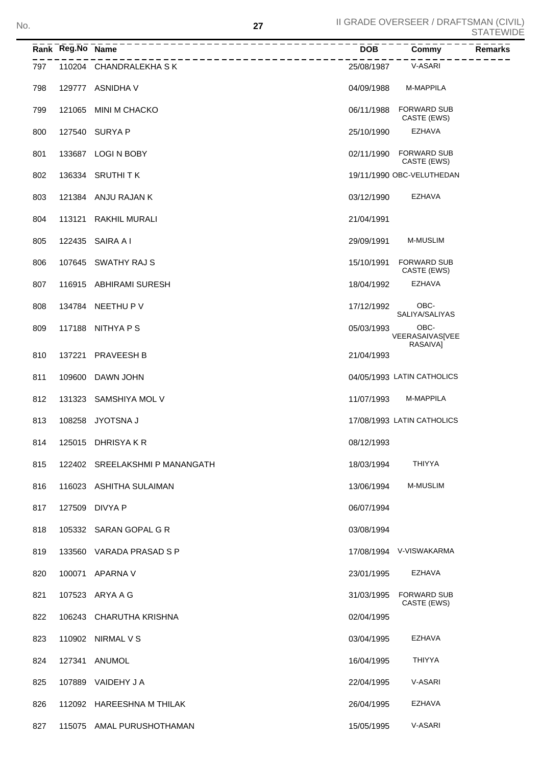II GRADE OVERSEER / DRAFTSMAN (CIVIL) STATEWIDE

| Rank | Reg.No | Name | DOB | Commy | Remarks |
|---|---|---|---|---|---|
| 797 | 110204 | CHANDRALEKHA S K | 25/08/1987 | V-ASARI | |
| 798 | 129777 | ASNIDHA V | 04/09/1988 | M-MAPPILA | |
| 799 | 121065 | MINI M CHACKO | 06/11/1988 | FORWARD SUB CASTE (EWS) | |
| 800 | 127540 | SURYA P | 25/10/1990 | EZHAVA | |
| 801 | 133687 | LOGI N BOBY | 02/11/1990 | FORWARD SUB CASTE (EWS) | |
| 802 | 136334 | SRUTHI T K | 19/11/1990 | OBC-VELUTHEDAN | |
| 803 | 121384 | ANJU RAJAN K | 03/12/1990 | EZHAVA | |
| 804 | 113121 | RAKHIL MURALI | 21/04/1991 | | |
| 805 | 122435 | SAIRA A I | 29/09/1991 | M-MUSLIM | |
| 806 | 107645 | SWATHY RAJ S | 15/10/1991 | FORWARD SUB CASTE (EWS) | |
| 807 | 116915 | ABHIRAMI SURESH | 18/04/1992 | EZHAVA | |
| 808 | 134784 | NEETHU P V | 17/12/1992 | OBC-SALIYA/SALIYAS | |
| 809 | 117188 | NITHYA P S | 05/03/1993 | OBC-VEERASAIVAS[VEERASAIVA] | |
| 810 | 137221 | PRAVEESH B | 21/04/1993 | | |
| 811 | 109600 | DAWN JOHN | 04/05/1993 | LATIN CATHOLICS | |
| 812 | 131323 | SAMSHIYA MOL V | 11/07/1993 | M-MAPPILA | |
| 813 | 108258 | JYOTSNA J | 17/08/1993 | LATIN CATHOLICS | |
| 814 | 125015 | DHRISYA K R | 08/12/1993 | | |
| 815 | 122402 | SREELAKSHMI P MANANGATH | 18/03/1994 | THIYYA | |
| 816 | 116023 | ASHITHA SULAIMAN | 13/06/1994 | M-MUSLIM | |
| 817 | 127509 | DIVYA P | 06/07/1994 | | |
| 818 | 105332 | SARAN GOPAL G R | 03/08/1994 | | |
| 819 | 133560 | VARADA PRASAD S P | 17/08/1994 | V-VISWAKARMA | |
| 820 | 100071 | APARNA V | 23/01/1995 | EZHAVA | |
| 821 | 107523 | ARYA A G | 31/03/1995 | FORWARD SUB CASTE (EWS) | |
| 822 | 106243 | CHARUTHA KRISHNA | 02/04/1995 | | |
| 823 | 110902 | NIRMAL V S | 03/04/1995 | EZHAVA | |
| 824 | 127341 | ANUMOL | 16/04/1995 | THIYYA | |
| 825 | 107889 | VAIDEHY J A | 22/04/1995 | V-ASARI | |
| 826 | 112092 | HAREESHNA M THILAK | 26/04/1995 | EZHAVA | |
| 827 | 115075 | AMAL PURUSHOTHAMAN | 15/05/1995 | V-ASARI | |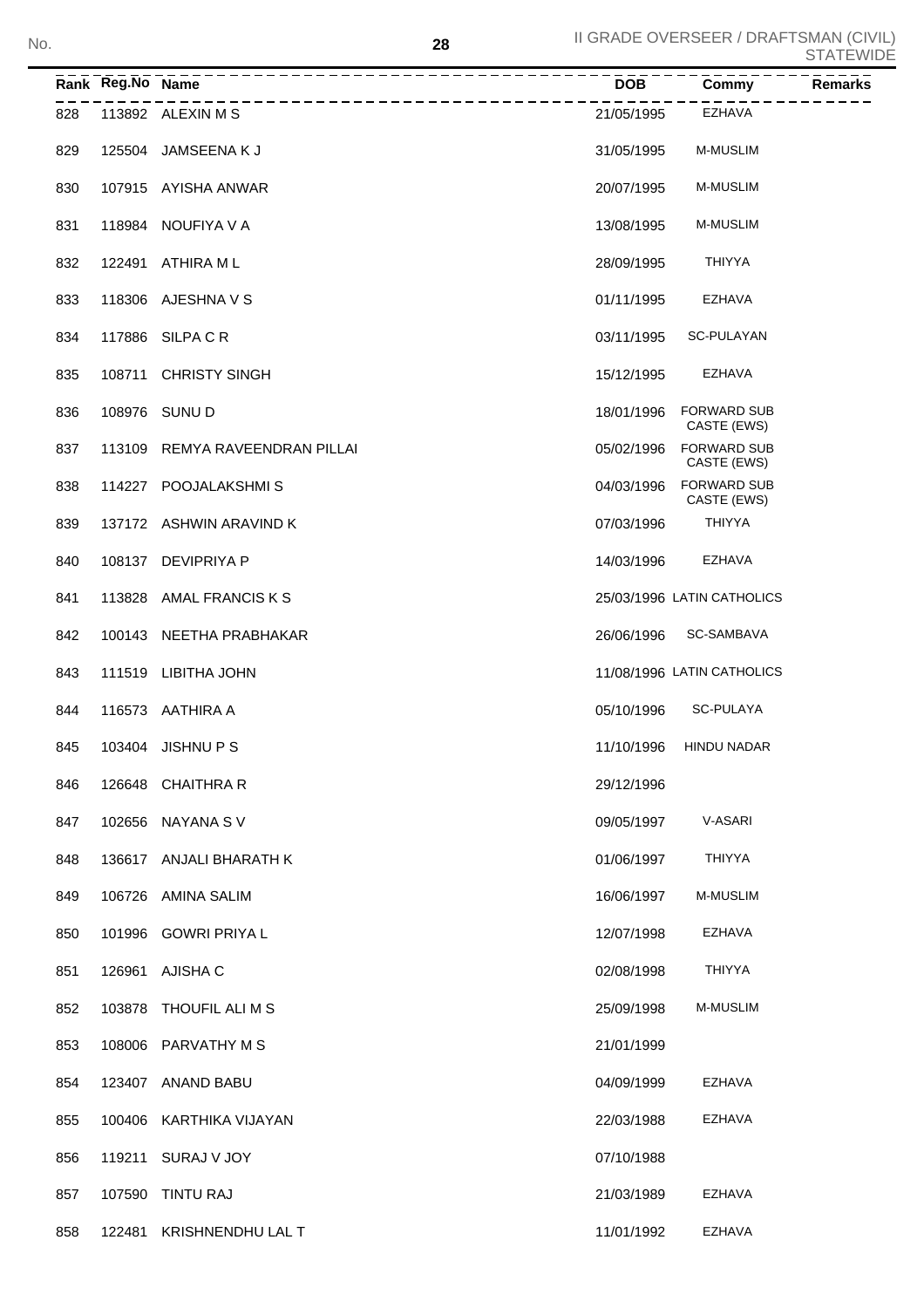| Rank | Reg.No | Name | DOB | Commy | Remarks |
|---|---|---|---|---|---|
| 828 | 113892 | ALEXIN M S | 21/05/1995 | EZHAVA | |
| 829 | 125504 | JAMSEENA K J | 31/05/1995 | M-MUSLIM | |
| 830 | 107915 | AYISHA ANWAR | 20/07/1995 | M-MUSLIM | |
| 831 | 118984 | NOUFIYA V A | 13/08/1995 | M-MUSLIM | |
| 832 | 122491 | ATHIRA M L | 28/09/1995 | THIYYA | |
| 833 | 118306 | AJESHNA V S | 01/11/1995 | EZHAVA | |
| 834 | 117886 | SILPA C R | 03/11/1995 | SC-PULAYAN | |
| 835 | 108711 | CHRISTY SINGH | 15/12/1995 | EZHAVA | |
| 836 | 108976 | SUNU D | 18/01/1996 | FORWARD SUB CASTE (EWS) | |
| 837 | 113109 | REMYA RAVEENDRAN PILLAI | 05/02/1996 | FORWARD SUB CASTE (EWS) | |
| 838 | 114227 | POOJALAKSHMI S | 04/03/1996 | FORWARD SUB CASTE (EWS) | |
| 839 | 137172 | ASHWIN ARAVIND K | 07/03/1996 | THIYYA | |
| 840 | 108137 | DEVIPRIYA P | 14/03/1996 | EZHAVA | |
| 841 | 113828 | AMAL FRANCIS K S | 25/03/1996 | LATIN CATHOLICS | |
| 842 | 100143 | NEETHA PRABHAKAR | 26/06/1996 | SC-SAMBAVA | |
| 843 | 111519 | LIBITHA JOHN | 11/08/1996 | LATIN CATHOLICS | |
| 844 | 116573 | AATHIRA A | 05/10/1996 | SC-PULAYA | |
| 845 | 103404 | JISHNU P S | 11/10/1996 | HINDU NADAR | |
| 846 | 126648 | CHAITHRA R | 29/12/1996 | | |
| 847 | 102656 | NAYANA S V | 09/05/1997 | V-ASARI | |
| 848 | 136617 | ANJALI BHARATH K | 01/06/1997 | THIYYA | |
| 849 | 106726 | AMINA SALIM | 16/06/1997 | M-MUSLIM | |
| 850 | 101996 | GOWRI PRIYA L | 12/07/1998 | EZHAVA | |
| 851 | 126961 | AJISHA C | 02/08/1998 | THIYYA | |
| 852 | 103878 | THOUFIL ALI M S | 25/09/1998 | M-MUSLIM | |
| 853 | 108006 | PARVATHY M S | 21/01/1999 | | |
| 854 | 123407 | ANAND BABU | 04/09/1999 | EZHAVA | |
| 855 | 100406 | KARTHIKA VIJAYAN | 22/03/1988 | EZHAVA | |
| 856 | 119211 | SURAJ V JOY | 07/10/1988 | | |
| 857 | 107590 | TINTU RAJ | 21/03/1989 | EZHAVA | |
| 858 | 122481 | KRISHNENDHU LAL T | 11/01/1992 | EZHAVA | |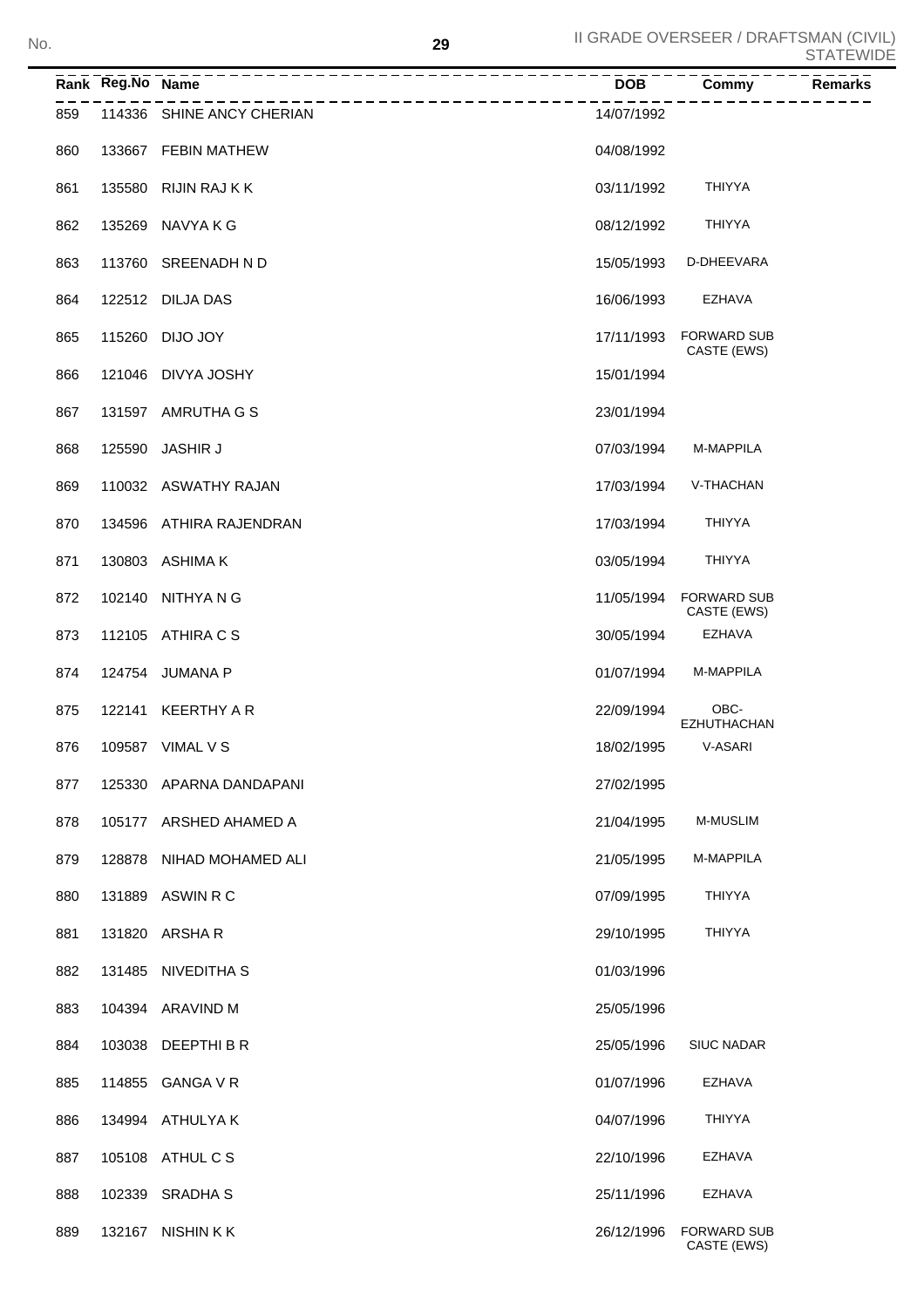| Rank | Reg.No | Name | DOB | Commy | Remarks |
|---|---|---|---|---|---|
| 859 | 114336 | SHINE ANCY CHERIAN | 14/07/1992 | | |
| 860 | 133667 | FEBIN MATHEW | 04/08/1992 | | |
| 861 | 135580 | RIJIN RAJ K K | 03/11/1992 | THIYYA | |
| 862 | 135269 | NAVYA K G | 08/12/1992 | THIYYA | |
| 863 | 113760 | SREENADH N D | 15/05/1993 | D-DHEEVARA | |
| 864 | 122512 | DILJA DAS | 16/06/1993 | EZHAVA | |
| 865 | 115260 | DIJO JOY | 17/11/1993 | FORWARD SUB CASTE (EWS) | |
| 866 | 121046 | DIVYA JOSHY | 15/01/1994 | | |
| 867 | 131597 | AMRUTHA G S | 23/01/1994 | | |
| 868 | 125590 | JASHIR J | 07/03/1994 | M-MAPPILA | |
| 869 | 110032 | ASWATHY RAJAN | 17/03/1994 | V-THACHAN | |
| 870 | 134596 | ATHIRA RAJENDRAN | 17/03/1994 | THIYYA | |
| 871 | 130803 | ASHIMA K | 03/05/1994 | THIYYA | |
| 872 | 102140 | NITHYA N G | 11/05/1994 | FORWARD SUB CASTE (EWS) | |
| 873 | 112105 | ATHIRA C S | 30/05/1994 | EZHAVA | |
| 874 | 124754 | JUMANA P | 01/07/1994 | M-MAPPILA | |
| 875 | 122141 | KEERTHY A R | 22/09/1994 | OBC-EZHUTHACHAN | |
| 876 | 109587 | VIMAL V S | 18/02/1995 | V-ASARI | |
| 877 | 125330 | APARNA DANDAPANI | 27/02/1995 | | |
| 878 | 105177 | ARSHED AHAMED A | 21/04/1995 | M-MUSLIM | |
| 879 | 128878 | NIHAD MOHAMED ALI | 21/05/1995 | M-MAPPILA | |
| 880 | 131889 | ASWIN R C | 07/09/1995 | THIYYA | |
| 881 | 131820 | ARSHA R | 29/10/1995 | THIYYA | |
| 882 | 131485 | NIVEDITHA S | 01/03/1996 | | |
| 883 | 104394 | ARAVIND M | 25/05/1996 | | |
| 884 | 103038 | DEEPTHI B R | 25/05/1996 | SIUC NADAR | |
| 885 | 114855 | GANGA V R | 01/07/1996 | EZHAVA | |
| 886 | 134994 | ATHULYA K | 04/07/1996 | THIYYA | |
| 887 | 105108 | ATHUL C S | 22/10/1996 | EZHAVA | |
| 888 | 102339 | SRADHA S | 25/11/1996 | EZHAVA | |
| 889 | 132167 | NISHIN K K | 26/12/1996 | FORWARD SUB CASTE (EWS) | |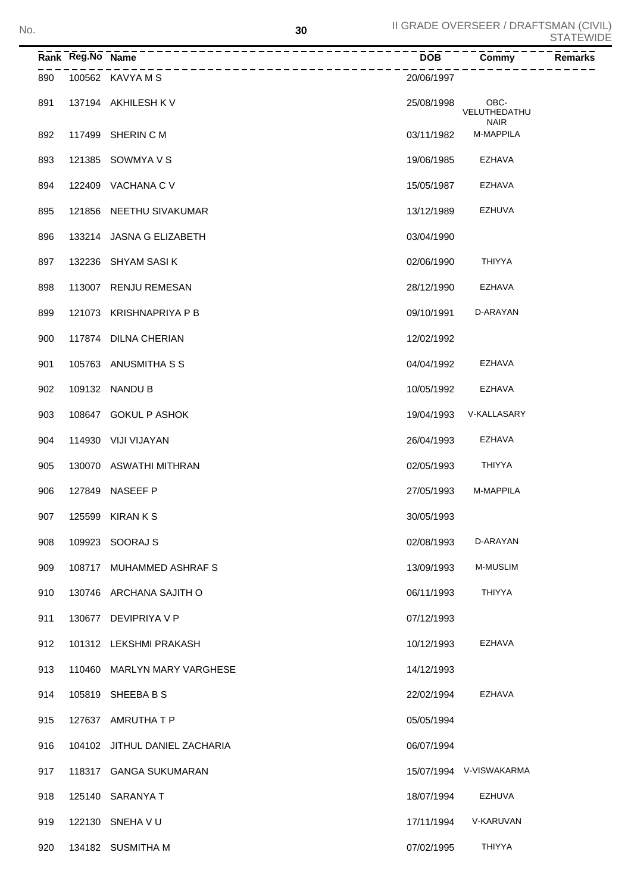| Rank | Reg.No | Name | DOB | Commy | Remarks |
|---|---|---|---|---|---|
| 890 | 100562 | KAVYA M S | 20/06/1997 | | |
| 891 | 137194 | AKHILESH K V | 25/08/1998 | OBC-VELUTHEDATHU NAIR | |
| 892 | 117499 | SHERIN C M | 03/11/1982 | M-MAPPILA | |
| 893 | 121385 | SOWMYA V S | 19/06/1985 | EZHAVA | |
| 894 | 122409 | VACHANA C V | 15/05/1987 | EZHAVA | |
| 895 | 121856 | NEETHU SIVAKUMAR | 13/12/1989 | EZHUVA | |
| 896 | 133214 | JASNA G ELIZABETH | 03/04/1990 | | |
| 897 | 132236 | SHYAM SASI K | 02/06/1990 | THIYYA | |
| 898 | 113007 | RENJU REMESAN | 28/12/1990 | EZHAVA | |
| 899 | 121073 | KRISHNAPRIYA P B | 09/10/1991 | D-ARAYAN | |
| 900 | 117874 | DILNA CHERIAN | 12/02/1992 | | |
| 901 | 105763 | ANUSMITHA S S | 04/04/1992 | EZHAVA | |
| 902 | 109132 | NANDU B | 10/05/1992 | EZHAVA | |
| 903 | 108647 | GOKUL P ASHOK | 19/04/1993 | V-KALLASARY | |
| 904 | 114930 | VIJI VIJAYAN | 26/04/1993 | EZHAVA | |
| 905 | 130070 | ASWATHI MITHRAN | 02/05/1993 | THIYYA | |
| 906 | 127849 | NASEEF P | 27/05/1993 | M-MAPPILA | |
| 907 | 125599 | KIRAN K S | 30/05/1993 | | |
| 908 | 109923 | SOORAJ S | 02/08/1993 | D-ARAYAN | |
| 909 | 108717 | MUHAMMED ASHRAF S | 13/09/1993 | M-MUSLIM | |
| 910 | 130746 | ARCHANA SAJITH O | 06/11/1993 | THIYYA | |
| 911 | 130677 | DEVIPRIYA V P | 07/12/1993 | | |
| 912 | 101312 | LEKSHMI PRAKASH | 10/12/1993 | EZHAVA | |
| 913 | 110460 | MARLYN MARY VARGHESE | 14/12/1993 | | |
| 914 | 105819 | SHEEBA B S | 22/02/1994 | EZHAVA | |
| 915 | 127637 | AMRUTHA T P | 05/05/1994 | | |
| 916 | 104102 | JITHUL DANIEL ZACHARIA | 06/07/1994 | | |
| 917 | 118317 | GANGA SUKUMARAN | 15/07/1994 | V-VISWAKARMA | |
| 918 | 125140 | SARANYA T | 18/07/1994 | EZHUVA | |
| 919 | 122130 | SNEHA V U | 17/11/1994 | V-KARUVAN | |
| 920 | 134182 | SUSMITHA M | 07/02/1995 | THIYYA | |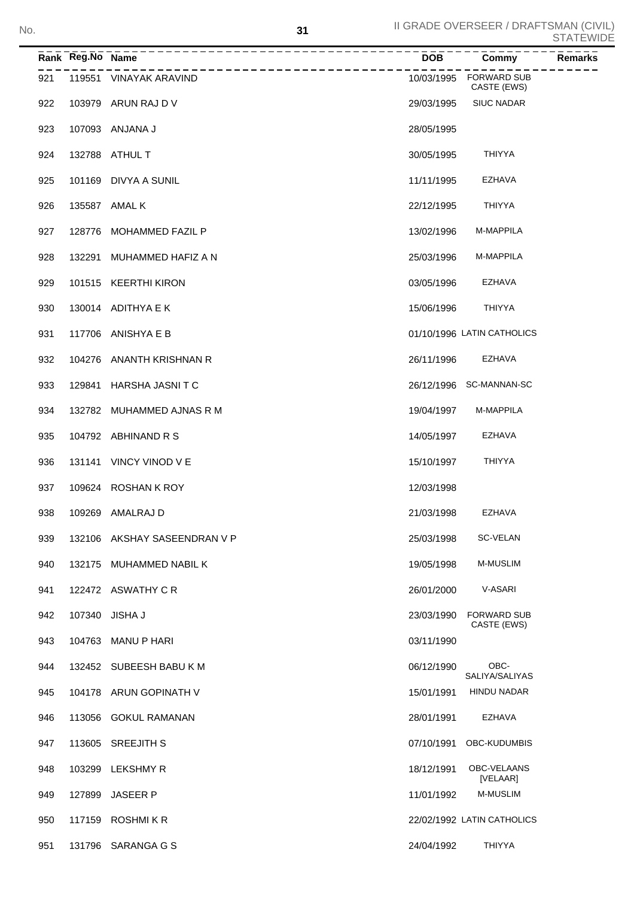| Rank | Reg.No | Name | DOB | Commy | Remarks |
|---|---|---|---|---|---|
| 921 | 119551 | VINAYAK ARAVIND | 10/03/1995 | FORWARD SUB CASTE (EWS) | |
| 922 | 103979 | ARUN RAJ D V | 29/03/1995 | SIUC NADAR | |
| 923 | 107093 | ANJANA J | 28/05/1995 | | |
| 924 | 132788 | ATHUL T | 30/05/1995 | THIYYA | |
| 925 | 101169 | DIVYA A SUNIL | 11/11/1995 | EZHAVA | |
| 926 | 135587 | AMAL K | 22/12/1995 | THIYYA | |
| 927 | 128776 | MOHAMMED FAZIL P | 13/02/1996 | M-MAPPILA | |
| 928 | 132291 | MUHAMMED HAFIZ A N | 25/03/1996 | M-MAPPILA | |
| 929 | 101515 | KEERTHI KIRON | 03/05/1996 | EZHAVA | |
| 930 | 130014 | ADITHYA E K | 15/06/1996 | THIYYA | |
| 931 | 117706 | ANISHYA E B | 01/10/1996 | LATIN CATHOLICS | |
| 932 | 104276 | ANANTH KRISHNAN R | 26/11/1996 | EZHAVA | |
| 933 | 129841 | HARSHA JASNI T C | 26/12/1996 | SC-MANNAN-SC | |
| 934 | 132782 | MUHAMMED AJNAS R M | 19/04/1997 | M-MAPPILA | |
| 935 | 104792 | ABHINAND R S | 14/05/1997 | EZHAVA | |
| 936 | 131141 | VINCY VINOD V E | 15/10/1997 | THIYYA | |
| 937 | 109624 | ROSHAN K ROY | 12/03/1998 | | |
| 938 | 109269 | AMALRAJ D | 21/03/1998 | EZHAVA | |
| 939 | 132106 | AKSHAY SASEENDRAN V P | 25/03/1998 | SC-VELAN | |
| 940 | 132175 | MUHAMMED NABIL K | 19/05/1998 | M-MUSLIM | |
| 941 | 122472 | ASWATHY C R | 26/01/2000 | V-ASARI | |
| 942 | 107340 | JISHA J | 23/03/1990 | FORWARD SUB CASTE (EWS) | |
| 943 | 104763 | MANU P HARI | 03/11/1990 | | |
| 944 | 132452 | SUBEESH BABU K M | 06/12/1990 | OBC-SALIYA/SALIYAS | |
| 945 | 104178 | ARUN GOPINATH V | 15/01/1991 | HINDU NADAR | |
| 946 | 113056 | GOKUL RAMANAN | 28/01/1991 | EZHAVA | |
| 947 | 113605 | SREEJITH S | 07/10/1991 | OBC-KUDUMBIS | |
| 948 | 103299 | LEKSHMY R | 18/12/1991 | OBC-VELAANS [VELAAR] | |
| 949 | 127899 | JASEER P | 11/01/1992 | M-MUSLIM | |
| 950 | 117159 | ROSHMI K R | 22/02/1992 | LATIN CATHOLICS | |
| 951 | 131796 | SARANGA G S | 24/04/1992 | THIYYA | |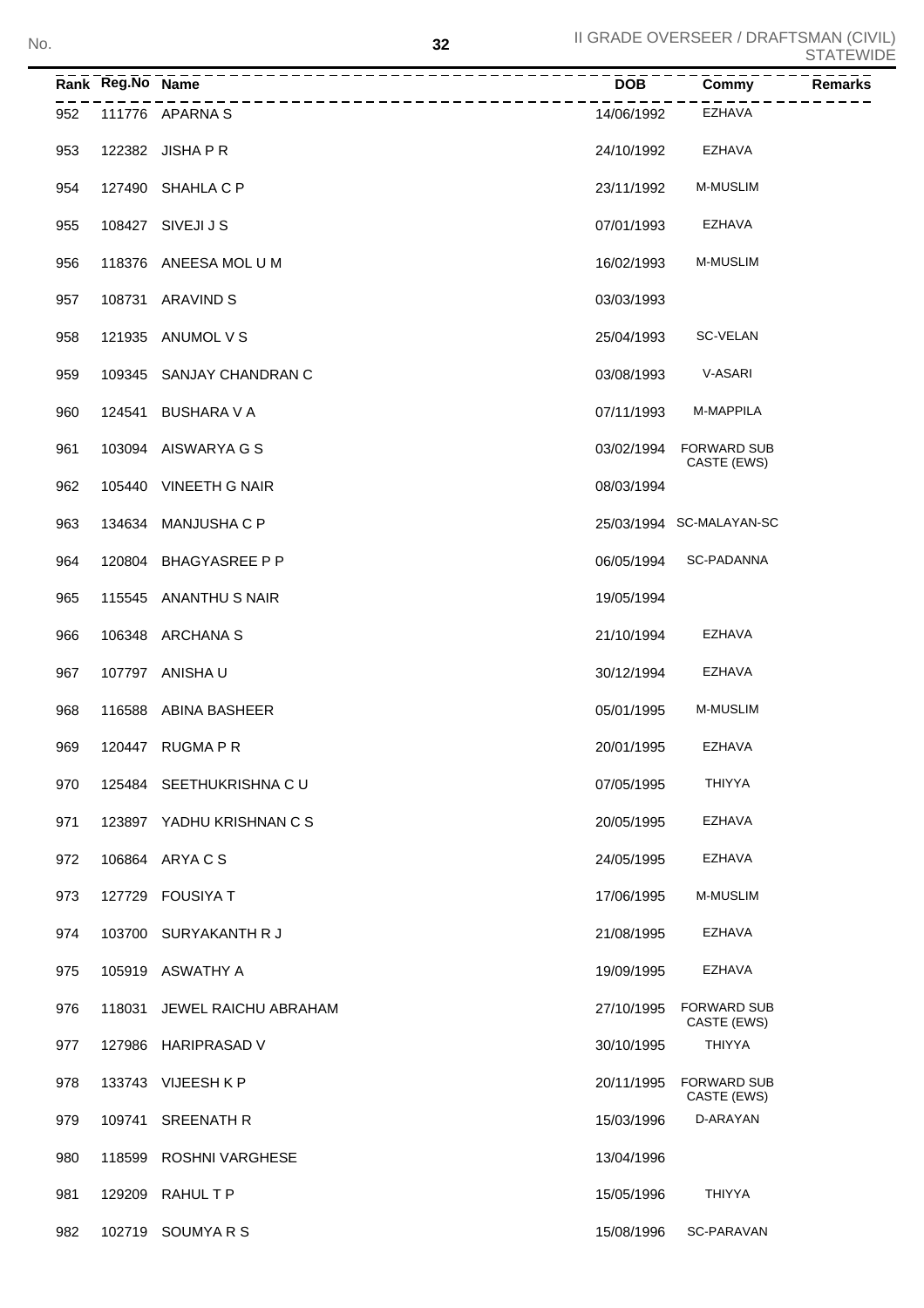| Rank | Reg.No | Name | DOB | Commy | Remarks |
|---|---|---|---|---|---|
| 952 | 111776 | APARNA S | 14/06/1992 | EZHAVA | |
| 953 | 122382 | JISHA P R | 24/10/1992 | EZHAVA | |
| 954 | 127490 | SHAHLA C P | 23/11/1992 | M-MUSLIM | |
| 955 | 108427 | SIVEJI J S | 07/01/1993 | EZHAVA | |
| 956 | 118376 | ANEESA MOL U M | 16/02/1993 | M-MUSLIM | |
| 957 | 108731 | ARAVIND S | 03/03/1993 | | |
| 958 | 121935 | ANUMOL V S | 25/04/1993 | SC-VELAN | |
| 959 | 109345 | SANJAY CHANDRAN C | 03/08/1993 | V-ASARI | |
| 960 | 124541 | BUSHARA V A | 07/11/1993 | M-MAPPILA | |
| 961 | 103094 | AISWARYA G S | 03/02/1994 | FORWARD SUB CASTE (EWS) | |
| 962 | 105440 | VINEETH G NAIR | 08/03/1994 | | |
| 963 | 134634 | MANJUSHA C P | 25/03/1994 | SC-MALAYAN-SC | |
| 964 | 120804 | BHAGYASREE P P | 06/05/1994 | SC-PADANNA | |
| 965 | 115545 | ANANTHU S NAIR | 19/05/1994 | | |
| 966 | 106348 | ARCHANA S | 21/10/1994 | EZHAVA | |
| 967 | 107797 | ANISHA U | 30/12/1994 | EZHAVA | |
| 968 | 116588 | ABINA BASHEER | 05/01/1995 | M-MUSLIM | |
| 969 | 120447 | RUGMA P R | 20/01/1995 | EZHAVA | |
| 970 | 125484 | SEETHUKRISHNA C U | 07/05/1995 | THIYYA | |
| 971 | 123897 | YADHU KRISHNAN C S | 20/05/1995 | EZHAVA | |
| 972 | 106864 | ARYA C S | 24/05/1995 | EZHAVA | |
| 973 | 127729 | FOUSIYA T | 17/06/1995 | M-MUSLIM | |
| 974 | 103700 | SURYAKANTH R J | 21/08/1995 | EZHAVA | |
| 975 | 105919 | ASWATHY A | 19/09/1995 | EZHAVA | |
| 976 | 118031 | JEWEL RAICHU ABRAHAM | 27/10/1995 | FORWARD SUB CASTE (EWS) | |
| 977 | 127986 | HARIPRASAD V | 30/10/1995 | THIYYA | |
| 978 | 133743 | VIJEESH K P | 20/11/1995 | FORWARD SUB CASTE (EWS) | |
| 979 | 109741 | SREENATH R | 15/03/1996 | D-ARAYAN | |
| 980 | 118599 | ROSHNI VARGHESE | 13/04/1996 | | |
| 981 | 129209 | RAHUL T P | 15/05/1996 | THIYYA | |
| 982 | 102719 | SOUMYA R S | 15/08/1996 | SC-PARAVAN | |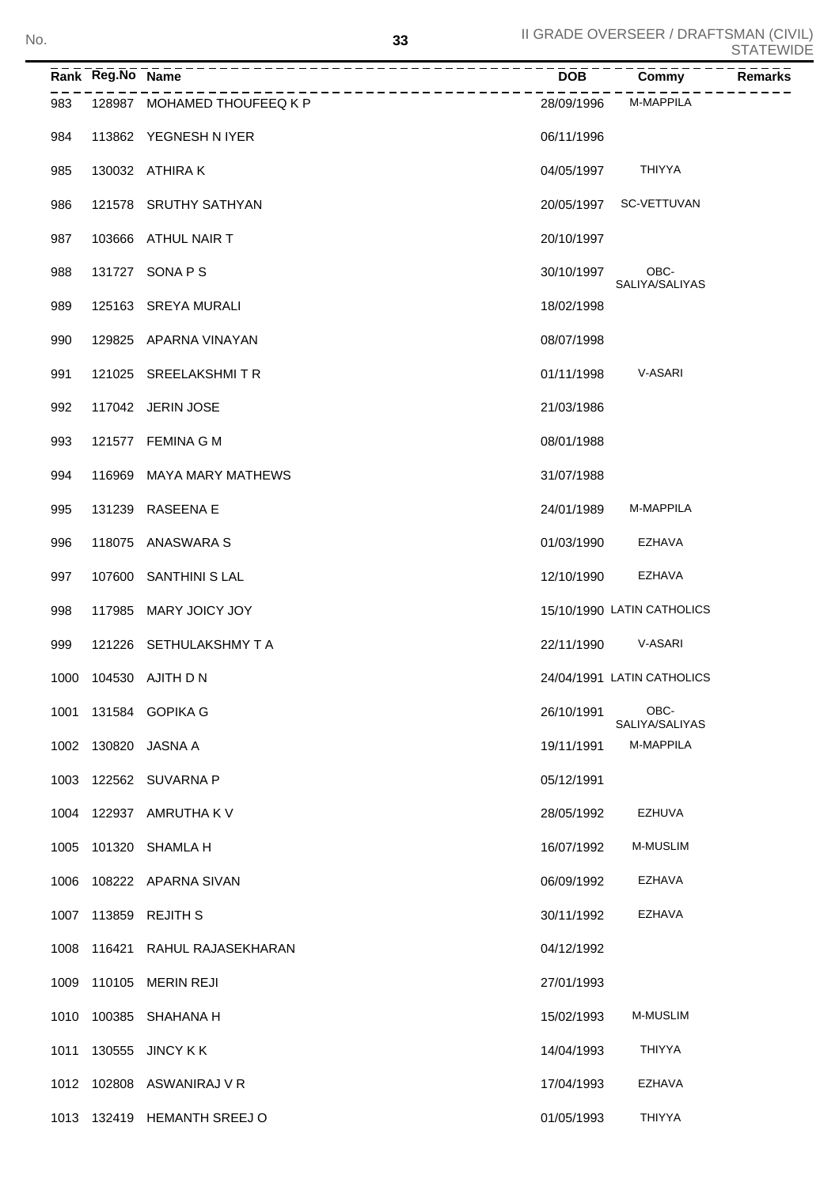| Rank | Reg.No | Name | DOB | Commy | Remarks |
|---|---|---|---|---|---|
| 983 | 128987 | MOHAMED THOUFEEQ K P | 28/09/1996 | M-MAPPILA | |
| 984 | 113862 | YEGNESH N IYER | 06/11/1996 | | |
| 985 | 130032 | ATHIRA K | 04/05/1997 | THIYYA | |
| 986 | 121578 | SRUTHY SATHYAN | 20/05/1997 | SC-VETTUVAN | |
| 987 | 103666 | ATHUL NAIR T | 20/10/1997 | | |
| 988 | 131727 | SONA P S | 30/10/1997 | OBC-SALIYA/SALIYAS | |
| 989 | 125163 | SREYA MURALI | 18/02/1998 | | |
| 990 | 129825 | APARNA VINAYAN | 08/07/1998 | | |
| 991 | 121025 | SREELAKSHMI T R | 01/11/1998 | V-ASARI | |
| 992 | 117042 | JERIN JOSE | 21/03/1986 | | |
| 993 | 121577 | FEMINA G M | 08/01/1988 | | |
| 994 | 116969 | MAYA MARY MATHEWS | 31/07/1988 | | |
| 995 | 131239 | RASEENA E | 24/01/1989 | M-MAPPILA | |
| 996 | 118075 | ANASWARA S | 01/03/1990 | EZHAVA | |
| 997 | 107600 | SANTHINI S LAL | 12/10/1990 | EZHAVA | |
| 998 | 117985 | MARY JOICY JOY | 15/10/1990 | LATIN CATHOLICS | |
| 999 | 121226 | SETHULAKSHMY T A | 22/11/1990 | V-ASARI | |
| 1000 | 104530 | AJITH D N | 24/04/1991 | LATIN CATHOLICS | |
| 1001 | 131584 | GOPIKA G | 26/10/1991 | OBC-SALIYA/SALIYAS | |
| 1002 | 130820 | JASNA A | 19/11/1991 | M-MAPPILA | |
| 1003 | 122562 | SUVARNA P | 05/12/1991 | | |
| 1004 | 122937 | AMRUTHA K V | 28/05/1992 | EZHUVA | |
| 1005 | 101320 | SHAMLA H | 16/07/1992 | M-MUSLIM | |
| 1006 | 108222 | APARNA SIVAN | 06/09/1992 | EZHAVA | |
| 1007 | 113859 | REJITH S | 30/11/1992 | EZHAVA | |
| 1008 | 116421 | RAHUL RAJASEKHARAN | 04/12/1992 | | |
| 1009 | 110105 | MERIN REJI | 27/01/1993 | | |
| 1010 | 100385 | SHAHANA H | 15/02/1993 | M-MUSLIM | |
| 1011 | 130555 | JINCY K K | 14/04/1993 | THIYYA | |
| 1012 | 102808 | ASWANIRAJ V R | 17/04/1993 | EZHAVA | |
| 1013 | 132419 | HEMANTH SREEJ O | 01/05/1993 | THIYYA | |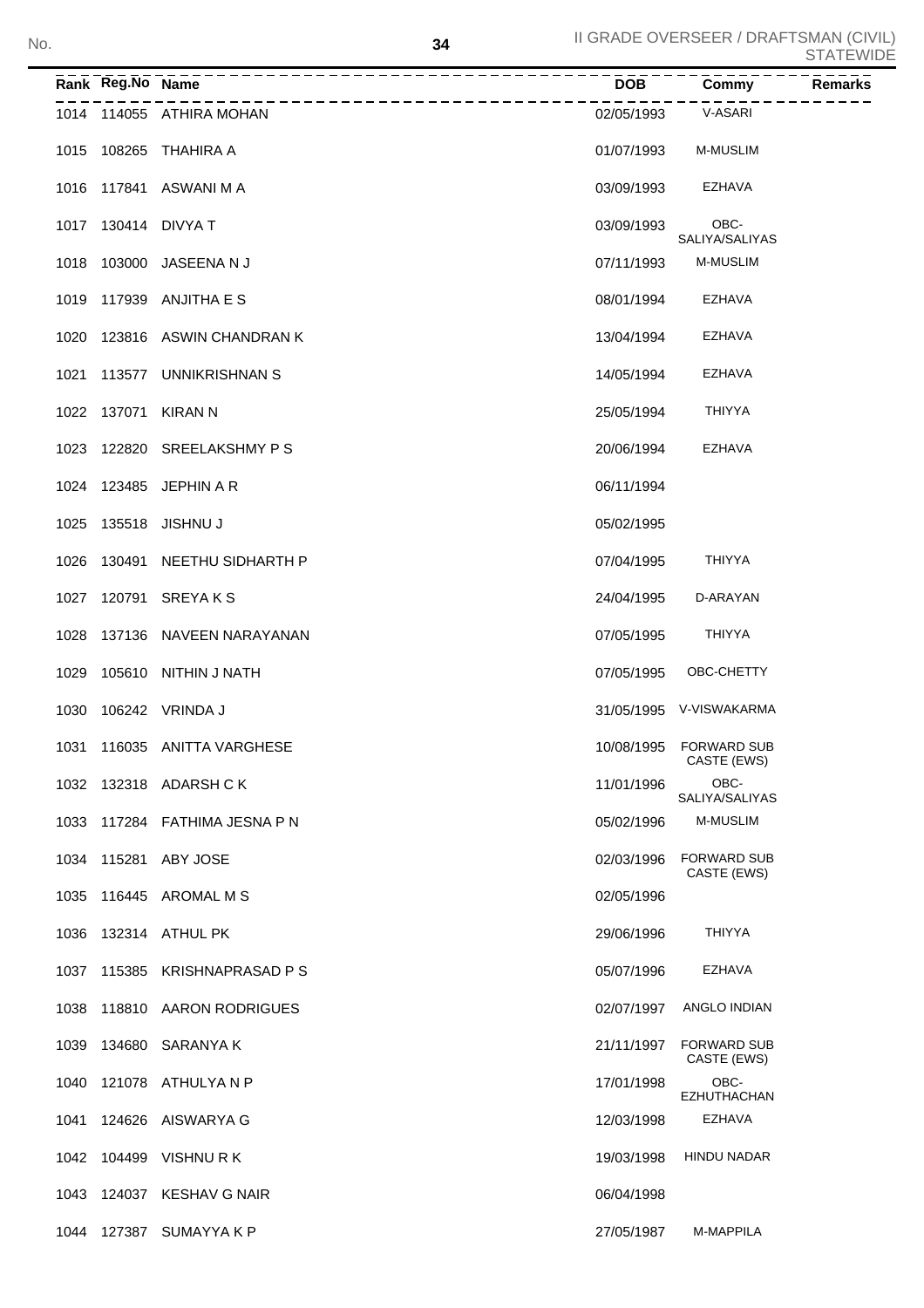| Rank | Reg.No | Name | DOB | Commy | Remarks |
|---|---|---|---|---|---|
| 1014 | 114055 | ATHIRA MOHAN | 02/05/1993 | V-ASARI | |
| 1015 | 108265 | THAHIRA A | 01/07/1993 | M-MUSLIM | |
| 1016 | 117841 | ASWANI M A | 03/09/1993 | EZHAVA | |
| 1017 | 130414 | DIVYA T | 03/09/1993 | OBC-SALIYA/SALIYAS | |
| 1018 | 103000 | JASEENA N J | 07/11/1993 | M-MUSLIM | |
| 1019 | 117939 | ANJITHA E S | 08/01/1994 | EZHAVA | |
| 1020 | 123816 | ASWIN CHANDRAN K | 13/04/1994 | EZHAVA | |
| 1021 | 113577 | UNNIKRISHNAN S | 14/05/1994 | EZHAVA | |
| 1022 | 137071 | KIRAN N | 25/05/1994 | THIYYA | |
| 1023 | 122820 | SREELAKSHMY P S | 20/06/1994 | EZHAVA | |
| 1024 | 123485 | JEPHIN A R | 06/11/1994 | | |
| 1025 | 135518 | JISHNU J | 05/02/1995 | | |
| 1026 | 130491 | NEETHU SIDHARTH P | 07/04/1995 | THIYYA | |
| 1027 | 120791 | SREYA K S | 24/04/1995 | D-ARAYAN | |
| 1028 | 137136 | NAVEEN NARAYANAN | 07/05/1995 | THIYYA | |
| 1029 | 105610 | NITHIN J NATH | 07/05/1995 | OBC-CHETTY | |
| 1030 | 106242 | VRINDA J | 31/05/1995 | V-VISWAKARMA | |
| 1031 | 116035 | ANITTA VARGHESE | 10/08/1995 | FORWARD SUB CASTE (EWS) | |
| 1032 | 132318 | ADARSH C K | 11/01/1996 | OBC-SALIYA/SALIYAS | |
| 1033 | 117284 | FATHIMA JESNA P N | 05/02/1996 | M-MUSLIM | |
| 1034 | 115281 | ABY JOSE | 02/03/1996 | FORWARD SUB CASTE (EWS) | |
| 1035 | 116445 | AROMAL M S | 02/05/1996 | | |
| 1036 | 132314 | ATHUL PK | 29/06/1996 | THIYYA | |
| 1037 | 115385 | KRISHNAPRASAD P S | 05/07/1996 | EZHAVA | |
| 1038 | 118810 | AARON RODRIGUES | 02/07/1997 | ANGLO INDIAN | |
| 1039 | 134680 | SARANYA K | 21/11/1997 | FORWARD SUB CASTE (EWS) | |
| 1040 | 121078 | ATHULYA N P | 17/01/1998 | OBC-EZHUTHACHAN | |
| 1041 | 124626 | AISWARYA G | 12/03/1998 | EZHAVA | |
| 1042 | 104499 | VISHNU R K | 19/03/1998 | HINDU NADAR | |
| 1043 | 124037 | KESHAV G NAIR | 06/04/1998 | | |
| 1044 | 127387 | SUMAYYA K P | 27/05/1987 | M-MAPPILA | |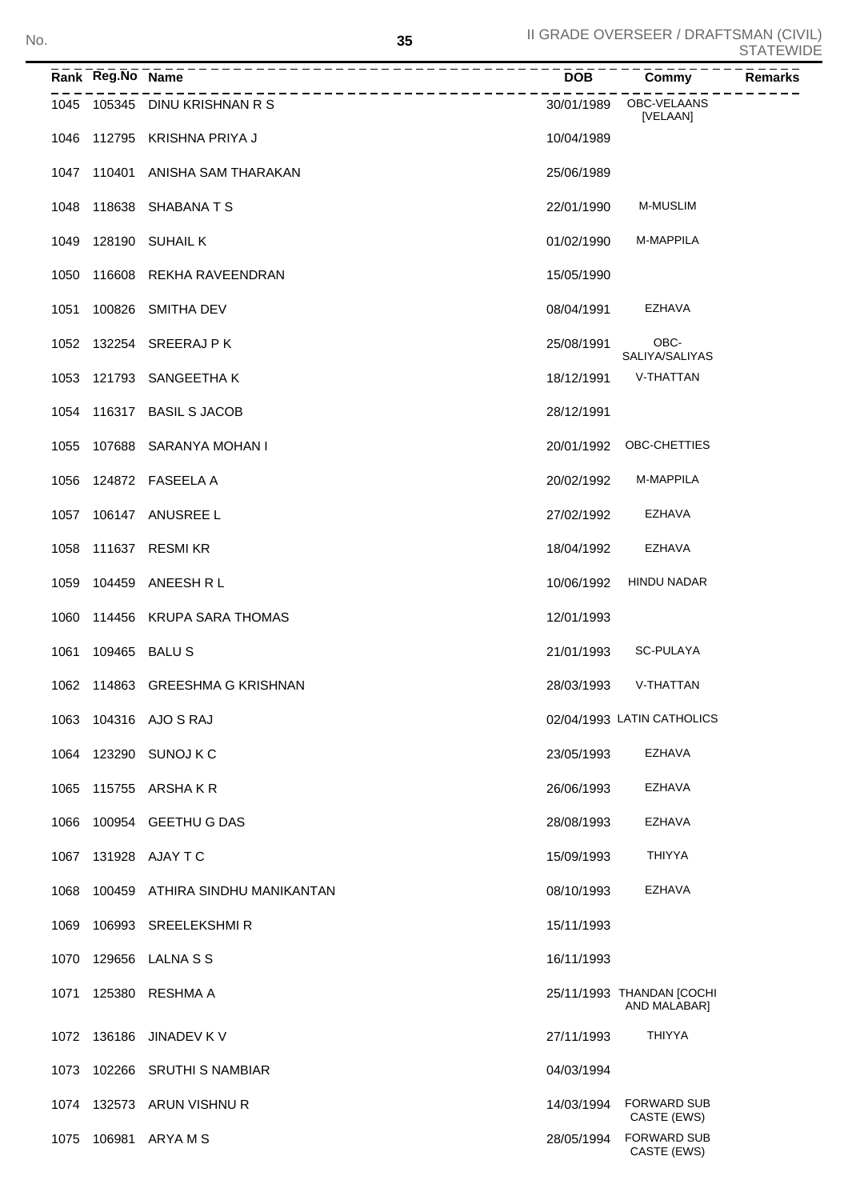| Rank | Reg.No | Name | DOB | Commy | Remarks |
|---|---|---|---|---|---|
| 1045 | 105345 | DINU KRISHNAN R S | 30/01/1989 | OBC-VELAANS [VELAAN] | |
| 1046 | 112795 | KRISHNA PRIYA J | 10/04/1989 | | |
| 1047 | 110401 | ANISHA SAM THARAKAN | 25/06/1989 | | |
| 1048 | 118638 | SHABANA T S | 22/01/1990 | M-MUSLIM | |
| 1049 | 128190 | SUHAIL K | 01/02/1990 | M-MAPPILA | |
| 1050 | 116608 | REKHA RAVEENDRAN | 15/05/1990 | | |
| 1051 | 100826 | SMITHA DEV | 08/04/1991 | EZHAVA | |
| 1052 | 132254 | SREERAJ P K | 25/08/1991 | OBC-SALIYA/SALIYAS | |
| 1053 | 121793 | SANGEETHA K | 18/12/1991 | V-THATTAN | |
| 1054 | 116317 | BASIL S JACOB | 28/12/1991 | | |
| 1055 | 107688 | SARANYA MOHAN I | 20/01/1992 | OBC-CHETTIES | |
| 1056 | 124872 | FASEELA A | 20/02/1992 | M-MAPPILA | |
| 1057 | 106147 | ANUSREE L | 27/02/1992 | EZHAVA | |
| 1058 | 111637 | RESMI KR | 18/04/1992 | EZHAVA | |
| 1059 | 104459 | ANEESH R L | 10/06/1992 | HINDU NADAR | |
| 1060 | 114456 | KRUPA SARA THOMAS | 12/01/1993 | | |
| 1061 | 109465 | BALU S | 21/01/1993 | SC-PULAYA | |
| 1062 | 114863 | GREESHMA G KRISHNAN | 28/03/1993 | V-THATTAN | |
| 1063 | 104316 | AJO S RAJ | 02/04/1993 | LATIN CATHOLICS | |
| 1064 | 123290 | SUNOJ K C | 23/05/1993 | EZHAVA | |
| 1065 | 115755 | ARSHA K R | 26/06/1993 | EZHAVA | |
| 1066 | 100954 | GEETHU G DAS | 28/08/1993 | EZHAVA | |
| 1067 | 131928 | AJAY T C | 15/09/1993 | THIYYA | |
| 1068 | 100459 | ATHIRA SINDHU MANIKANTAN | 08/10/1993 | EZHAVA | |
| 1069 | 106993 | SREELEKSHMI R | 15/11/1993 | | |
| 1070 | 129656 | LALNA S S | 16/11/1993 | | |
| 1071 | 125380 | RESHMA A | 25/11/1993 | THANDAN [COCHI AND MALABAR] | |
| 1072 | 136186 | JINADEV K V | 27/11/1993 | THIYYA | |
| 1073 | 102266 | SRUTHI S NAMBIAR | 04/03/1994 | | |
| 1074 | 132573 | ARUN VISHNU R | 14/03/1994 | FORWARD SUB CASTE (EWS) | |
| 1075 | 106981 | ARYA M S | 28/05/1994 | FORWARD SUB CASTE (EWS) | |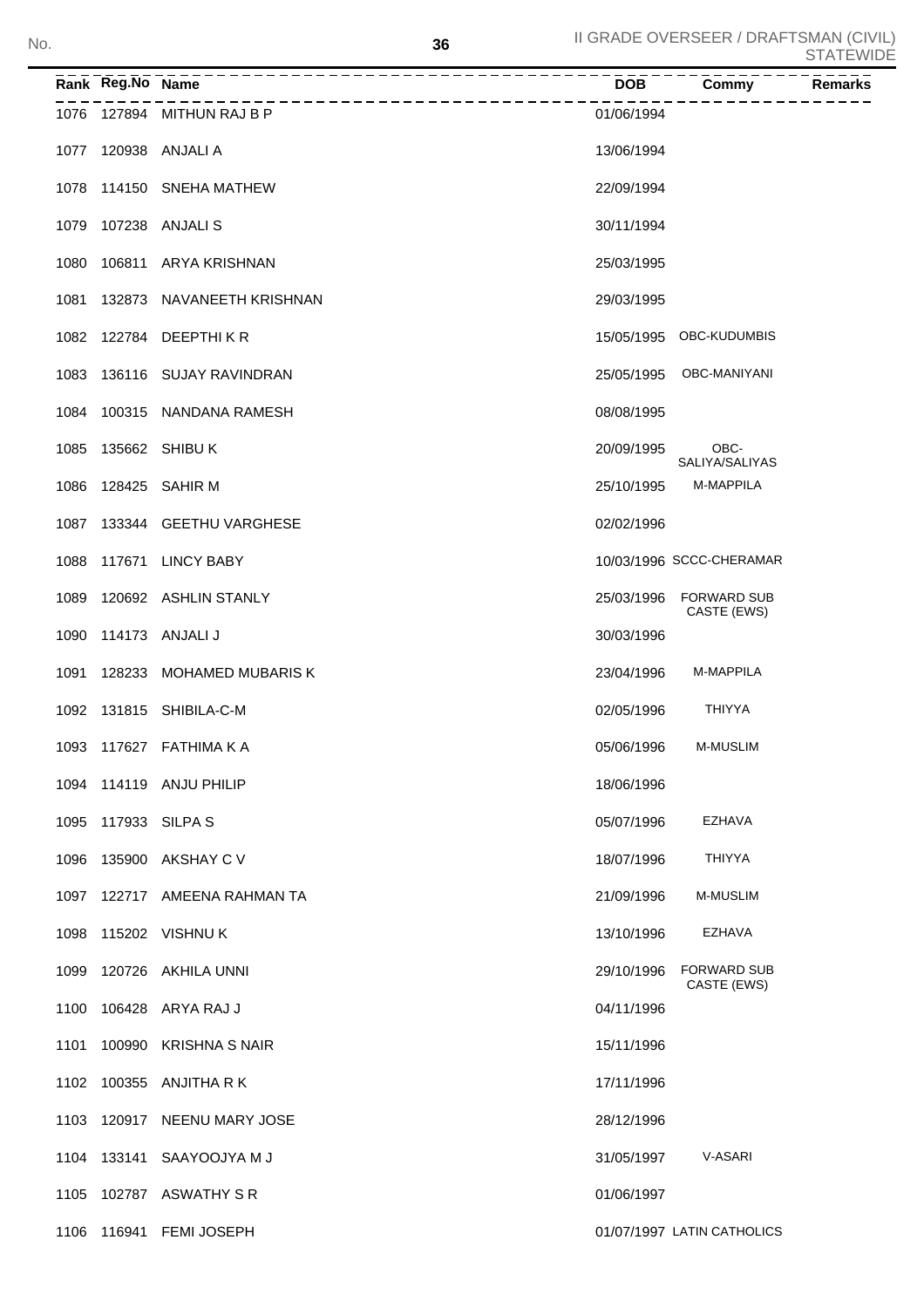| Rank | Reg.No | Name | DOB | Commy | Remarks |
|---|---|---|---|---|---|
| 1076 | 127894 | MITHUN RAJ B P | 01/06/1994 | | |
| 1077 | 120938 | ANJALI A | 13/06/1994 | | |
| 1078 | 114150 | SNEHA MATHEW | 22/09/1994 | | |
| 1079 | 107238 | ANJALI S | 30/11/1994 | | |
| 1080 | 106811 | ARYA KRISHNAN | 25/03/1995 | | |
| 1081 | 132873 | NAVANEETH KRISHNAN | 29/03/1995 | | |
| 1082 | 122784 | DEEPTHI K R | 15/05/1995 | OBC-KUDUMBIS | |
| 1083 | 136116 | SUJAY RAVINDRAN | 25/05/1995 | OBC-MANIYANI | |
| 1084 | 100315 | NANDANA RAMESH | 08/08/1995 | | |
| 1085 | 135662 | SHIBU K | 20/09/1995 | OBC-SALIYA/SALIYAS | |
| 1086 | 128425 | SAHIR M | 25/10/1995 | M-MAPPILA | |
| 1087 | 133344 | GEETHU VARGHESE | 02/02/1996 | | |
| 1088 | 117671 | LINCY BABY | 10/03/1996 | SCCC-CHERAMAR | |
| 1089 | 120692 | ASHLIN STANLY | 25/03/1996 | FORWARD SUB CASTE (EWS) | |
| 1090 | 114173 | ANJALI J | 30/03/1996 | | |
| 1091 | 128233 | MOHAMED MUBARIS K | 23/04/1996 | M-MAPPILA | |
| 1092 | 131815 | SHIBILA-C-M | 02/05/1996 | THIYYA | |
| 1093 | 117627 | FATHIMA K A | 05/06/1996 | M-MUSLIM | |
| 1094 | 114119 | ANJU PHILIP | 18/06/1996 | | |
| 1095 | 117933 | SILPA S | 05/07/1996 | EZHAVA | |
| 1096 | 135900 | AKSHAY C V | 18/07/1996 | THIYYA | |
| 1097 | 122717 | AMEENA RAHMAN TA | 21/09/1996 | M-MUSLIM | |
| 1098 | 115202 | VISHNU K | 13/10/1996 | EZHAVA | |
| 1099 | 120726 | AKHILA UNNI | 29/10/1996 | FORWARD SUB CASTE (EWS) | |
| 1100 | 106428 | ARYA RAJ J | 04/11/1996 | | |
| 1101 | 100990 | KRISHNA S NAIR | 15/11/1996 | | |
| 1102 | 100355 | ANJITHA R K | 17/11/1996 | | |
| 1103 | 120917 | NEENU MARY JOSE | 28/12/1996 | | |
| 1104 | 133141 | SAAYOOJYA M J | 31/05/1997 | V-ASARI | |
| 1105 | 102787 | ASWATHY S R | 01/06/1997 | | |
| 1106 | 116941 | FEMI JOSEPH | 01/07/1997 | LATIN CATHOLICS | |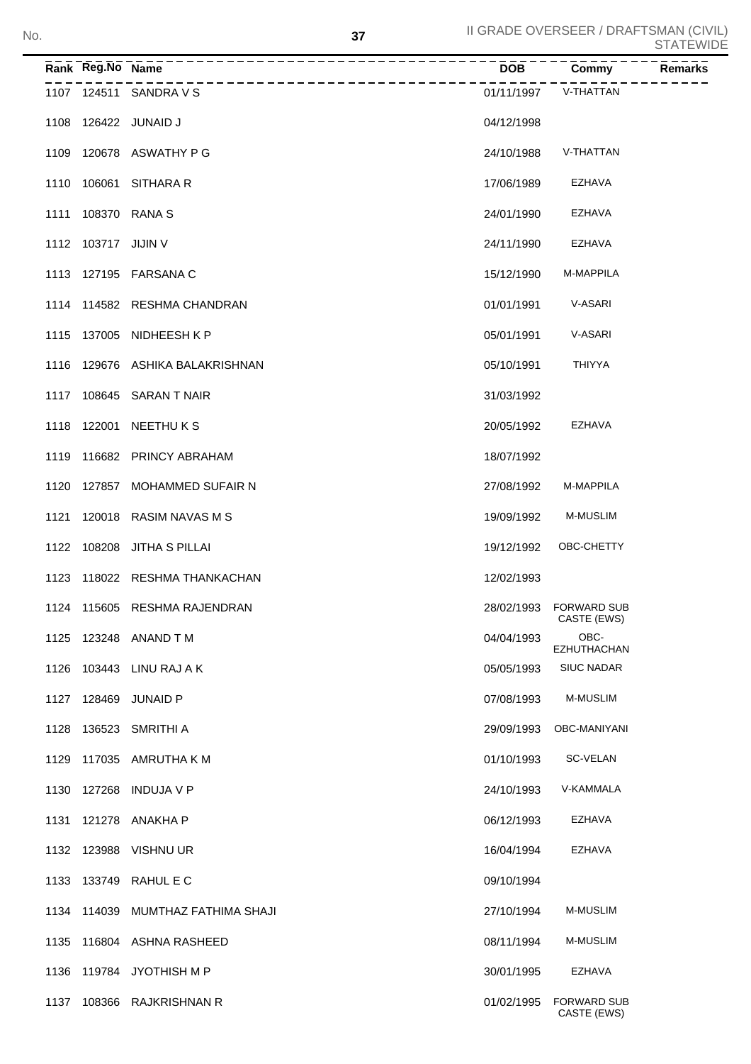| Rank | Reg.No | Name | DOB | Commy | Remarks |
|---|---|---|---|---|---|
| 1107 | 124511 | SANDRA V S | 01/11/1997 | V-THATTAN | |
| 1108 | 126422 | JUNAID J | 04/12/1998 | | |
| 1109 | 120678 | ASWATHY P G | 24/10/1988 | V-THATTAN | |
| 1110 | 106061 | SITHARA R | 17/06/1989 | EZHAVA | |
| 1111 | 108370 | RANA S | 24/01/1990 | EZHAVA | |
| 1112 | 103717 | JIJIN V | 24/11/1990 | EZHAVA | |
| 1113 | 127195 | FARSANA C | 15/12/1990 | M-MAPPILA | |
| 1114 | 114582 | RESHMA CHANDRAN | 01/01/1991 | V-ASARI | |
| 1115 | 137005 | NIDHEESH K P | 05/01/1991 | V-ASARI | |
| 1116 | 129676 | ASHIKA BALAKRISHNAN | 05/10/1991 | THIYYA | |
| 1117 | 108645 | SARAN T NAIR | 31/03/1992 | | |
| 1118 | 122001 | NEETHU K S | 20/05/1992 | EZHAVA | |
| 1119 | 116682 | PRINCY ABRAHAM | 18/07/1992 | | |
| 1120 | 127857 | MOHAMMED SUFAIR N | 27/08/1992 | M-MAPPILA | |
| 1121 | 120018 | RASIM NAVAS M S | 19/09/1992 | M-MUSLIM | |
| 1122 | 108208 | JITHA S PILLAI | 19/12/1992 | OBC-CHETTY | |
| 1123 | 118022 | RESHMA THANKACHAN | 12/02/1993 | | |
| 1124 | 115605 | RESHMA RAJENDRAN | 28/02/1993 | FORWARD SUB CASTE (EWS) | |
| 1125 | 123248 | ANAND T M | 04/04/1993 | OBC-EZHUTHACHAN | |
| 1126 | 103443 | LINU RAJ A K | 05/05/1993 | SIUC NADAR | |
| 1127 | 128469 | JUNAID P | 07/08/1993 | M-MUSLIM | |
| 1128 | 136523 | SMRITHI A | 29/09/1993 | OBC-MANIYANI | |
| 1129 | 117035 | AMRUTHA K M | 01/10/1993 | SC-VELAN | |
| 1130 | 127268 | INDUJA V P | 24/10/1993 | V-KAMMALA | |
| 1131 | 121278 | ANAKHA P | 06/12/1993 | EZHAVA | |
| 1132 | 123988 | VISHNU UR | 16/04/1994 | EZHAVA | |
| 1133 | 133749 | RAHUL E C | 09/10/1994 | | |
| 1134 | 114039 | MUMTHAZ FATHIMA SHAJI | 27/10/1994 | M-MUSLIM | |
| 1135 | 116804 | ASHNA RASHEED | 08/11/1994 | M-MUSLIM | |
| 1136 | 119784 | JYOTHISH M P | 30/01/1995 | EZHAVA | |
| 1137 | 108366 | RAJKRISHNAN R | 01/02/1995 | FORWARD SUB CASTE (EWS) | |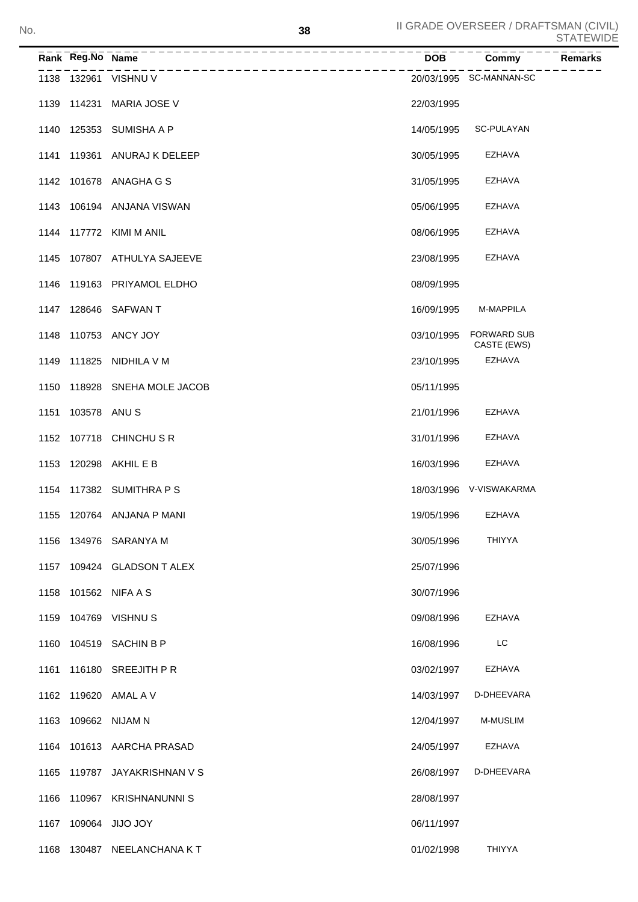| Rank | Reg.No | Name | DOB | Commy | Remarks |
|---|---|---|---|---|---|
| 1138 | 132961 | VISHNU V | 20/03/1995 | SC-MANNAN-SC | |
| 1139 | 114231 | MARIA JOSE V | 22/03/1995 | | |
| 1140 | 125353 | SUMISHA A P | 14/05/1995 | SC-PULAYAN | |
| 1141 | 119361 | ANURAJ K DELEEP | 30/05/1995 | EZHAVA | |
| 1142 | 101678 | ANAGHA G S | 31/05/1995 | EZHAVA | |
| 1143 | 106194 | ANJANA VISWAN | 05/06/1995 | EZHAVA | |
| 1144 | 117772 | KIMI M ANIL | 08/06/1995 | EZHAVA | |
| 1145 | 107807 | ATHULYA SAJEEVE | 23/08/1995 | EZHAVA | |
| 1146 | 119163 | PRIYAMOL ELDHO | 08/09/1995 | | |
| 1147 | 128646 | SAFWAN T | 16/09/1995 | M-MAPPILA | |
| 1148 | 110753 | ANCY JOY | 03/10/1995 | FORWARD SUB CASTE (EWS) | |
| 1149 | 111825 | NIDHILA V M | 23/10/1995 | EZHAVA | |
| 1150 | 118928 | SNEHA MOLE JACOB | 05/11/1995 | | |
| 1151 | 103578 | ANU S | 21/01/1996 | EZHAVA | |
| 1152 | 107718 | CHINCHU S R | 31/01/1996 | EZHAVA | |
| 1153 | 120298 | AKHIL E B | 16/03/1996 | EZHAVA | |
| 1154 | 117382 | SUMITHRA P S | 18/03/1996 | V-VISWAKARMA | |
| 1155 | 120764 | ANJANA P MANI | 19/05/1996 | EZHAVA | |
| 1156 | 134976 | SARANYA M | 30/05/1996 | THIYYA | |
| 1157 | 109424 | GLADSON T ALEX | 25/07/1996 | | |
| 1158 | 101562 | NIFA A S | 30/07/1996 | | |
| 1159 | 104769 | VISHNU S | 09/08/1996 | EZHAVA | |
| 1160 | 104519 | SACHIN B P | 16/08/1996 | LC | |
| 1161 | 116180 | SREEJITH P R | 03/02/1997 | EZHAVA | |
| 1162 | 119620 | AMAL A V | 14/03/1997 | D-DHEEVARA | |
| 1163 | 109662 | NIJAM N | 12/04/1997 | M-MUSLIM | |
| 1164 | 101613 | AARCHA PRASAD | 24/05/1997 | EZHAVA | |
| 1165 | 119787 | JAYAKRISHNAN V S | 26/08/1997 | D-DHEEVARA | |
| 1166 | 110967 | KRISHNANUNNI S | 28/08/1997 | | |
| 1167 | 109064 | JIJO JOY | 06/11/1997 | | |
| 1168 | 130487 | NEELANCHANA K T | 01/02/1998 | THIYYA | |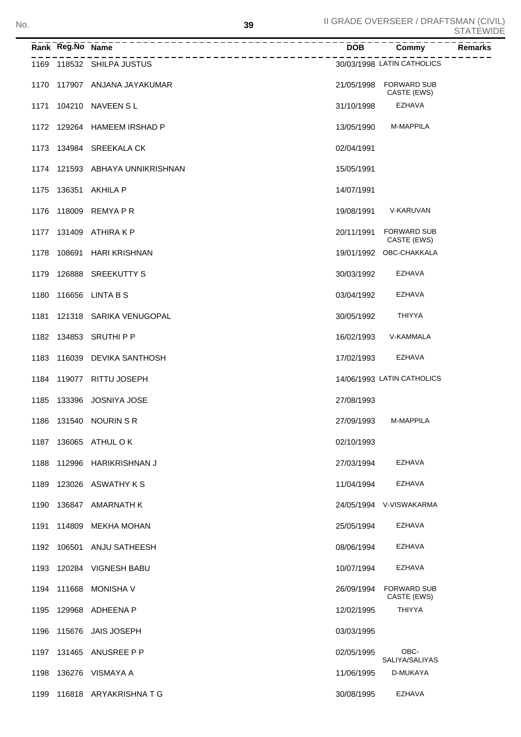| Rank | Reg.No | Name | DOB | Commy | Remarks |
|---|---|---|---|---|---|
| 1169 | 118532 | SHILPA JUSTUS | 30/03/1998 | LATIN CATHOLICS | |
| 1170 | 117907 | ANJANA JAYAKUMAR | 21/05/1998 | FORWARD SUB CASTE (EWS) | |
| 1171 | 104210 | NAVEEN S L | 31/10/1998 | EZHAVA | |
| 1172 | 129264 | HAMEEM IRSHAD P | 13/05/1990 | M-MAPPILA | |
| 1173 | 134984 | SREEKALA CK | 02/04/1991 | | |
| 1174 | 121593 | ABHAYA UNNIKRISHNAN | 15/05/1991 | | |
| 1175 | 136351 | AKHILA P | 14/07/1991 | | |
| 1176 | 118009 | REMYA P R | 19/08/1991 | V-KARUVAN | |
| 1177 | 131409 | ATHIRA K P | 20/11/1991 | FORWARD SUB CASTE (EWS) | |
| 1178 | 108691 | HARI KRISHNAN | 19/01/1992 | OBC-CHAKKALA | |
| 1179 | 126888 | SREEKUTTY S | 30/03/1992 | EZHAVA | |
| 1180 | 116656 | LINTA B S | 03/04/1992 | EZHAVA | |
| 1181 | 121318 | SARIKA VENUGOPAL | 30/05/1992 | THIYYA | |
| 1182 | 134853 | SRUTHI P P | 16/02/1993 | V-KAMMALA | |
| 1183 | 116039 | DEVIKA SANTHOSH | 17/02/1993 | EZHAVA | |
| 1184 | 119077 | RITTU JOSEPH | 14/06/1993 | LATIN CATHOLICS | |
| 1185 | 133396 | JOSNIYA JOSE | 27/08/1993 | | |
| 1186 | 131540 | NOURIN S R | 27/09/1993 | M-MAPPILA | |
| 1187 | 136065 | ATHUL O K | 02/10/1993 | | |
| 1188 | 112996 | HARIKRISHNAN J | 27/03/1994 | EZHAVA | |
| 1189 | 123026 | ASWATHY K S | 11/04/1994 | EZHAVA | |
| 1190 | 136847 | AMARNATH K | 24/05/1994 | V-VISWAKARMA | |
| 1191 | 114809 | MEKHA MOHAN | 25/05/1994 | EZHAVA | |
| 1192 | 106501 | ANJU SATHEESH | 08/06/1994 | EZHAVA | |
| 1193 | 120284 | VIGNESH BABU | 10/07/1994 | EZHAVA | |
| 1194 | 111668 | MONISHA V | 26/09/1994 | FORWARD SUB CASTE (EWS) | |
| 1195 | 129968 | ADHEENA P | 12/02/1995 | THIYYA | |
| 1196 | 115676 | JAIS JOSEPH | 03/03/1995 | | |
| 1197 | 131465 | ANUSREE P P | 02/05/1995 | OBC-SALIYA/SALIYAS | |
| 1198 | 136276 | VISMAYA A | 11/06/1995 | D-MUKAYA | |
| 1199 | 116818 | ARYAKRISHNA T G | 30/08/1995 | EZHAVA | |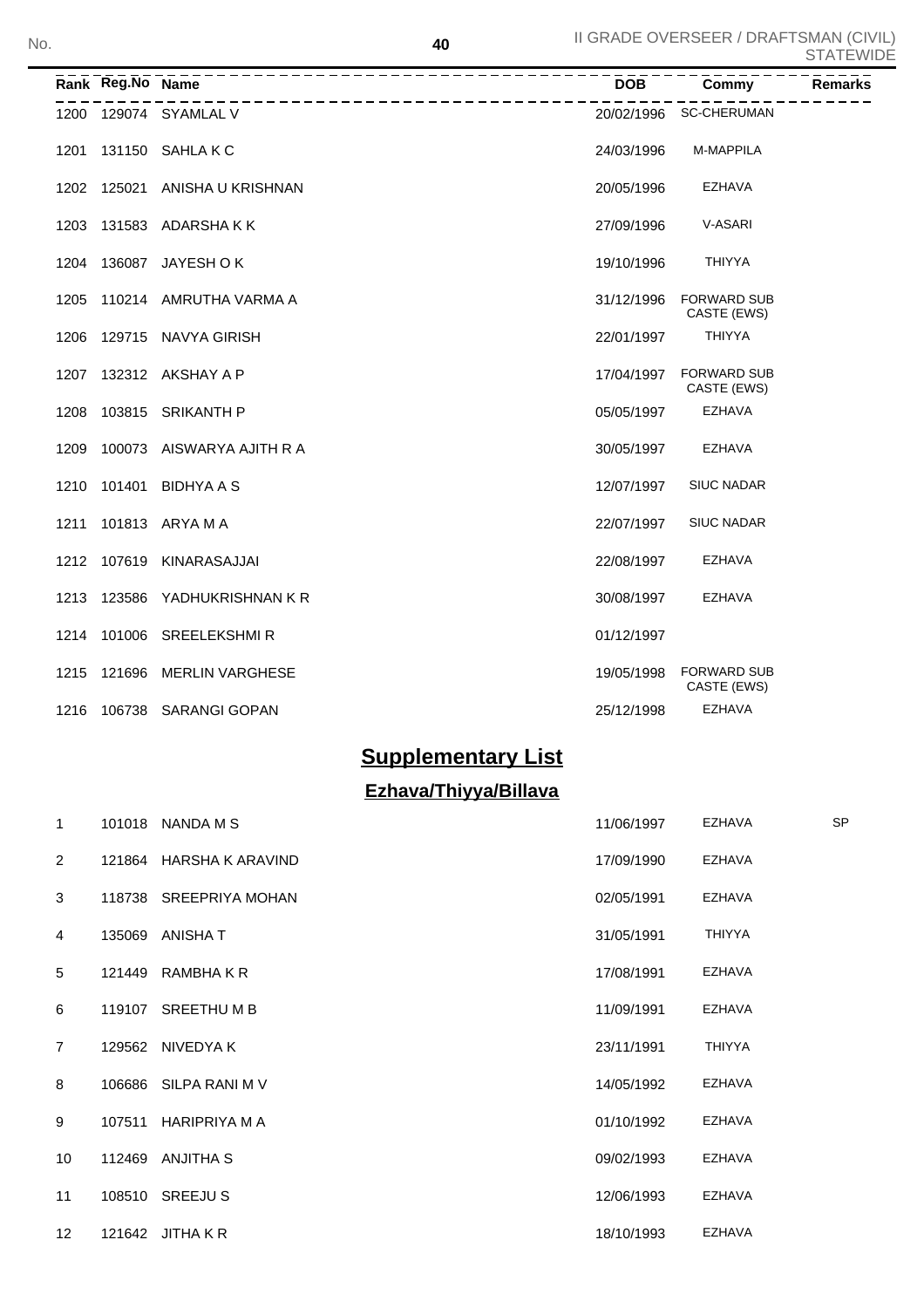| Rank | Reg.No | Name | DOB | Commy | Remarks |
|---|---|---|---|---|---|
| 1200 | 129074 | SYAMLAL V | 20/02/1996 | SC-CHERUMAN | |
| 1201 | 131150 | SAHLA K C | 24/03/1996 | M-MAPPILA | |
| 1202 | 125021 | ANISHA U KRISHNAN | 20/05/1996 | EZHAVA | |
| 1203 | 131583 | ADARSHA K K | 27/09/1996 | V-ASARI | |
| 1204 | 136087 | JAYESH O K | 19/10/1996 | THIYYA | |
| 1205 | 110214 | AMRUTHA VARMA A | 31/12/1996 | FORWARD SUB CASTE (EWS) | |
| 1206 | 129715 | NAVYA GIRISH | 22/01/1997 | THIYYA | |
| 1207 | 132312 | AKSHAY A P | 17/04/1997 | FORWARD SUB CASTE (EWS) | |
| 1208 | 103815 | SRIKANTH P | 05/05/1997 | EZHAVA | |
| 1209 | 100073 | AISWARYA AJITH R A | 30/05/1997 | EZHAVA | |
| 1210 | 101401 | BIDHYA A S | 12/07/1997 | SIUC NADAR | |
| 1211 | 101813 | ARYA M A | 22/07/1997 | SIUC NADAR | |
| 1212 | 107619 | KINARASAJJAI | 22/08/1997 | EZHAVA | |
| 1213 | 123586 | YADHUKRISHNAN K R | 30/08/1997 | EZHAVA | |
| 1214 | 101006 | SREELEKSHMI R | 01/12/1997 | | |
| 1215 | 121696 | MERLIN VARGHESE | 19/05/1998 | FORWARD SUB CASTE (EWS) | |
| 1216 | 106738 | SARANGI GOPAN | 25/12/1998 | EZHAVA | |

## Supplementary List

### Ezhava/Thiyya/Billava

| Rank | Reg.No | Name | DOB | Commy | Remarks |
|---|---|---|---|---|---|
| 1 | 101018 | NANDA M S | 11/06/1997 | EZHAVA | SP |
| 2 | 121864 | HARSHA K ARAVIND | 17/09/1990 | EZHAVA | |
| 3 | 118738 | SREEPRIYA MOHAN | 02/05/1991 | EZHAVA | |
| 4 | 135069 | ANISHA T | 31/05/1991 | THIYYA | |
| 5 | 121449 | RAMBHA K R | 17/08/1991 | EZHAVA | |
| 6 | 119107 | SREETHU M B | 11/09/1991 | EZHAVA | |
| 7 | 129562 | NIVEDYA K | 23/11/1991 | THIYYA | |
| 8 | 106686 | SILPA RANI M V | 14/05/1992 | EZHAVA | |
| 9 | 107511 | HARIPRIYA M A | 01/10/1992 | EZHAVA | |
| 10 | 112469 | ANJITHA S | 09/02/1993 | EZHAVA | |
| 11 | 108510 | SREEJU S | 12/06/1993 | EZHAVA | |
| 12 | 121642 | JITHA K R | 18/10/1993 | EZHAVA | |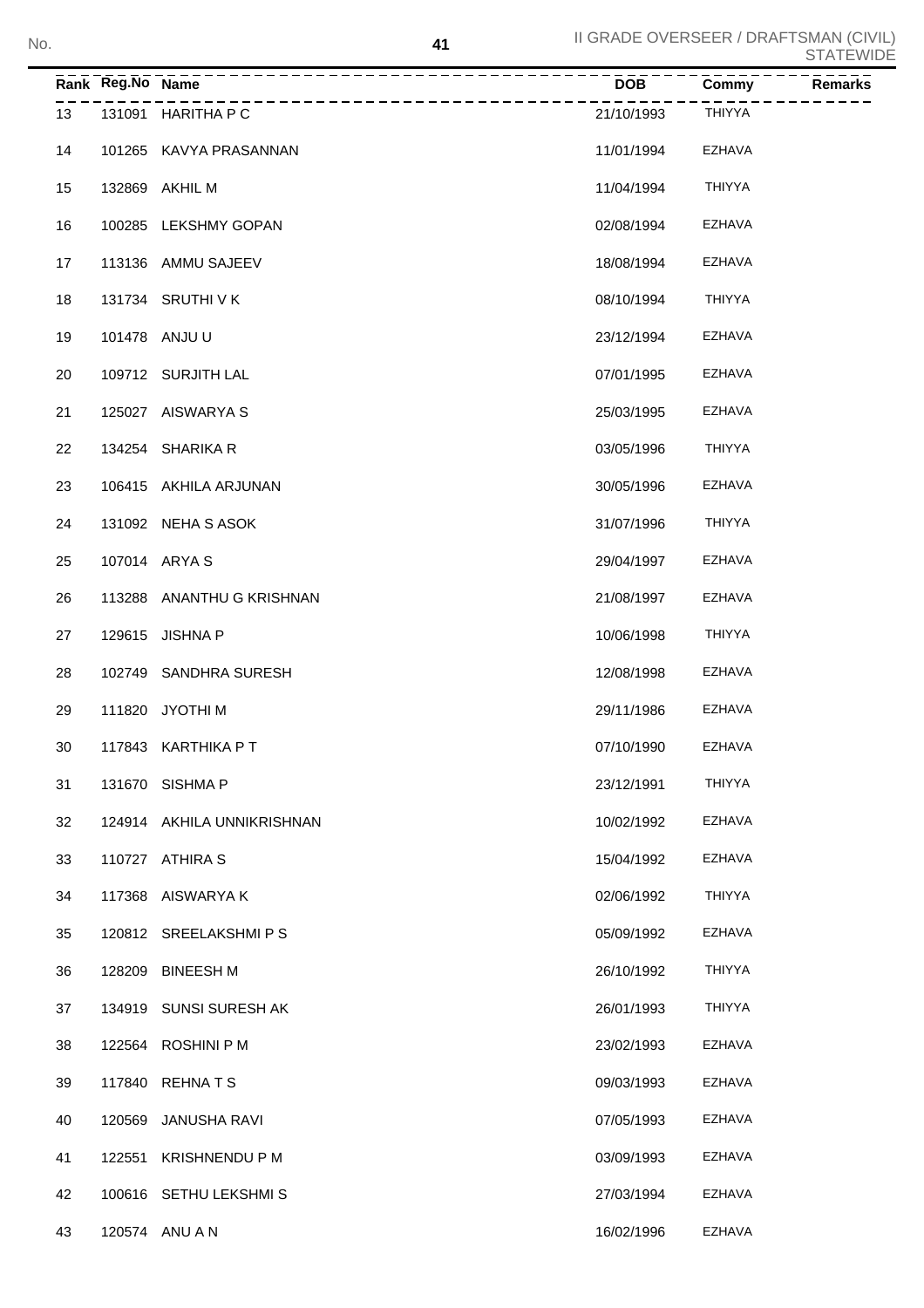II GRADE OVERSEER / DRAFTSMAN (CIVIL) STATEWIDE

| Rank | Reg.No | Name | DOB | Commy | Remarks |
|---|---|---|---|---|---|
| 13 | 131091 | HARITHA P C | 21/10/1993 | THIYYA | |
| 14 | 101265 | KAVYA PRASANNAN | 11/01/1994 | EZHAVA | |
| 15 | 132869 | AKHIL M | 11/04/1994 | THIYYA | |
| 16 | 100285 | LEKSHMY GOPAN | 02/08/1994 | EZHAVA | |
| 17 | 113136 | AMMU SAJEEV | 18/08/1994 | EZHAVA | |
| 18 | 131734 | SRUTHI V K | 08/10/1994 | THIYYA | |
| 19 | 101478 | ANJU U | 23/12/1994 | EZHAVA | |
| 20 | 109712 | SURJITH LAL | 07/01/1995 | EZHAVA | |
| 21 | 125027 | AISWARYA S | 25/03/1995 | EZHAVA | |
| 22 | 134254 | SHARIKA R | 03/05/1996 | THIYYA | |
| 23 | 106415 | AKHILA ARJUNAN | 30/05/1996 | EZHAVA | |
| 24 | 131092 | NEHA S ASOK | 31/07/1996 | THIYYA | |
| 25 | 107014 | ARYA S | 29/04/1997 | EZHAVA | |
| 26 | 113288 | ANANTHU G KRISHNAN | 21/08/1997 | EZHAVA | |
| 27 | 129615 | JISHNA P | 10/06/1998 | THIYYA | |
| 28 | 102749 | SANDHRA SURESH | 12/08/1998 | EZHAVA | |
| 29 | 111820 | JYOTHI M | 29/11/1986 | EZHAVA | |
| 30 | 117843 | KARTHIKA P T | 07/10/1990 | EZHAVA | |
| 31 | 131670 | SISHMA P | 23/12/1991 | THIYYA | |
| 32 | 124914 | AKHILA UNNIKRISHNAN | 10/02/1992 | EZHAVA | |
| 33 | 110727 | ATHIRA S | 15/04/1992 | EZHAVA | |
| 34 | 117368 | AISWARYA K | 02/06/1992 | THIYYA | |
| 35 | 120812 | SREELAKSHMI P S | 05/09/1992 | EZHAVA | |
| 36 | 128209 | BINEESH M | 26/10/1992 | THIYYA | |
| 37 | 134919 | SUNSI SURESH AK | 26/01/1993 | THIYYA | |
| 38 | 122564 | ROSHINI P M | 23/02/1993 | EZHAVA | |
| 39 | 117840 | REHNA T S | 09/03/1993 | EZHAVA | |
| 40 | 120569 | JANUSHA RAVI | 07/05/1993 | EZHAVA | |
| 41 | 122551 | KRISHNENDU P M | 03/09/1993 | EZHAVA | |
| 42 | 100616 | SETHU LEKSHMI S | 27/03/1994 | EZHAVA | |
| 43 | 120574 | ANU A N | 16/02/1996 | EZHAVA | |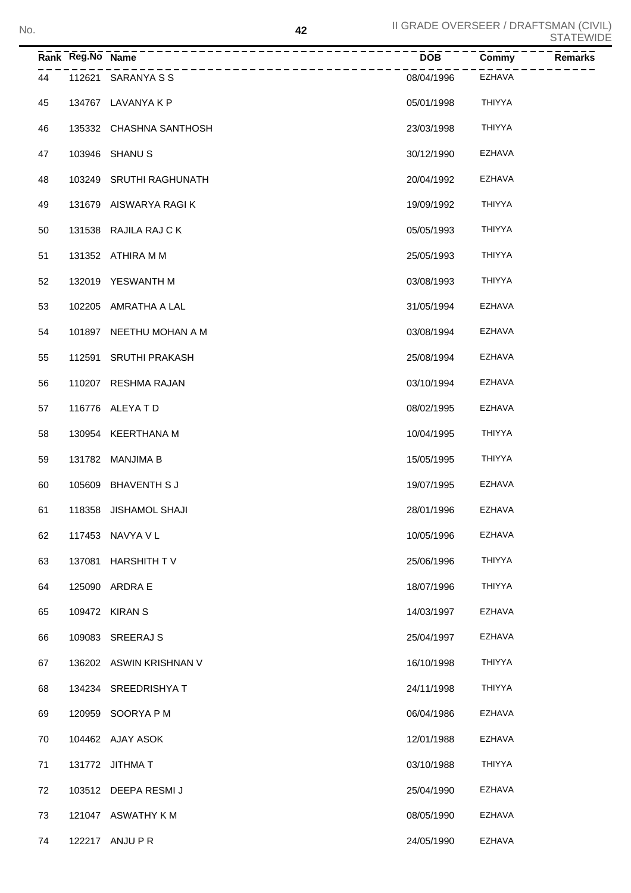| Rank | Reg.No | Name | DOB | Commy | Remarks |
|---|---|---|---|---|---|
| 44 | 112621 | SARANYA S S | 08/04/1996 | EZHAVA | |
| 45 | 134767 | LAVANYA K P | 05/01/1998 | THIYYA | |
| 46 | 135332 | CHASHNA SANTHOSH | 23/03/1998 | THIYYA | |
| 47 | 103946 | SHANU S | 30/12/1990 | EZHAVA | |
| 48 | 103249 | SRUTHI RAGHUNATH | 20/04/1992 | EZHAVA | |
| 49 | 131679 | AISWARYA RAGI K | 19/09/1992 | THIYYA | |
| 50 | 131538 | RAJILA RAJ C K | 05/05/1993 | THIYYA | |
| 51 | 131352 | ATHIRA M M | 25/05/1993 | THIYYA | |
| 52 | 132019 | YESWANTH M | 03/08/1993 | THIYYA | |
| 53 | 102205 | AMRATHA A LAL | 31/05/1994 | EZHAVA | |
| 54 | 101897 | NEETHU MOHAN A M | 03/08/1994 | EZHAVA | |
| 55 | 112591 | SRUTHI PRAKASH | 25/08/1994 | EZHAVA | |
| 56 | 110207 | RESHMA RAJAN | 03/10/1994 | EZHAVA | |
| 57 | 116776 | ALEYA T D | 08/02/1995 | EZHAVA | |
| 58 | 130954 | KEERTHANA M | 10/04/1995 | THIYYA | |
| 59 | 131782 | MANJIMA B | 15/05/1995 | THIYYA | |
| 60 | 105609 | BHAVENTH S J | 19/07/1995 | EZHAVA | |
| 61 | 118358 | JISHAMOL SHAJI | 28/01/1996 | EZHAVA | |
| 62 | 117453 | NAVYA V L | 10/05/1996 | EZHAVA | |
| 63 | 137081 | HARSHITH T V | 25/06/1996 | THIYYA | |
| 64 | 125090 | ARDRA E | 18/07/1996 | THIYYA | |
| 65 | 109472 | KIRAN S | 14/03/1997 | EZHAVA | |
| 66 | 109083 | SREERAJ S | 25/04/1997 | EZHAVA | |
| 67 | 136202 | ASWIN KRISHNAN V | 16/10/1998 | THIYYA | |
| 68 | 134234 | SREEDRISHYA T | 24/11/1998 | THIYYA | |
| 69 | 120959 | SOORYA P M | 06/04/1986 | EZHAVA | |
| 70 | 104462 | AJAY ASOK | 12/01/1988 | EZHAVA | |
| 71 | 131772 | JITHMA T | 03/10/1988 | THIYYA | |
| 72 | 103512 | DEEPA RESMI J | 25/04/1990 | EZHAVA | |
| 73 | 121047 | ASWATHY K M | 08/05/1990 | EZHAVA | |
| 74 | 122217 | ANJU P R | 24/05/1990 | EZHAVA | |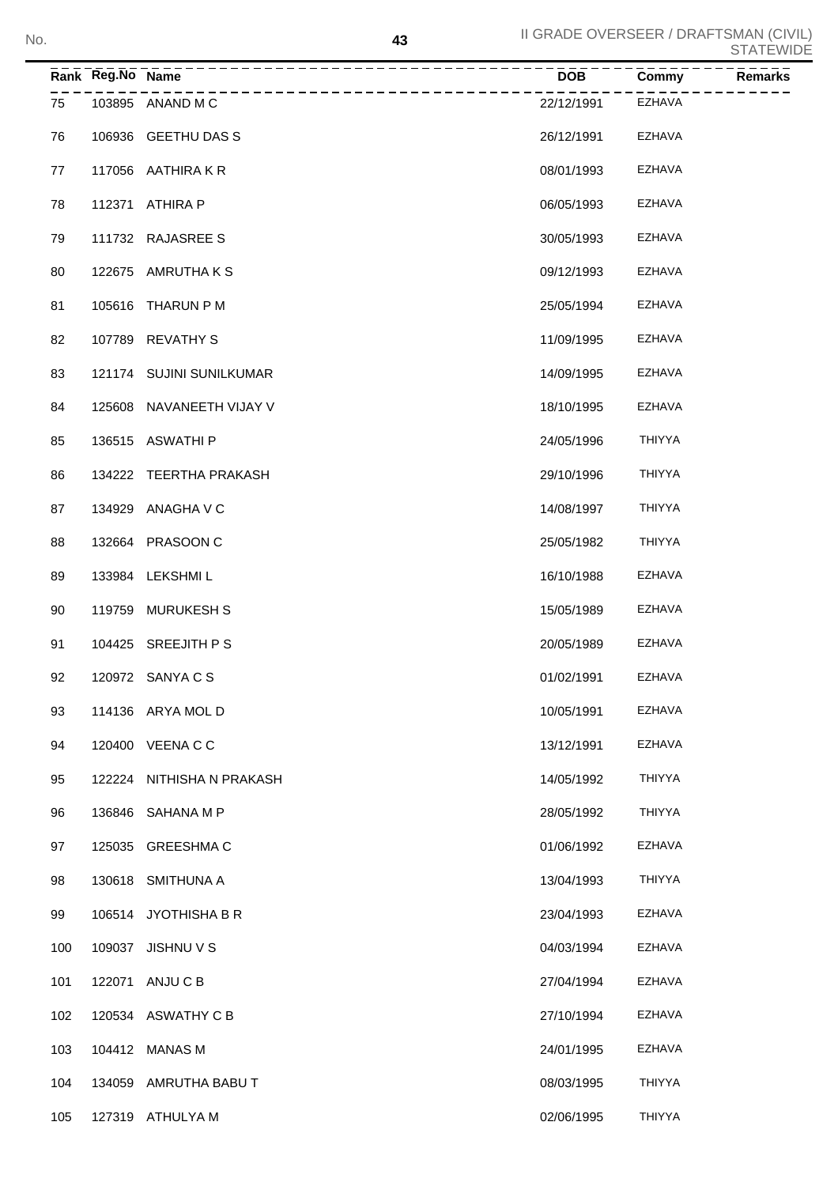II GRADE OVERSEER / DRAFTSMAN (CIVIL) STATEWIDE

| Rank | Reg.No | Name | DOB | Commy | Remarks |
|---|---|---|---|---|---|
| 75 | 103895 | ANAND M C | 22/12/1991 | EZHAVA | |
| 76 | 106936 | GEETHU DAS S | 26/12/1991 | EZHAVA | |
| 77 | 117056 | AATHIRA K R | 08/01/1993 | EZHAVA | |
| 78 | 112371 | ATHIRA P | 06/05/1993 | EZHAVA | |
| 79 | 111732 | RAJASREE S | 30/05/1993 | EZHAVA | |
| 80 | 122675 | AMRUTHA K S | 09/12/1993 | EZHAVA | |
| 81 | 105616 | THARUN P M | 25/05/1994 | EZHAVA | |
| 82 | 107789 | REVATHY S | 11/09/1995 | EZHAVA | |
| 83 | 121174 | SUJINI SUNILKUMAR | 14/09/1995 | EZHAVA | |
| 84 | 125608 | NAVANEETH VIJAY V | 18/10/1995 | EZHAVA | |
| 85 | 136515 | ASWATHI P | 24/05/1996 | THIYYA | |
| 86 | 134222 | TEERTHA PRAKASH | 29/10/1996 | THIYYA | |
| 87 | 134929 | ANAGHA V C | 14/08/1997 | THIYYA | |
| 88 | 132664 | PRASOON C | 25/05/1982 | THIYYA | |
| 89 | 133984 | LEKSHMI L | 16/10/1988 | EZHAVA | |
| 90 | 119759 | MURUKESH S | 15/05/1989 | EZHAVA | |
| 91 | 104425 | SREEJITH P S | 20/05/1989 | EZHAVA | |
| 92 | 120972 | SANYA C S | 01/02/1991 | EZHAVA | |
| 93 | 114136 | ARYA MOL D | 10/05/1991 | EZHAVA | |
| 94 | 120400 | VEENA C C | 13/12/1991 | EZHAVA | |
| 95 | 122224 | NITHISHA N PRAKASH | 14/05/1992 | THIYYA | |
| 96 | 136846 | SAHANA M P | 28/05/1992 | THIYYA | |
| 97 | 125035 | GREESHMA C | 01/06/1992 | EZHAVA | |
| 98 | 130618 | SMITHUNA A | 13/04/1993 | THIYYA | |
| 99 | 106514 | JYOTHISHA B R | 23/04/1993 | EZHAVA | |
| 100 | 109037 | JISHNU V S | 04/03/1994 | EZHAVA | |
| 101 | 122071 | ANJU C B | 27/04/1994 | EZHAVA | |
| 102 | 120534 | ASWATHY C B | 27/10/1994 | EZHAVA | |
| 103 | 104412 | MANAS M | 24/01/1995 | EZHAVA | |
| 104 | 134059 | AMRUTHA BABU T | 08/03/1995 | THIYYA | |
| 105 | 127319 | ATHULYA M | 02/06/1995 | THIYYA | |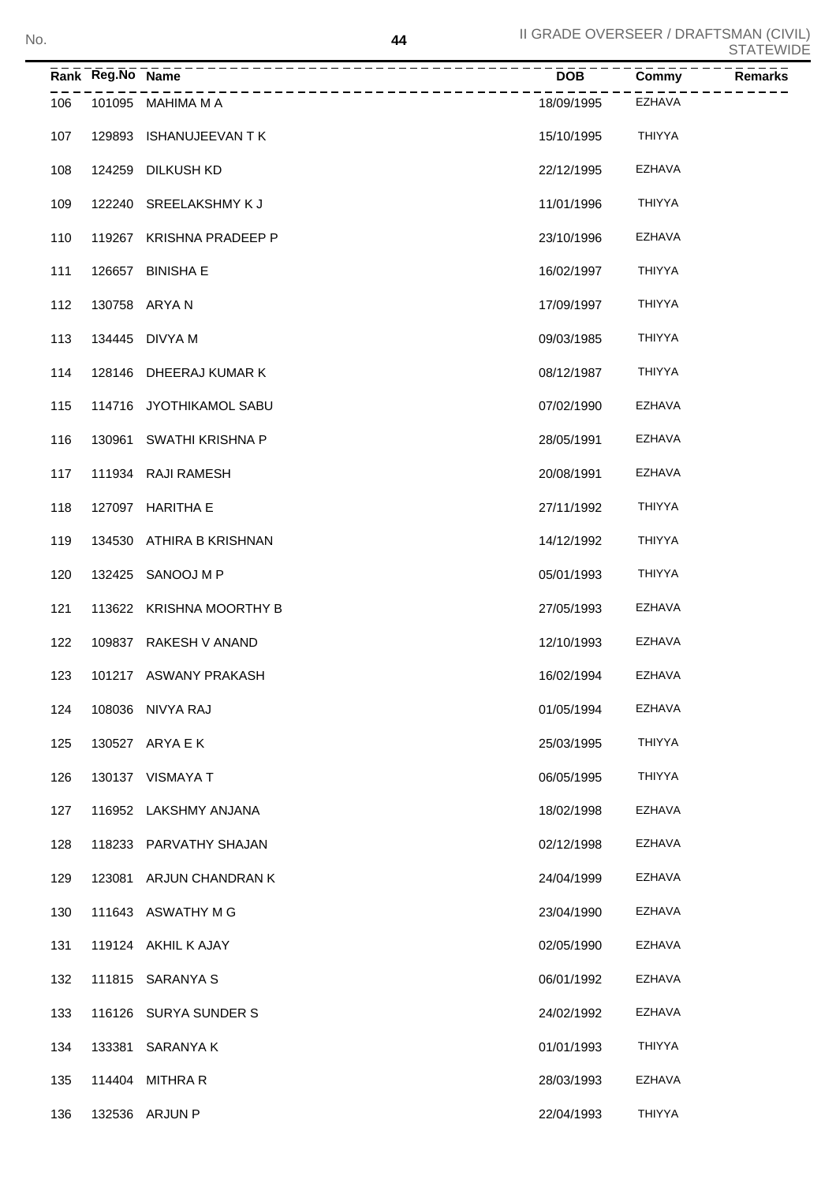| Rank | Reg.No | Name | DOB | Commy | Remarks |
|---|---|---|---|---|---|
| 106 | 101095 | MAHIMA M A | 18/09/1995 | EZHAVA | |
| 107 | 129893 | ISHANUJEEVAN T K | 15/10/1995 | THIYYA | |
| 108 | 124259 | DILKUSH KD | 22/12/1995 | EZHAVA | |
| 109 | 122240 | SREELAKSHMY K J | 11/01/1996 | THIYYA | |
| 110 | 119267 | KRISHNA PRADEEP P | 23/10/1996 | EZHAVA | |
| 111 | 126657 | BINISHA E | 16/02/1997 | THIYYA | |
| 112 | 130758 | ARYA N | 17/09/1997 | THIYYA | |
| 113 | 134445 | DIVYA M | 09/03/1985 | THIYYA | |
| 114 | 128146 | DHEERAJ KUMAR K | 08/12/1987 | THIYYA | |
| 115 | 114716 | JYOTHIKAMOL SABU | 07/02/1990 | EZHAVA | |
| 116 | 130961 | SWATHI KRISHNA P | 28/05/1991 | EZHAVA | |
| 117 | 111934 | RAJI RAMESH | 20/08/1991 | EZHAVA | |
| 118 | 127097 | HARITHA E | 27/11/1992 | THIYYA | |
| 119 | 134530 | ATHIRA B KRISHNAN | 14/12/1992 | THIYYA | |
| 120 | 132425 | SANOOJ M P | 05/01/1993 | THIYYA | |
| 121 | 113622 | KRISHNA MOORTHY B | 27/05/1993 | EZHAVA | |
| 122 | 109837 | RAKESH V ANAND | 12/10/1993 | EZHAVA | |
| 123 | 101217 | ASWANY PRAKASH | 16/02/1994 | EZHAVA | |
| 124 | 108036 | NIVYA RAJ | 01/05/1994 | EZHAVA | |
| 125 | 130527 | ARYA E K | 25/03/1995 | THIYYA | |
| 126 | 130137 | VISMAYA T | 06/05/1995 | THIYYA | |
| 127 | 116952 | LAKSHMY ANJANA | 18/02/1998 | EZHAVA | |
| 128 | 118233 | PARVATHY SHAJAN | 02/12/1998 | EZHAVA | |
| 129 | 123081 | ARJUN CHANDRAN K | 24/04/1999 | EZHAVA | |
| 130 | 111643 | ASWATHY M G | 23/04/1990 | EZHAVA | |
| 131 | 119124 | AKHIL K AJAY | 02/05/1990 | EZHAVA | |
| 132 | 111815 | SARANYA S | 06/01/1992 | EZHAVA | |
| 133 | 116126 | SURYA SUNDER S | 24/02/1992 | EZHAVA | |
| 134 | 133381 | SARANYA K | 01/01/1993 | THIYYA | |
| 135 | 114404 | MITHRA R | 28/03/1993 | EZHAVA | |
| 136 | 132536 | ARJUN P | 22/04/1993 | THIYYA | |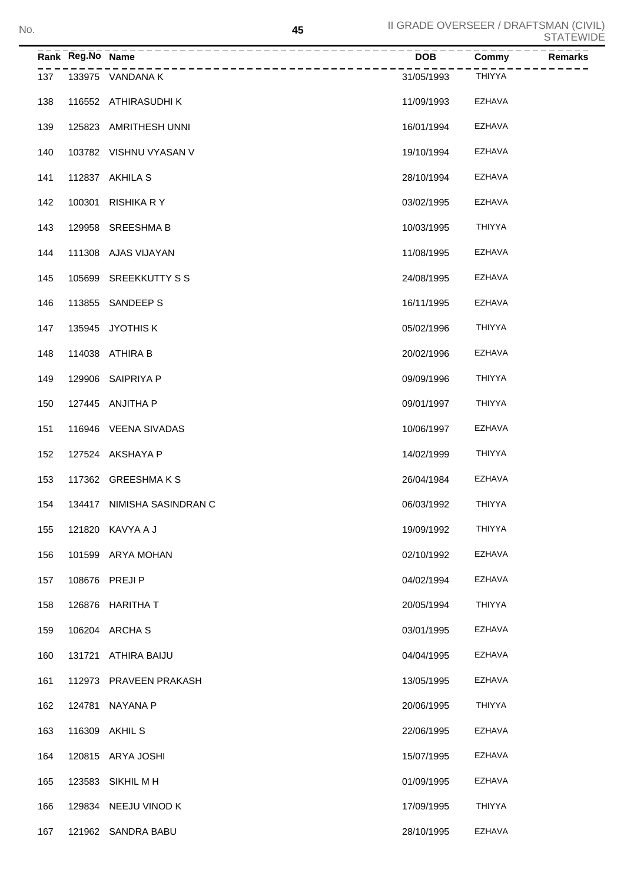| Rank | Reg.No | Name | DOB | Commy | Remarks |
|---|---|---|---|---|---|
| 137 | 133975 | VANDANA K | 31/05/1993 | THIYYA | |
| 138 | 116552 | ATHIRASUDHI K | 11/09/1993 | EZHAVA | |
| 139 | 125823 | AMRITHESH UNNI | 16/01/1994 | EZHAVA | |
| 140 | 103782 | VISHNU VYASAN V | 19/10/1994 | EZHAVA | |
| 141 | 112837 | AKHILA S | 28/10/1994 | EZHAVA | |
| 142 | 100301 | RISHIKA R Y | 03/02/1995 | EZHAVA | |
| 143 | 129958 | SREESHMA B | 10/03/1995 | THIYYA | |
| 144 | 111308 | AJAS VIJAYAN | 11/08/1995 | EZHAVA | |
| 145 | 105699 | SREEKKUTTY S S | 24/08/1995 | EZHAVA | |
| 146 | 113855 | SANDEEP S | 16/11/1995 | EZHAVA | |
| 147 | 135945 | JYOTHIS K | 05/02/1996 | THIYYA | |
| 148 | 114038 | ATHIRA B | 20/02/1996 | EZHAVA | |
| 149 | 129906 | SAIPRIYA P | 09/09/1996 | THIYYA | |
| 150 | 127445 | ANJITHA P | 09/01/1997 | THIYYA | |
| 151 | 116946 | VEENA SIVADAS | 10/06/1997 | EZHAVA | |
| 152 | 127524 | AKSHAYA P | 14/02/1999 | THIYYA | |
| 153 | 117362 | GREESHMA K S | 26/04/1984 | EZHAVA | |
| 154 | 134417 | NIMISHA SASINDRAN C | 06/03/1992 | THIYYA | |
| 155 | 121820 | KAVYA A J | 19/09/1992 | THIYYA | |
| 156 | 101599 | ARYA MOHAN | 02/10/1992 | EZHAVA | |
| 157 | 108676 | PREJI P | 04/02/1994 | EZHAVA | |
| 158 | 126876 | HARITHA T | 20/05/1994 | THIYYA | |
| 159 | 106204 | ARCHA S | 03/01/1995 | EZHAVA | |
| 160 | 131721 | ATHIRA BAIJU | 04/04/1995 | EZHAVA | |
| 161 | 112973 | PRAVEEN PRAKASH | 13/05/1995 | EZHAVA | |
| 162 | 124781 | NAYANA P | 20/06/1995 | THIYYA | |
| 163 | 116309 | AKHIL S | 22/06/1995 | EZHAVA | |
| 164 | 120815 | ARYA JOSHI | 15/07/1995 | EZHAVA | |
| 165 | 123583 | SIKHIL M H | 01/09/1995 | EZHAVA | |
| 166 | 129834 | NEEJU VINOD K | 17/09/1995 | THIYYA | |
| 167 | 121962 | SANDRA BABU | 28/10/1995 | EZHAVA | |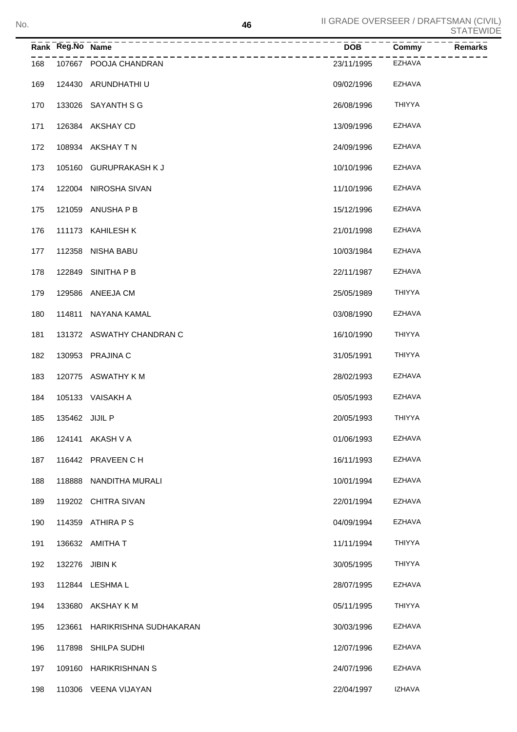| Rank | Reg.No | Name | DOB | Commy | Remarks |
|---|---|---|---|---|---|
| 168 | 107667 | POOJA CHANDRAN | 23/11/1995 | EZHAVA | |
| 169 | 124430 | ARUNDHATHI U | 09/02/1996 | EZHAVA | |
| 170 | 133026 | SAYANTH S G | 26/08/1996 | THIYYA | |
| 171 | 126384 | AKSHAY CD | 13/09/1996 | EZHAVA | |
| 172 | 108934 | AKSHAY T N | 24/09/1996 | EZHAVA | |
| 173 | 105160 | GURUPRAKASH K J | 10/10/1996 | EZHAVA | |
| 174 | 122004 | NIROSHA SIVAN | 11/10/1996 | EZHAVA | |
| 175 | 121059 | ANUSHA P B | 15/12/1996 | EZHAVA | |
| 176 | 111173 | KAHILESH K | 21/01/1998 | EZHAVA | |
| 177 | 112358 | NISHA BABU | 10/03/1984 | EZHAVA | |
| 178 | 122849 | SINITHA P B | 22/11/1987 | EZHAVA | |
| 179 | 129586 | ANEEJA CM | 25/05/1989 | THIYYA | |
| 180 | 114811 | NAYANA KAMAL | 03/08/1990 | EZHAVA | |
| 181 | 131372 | ASWATHY CHANDRAN C | 16/10/1990 | THIYYA | |
| 182 | 130953 | PRAJINA C | 31/05/1991 | THIYYA | |
| 183 | 120775 | ASWATHY K M | 28/02/1993 | EZHAVA | |
| 184 | 105133 | VAISAKH A | 05/05/1993 | EZHAVA | |
| 185 | 135462 | JIJIL P | 20/05/1993 | THIYYA | |
| 186 | 124141 | AKASH V A | 01/06/1993 | EZHAVA | |
| 187 | 116442 | PRAVEEN C H | 16/11/1993 | EZHAVA | |
| 188 | 118888 | NANDITHA MURALI | 10/01/1994 | EZHAVA | |
| 189 | 119202 | CHITRA SIVAN | 22/01/1994 | EZHAVA | |
| 190 | 114359 | ATHIRA P S | 04/09/1994 | EZHAVA | |
| 191 | 136632 | AMITHA T | 11/11/1994 | THIYYA | |
| 192 | 132276 | JIBIN K | 30/05/1995 | THIYYA | |
| 193 | 112844 | LESHMA L | 28/07/1995 | EZHAVA | |
| 194 | 133680 | AKSHAY K M | 05/11/1995 | THIYYA | |
| 195 | 123661 | HARIKRISHNA SUDHAKARAN | 30/03/1996 | EZHAVA | |
| 196 | 117898 | SHILPA SUDHI | 12/07/1996 | EZHAVA | |
| 197 | 109160 | HARIKRISHNAN S | 24/07/1996 | EZHAVA | |
| 198 | 110306 | VEENA VIJAYAN | 22/04/1997 | IZHAVA | |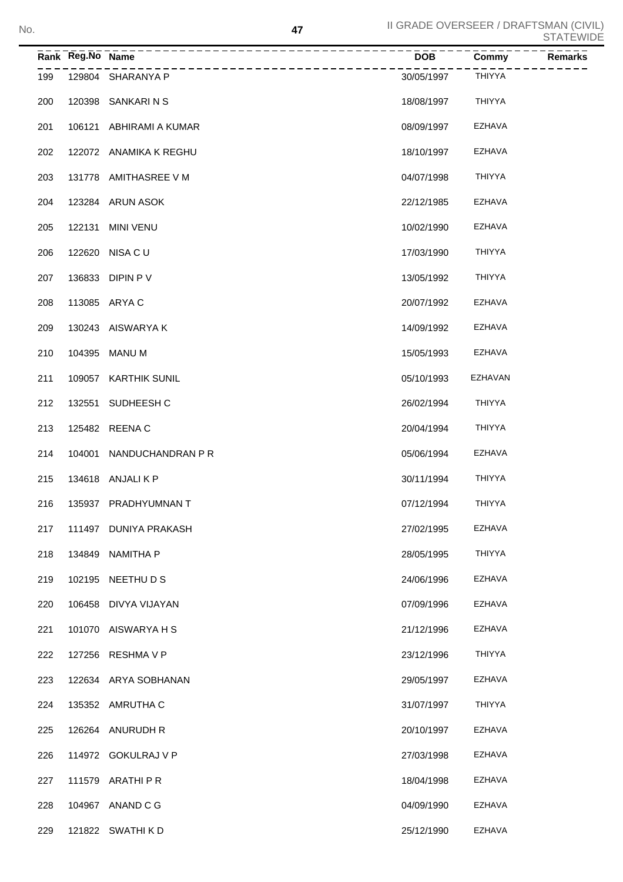| Rank | Reg.No | Name | DOB | Commy | Remarks |
|---|---|---|---|---|---|
| 199 | 129804 | SHARANYA P | 30/05/1997 | THIYYA | |
| 200 | 120398 | SANKARI N S | 18/08/1997 | THIYYA | |
| 201 | 106121 | ABHIRAMI A KUMAR | 08/09/1997 | EZHAVA | |
| 202 | 122072 | ANAMIKA K REGHU | 18/10/1997 | EZHAVA | |
| 203 | 131778 | AMITHASREE V M | 04/07/1998 | THIYYA | |
| 204 | 123284 | ARUN ASOK | 22/12/1985 | EZHAVA | |
| 205 | 122131 | MINI VENU | 10/02/1990 | EZHAVA | |
| 206 | 122620 | NISA C U | 17/03/1990 | THIYYA | |
| 207 | 136833 | DIPIN P V | 13/05/1992 | THIYYA | |
| 208 | 113085 | ARYA C | 20/07/1992 | EZHAVA | |
| 209 | 130243 | AISWARYA K | 14/09/1992 | EZHAVA | |
| 210 | 104395 | MANU M | 15/05/1993 | EZHAVA | |
| 211 | 109057 | KARTHIK SUNIL | 05/10/1993 | EZHAVAN | |
| 212 | 132551 | SUDHEESH C | 26/02/1994 | THIYYA | |
| 213 | 125482 | REENA C | 20/04/1994 | THIYYA | |
| 214 | 104001 | NANDUCHANDRAN P R | 05/06/1994 | EZHAVA | |
| 215 | 134618 | ANJALI K P | 30/11/1994 | THIYYA | |
| 216 | 135937 | PRADHYUMNAN T | 07/12/1994 | THIYYA | |
| 217 | 111497 | DUNIYA PRAKASH | 27/02/1995 | EZHAVA | |
| 218 | 134849 | NAMITHA P | 28/05/1995 | THIYYA | |
| 219 | 102195 | NEETHU D S | 24/06/1996 | EZHAVA | |
| 220 | 106458 | DIVYA VIJAYAN | 07/09/1996 | EZHAVA | |
| 221 | 101070 | AISWARYA H S | 21/12/1996 | EZHAVA | |
| 222 | 127256 | RESHMA V P | 23/12/1996 | THIYYA | |
| 223 | 122634 | ARYA SOBHANAN | 29/05/1997 | EZHAVA | |
| 224 | 135352 | AMRUTHA C | 31/07/1997 | THIYYA | |
| 225 | 126264 | ANURUDH R | 20/10/1997 | EZHAVA | |
| 226 | 114972 | GOKULRAJ V P | 27/03/1998 | EZHAVA | |
| 227 | 111579 | ARATHI P R | 18/04/1998 | EZHAVA | |
| 228 | 104967 | ANAND C G | 04/09/1990 | EZHAVA | |
| 229 | 121822 | SWATHI K D | 25/12/1990 | EZHAVA | |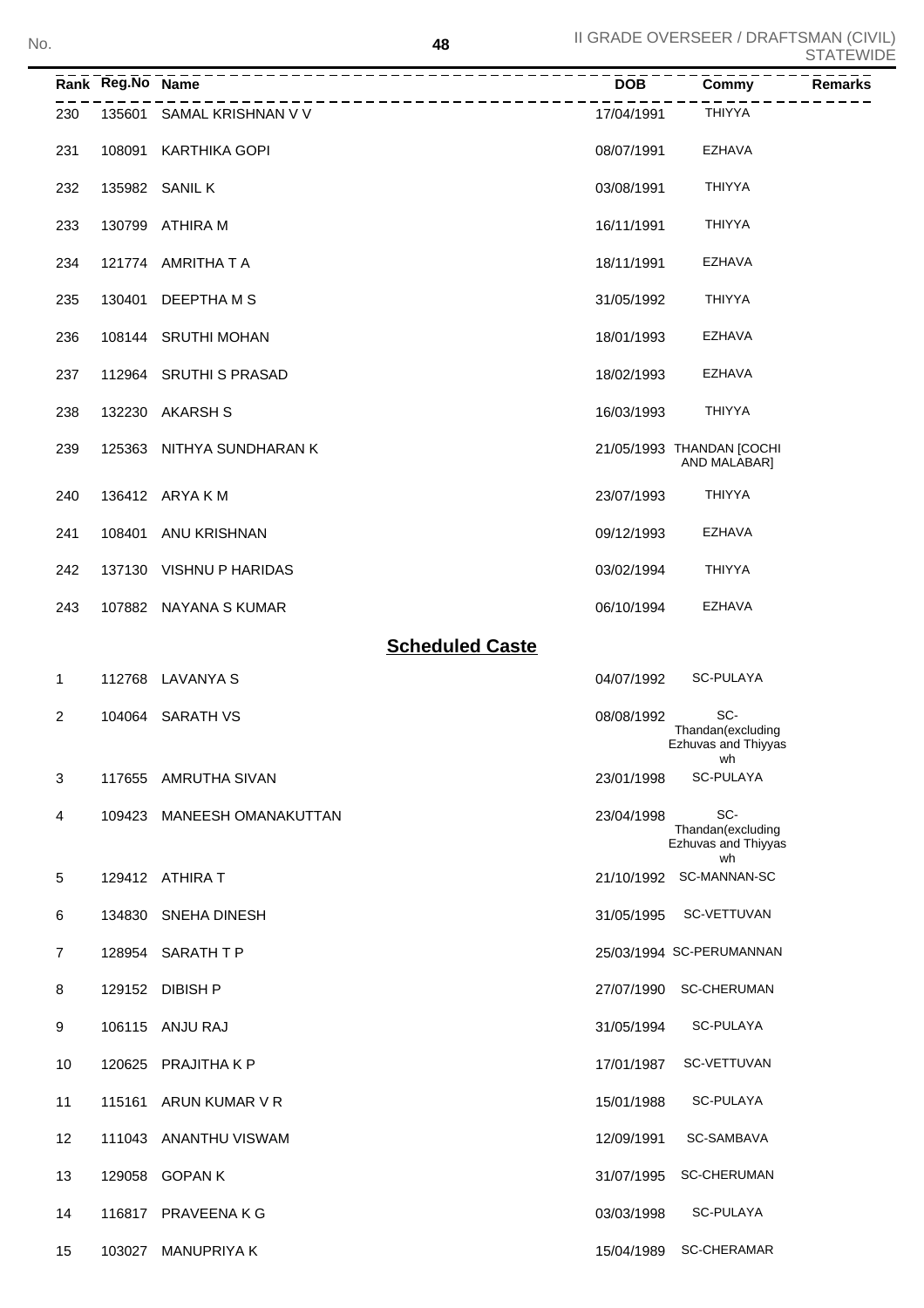| Rank | Reg.No | Name | DOB | Commy | Remarks |
|---|---|---|---|---|---|
| 230 | 135601 | SAMAL KRISHNAN V V | 17/04/1991 | THIYYA | |
| 231 | 108091 | KARTHIKA GOPI | 08/07/1991 | EZHAVA | |
| 232 | 135982 | SANIL K | 03/08/1991 | THIYYA | |
| 233 | 130799 | ATHIRA M | 16/11/1991 | THIYYA | |
| 234 | 121774 | AMRITHA T A | 18/11/1991 | EZHAVA | |
| 235 | 130401 | DEEPTHA M S | 31/05/1992 | THIYYA | |
| 236 | 108144 | SRUTHI MOHAN | 18/01/1993 | EZHAVA | |
| 237 | 112964 | SRUTHI S PRASAD | 18/02/1993 | EZHAVA | |
| 238 | 132230 | AKARSH S | 16/03/1993 | THIYYA | |
| 239 | 125363 | NITHYA SUNDHARAN K | 21/05/1993 | THANDAN [COCHI AND MALABAR] | |
| 240 | 136412 | ARYA K M | 23/07/1993 | THIYYA | |
| 241 | 108401 | ANU KRISHNAN | 09/12/1993 | EZHAVA | |
| 242 | 137130 | VISHNU P HARIDAS | 03/02/1994 | THIYYA | |
| 243 | 107882 | NAYANA S KUMAR | 06/10/1994 | EZHAVA | |

## Scheduled Caste

| Rank | Reg.No | Name | DOB | Commy | Remarks |
|---|---|---|---|---|---|
| 1 | 112768 | LAVANYA S | 04/07/1992 | SC-PULAYA | |
| 2 | 104064 | SARATH VS | 08/08/1992 | SC-Thandan(excluding Ezhuvas and Thiyyas wh | |
| 3 | 117655 | AMRUTHA SIVAN | 23/01/1998 | SC-PULAYA | |
| 4 | 109423 | MANEESH OMANAKUTTAN | 23/04/1998 | SC-Thandan(excluding Ezhuvas and Thiyyas wh | |
| 5 | 129412 | ATHIRA T | 21/10/1992 | SC-MANNAN-SC | |
| 6 | 134830 | SNEHA DINESH | 31/05/1995 | SC-VETTUVAN | |
| 7 | 128954 | SARATH T P | 25/03/1994 | SC-PERUMANNAN | |
| 8 | 129152 | DIBISH P | 27/07/1990 | SC-CHERUMAN | |
| 9 | 106115 | ANJU RAJ | 31/05/1994 | SC-PULAYA | |
| 10 | 120625 | PRAJITHA K P | 17/01/1987 | SC-VETTUVAN | |
| 11 | 115161 | ARUN KUMAR V R | 15/01/1988 | SC-PULAYA | |
| 12 | 111043 | ANANTHU VISWAM | 12/09/1991 | SC-SAMBAVA | |
| 13 | 129058 | GOPAN K | 31/07/1995 | SC-CHERUMAN | |
| 14 | 116817 | PRAVEENA K G | 03/03/1998 | SC-PULAYA | |
| 15 | 103027 | MANUPRIYA K | 15/04/1989 | SC-CHERAMAR | |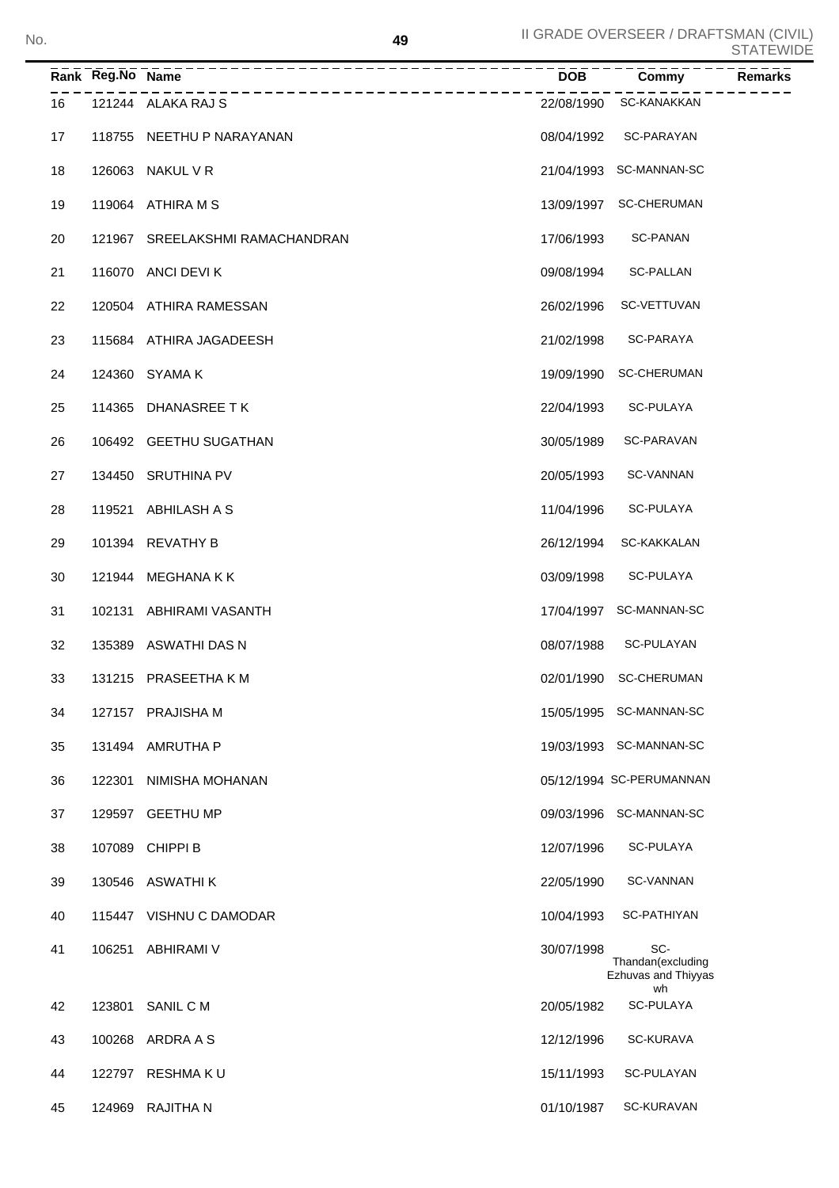| Rank | Reg.No | Name | DOB | Commy | Remarks |
|---|---|---|---|---|---|
| 16 | 121244 | ALAKA RAJ S | 22/08/1990 | SC-KANAKKAN | |
| 17 | 118755 | NEETHU P NARAYANAN | 08/04/1992 | SC-PARAYAN | |
| 18 | 126063 | NAKUL V R | 21/04/1993 | SC-MANNAN-SC | |
| 19 | 119064 | ATHIRA M S | 13/09/1997 | SC-CHERUMAN | |
| 20 | 121967 | SREELAKSHMI RAMACHANDRAN | 17/06/1993 | SC-PANAN | |
| 21 | 116070 | ANCI DEVI K | 09/08/1994 | SC-PALLAN | |
| 22 | 120504 | ATHIRA RAMESSAN | 26/02/1996 | SC-VETTUVAN | |
| 23 | 115684 | ATHIRA JAGADEESH | 21/02/1998 | SC-PARAYA | |
| 24 | 124360 | SYAMA K | 19/09/1990 | SC-CHERUMAN | |
| 25 | 114365 | DHANASREE T K | 22/04/1993 | SC-PULAYA | |
| 26 | 106492 | GEETHU SUGATHAN | 30/05/1989 | SC-PARAVAN | |
| 27 | 134450 | SRUTHINA PV | 20/05/1993 | SC-VANNAN | |
| 28 | 119521 | ABHILASH A S | 11/04/1996 | SC-PULAYA | |
| 29 | 101394 | REVATHY B | 26/12/1994 | SC-KAKKALAN | |
| 30 | 121944 | MEGHANA K K | 03/09/1998 | SC-PULAYA | |
| 31 | 102131 | ABHIRAMI VASANTH | 17/04/1997 | SC-MANNAN-SC | |
| 32 | 135389 | ASWATHI DAS N | 08/07/1988 | SC-PULAYAN | |
| 33 | 131215 | PRASEETHA K M | 02/01/1990 | SC-CHERUMAN | |
| 34 | 127157 | PRAJISHA M | 15/05/1995 | SC-MANNAN-SC | |
| 35 | 131494 | AMRUTHA P | 19/03/1993 | SC-MANNAN-SC | |
| 36 | 122301 | NIMISHA MOHANAN | 05/12/1994 | SC-PERUMANNAN | |
| 37 | 129597 | GEETHU MP | 09/03/1996 | SC-MANNAN-SC | |
| 38 | 107089 | CHIPPI B | 12/07/1996 | SC-PULAYA | |
| 39 | 130546 | ASWATHI K | 22/05/1990 | SC-VANNAN | |
| 40 | 115447 | VISHNU C DAMODAR | 10/04/1993 | SC-PATHIYAN | |
| 41 | 106251 | ABHIRAMI V | 30/07/1998 | SC-Thandan(excluding Ezhuvas and Thiyyas wh | |
| 42 | 123801 | SANIL C M | 20/05/1982 | SC-PULAYA | |
| 43 | 100268 | ARDRA A S | 12/12/1996 | SC-KURAVA | |
| 44 | 122797 | RESHMA K U | 15/11/1993 | SC-PULAYAN | |
| 45 | 124969 | RAJITHA N | 01/10/1987 | SC-KURAVAN | |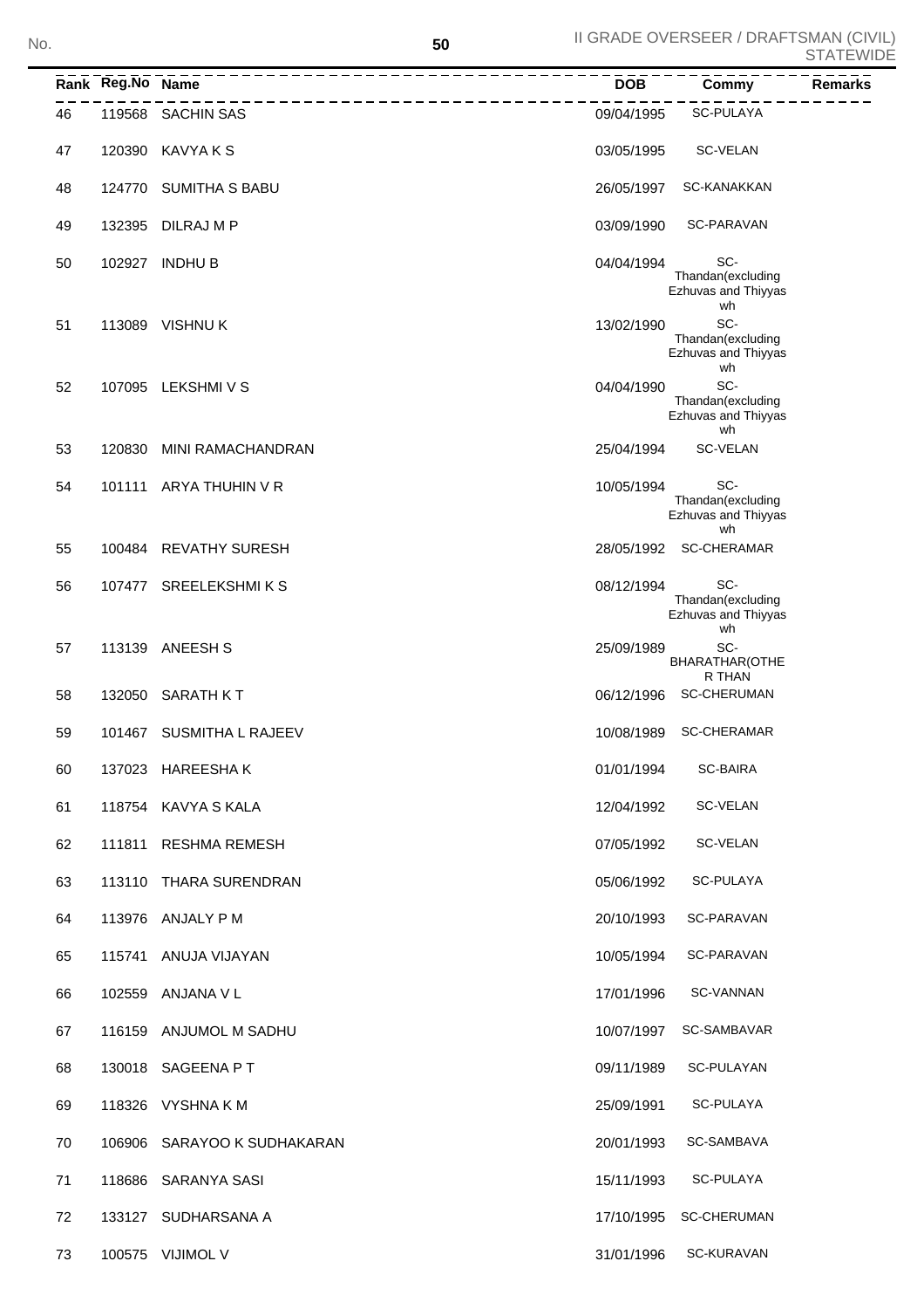| Rank | Reg.No | Name | DOB | Commy | Remarks |
|---|---|---|---|---|---|
| 46 | 119568 | SACHIN SAS | 09/04/1995 | SC-PULAYA | |
| 47 | 120390 | KAVYA K S | 03/05/1995 | SC-VELAN | |
| 48 | 124770 | SUMITHA S BABU | 26/05/1997 | SC-KANAKKAN | |
| 49 | 132395 | DILRAJ M P | 03/09/1990 | SC-PARAVAN | |
| 50 | 102927 | INDHU B | 04/04/1994 | SC-Thandan(excluding Ezhuvas and Thiyyas wh | |
| 51 | 113089 | VISHNU K | 13/02/1990 | SC-Thandan(excluding Ezhuvas and Thiyyas wh | |
| 52 | 107095 | LEKSHMI V S | 04/04/1990 | SC-Thandan(excluding Ezhuvas and Thiyyas wh | |
| 53 | 120830 | MINI RAMACHANDRAN | 25/04/1994 | SC-VELAN | |
| 54 | 101111 | ARYA THUHIN V R | 10/05/1994 | SC-Thandan(excluding Ezhuvas and Thiyyas wh | |
| 55 | 100484 | REVATHY SURESH | 28/05/1992 | SC-CHERAMAR | |
| 56 | 107477 | SREELEKSHMI K S | 08/12/1994 | SC-Thandan(excluding Ezhuvas and Thiyyas wh | |
| 57 | 113139 | ANEESH S | 25/09/1989 | SC-BHARATHAR(OTHER THAN | |
| 58 | 132050 | SARATH K T | 06/12/1996 | SC-CHERUMAN | |
| 59 | 101467 | SUSMITHA L RAJEEV | 10/08/1989 | SC-CHERAMAR | |
| 60 | 137023 | HAREESHA K | 01/01/1994 | SC-BAIRA | |
| 61 | 118754 | KAVYA S KALA | 12/04/1992 | SC-VELAN | |
| 62 | 111811 | RESHMA REMESH | 07/05/1992 | SC-VELAN | |
| 63 | 113110 | THARA SURENDRAN | 05/06/1992 | SC-PULAYA | |
| 64 | 113976 | ANJALY P M | 20/10/1993 | SC-PARAVAN | |
| 65 | 115741 | ANUJA VIJAYAN | 10/05/1994 | SC-PARAVAN | |
| 66 | 102559 | ANJANA V L | 17/01/1996 | SC-VANNAN | |
| 67 | 116159 | ANJUMOL M SADHU | 10/07/1997 | SC-SAMBAVAR | |
| 68 | 130018 | SAGEENA P T | 09/11/1989 | SC-PULAYAN | |
| 69 | 118326 | VYSHNA K M | 25/09/1991 | SC-PULAYA | |
| 70 | 106906 | SARAYOO K SUDHAKARAN | 20/01/1993 | SC-SAMBAVA | |
| 71 | 118686 | SARANYA SASI | 15/11/1993 | SC-PULAYA | |
| 72 | 133127 | SUDHARSANA A | 17/10/1995 | SC-CHERUMAN | |
| 73 | 100575 | VIJIMOL V | 31/01/1996 | SC-KURAVAN | |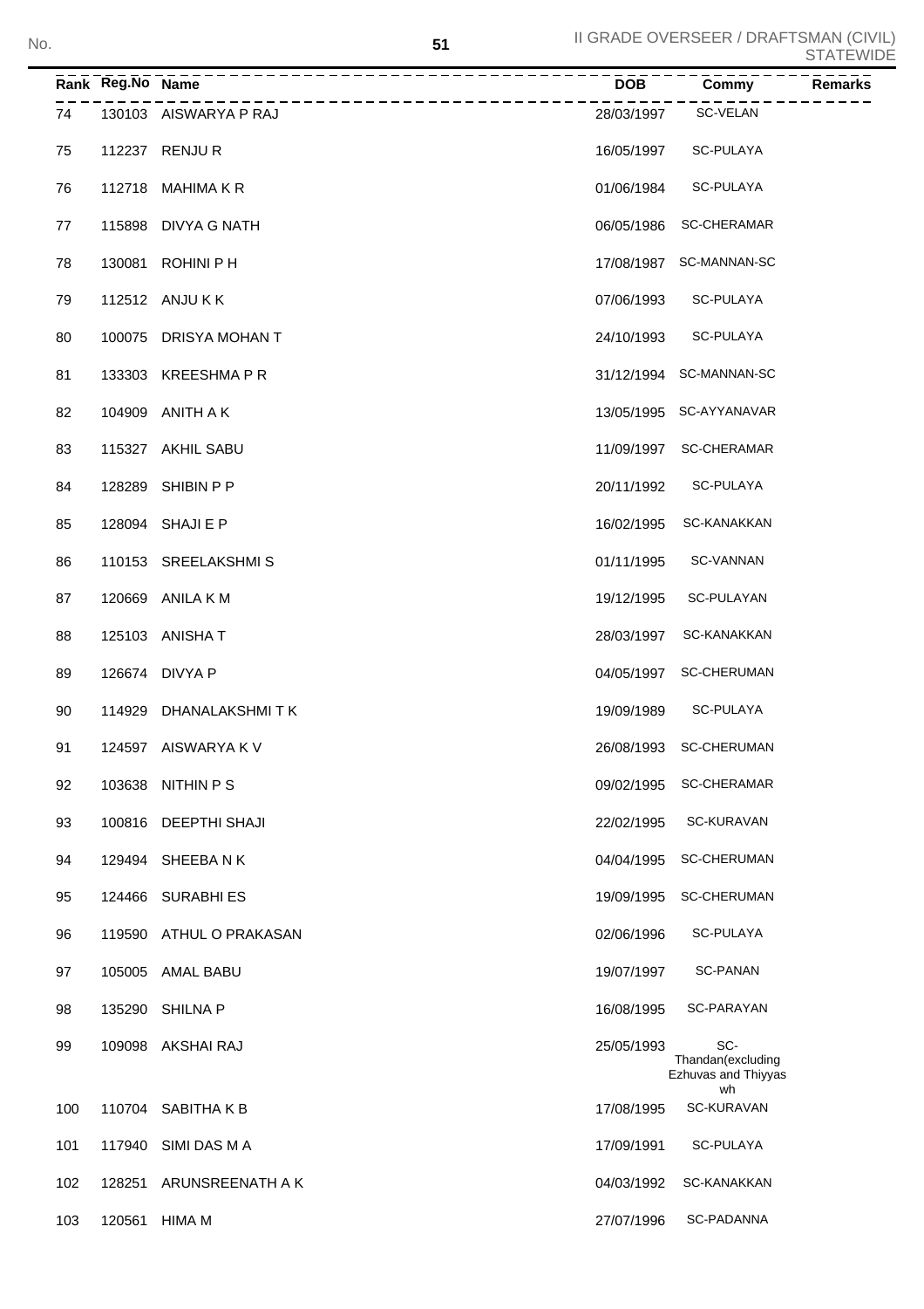| Rank | Reg.No | Name | DOB | Commy | Remarks |
|---|---|---|---|---|---|
| 74 | 130103 | AISWARYA P RAJ | 28/03/1997 | SC-VELAN | |
| 75 | 112237 | RENJU R | 16/05/1997 | SC-PULAYA | |
| 76 | 112718 | MAHIMA K R | 01/06/1984 | SC-PULAYA | |
| 77 | 115898 | DIVYA G NATH | 06/05/1986 | SC-CHERAMAR | |
| 78 | 130081 | ROHINI P H | 17/08/1987 | SC-MANNAN-SC | |
| 79 | 112512 | ANJU K K | 07/06/1993 | SC-PULAYA | |
| 80 | 100075 | DRISYA MOHAN T | 24/10/1993 | SC-PULAYA | |
| 81 | 133303 | KREESHMA P R | 31/12/1994 | SC-MANNAN-SC | |
| 82 | 104909 | ANITH A K | 13/05/1995 | SC-AYYANAVAR | |
| 83 | 115327 | AKHIL SABU | 11/09/1997 | SC-CHERAMAR | |
| 84 | 128289 | SHIBIN P P | 20/11/1992 | SC-PULAYA | |
| 85 | 128094 | SHAJI E P | 16/02/1995 | SC-KANAKKAN | |
| 86 | 110153 | SREELAKSHMI S | 01/11/1995 | SC-VANNAN | |
| 87 | 120669 | ANILA K M | 19/12/1995 | SC-PULAYAN | |
| 88 | 125103 | ANISHA T | 28/03/1997 | SC-KANAKKAN | |
| 89 | 126674 | DIVYA P | 04/05/1997 | SC-CHERUMAN | |
| 90 | 114929 | DHANALAKSHMI T K | 19/09/1989 | SC-PULAYA | |
| 91 | 124597 | AISWARYA K V | 26/08/1993 | SC-CHERUMAN | |
| 92 | 103638 | NITHIN P S | 09/02/1995 | SC-CHERAMAR | |
| 93 | 100816 | DEEPTHI SHAJI | 22/02/1995 | SC-KURAVAN | |
| 94 | 129494 | SHEEBA N K | 04/04/1995 | SC-CHERUMAN | |
| 95 | 124466 | SURABHI ES | 19/09/1995 | SC-CHERUMAN | |
| 96 | 119590 | ATHUL O PRAKASAN | 02/06/1996 | SC-PULAYA | |
| 97 | 105005 | AMAL BABU | 19/07/1997 | SC-PANAN | |
| 98 | 135290 | SHILNA P | 16/08/1995 | SC-PARAYAN | |
| 99 | 109098 | AKSHAI RAJ | 25/05/1993 | SC-Thandan(excluding Ezhuvas and Thiyyas wh | |
| 100 | 110704 | SABITHA K B | 17/08/1995 | SC-KURAVAN | |
| 101 | 117940 | SIMI DAS M A | 17/09/1991 | SC-PULAYA | |
| 102 | 128251 | ARUNSREENATH A K | 04/03/1992 | SC-KANAKKAN | |
| 103 | 120561 | HIMA M | 27/07/1996 | SC-PADANNA | |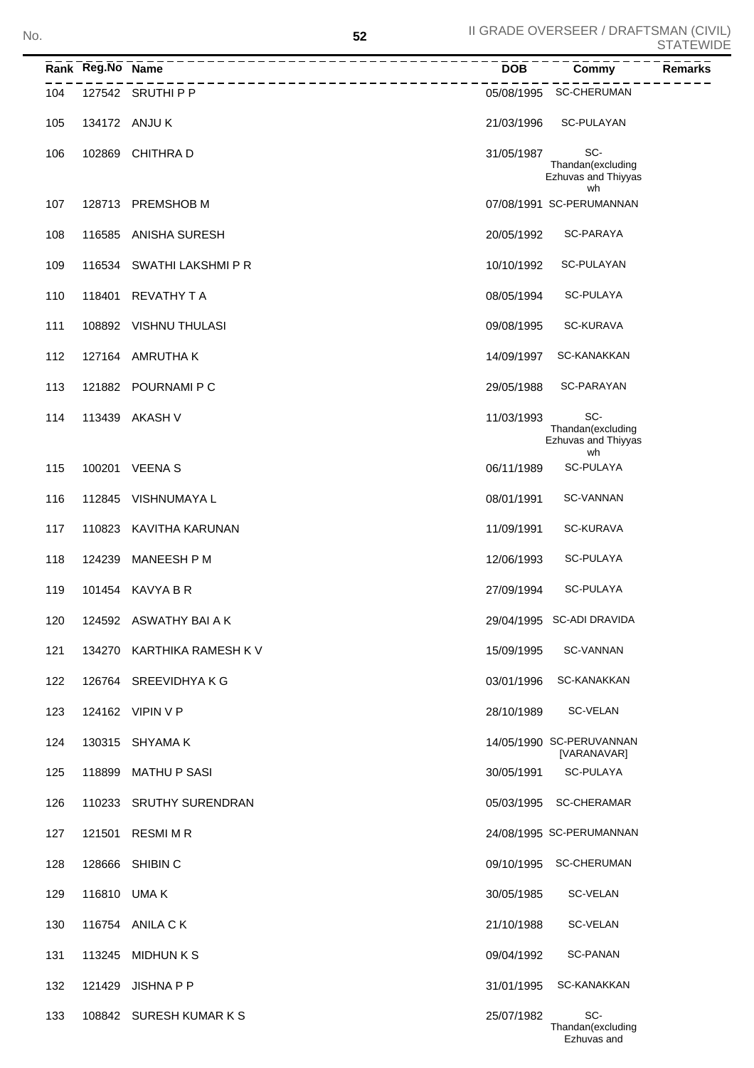| Rank | Reg.No | Name | DOB | Commy | Remarks |
|---|---|---|---|---|---|
| 104 | 127542 | SRUTHI P P | 05/08/1995 | SC-CHERUMAN | |
| 105 | 134172 | ANJU K | 21/03/1996 | SC-PULAYAN | |
| 106 | 102869 | CHITHRA D | 31/05/1987 | SC-Thandan(excluding Ezhuvas and Thiyyas wh | |
| 107 | 128713 | PREMSHOB M | 07/08/1991 | SC-PERUMANNAN | |
| 108 | 116585 | ANISHA SURESH | 20/05/1992 | SC-PARAYA | |
| 109 | 116534 | SWATHI LAKSHMI P R | 10/10/1992 | SC-PULAYAN | |
| 110 | 118401 | REVATHY T A | 08/05/1994 | SC-PULAYA | |
| 111 | 108892 | VISHNU THULASI | 09/08/1995 | SC-KURAVA | |
| 112 | 127164 | AMRUTHA K | 14/09/1997 | SC-KANAKKAN | |
| 113 | 121882 | POURNAMI P C | 29/05/1988 | SC-PARAYAN | |
| 114 | 113439 | AKASH V | 11/03/1993 | SC-Thandan(excluding Ezhuvas and Thiyyas wh | |
| 115 | 100201 | VEENA S | 06/11/1989 | SC-PULAYA | |
| 116 | 112845 | VISHNUMAYA L | 08/01/1991 | SC-VANNAN | |
| 117 | 110823 | KAVITHA KARUNAN | 11/09/1991 | SC-KURAVA | |
| 118 | 124239 | MANEESH P M | 12/06/1993 | SC-PULAYA | |
| 119 | 101454 | KAVYA B R | 27/09/1994 | SC-PULAYA | |
| 120 | 124592 | ASWATHY BAI A K | 29/04/1995 | SC-ADI DRAVIDA | |
| 121 | 134270 | KARTHIKA RAMESH K V | 15/09/1995 | SC-VANNAN | |
| 122 | 126764 | SREEVIDHYA K G | 03/01/1996 | SC-KANAKKAN | |
| 123 | 124162 | VIPIN V P | 28/10/1989 | SC-VELAN | |
| 124 | 130315 | SHYAMA K | 14/05/1990 | SC-PERUVANNAN [VARANAVAR] | |
| 125 | 118899 | MATHU P SASI | 30/05/1991 | SC-PULAYA | |
| 126 | 110233 | SRUTHY SURENDRAN | 05/03/1995 | SC-CHERAMAR | |
| 127 | 121501 | RESMI M R | 24/08/1995 | SC-PERUMANNAN | |
| 128 | 128666 | SHIBIN C | 09/10/1995 | SC-CHERUMAN | |
| 129 | 116810 | UMA K | 30/05/1985 | SC-VELAN | |
| 130 | 116754 | ANILA C K | 21/10/1988 | SC-VELAN | |
| 131 | 113245 | MIDHUN K S | 09/04/1992 | SC-PANAN | |
| 132 | 121429 | JISHNA P P | 31/01/1995 | SC-KANAKKAN | |
| 133 | 108842 | SURESH KUMAR K S | 25/07/1982 | SC-Thandan(excluding Ezhuvas and | |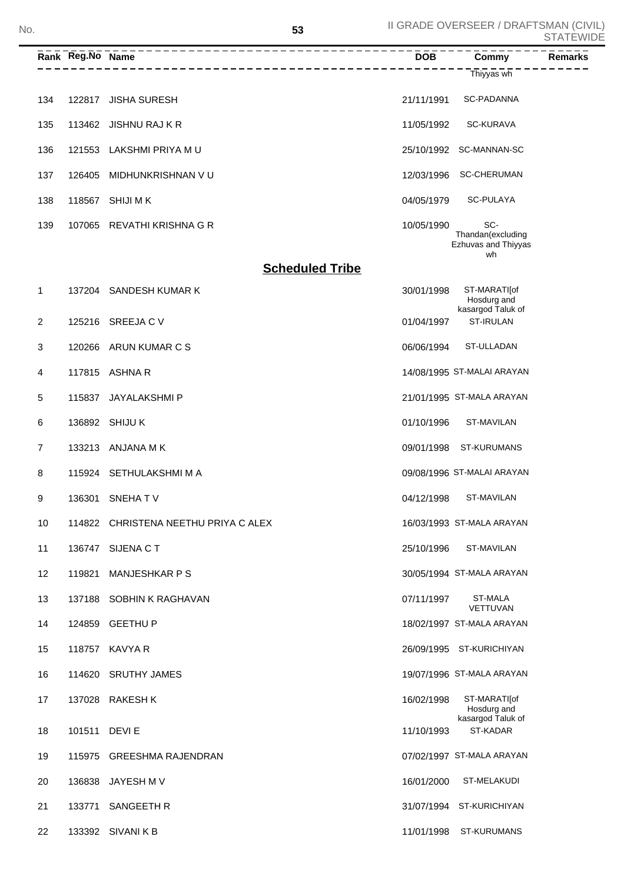| Rank | Reg.No | Name | DOB | Commy | Remarks |
|---|---|---|---|---|---|
| | | | | Thiyyas wh | |
| 134 | 122817 | JISHA SURESH | 21/11/1991 | SC-PADANNA | |
| 135 | 113462 | JISHNU RAJ K R | 11/05/1992 | SC-KURAVA | |
| 136 | 121553 | LAKSHMI PRIYA M U | 25/10/1992 | SC-MANNAN-SC | |
| 137 | 126405 | MIDHUNKRISHNAN V U | 12/03/1996 | SC-CHERUMAN | |
| 138 | 118567 | SHIJI M K | 04/05/1979 | SC-PULAYA | |
| 139 | 107065 | REVATHI KRISHNA G R | 10/05/1990 | SC-Thandan(excluding Ezhuvas and Thiyyas wh | |

**Scheduled Tribe**

| Rank | Reg.No | Name | DOB | Commy | Remarks |
|---|---|---|---|---|---|
| 1 | 137204 | SANDESH KUMAR K | 30/01/1998 | ST-MARATI[of Hosdurg and kasargod Taluk of | |
| 2 | 125216 | SREEJA C V | 01/04/1997 | ST-IRULAN | |
| 3 | 120266 | ARUN KUMAR C S | 06/06/1994 | ST-ULLADAN | |
| 4 | 117815 | ASHNA R | 14/08/1995 | ST-MALAI ARAYAN | |
| 5 | 115837 | JAYALAKSHMI P | 21/01/1995 | ST-MALA ARAYAN | |
| 6 | 136892 | SHIJU K | 01/10/1996 | ST-MAVILAN | |
| 7 | 133213 | ANJANA M K | 09/01/1998 | ST-KURUMANS | |
| 8 | 115924 | SETHULAKSHMI M A | 09/08/1996 | ST-MALAI ARAYAN | |
| 9 | 136301 | SNEHA T V | 04/12/1998 | ST-MAVILAN | |
| 10 | 114822 | CHRISTENA NEETHU PRIYA C ALEX | 16/03/1993 | ST-MALA ARAYAN | |
| 11 | 136747 | SIJENA C T | 25/10/1996 | ST-MAVILAN | |
| 12 | 119821 | MANJESHKAR P S | 30/05/1994 | ST-MALA ARAYAN | |
| 13 | 137188 | SOBHIN K RAGHAVAN | 07/11/1997 | ST-MALA VETTUVAN | |
| 14 | 124859 | GEETHU P | 18/02/1997 | ST-MALA ARAYAN | |
| 15 | 118757 | KAVYA R | 26/09/1995 | ST-KURICHIYAN | |
| 16 | 114620 | SRUTHY JAMES | 19/07/1996 | ST-MALA ARAYAN | |
| 17 | 137028 | RAKESH K | 16/02/1998 | ST-MARATI[of Hosdurg and kasargod Taluk of | |
| 18 | 101511 | DEVI E | 11/10/1993 | ST-KADAR | |
| 19 | 115975 | GREESHMA RAJENDRAN | 07/02/1997 | ST-MALA ARAYAN | |
| 20 | 136838 | JAYESH M V | 16/01/2000 | ST-MELAKUDI | |
| 21 | 133771 | SANGEETH R | 31/07/1994 | ST-KURICHIYAN | |
| 22 | 133392 | SIVANI K B | 11/01/1998 | ST-KURUMANS | |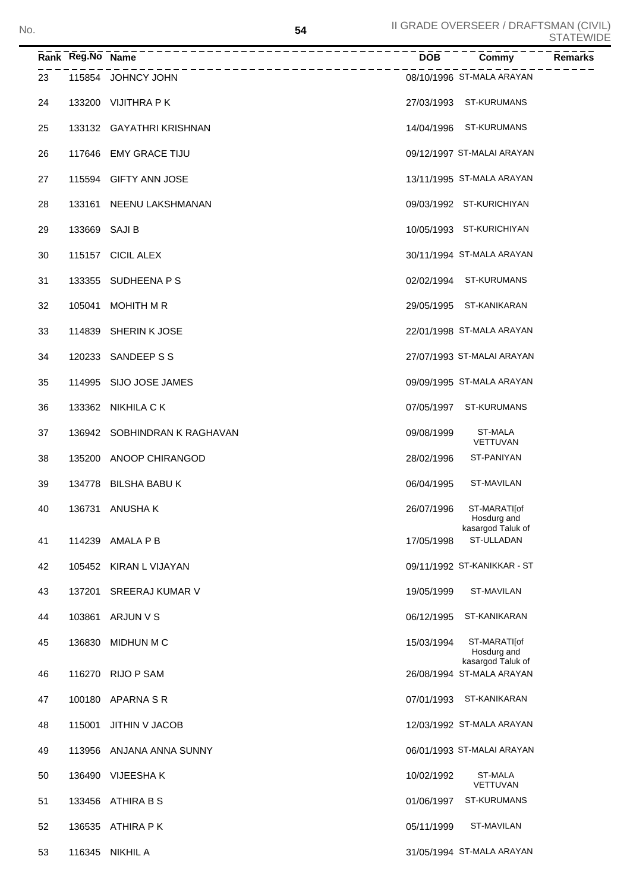| Rank | Reg.No | Name | DOB | Commy | Remarks |
|---|---|---|---|---|---|
| 23 | 115854 | JOHNCY JOHN | 08/10/1996 | ST-MALA ARAYAN | |
| 24 | 133200 | VIJITHRA P K | 27/03/1993 | ST-KURUMANS | |
| 25 | 133132 | GAYATHRI KRISHNAN | 14/04/1996 | ST-KURUMANS | |
| 26 | 117646 | EMY GRACE TIJU | 09/12/1997 | ST-MALAI ARAYAN | |
| 27 | 115594 | GIFTY ANN JOSE | 13/11/1995 | ST-MALA ARAYAN | |
| 28 | 133161 | NEENU LAKSHMANAN | 09/03/1992 | ST-KURICHIYAN | |
| 29 | 133669 | SAJI B | 10/05/1993 | ST-KURICHIYAN | |
| 30 | 115157 | CICIL ALEX | 30/11/1994 | ST-MALA ARAYAN | |
| 31 | 133355 | SUDHEENA P S | 02/02/1994 | ST-KURUMANS | |
| 32 | 105041 | MOHITH M R | 29/05/1995 | ST-KANIKARAN | |
| 33 | 114839 | SHERIN K JOSE | 22/01/1998 | ST-MALA ARAYAN | |
| 34 | 120233 | SANDEEP S S | 27/07/1993 | ST-MALAI ARAYAN | |
| 35 | 114995 | SIJO JOSE JAMES | 09/09/1995 | ST-MALA ARAYAN | |
| 36 | 133362 | NIKHILA C K | 07/05/1997 | ST-KURUMANS | |
| 37 | 136942 | SOBHINDRAN K RAGHAVAN | 09/08/1999 | ST-MALA VETTUVAN | |
| 38 | 135200 | ANOOP CHIRANGOD | 28/02/1996 | ST-PANIYAN | |
| 39 | 134778 | BILSHA BABU K | 06/04/1995 | ST-MAVILAN | |
| 40 | 136731 | ANUSHA K | 26/07/1996 | ST-MARATI[of Hosdurg and kasargod Taluk of | |
| 41 | 114239 | AMALA P B | 17/05/1998 | ST-ULLADAN | |
| 42 | 105452 | KIRAN L VIJAYAN | 09/11/1992 | ST-KANIKKAR - ST | |
| 43 | 137201 | SREERAJ KUMAR V | 19/05/1999 | ST-MAVILAN | |
| 44 | 103861 | ARJUN V S | 06/12/1995 | ST-KANIKARAN | |
| 45 | 136830 | MIDHUN M C | 15/03/1994 | ST-MARATI[of Hosdurg and kasargod Taluk of | |
| 46 | 116270 | RIJO P SAM | 26/08/1994 | ST-MALA ARAYAN | |
| 47 | 100180 | APARNA S R | 07/01/1993 | ST-KANIKARAN | |
| 48 | 115001 | JITHIN V JACOB | 12/03/1992 | ST-MALA ARAYAN | |
| 49 | 113956 | ANJANA ANNA SUNNY | 06/01/1993 | ST-MALAI ARAYAN | |
| 50 | 136490 | VIJEESHA K | 10/02/1992 | ST-MALA VETTUVAN | |
| 51 | 133456 | ATHIRA B S | 01/06/1997 | ST-KURUMANS | |
| 52 | 136535 | ATHIRA P K | 05/11/1999 | ST-MAVILAN | |
| 53 | 116345 | NIKHIL A | 31/05/1994 | ST-MALA ARAYAN | |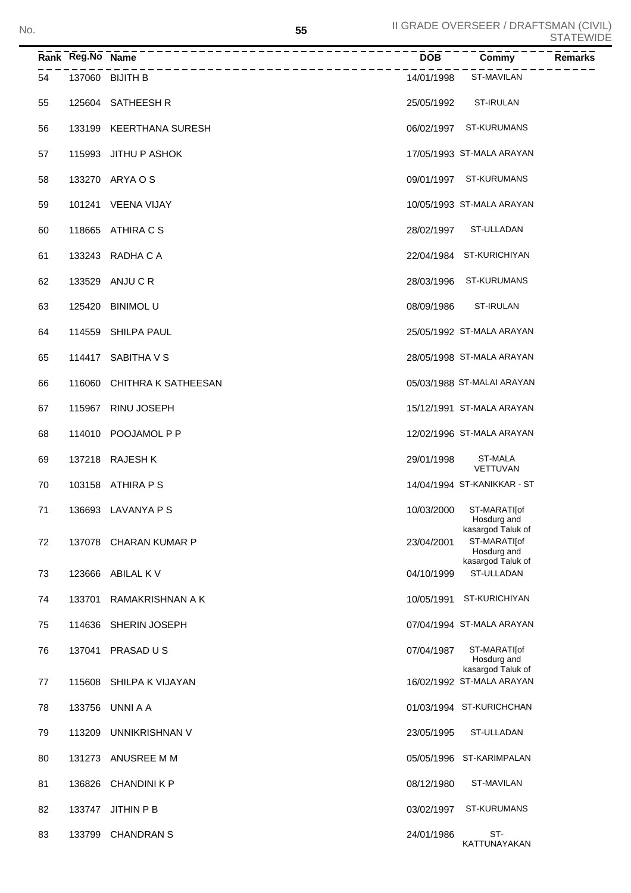| Rank | Reg.No | Name | DOB | Commy | Remarks |
|---|---|---|---|---|---|
| 54 | 137060 | BIJITH B | 14/01/1998 | ST-MAVILAN | |
| 55 | 125604 | SATHEESH R | 25/05/1992 | ST-IRULAN | |
| 56 | 133199 | KEERTHANA SURESH | 06/02/1997 | ST-KURUMANS | |
| 57 | 115993 | JITHU P ASHOK | 17/05/1993 | ST-MALA ARAYAN | |
| 58 | 133270 | ARYA O S | 09/01/1997 | ST-KURUMANS | |
| 59 | 101241 | VEENA VIJAY | 10/05/1993 | ST-MALA ARAYAN | |
| 60 | 118665 | ATHIRA C S | 28/02/1997 | ST-ULLADAN | |
| 61 | 133243 | RADHA C A | 22/04/1984 | ST-KURICHIYAN | |
| 62 | 133529 | ANJU C R | 28/03/1996 | ST-KURUMANS | |
| 63 | 125420 | BINIMOL U | 08/09/1986 | ST-IRULAN | |
| 64 | 114559 | SHILPA PAUL | 25/05/1992 | ST-MALA ARAYAN | |
| 65 | 114417 | SABITHA V S | 28/05/1998 | ST-MALA ARAYAN | |
| 66 | 116060 | CHITHRA K SATHEESAN | 05/03/1988 | ST-MALAI ARAYAN | |
| 67 | 115967 | RINU JOSEPH | 15/12/1991 | ST-MALA ARAYAN | |
| 68 | 114010 | POOJAMOL P P | 12/02/1996 | ST-MALA ARAYAN | |
| 69 | 137218 | RAJESH K | 29/01/1998 | ST-MALA VETTUVAN | |
| 70 | 103158 | ATHIRA P S | 14/04/1994 | ST-KANIKKAR - ST | |
| 71 | 136693 | LAVANYA P S | 10/03/2000 | ST-MARATI[of Hosdurg and kasargod Taluk of | |
| 72 | 137078 | CHARAN KUMAR P | 23/04/2001 | ST-MARATI[of Hosdurg and kasargod Taluk of | |
| 73 | 123666 | ABILAL K V | 04/10/1999 | ST-ULLADAN | |
| 74 | 133701 | RAMAKRISHNAN A K | 10/05/1991 | ST-KURICHIYAN | |
| 75 | 114636 | SHERIN JOSEPH | 07/04/1994 | ST-MALA ARAYAN | |
| 76 | 137041 | PRASAD U S | 07/04/1987 | ST-MARATI[of Hosdurg and kasargod Taluk of | |
| 77 | 115608 | SHILPA K VIJAYAN | 16/02/1992 | ST-MALA ARAYAN | |
| 78 | 133756 | UNNI A A | 01/03/1994 | ST-KURICHCHAN | |
| 79 | 113209 | UNNIKRISHNAN V | 23/05/1995 | ST-ULLADAN | |
| 80 | 131273 | ANUSREE M M | 05/05/1996 | ST-KARIMPALAN | |
| 81 | 136826 | CHANDINI K P | 08/12/1980 | ST-MAVILAN | |
| 82 | 133747 | JITHIN P B | 03/02/1997 | ST-KURUMANS | |
| 83 | 133799 | CHANDRAN S | 24/01/1986 | ST-KATTUNAYAKAN | |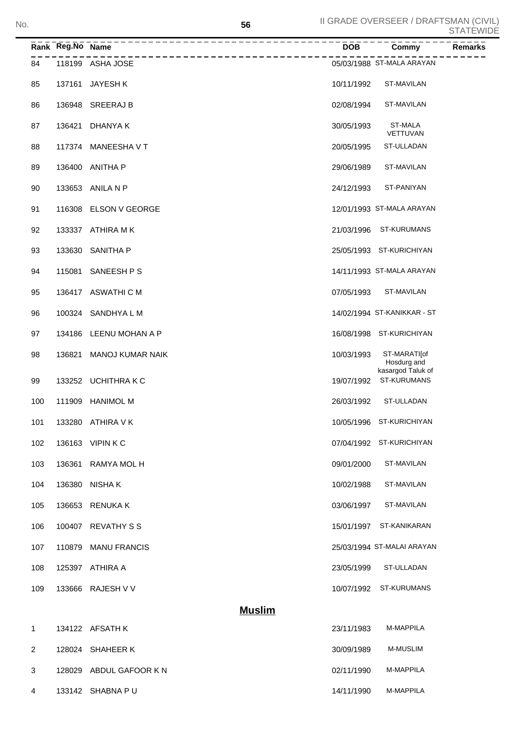II GRADE OVERSEER / DRAFTSMAN (CIVIL) STATEWIDE

| Rank | Reg.No | Name | DOB | Commy | Remarks |
|---|---|---|---|---|---|
| 84 | 118199 | ASHA JOSE | 05/03/1988 | ST-MALA ARAYAN | |
| 85 | 137161 | JAYESH K | 10/11/1992 | ST-MAVILAN | |
| 86 | 136948 | SREERAJ B | 02/08/1994 | ST-MAVILAN | |
| 87 | 136421 | DHANYA K | 30/05/1993 | ST-MALA VETTUVAN | |
| 88 | 117374 | MANEESHA V T | 20/05/1995 | ST-ULLADAN | |
| 89 | 136400 | ANITHA P | 29/06/1989 | ST-MAVILAN | |
| 90 | 133653 | ANILA N P | 24/12/1993 | ST-PANIYAN | |
| 91 | 116308 | ELSON V GEORGE | 12/01/1993 | ST-MALA ARAYAN | |
| 92 | 133337 | ATHIRA M K | 21/03/1996 | ST-KURUMANS | |
| 93 | 133630 | SANITHA P | 25/05/1993 | ST-KURICHIYAN | |
| 94 | 115081 | SANEESH P S | 14/11/1993 | ST-MALA ARAYAN | |
| 95 | 136417 | ASWATHI C M | 07/05/1993 | ST-MAVILAN | |
| 96 | 100324 | SANDHYA L M | 14/02/1994 | ST-KANIKKAR - ST | |
| 97 | 134186 | LEENU MOHAN A P | 16/08/1998 | ST-KURICHIYAN | |
| 98 | 136821 | MANOJ KUMAR NAIK | 10/03/1993 | ST-MARATI[of Hosdurg and kasargod Taluk of | |
| 99 | 133252 | UCHITHRA K C | 19/07/1992 | ST-KURUMANS | |
| 100 | 111909 | HANIMOL M | 26/03/1992 | ST-ULLADAN | |
| 101 | 133280 | ATHIRA V K | 10/05/1996 | ST-KURICHIYAN | |
| 102 | 136163 | VIPIN K C | 07/04/1992 | ST-KURICHIYAN | |
| 103 | 136361 | RAMYA MOL H | 09/01/2000 | ST-MAVILAN | |
| 104 | 136380 | NISHA K | 10/02/1988 | ST-MAVILAN | |
| 105 | 136653 | RENUKA K | 03/06/1997 | ST-MAVILAN | |
| 106 | 100407 | REVATHY S S | 15/01/1997 | ST-KANIKARAN | |
| 107 | 110879 | MANU FRANCIS | 25/03/1994 | ST-MALAI ARAYAN | |
| 108 | 125397 | ATHIRA A | 23/05/1999 | ST-ULLADAN | |
| 109 | 133666 | RAJESH V V | 10/07/1992 | ST-KURUMANS | |

## Muslim

| Rank | Reg.No | Name | DOB | Commy | Remarks |
|---|---|---|---|---|---|
| 1 | 134122 | AFSATH K | 23/11/1983 | M-MAPPILA | |
| 2 | 128024 | SHAHEER K | 30/09/1989 | M-MUSLIM | |
| 3 | 128029 | ABDUL GAFOOR K N | 02/11/1990 | M-MAPPILA | |
| 4 | 133142 | SHABNA P U | 14/11/1990 | M-MAPPILA | |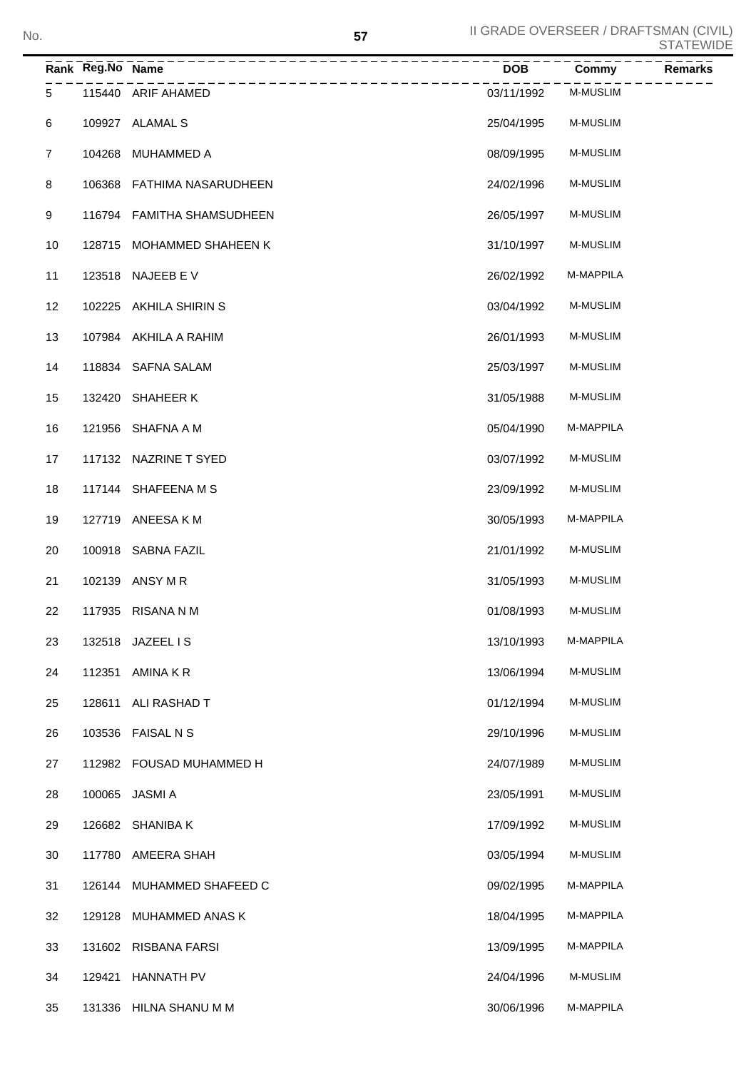II GRADE OVERSEER / DRAFTSMAN (CIVIL) STATEWIDE

| Rank | Reg.No | Name | DOB | Commy | Remarks |
|---|---|---|---|---|---|
| 5 | 115440 | ARIF AHAMED | 03/11/1992 | M-MUSLIM | |
| 6 | 109927 | ALAMAL S | 25/04/1995 | M-MUSLIM | |
| 7 | 104268 | MUHAMMED A | 08/09/1995 | M-MUSLIM | |
| 8 | 106368 | FATHIMA NASARUDHEEN | 24/02/1996 | M-MUSLIM | |
| 9 | 116794 | FAMITHA SHAMSUDHEEN | 26/05/1997 | M-MUSLIM | |
| 10 | 128715 | MOHAMMED SHAHEEN K | 31/10/1997 | M-MUSLIM | |
| 11 | 123518 | NAJEEB E V | 26/02/1992 | M-MAPPILA | |
| 12 | 102225 | AKHILA SHIRIN S | 03/04/1992 | M-MUSLIM | |
| 13 | 107984 | AKHILA A RAHIM | 26/01/1993 | M-MUSLIM | |
| 14 | 118834 | SAFNA SALAM | 25/03/1997 | M-MUSLIM | |
| 15 | 132420 | SHAHEER K | 31/05/1988 | M-MUSLIM | |
| 16 | 121956 | SHAFNA A M | 05/04/1990 | M-MAPPILA | |
| 17 | 117132 | NAZRINE T SYED | 03/07/1992 | M-MUSLIM | |
| 18 | 117144 | SHAFEENA M S | 23/09/1992 | M-MUSLIM | |
| 19 | 127719 | ANEESA K M | 30/05/1993 | M-MAPPILA | |
| 20 | 100918 | SABNA FAZIL | 21/01/1992 | M-MUSLIM | |
| 21 | 102139 | ANSY M R | 31/05/1993 | M-MUSLIM | |
| 22 | 117935 | RISANA N M | 01/08/1993 | M-MUSLIM | |
| 23 | 132518 | JAZEEL I S | 13/10/1993 | M-MAPPILA | |
| 24 | 112351 | AMINA K R | 13/06/1994 | M-MUSLIM | |
| 25 | 128611 | ALI RASHAD T | 01/12/1994 | M-MUSLIM | |
| 26 | 103536 | FAISAL N S | 29/10/1996 | M-MUSLIM | |
| 27 | 112982 | FOUSAD MUHAMMED H | 24/07/1989 | M-MUSLIM | |
| 28 | 100065 | JASMI A | 23/05/1991 | M-MUSLIM | |
| 29 | 126682 | SHANIBA K | 17/09/1992 | M-MUSLIM | |
| 30 | 117780 | AMEERA SHAH | 03/05/1994 | M-MUSLIM | |
| 31 | 126144 | MUHAMMED SHAFEED C | 09/02/1995 | M-MAPPILA | |
| 32 | 129128 | MUHAMMED ANAS K | 18/04/1995 | M-MAPPILA | |
| 33 | 131602 | RISBANA FARSI | 13/09/1995 | M-MAPPILA | |
| 34 | 129421 | HANNATH PV | 24/04/1996 | M-MUSLIM | |
| 35 | 131336 | HILNA SHANU M M | 30/06/1996 | M-MAPPILA | |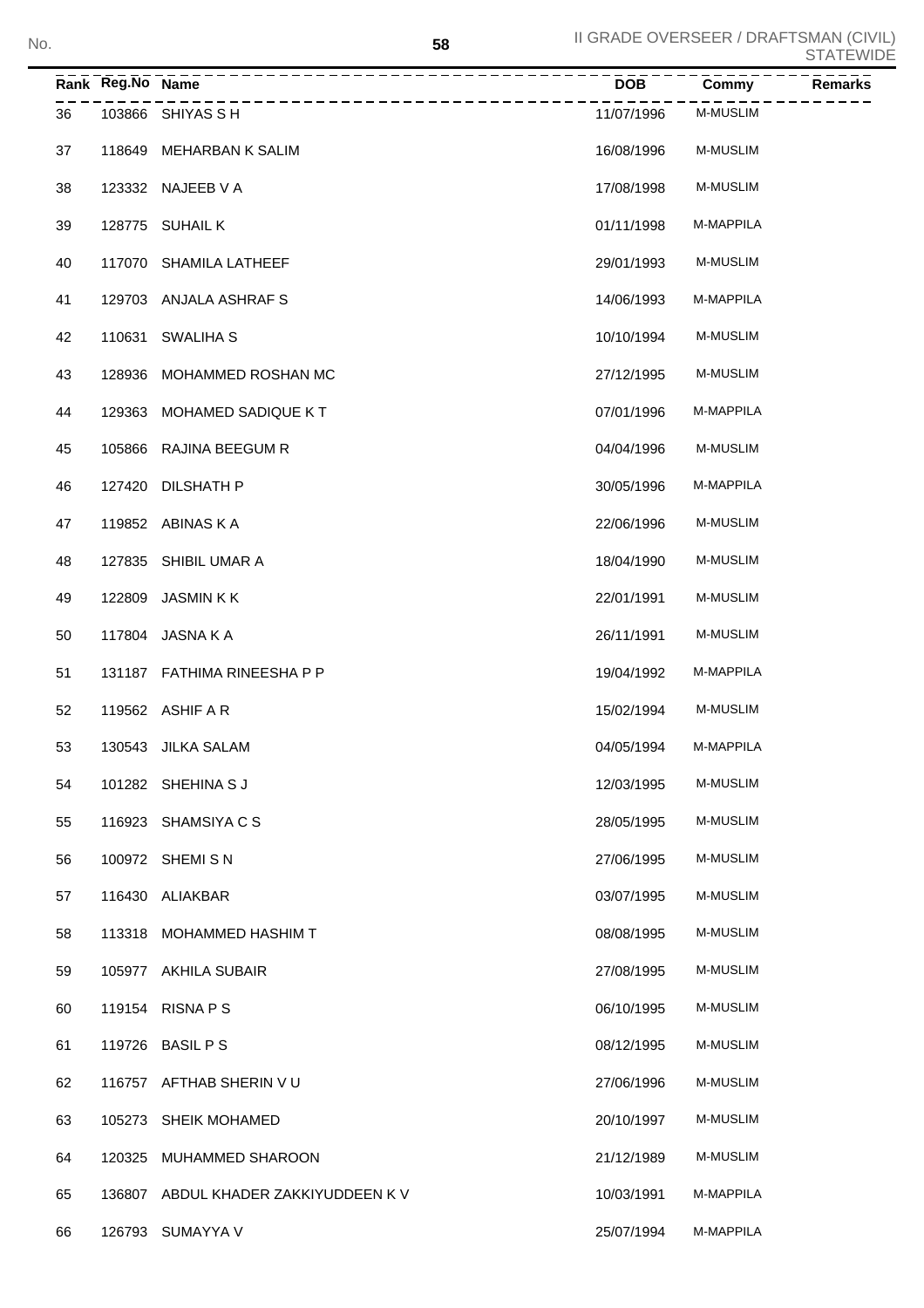II GRADE OVERSEER / DRAFTSMAN (CIVIL) STATEWIDE

| Rank | Reg.No | Name | DOB | Commy | Remarks |
|---|---|---|---|---|---|
| 36 | 103866 | SHIYAS S H | 11/07/1996 | M-MUSLIM | |
| 37 | 118649 | MEHARBAN K SALIM | 16/08/1996 | M-MUSLIM | |
| 38 | 123332 | NAJEEB V A | 17/08/1998 | M-MUSLIM | |
| 39 | 128775 | SUHAIL K | 01/11/1998 | M-MAPPILA | |
| 40 | 117070 | SHAMILA LATHEEF | 29/01/1993 | M-MUSLIM | |
| 41 | 129703 | ANJALA ASHRAF S | 14/06/1993 | M-MAPPILA | |
| 42 | 110631 | SWALIHA S | 10/10/1994 | M-MUSLIM | |
| 43 | 128936 | MOHAMMED ROSHAN MC | 27/12/1995 | M-MUSLIM | |
| 44 | 129363 | MOHAMED SADIQUE K T | 07/01/1996 | M-MAPPILA | |
| 45 | 105866 | RAJINA BEEGUM R | 04/04/1996 | M-MUSLIM | |
| 46 | 127420 | DILSHATH P | 30/05/1996 | M-MAPPILA | |
| 47 | 119852 | ABINAS K A | 22/06/1996 | M-MUSLIM | |
| 48 | 127835 | SHIBIL UMAR A | 18/04/1990 | M-MUSLIM | |
| 49 | 122809 | JASMIN K K | 22/01/1991 | M-MUSLIM | |
| 50 | 117804 | JASNA K A | 26/11/1991 | M-MUSLIM | |
| 51 | 131187 | FATHIMA RINEESHA P P | 19/04/1992 | M-MAPPILA | |
| 52 | 119562 | ASHIF A R | 15/02/1994 | M-MUSLIM | |
| 53 | 130543 | JILKA SALAM | 04/05/1994 | M-MAPPILA | |
| 54 | 101282 | SHEHINA S J | 12/03/1995 | M-MUSLIM | |
| 55 | 116923 | SHAMSIYA C S | 28/05/1995 | M-MUSLIM | |
| 56 | 100972 | SHEMI S N | 27/06/1995 | M-MUSLIM | |
| 57 | 116430 | ALIAKBAR | 03/07/1995 | M-MUSLIM | |
| 58 | 113318 | MOHAMMED HASHIM T | 08/08/1995 | M-MUSLIM | |
| 59 | 105977 | AKHILA SUBAIR | 27/08/1995 | M-MUSLIM | |
| 60 | 119154 | RISNA P S | 06/10/1995 | M-MUSLIM | |
| 61 | 119726 | BASIL P S | 08/12/1995 | M-MUSLIM | |
| 62 | 116757 | AFTHAB SHERIN V U | 27/06/1996 | M-MUSLIM | |
| 63 | 105273 | SHEIK MOHAMED | 20/10/1997 | M-MUSLIM | |
| 64 | 120325 | MUHAMMED SHAROON | 21/12/1989 | M-MUSLIM | |
| 65 | 136807 | ABDUL KHADER ZAKKIYUDDEEN K V | 10/03/1991 | M-MAPPILA | |
| 66 | 126793 | SUMAYYA V | 25/07/1994 | M-MAPPILA | |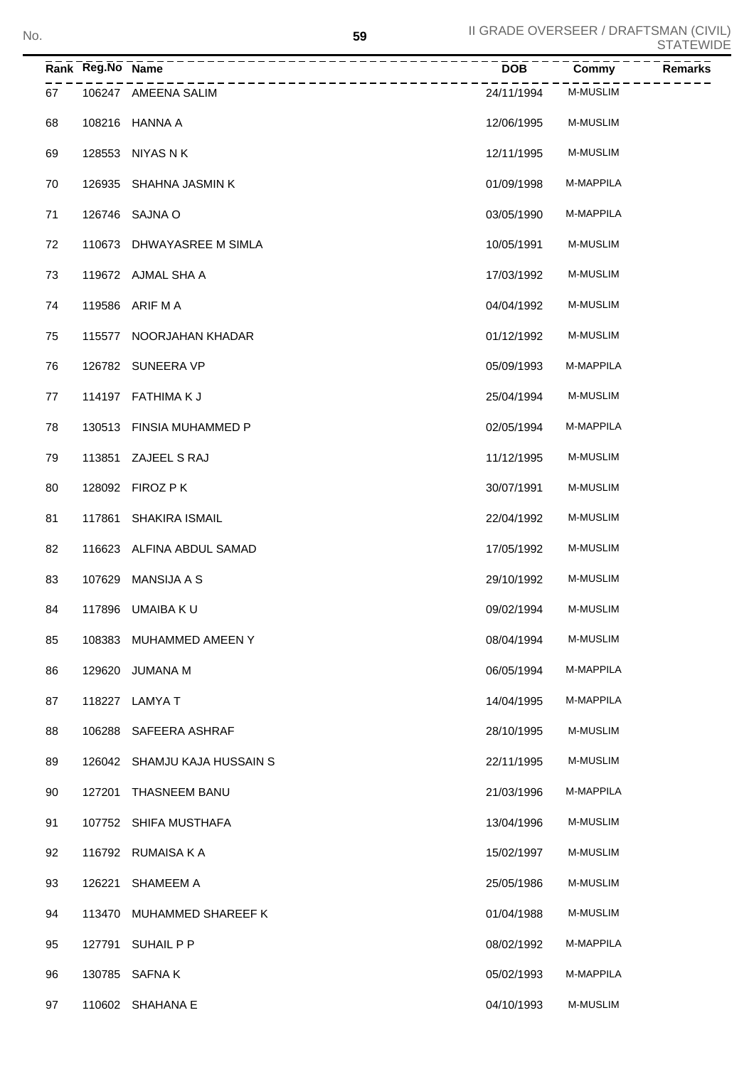| Rank | Reg.No | Name | DOB | Commy | Remarks |
|---|---|---|---|---|---|
| 67 | 106247 | AMEENA SALIM | 24/11/1994 | M-MUSLIM | |
| 68 | 108216 | HANNA A | 12/06/1995 | M-MUSLIM | |
| 69 | 128553 | NIYAS N K | 12/11/1995 | M-MUSLIM | |
| 70 | 126935 | SHAHNA JASMIN K | 01/09/1998 | M-MAPPILA | |
| 71 | 126746 | SAJNA O | 03/05/1990 | M-MAPPILA | |
| 72 | 110673 | DHWAYASREE M SIMLA | 10/05/1991 | M-MUSLIM | |
| 73 | 119672 | AJMAL SHA A | 17/03/1992 | M-MUSLIM | |
| 74 | 119586 | ARIF M A | 04/04/1992 | M-MUSLIM | |
| 75 | 115577 | NOORJAHAN KHADAR | 01/12/1992 | M-MUSLIM | |
| 76 | 126782 | SUNEERA VP | 05/09/1993 | M-MAPPILA | |
| 77 | 114197 | FATHIMA K J | 25/04/1994 | M-MUSLIM | |
| 78 | 130513 | FINSIA MUHAMMED P | 02/05/1994 | M-MAPPILA | |
| 79 | 113851 | ZAJEEL S RAJ | 11/12/1995 | M-MUSLIM | |
| 80 | 128092 | FIROZ P K | 30/07/1991 | M-MUSLIM | |
| 81 | 117861 | SHAKIRA ISMAIL | 22/04/1992 | M-MUSLIM | |
| 82 | 116623 | ALFINA ABDUL SAMAD | 17/05/1992 | M-MUSLIM | |
| 83 | 107629 | MANSIJA A S | 29/10/1992 | M-MUSLIM | |
| 84 | 117896 | UMAIBA K U | 09/02/1994 | M-MUSLIM | |
| 85 | 108383 | MUHAMMED AMEEN Y | 08/04/1994 | M-MUSLIM | |
| 86 | 129620 | JUMANA M | 06/05/1994 | M-MAPPILA | |
| 87 | 118227 | LAMYA T | 14/04/1995 | M-MAPPILA | |
| 88 | 106288 | SAFEERA ASHRAF | 28/10/1995 | M-MUSLIM | |
| 89 | 126042 | SHAMJU KAJA HUSSAIN S | 22/11/1995 | M-MUSLIM | |
| 90 | 127201 | THASNEEM BANU | 21/03/1996 | M-MAPPILA | |
| 91 | 107752 | SHIFA MUSTHAFA | 13/04/1996 | M-MUSLIM | |
| 92 | 116792 | RUMAISA K A | 15/02/1997 | M-MUSLIM | |
| 93 | 126221 | SHAMEEM A | 25/05/1986 | M-MUSLIM | |
| 94 | 113470 | MUHAMMED SHAREEF K | 01/04/1988 | M-MUSLIM | |
| 95 | 127791 | SUHAIL P P | 08/02/1992 | M-MAPPILA | |
| 96 | 130785 | SAFNA K | 05/02/1993 | M-MAPPILA | |
| 97 | 110602 | SHAHANA E | 04/10/1993 | M-MUSLIM | |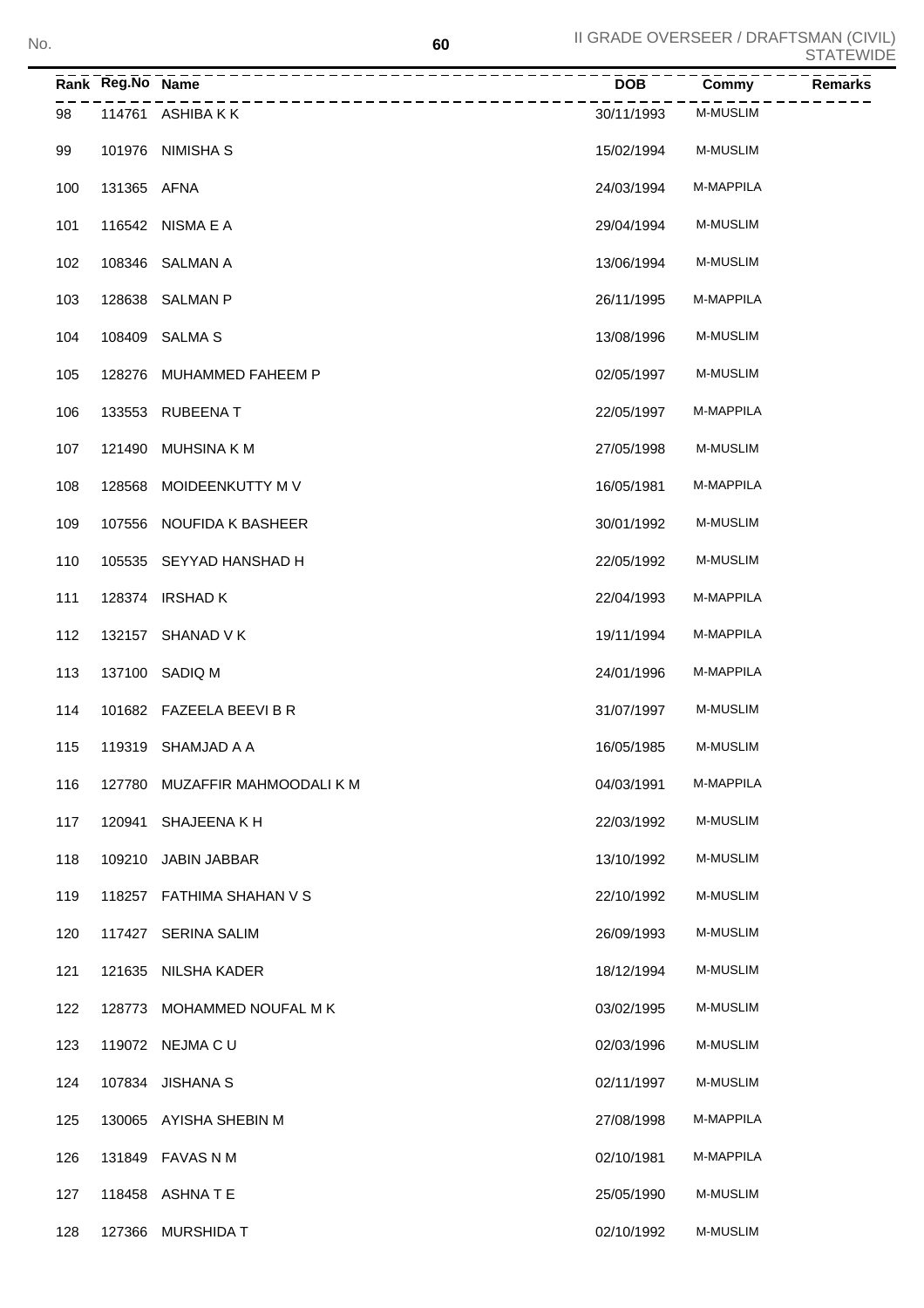| Rank | Reg.No | Name | DOB | Commy | Remarks |
|---|---|---|---|---|---|
| 98 | 114761 | ASHIBA K K | 30/11/1993 | M-MUSLIM | |
| 99 | 101976 | NIMISHA S | 15/02/1994 | M-MUSLIM | |
| 100 | 131365 | AFNA | 24/03/1994 | M-MAPPILA | |
| 101 | 116542 | NISMA E A | 29/04/1994 | M-MUSLIM | |
| 102 | 108346 | SALMAN A | 13/06/1994 | M-MUSLIM | |
| 103 | 128638 | SALMAN P | 26/11/1995 | M-MAPPILA | |
| 104 | 108409 | SALMA S | 13/08/1996 | M-MUSLIM | |
| 105 | 128276 | MUHAMMED FAHEEM P | 02/05/1997 | M-MUSLIM | |
| 106 | 133553 | RUBEENA T | 22/05/1997 | M-MAPPILA | |
| 107 | 121490 | MUHSINA K M | 27/05/1998 | M-MUSLIM | |
| 108 | 128568 | MOIDEENKUTTY M V | 16/05/1981 | M-MAPPILA | |
| 109 | 107556 | NOUFIDA K BASHEER | 30/01/1992 | M-MUSLIM | |
| 110 | 105535 | SEYYAD HANSHAD H | 22/05/1992 | M-MUSLIM | |
| 111 | 128374 | IRSHAD K | 22/04/1993 | M-MAPPILA | |
| 112 | 132157 | SHANAD V K | 19/11/1994 | M-MAPPILA | |
| 113 | 137100 | SADIQ M | 24/01/1996 | M-MAPPILA | |
| 114 | 101682 | FAZEELA BEEVI B R | 31/07/1997 | M-MUSLIM | |
| 115 | 119319 | SHAMJAD A A | 16/05/1985 | M-MUSLIM | |
| 116 | 127780 | MUZAFFIR MAHMOODALI K M | 04/03/1991 | M-MAPPILA | |
| 117 | 120941 | SHAJEENA K H | 22/03/1992 | M-MUSLIM | |
| 118 | 109210 | JABIN JABBAR | 13/10/1992 | M-MUSLIM | |
| 119 | 118257 | FATHIMA SHAHAN V S | 22/10/1992 | M-MUSLIM | |
| 120 | 117427 | SERINA SALIM | 26/09/1993 | M-MUSLIM | |
| 121 | 121635 | NILSHA KADER | 18/12/1994 | M-MUSLIM | |
| 122 | 128773 | MOHAMMED NOUFAL M K | 03/02/1995 | M-MUSLIM | |
| 123 | 119072 | NEJMA C U | 02/03/1996 | M-MUSLIM | |
| 124 | 107834 | JISHANA S | 02/11/1997 | M-MUSLIM | |
| 125 | 130065 | AYISHA SHEBIN M | 27/08/1998 | M-MAPPILA | |
| 126 | 131849 | FAVAS N M | 02/10/1981 | M-MAPPILA | |
| 127 | 118458 | ASHNA T E | 25/05/1990 | M-MUSLIM | |
| 128 | 127366 | MURSHIDA T | 02/10/1992 | M-MUSLIM | |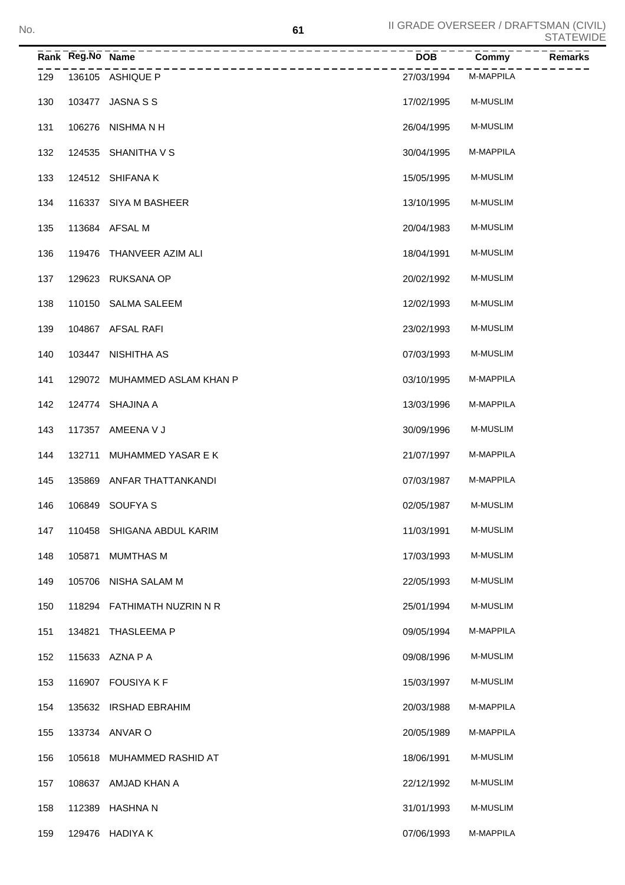II GRADE OVERSEER / DRAFTSMAN (CIVIL) STATEWIDE

| Rank | Reg.No | Name | DOB | Commy | Remarks |
|---|---|---|---|---|---|
| 129 | 136105 | ASHIQUE P | 27/03/1994 | M-MAPPILA | |
| 130 | 103477 | JASNA S S | 17/02/1995 | M-MUSLIM | |
| 131 | 106276 | NISHMA N H | 26/04/1995 | M-MUSLIM | |
| 132 | 124535 | SHANITHA V S | 30/04/1995 | M-MAPPILA | |
| 133 | 124512 | SHIFANA K | 15/05/1995 | M-MUSLIM | |
| 134 | 116337 | SIYA M BASHEER | 13/10/1995 | M-MUSLIM | |
| 135 | 113684 | AFSAL M | 20/04/1983 | M-MUSLIM | |
| 136 | 119476 | THANVEER AZIM ALI | 18/04/1991 | M-MUSLIM | |
| 137 | 129623 | RUKSANA OP | 20/02/1992 | M-MUSLIM | |
| 138 | 110150 | SALMA SALEEM | 12/02/1993 | M-MUSLIM | |
| 139 | 104867 | AFSAL RAFI | 23/02/1993 | M-MUSLIM | |
| 140 | 103447 | NISHITHA AS | 07/03/1993 | M-MUSLIM | |
| 141 | 129072 | MUHAMMED ASLAM KHAN P | 03/10/1995 | M-MAPPILA | |
| 142 | 124774 | SHAJINA A | 13/03/1996 | M-MAPPILA | |
| 143 | 117357 | AMEENA V J | 30/09/1996 | M-MUSLIM | |
| 144 | 132711 | MUHAMMED YASAR E K | 21/07/1997 | M-MAPPILA | |
| 145 | 135869 | ANFAR THATTANKANDI | 07/03/1987 | M-MAPPILA | |
| 146 | 106849 | SOUFYA S | 02/05/1987 | M-MUSLIM | |
| 147 | 110458 | SHIGANA ABDUL KARIM | 11/03/1991 | M-MUSLIM | |
| 148 | 105871 | MUMTHAS M | 17/03/1993 | M-MUSLIM | |
| 149 | 105706 | NISHA SALAM M | 22/05/1993 | M-MUSLIM | |
| 150 | 118294 | FATHIMATH NUZRIN N R | 25/01/1994 | M-MUSLIM | |
| 151 | 134821 | THASLEEMA P | 09/05/1994 | M-MAPPILA | |
| 152 | 115633 | AZNA P A | 09/08/1996 | M-MUSLIM | |
| 153 | 116907 | FOUSIYA K F | 15/03/1997 | M-MUSLIM | |
| 154 | 135632 | IRSHAD EBRAHIM | 20/03/1988 | M-MAPPILA | |
| 155 | 133734 | ANVAR O | 20/05/1989 | M-MAPPILA | |
| 156 | 105618 | MUHAMMED RASHID AT | 18/06/1991 | M-MUSLIM | |
| 157 | 108637 | AMJAD KHAN A | 22/12/1992 | M-MUSLIM | |
| 158 | 112389 | HASHNA N | 31/01/1993 | M-MUSLIM | |
| 159 | 129476 | HADIYA K | 07/06/1993 | M-MAPPILA | |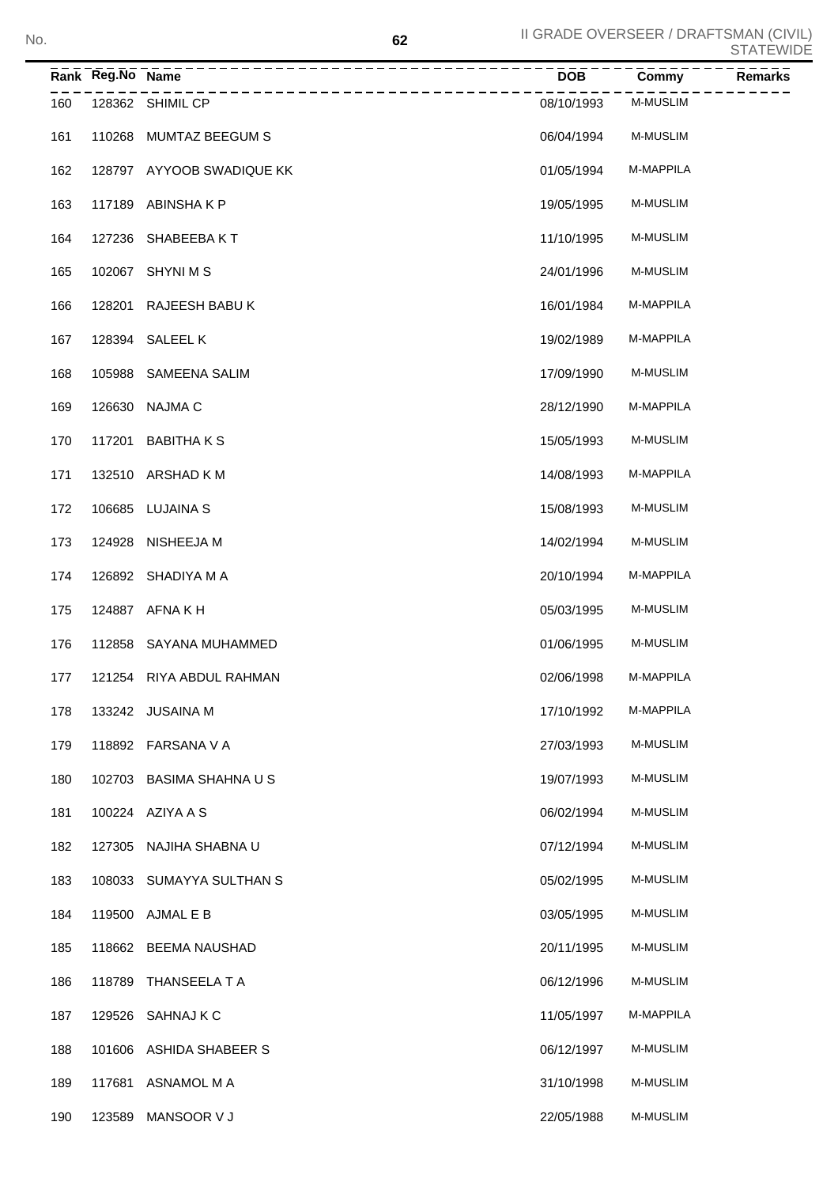| Rank | Reg.No | Name | DOB | Commy | Remarks |
|---|---|---|---|---|---|
| 160 | 128362 | SHIMIL CP | 08/10/1993 | M-MUSLIM | |
| 161 | 110268 | MUMTAZ BEEGUM S | 06/04/1994 | M-MUSLIM | |
| 162 | 128797 | AYYOOB SWADIQUE KK | 01/05/1994 | M-MAPPILA | |
| 163 | 117189 | ABINSHA K P | 19/05/1995 | M-MUSLIM | |
| 164 | 127236 | SHABEEBA K T | 11/10/1995 | M-MUSLIM | |
| 165 | 102067 | SHYNI M S | 24/01/1996 | M-MUSLIM | |
| 166 | 128201 | RAJEESH BABU K | 16/01/1984 | M-MAPPILA | |
| 167 | 128394 | SALEEL K | 19/02/1989 | M-MAPPILA | |
| 168 | 105988 | SAMEENA SALIM | 17/09/1990 | M-MUSLIM | |
| 169 | 126630 | NAJMA C | 28/12/1990 | M-MAPPILA | |
| 170 | 117201 | BABITHA K S | 15/05/1993 | M-MUSLIM | |
| 171 | 132510 | ARSHAD K M | 14/08/1993 | M-MAPPILA | |
| 172 | 106685 | LUJAINA S | 15/08/1993 | M-MUSLIM | |
| 173 | 124928 | NISHEEJA M | 14/02/1994 | M-MUSLIM | |
| 174 | 126892 | SHADIYA M A | 20/10/1994 | M-MAPPILA | |
| 175 | 124887 | AFNA K H | 05/03/1995 | M-MUSLIM | |
| 176 | 112858 | SAYANA MUHAMMED | 01/06/1995 | M-MUSLIM | |
| 177 | 121254 | RIYA ABDUL RAHMAN | 02/06/1998 | M-MAPPILA | |
| 178 | 133242 | JUSAINA M | 17/10/1992 | M-MAPPILA | |
| 179 | 118892 | FARSANA V A | 27/03/1993 | M-MUSLIM | |
| 180 | 102703 | BASIMA SHAHNA U S | 19/07/1993 | M-MUSLIM | |
| 181 | 100224 | AZIYA A S | 06/02/1994 | M-MUSLIM | |
| 182 | 127305 | NAJIHA SHABNA U | 07/12/1994 | M-MUSLIM | |
| 183 | 108033 | SUMAYYA SULTHAN S | 05/02/1995 | M-MUSLIM | |
| 184 | 119500 | AJMAL E B | 03/05/1995 | M-MUSLIM | |
| 185 | 118662 | BEEMA NAUSHAD | 20/11/1995 | M-MUSLIM | |
| 186 | 118789 | THANSEELA T A | 06/12/1996 | M-MUSLIM | |
| 187 | 129526 | SAHNAJ K C | 11/05/1997 | M-MAPPILA | |
| 188 | 101606 | ASHIDA SHABEER S | 06/12/1997 | M-MUSLIM | |
| 189 | 117681 | ASNAMOL M A | 31/10/1998 | M-MUSLIM | |
| 190 | 123589 | MANSOOR V J | 22/05/1988 | M-MUSLIM | |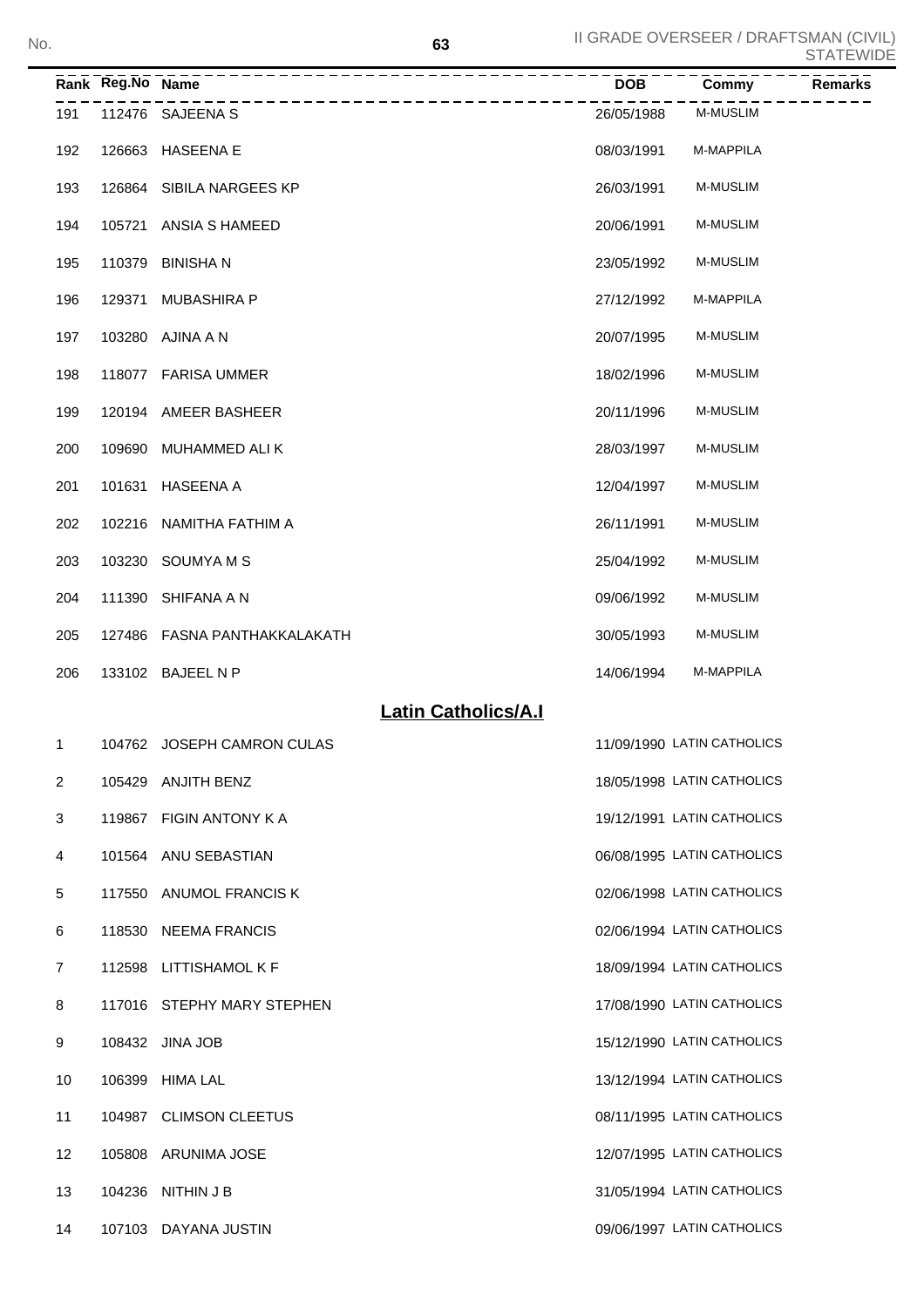| Rank | Reg.No | Name | DOB | Commy | Remarks |
|---|---|---|---|---|---|
| 191 | 112476 | SAJEENA S | 26/05/1988 | M-MUSLIM | |
| 192 | 126663 | HASEENA E | 08/03/1991 | M-MAPPILA | |
| 193 | 126864 | SIBILA NARGEES KP | 26/03/1991 | M-MUSLIM | |
| 194 | 105721 | ANSIA S HAMEED | 20/06/1991 | M-MUSLIM | |
| 195 | 110379 | BINISHA N | 23/05/1992 | M-MUSLIM | |
| 196 | 129371 | MUBASHIRA P | 27/12/1992 | M-MAPPILA | |
| 197 | 103280 | AJINA A N | 20/07/1995 | M-MUSLIM | |
| 198 | 118077 | FARISA UMMER | 18/02/1996 | M-MUSLIM | |
| 199 | 120194 | AMEER BASHEER | 20/11/1996 | M-MUSLIM | |
| 200 | 109690 | MUHAMMED ALI K | 28/03/1997 | M-MUSLIM | |
| 201 | 101631 | HASEENA A | 12/04/1997 | M-MUSLIM | |
| 202 | 102216 | NAMITHA FATHIM A | 26/11/1991 | M-MUSLIM | |
| 203 | 103230 | SOUMYA M S | 25/04/1992 | M-MUSLIM | |
| 204 | 111390 | SHIFANA A N | 09/06/1992 | M-MUSLIM | |
| 205 | 127486 | FASNA PANTHAKKALAKATH | 30/05/1993 | M-MUSLIM | |
| 206 | 133102 | BAJEEL N P | 14/06/1994 | M-MAPPILA | |

## Latin Catholics/A.I

| Rank | Reg.No | Name | DOB | Commy | Remarks |
|---|---|---|---|---|---|
| 1 | 104762 | JOSEPH CAMRON CULAS | 11/09/1990 | LATIN CATHOLICS | |
| 2 | 105429 | ANJITH BENZ | 18/05/1998 | LATIN CATHOLICS | |
| 3 | 119867 | FIGIN ANTONY K A | 19/12/1991 | LATIN CATHOLICS | |
| 4 | 101564 | ANU SEBASTIAN | 06/08/1995 | LATIN CATHOLICS | |
| 5 | 117550 | ANUMOL FRANCIS K | 02/06/1998 | LATIN CATHOLICS | |
| 6 | 118530 | NEEMA FRANCIS | 02/06/1994 | LATIN CATHOLICS | |
| 7 | 112598 | LITTISHAMOL K F | 18/09/1994 | LATIN CATHOLICS | |
| 8 | 117016 | STEPHY MARY STEPHEN | 17/08/1990 | LATIN CATHOLICS | |
| 9 | 108432 | JINA JOB | 15/12/1990 | LATIN CATHOLICS | |
| 10 | 106399 | HIMA LAL | 13/12/1994 | LATIN CATHOLICS | |
| 11 | 104987 | CLIMSON CLEETUS | 08/11/1995 | LATIN CATHOLICS | |
| 12 | 105808 | ARUNIMA JOSE | 12/07/1995 | LATIN CATHOLICS | |
| 13 | 104236 | NITHIN J B | 31/05/1994 | LATIN CATHOLICS | |
| 14 | 107103 | DAYANA JUSTIN | 09/06/1997 | LATIN CATHOLICS | |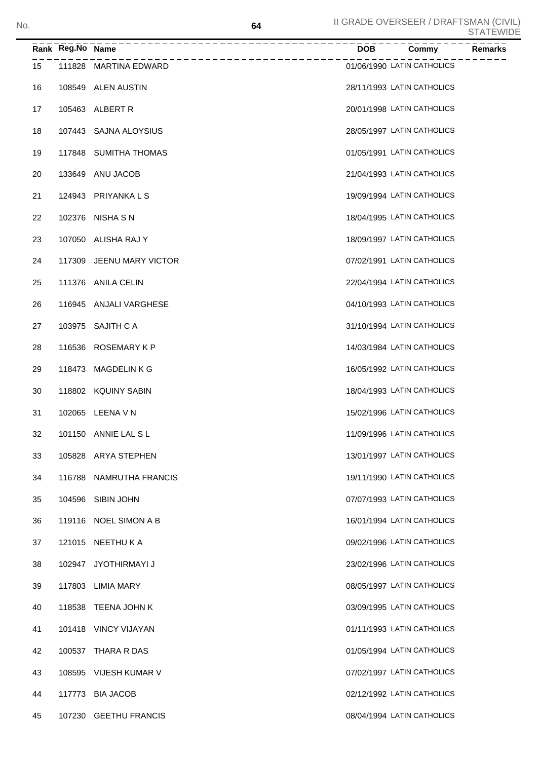| Rank | Reg.No | Name | DOB | Commy | Remarks |
|---|---|---|---|---|---|
| 15 | 111828 | MARTINA EDWARD | 01/06/1990 | LATIN CATHOLICS | |
| 16 | 108549 | ALEN AUSTIN | 28/11/1993 | LATIN CATHOLICS | |
| 17 | 105463 | ALBERT R | 20/01/1998 | LATIN CATHOLICS | |
| 18 | 107443 | SAJNA ALOYSIUS | 28/05/1997 | LATIN CATHOLICS | |
| 19 | 117848 | SUMITHA THOMAS | 01/05/1991 | LATIN CATHOLICS | |
| 20 | 133649 | ANU JACOB | 21/04/1993 | LATIN CATHOLICS | |
| 21 | 124943 | PRIYANKA L S | 19/09/1994 | LATIN CATHOLICS | |
| 22 | 102376 | NISHA S N | 18/04/1995 | LATIN CATHOLICS | |
| 23 | 107050 | ALISHA RAJ Y | 18/09/1997 | LATIN CATHOLICS | |
| 24 | 117309 | JEENU MARY VICTOR | 07/02/1991 | LATIN CATHOLICS | |
| 25 | 111376 | ANILA CELIN | 22/04/1994 | LATIN CATHOLICS | |
| 26 | 116945 | ANJALI VARGHESE | 04/10/1993 | LATIN CATHOLICS | |
| 27 | 103975 | SAJITH C A | 31/10/1994 | LATIN CATHOLICS | |
| 28 | 116536 | ROSEMARY K P | 14/03/1984 | LATIN CATHOLICS | |
| 29 | 118473 | MAGDELIN K G | 16/05/1992 | LATIN CATHOLICS | |
| 30 | 118802 | KQUINY SABIN | 18/04/1993 | LATIN CATHOLICS | |
| 31 | 102065 | LEENA V N | 15/02/1996 | LATIN CATHOLICS | |
| 32 | 101150 | ANNIE LAL S L | 11/09/1996 | LATIN CATHOLICS | |
| 33 | 105828 | ARYA STEPHEN | 13/01/1997 | LATIN CATHOLICS | |
| 34 | 116788 | NAMRUTHA FRANCIS | 19/11/1990 | LATIN CATHOLICS | |
| 35 | 104596 | SIBIN JOHN | 07/07/1993 | LATIN CATHOLICS | |
| 36 | 119116 | NOEL SIMON A B | 16/01/1994 | LATIN CATHOLICS | |
| 37 | 121015 | NEETHU K A | 09/02/1996 | LATIN CATHOLICS | |
| 38 | 102947 | JYOTHIRMAYI J | 23/02/1996 | LATIN CATHOLICS | |
| 39 | 117803 | LIMIA MARY | 08/05/1997 | LATIN CATHOLICS | |
| 40 | 118538 | TEENA JOHN K | 03/09/1995 | LATIN CATHOLICS | |
| 41 | 101418 | VINCY VIJAYAN | 01/11/1993 | LATIN CATHOLICS | |
| 42 | 100537 | THARA R DAS | 01/05/1994 | LATIN CATHOLICS | |
| 43 | 108595 | VIJESH KUMAR V | 07/02/1997 | LATIN CATHOLICS | |
| 44 | 117773 | BIA JACOB | 02/12/1992 | LATIN CATHOLICS | |
| 45 | 107230 | GEETHU FRANCIS | 08/04/1994 | LATIN CATHOLICS | |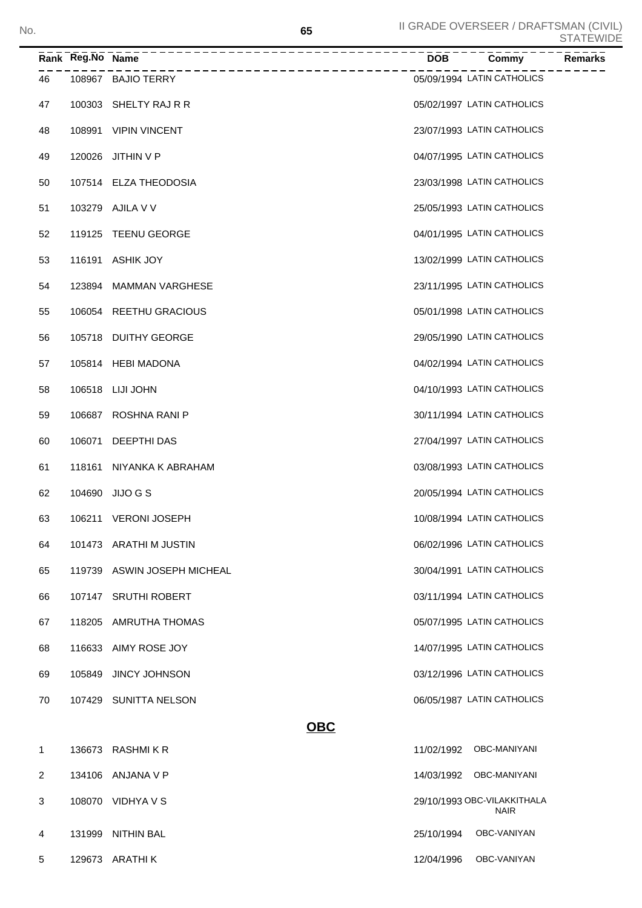| Rank | Reg.No | Name | DOB | Commy | Remarks |
|---|---|---|---|---|---|
| 46 | 108967 | BAJIO TERRY | 05/09/1994 | LATIN CATHOLICS | |
| 47 | 100303 | SHELTY RAJ R R | 05/02/1997 | LATIN CATHOLICS | |
| 48 | 108991 | VIPIN VINCENT | 23/07/1993 | LATIN CATHOLICS | |
| 49 | 120026 | JITHIN V P | 04/07/1995 | LATIN CATHOLICS | |
| 50 | 107514 | ELZA THEODOSIA | 23/03/1998 | LATIN CATHOLICS | |
| 51 | 103279 | AJILA V V | 25/05/1993 | LATIN CATHOLICS | |
| 52 | 119125 | TEENU GEORGE | 04/01/1995 | LATIN CATHOLICS | |
| 53 | 116191 | ASHIK JOY | 13/02/1999 | LATIN CATHOLICS | |
| 54 | 123894 | MAMMAN VARGHESE | 23/11/1995 | LATIN CATHOLICS | |
| 55 | 106054 | REETHU GRACIOUS | 05/01/1998 | LATIN CATHOLICS | |
| 56 | 105718 | DUITHY GEORGE | 29/05/1990 | LATIN CATHOLICS | |
| 57 | 105814 | HEBI MADONA | 04/02/1994 | LATIN CATHOLICS | |
| 58 | 106518 | LIJI JOHN | 04/10/1993 | LATIN CATHOLICS | |
| 59 | 106687 | ROSHNA RANI P | 30/11/1994 | LATIN CATHOLICS | |
| 60 | 106071 | DEEPTHI DAS | 27/04/1997 | LATIN CATHOLICS | |
| 61 | 118161 | NIYANKA K ABRAHAM | 03/08/1993 | LATIN CATHOLICS | |
| 62 | 104690 | JIJO G S | 20/05/1994 | LATIN CATHOLICS | |
| 63 | 106211 | VERONI JOSEPH | 10/08/1994 | LATIN CATHOLICS | |
| 64 | 101473 | ARATHI M JUSTIN | 06/02/1996 | LATIN CATHOLICS | |
| 65 | 119739 | ASWIN JOSEPH MICHEAL | 30/04/1991 | LATIN CATHOLICS | |
| 66 | 107147 | SRUTHI ROBERT | 03/11/1994 | LATIN CATHOLICS | |
| 67 | 118205 | AMRUTHA THOMAS | 05/07/1995 | LATIN CATHOLICS | |
| 68 | 116633 | AIMY ROSE JOY | 14/07/1995 | LATIN CATHOLICS | |
| 69 | 105849 | JINCY JOHNSON | 03/12/1996 | LATIN CATHOLICS | |
| 70 | 107429 | SUNITTA NELSON | 06/05/1987 | LATIN CATHOLICS | |

## OBC

| Rank | Reg.No | Name | DOB | Commy | Remarks |
|---|---|---|---|---|---|
| 1 | 136673 | RASHMI K R | 11/02/1992 | OBC-MANIYANI | |
| 2 | 134106 | ANJANA V P | 14/03/1992 | OBC-MANIYANI | |
| 3 | 108070 | VIDHYA V S | 29/10/1993 | OBC-VILAKKITHALA NAIR | |
| 4 | 131999 | NITHIN BAL | 25/10/1994 | OBC-VANIYAN | |
| 5 | 129673 | ARATHI K | 12/04/1996 | OBC-VANIYAN | |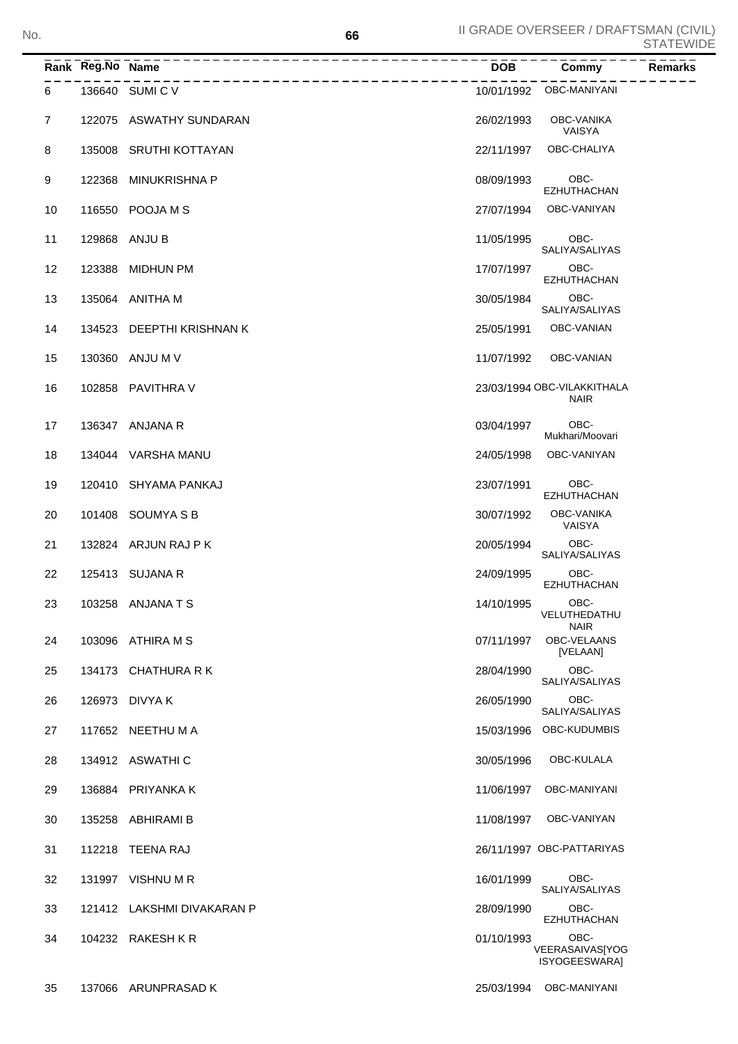| Rank | Reg.No | Name | DOB | Commy | Remarks |
|---|---|---|---|---|---|
| 6 | 136640 | SUMI C V | 10/01/1992 | OBC-MANIYANI | |
| 7 | 122075 | ASWATHY SUNDARAN | 26/02/1993 | OBC-VANIKA VAISYA | |
| 8 | 135008 | SRUTHI KOTTAYAN | 22/11/1997 | OBC-CHALIYA | |
| 9 | 122368 | MINUKRISHNA P | 08/09/1993 | OBC-EZHUTHACHAN | |
| 10 | 116550 | POOJA M S | 27/07/1994 | OBC-VANIYAN | |
| 11 | 129868 | ANJU B | 11/05/1995 | OBC-SALIYA/SALIYAS | |
| 12 | 123388 | MIDHUN PM | 17/07/1997 | OBC-EZHUTHACHAN | |
| 13 | 135064 | ANITHA M | 30/05/1984 | OBC-SALIYA/SALIYAS | |
| 14 | 134523 | DEEPTHI KRISHNAN K | 25/05/1991 | OBC-VANIAN | |
| 15 | 130360 | ANJU M V | 11/07/1992 | OBC-VANIAN | |
| 16 | 102858 | PAVITHRA V | 23/03/1994 | OBC-VILAKKITHALA NAIR | |
| 17 | 136347 | ANJANA R | 03/04/1997 | OBC-Mukhari/Moovari | |
| 18 | 134044 | VARSHA MANU | 24/05/1998 | OBC-VANIYAN | |
| 19 | 120410 | SHYAMA PANKAJ | 23/07/1991 | OBC-EZHUTHACHAN | |
| 20 | 101408 | SOUMYA S B | 30/07/1992 | OBC-VANIKA VAISYA | |
| 21 | 132824 | ARJUN RAJ P K | 20/05/1994 | OBC-SALIYA/SALIYAS | |
| 22 | 125413 | SUJANA R | 24/09/1995 | OBC-EZHUTHACHAN | |
| 23 | 103258 | ANJANA T S | 14/10/1995 | OBC-VELUTHEDATHU NAIR | |
| 24 | 103096 | ATHIRA M S | 07/11/1997 | OBC-VELAANS [VELAAN] | |
| 25 | 134173 | CHATHURA R K | 28/04/1990 | OBC-SALIYA/SALIYAS | |
| 26 | 126973 | DIVYA K | 26/05/1990 | OBC-SALIYA/SALIYAS | |
| 27 | 117652 | NEETHU M A | 15/03/1996 | OBC-KUDUMBIS | |
| 28 | 134912 | ASWATHI C | 30/05/1996 | OBC-KULALA | |
| 29 | 136884 | PRIYANKA K | 11/06/1997 | OBC-MANIYANI | |
| 30 | 135258 | ABHIRAMI B | 11/08/1997 | OBC-VANIYAN | |
| 31 | 112218 | TEENA RAJ | 26/11/1997 | OBC-PATTARIYAS | |
| 32 | 131997 | VISHNU M R | 16/01/1999 | OBC-SALIYA/SALIYAS | |
| 33 | 121412 | LAKSHMI DIVAKARAN P | 28/09/1990 | OBC-EZHUTHACHAN | |
| 34 | 104232 | RAKESH K R | 01/10/1993 | OBC-VEERASAIVAS[YOGISYOGEESWARA] | |
| 35 | 137066 | ARUNPRASAD K | 25/03/1994 | OBC-MANIYANI | |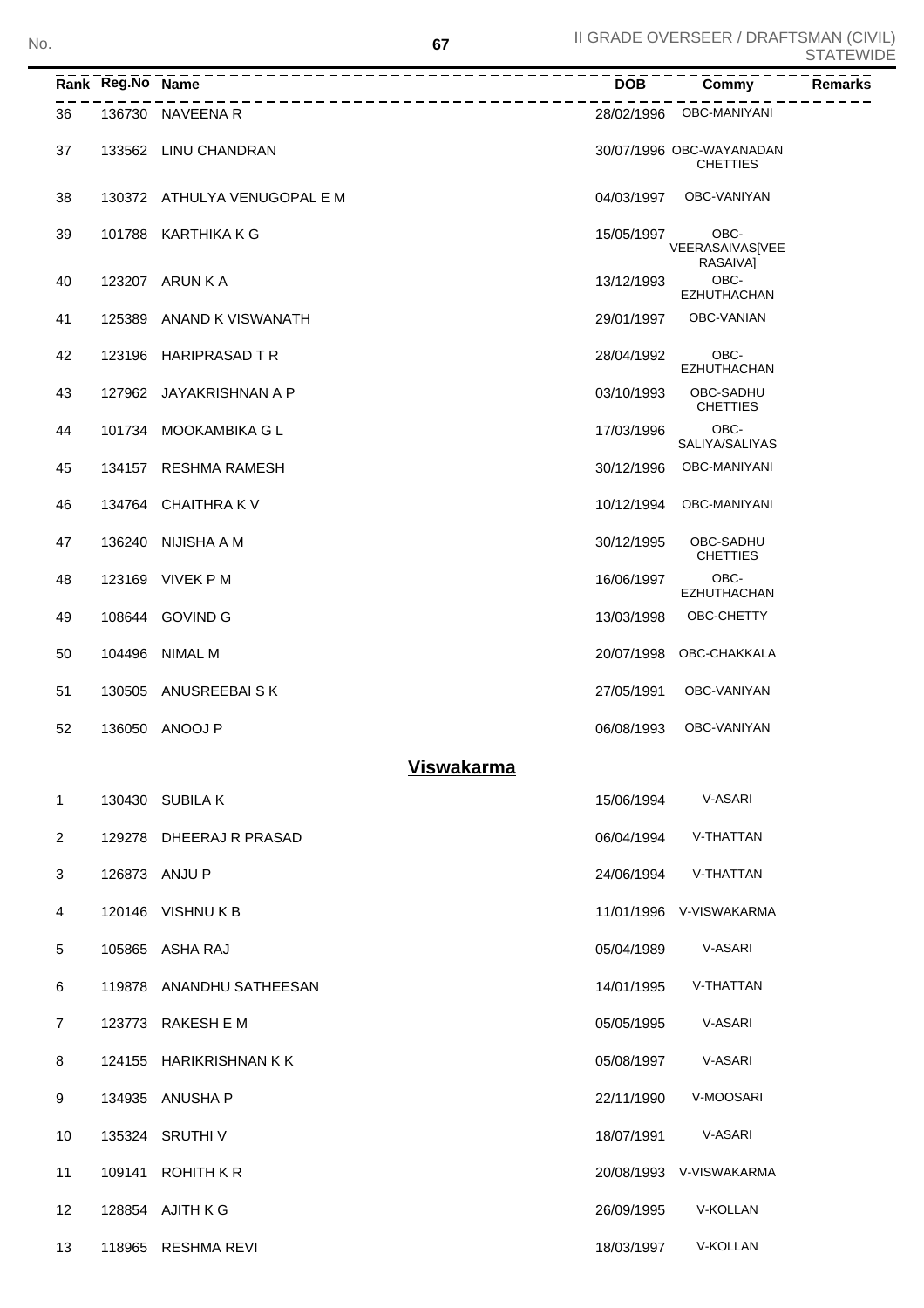| Rank | Reg.No | Name | DOB | Commy | Remarks |
|---|---|---|---|---|---|
| 36 | 136730 | NAVEENA R | 28/02/1996 | OBC-MANIYANI | |
| 37 | 133562 | LINU CHANDRAN | 30/07/1996 | OBC-WAYANADAN CHETTIES | |
| 38 | 130372 | ATHULYA VENUGOPAL E M | 04/03/1997 | OBC-VANIYAN | |
| 39 | 101788 | KARTHIKA K G | 15/05/1997 | OBC-VEERASAIVAS[VEERASAIVA] | |
| 40 | 123207 | ARUN K A | 13/12/1993 | OBC-EZHUTHACHAN | |
| 41 | 125389 | ANAND K VISWANATH | 29/01/1997 | OBC-VANIAN | |
| 42 | 123196 | HARIPRASAD T R | 28/04/1992 | OBC-EZHUTHACHAN | |
| 43 | 127962 | JAYAKRISHNAN A P | 03/10/1993 | OBC-SADHU CHETTIES | |
| 44 | 101734 | MOOKAMBIKA G L | 17/03/1996 | OBC-SALIYA/SALIYAS | |
| 45 | 134157 | RESHMA RAMESH | 30/12/1996 | OBC-MANIYANI | |
| 46 | 134764 | CHAITHRA K V | 10/12/1994 | OBC-MANIYANI | |
| 47 | 136240 | NIJISHA A M | 30/12/1995 | OBC-SADHU CHETTIES | |
| 48 | 123169 | VIVEK P M | 16/06/1997 | OBC-EZHUTHACHAN | |
| 49 | 108644 | GOVIND G | 13/03/1998 | OBC-CHETTY | |
| 50 | 104496 | NIMAL M | 20/07/1998 | OBC-CHAKKALA | |
| 51 | 130505 | ANUSREEBAI S K | 27/05/1991 | OBC-VANIYAN | |
| 52 | 136050 | ANOOJ P | 06/08/1993 | OBC-VANIYAN | |

## Viswakarma

| Rank | Reg.No | Name | DOB | Commy | Remarks |
|---|---|---|---|---|---|
| 1 | 130430 | SUBILA K | 15/06/1994 | V-ASARI | |
| 2 | 129278 | DHEERAJ R PRASAD | 06/04/1994 | V-THATTAN | |
| 3 | 126873 | ANJU P | 24/06/1994 | V-THATTAN | |
| 4 | 120146 | VISHNU K B | 11/01/1996 | V-VISWAKARMA | |
| 5 | 105865 | ASHA RAJ | 05/04/1989 | V-ASARI | |
| 6 | 119878 | ANANDHU SATHEESAN | 14/01/1995 | V-THATTAN | |
| 7 | 123773 | RAKESH E M | 05/05/1995 | V-ASARI | |
| 8 | 124155 | HARIKRISHNAN K K | 05/08/1997 | V-ASARI | |
| 9 | 134935 | ANUSHA P | 22/11/1990 | V-MOOSARI | |
| 10 | 135324 | SRUTHI V | 18/07/1991 | V-ASARI | |
| 11 | 109141 | ROHITH K R | 20/08/1993 | V-VISWAKARMA | |
| 12 | 128854 | AJITH K G | 26/09/1995 | V-KOLLAN | |
| 13 | 118965 | RESHMA REVI | 18/03/1997 | V-KOLLAN | |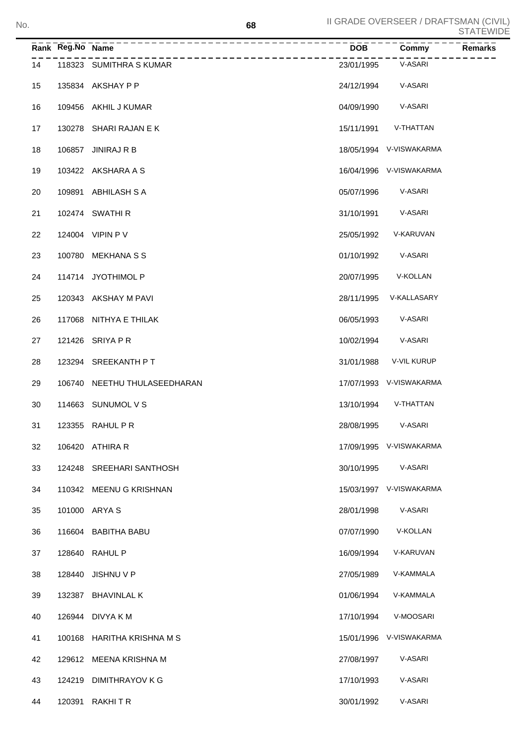| Rank | Reg.No | Name | DOB | Commy | Remarks |
|---|---|---|---|---|---|
| 14 | 118323 | SUMITHRA S KUMAR | 23/01/1995 | V-ASARI | |
| 15 | 135834 | AKSHAY P P | 24/12/1994 | V-ASARI | |
| 16 | 109456 | AKHIL J KUMAR | 04/09/1990 | V-ASARI | |
| 17 | 130278 | SHARI RAJAN E K | 15/11/1991 | V-THATTAN | |
| 18 | 106857 | JINIRAJ R B | 18/05/1994 | V-VISWAKARMA | |
| 19 | 103422 | AKSHARA A S | 16/04/1996 | V-VISWAKARMA | |
| 20 | 109891 | ABHILASH S A | 05/07/1996 | V-ASARI | |
| 21 | 102474 | SWATHI R | 31/10/1991 | V-ASARI | |
| 22 | 124004 | VIPIN P V | 25/05/1992 | V-KARUVAN | |
| 23 | 100780 | MEKHANA S S | 01/10/1992 | V-ASARI | |
| 24 | 114714 | JYOTHIMOL P | 20/07/1995 | V-KOLLAN | |
| 25 | 120343 | AKSHAY M PAVI | 28/11/1995 | V-KALLASARY | |
| 26 | 117068 | NITHYA E THILAK | 06/05/1993 | V-ASARI | |
| 27 | 121426 | SRIYA P R | 10/02/1994 | V-ASARI | |
| 28 | 123294 | SREEKANTH P T | 31/01/1988 | V-VIL KURUP | |
| 29 | 106740 | NEETHU THULASEEDHARAN | 17/07/1993 | V-VISWAKARMA | |
| 30 | 114663 | SUNUMOL V S | 13/10/1994 | V-THATTAN | |
| 31 | 123355 | RAHUL P R | 28/08/1995 | V-ASARI | |
| 32 | 106420 | ATHIRA R | 17/09/1995 | V-VISWAKARMA | |
| 33 | 124248 | SREEHARI SANTHOSH | 30/10/1995 | V-ASARI | |
| 34 | 110342 | MEENU G KRISHNAN | 15/03/1997 | V-VISWAKARMA | |
| 35 | 101000 | ARYA S | 28/01/1998 | V-ASARI | |
| 36 | 116604 | BABITHA BABU | 07/07/1990 | V-KOLLAN | |
| 37 | 128640 | RAHUL P | 16/09/1994 | V-KARUVAN | |
| 38 | 128440 | JISHNU V P | 27/05/1989 | V-KAMMALA | |
| 39 | 132387 | BHAVINLAL K | 01/06/1994 | V-KAMMALA | |
| 40 | 126944 | DIVYA K M | 17/10/1994 | V-MOOSARI | |
| 41 | 100168 | HARITHA KRISHNA M S | 15/01/1996 | V-VISWAKARMA | |
| 42 | 129612 | MEENA KRISHNA M | 27/08/1997 | V-ASARI | |
| 43 | 124219 | DIMITHRAYOV K G | 17/10/1993 | V-ASARI | |
| 44 | 120391 | RAKHI T R | 30/01/1992 | V-ASARI | |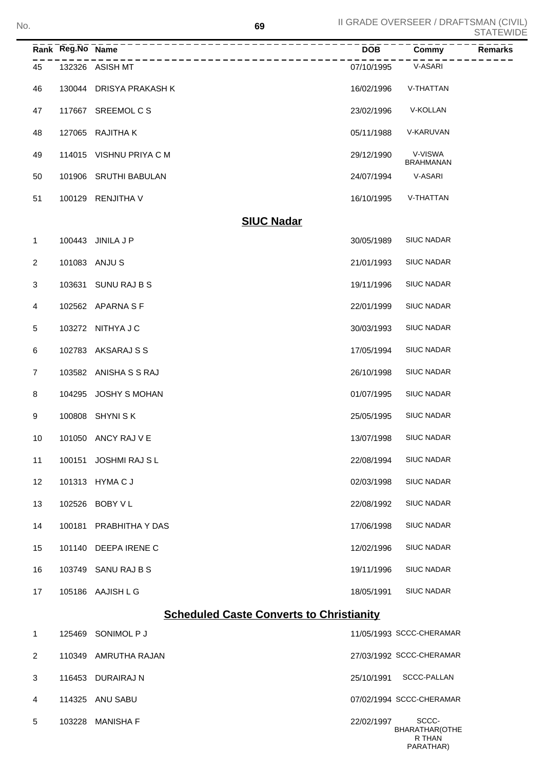| Rank | Reg.No | Name | DOB | Commy | Remarks |
|---|---|---|---|---|---|
| 45 | 132326 | ASISH MT | 07/10/1995 | V-ASARI | |
| 46 | 130044 | DRISYA PRAKASH K | 16/02/1996 | V-THATTAN | |
| 47 | 117667 | SREEMOL C S | 23/02/1996 | V-KOLLAN | |
| 48 | 127065 | RAJITHA K | 05/11/1988 | V-KARUVAN | |
| 49 | 114015 | VISHNU PRIYA C M | 29/12/1990 | V-VISWA BRAHMANAN | |
| 50 | 101906 | SRUTHI BABULAN | 24/07/1994 | V-ASARI | |
| 51 | 100129 | RENJITHA V | 16/10/1995 | V-THATTAN | |

## SIUC Nadar

| Rank | Reg.No | Name | DOB | Commy | Remarks |
|---|---|---|---|---|---|
| 1 | 100443 | JINILA J P | 30/05/1989 | SIUC NADAR | |
| 2 | 101083 | ANJU S | 21/01/1993 | SIUC NADAR | |
| 3 | 103631 | SUNU RAJ B S | 19/11/1996 | SIUC NADAR | |
| 4 | 102562 | APARNA S F | 22/01/1999 | SIUC NADAR | |
| 5 | 103272 | NITHYA J C | 30/03/1993 | SIUC NADAR | |
| 6 | 102783 | AKSARAJ S S | 17/05/1994 | SIUC NADAR | |
| 7 | 103582 | ANISHA S S RAJ | 26/10/1998 | SIUC NADAR | |
| 8 | 104295 | JOSHY S MOHAN | 01/07/1995 | SIUC NADAR | |
| 9 | 100808 | SHYNI S K | 25/05/1995 | SIUC NADAR | |
| 10 | 101050 | ANCY RAJ V E | 13/07/1998 | SIUC NADAR | |
| 11 | 100151 | JOSHMI RAJ S L | 22/08/1994 | SIUC NADAR | |
| 12 | 101313 | HYMA C J | 02/03/1998 | SIUC NADAR | |
| 13 | 102526 | BOBY V L | 22/08/1992 | SIUC NADAR | |
| 14 | 100181 | PRABHITHA Y DAS | 17/06/1998 | SIUC NADAR | |
| 15 | 101140 | DEEPA IRENE C | 12/02/1996 | SIUC NADAR | |
| 16 | 103749 | SANU RAJ B S | 19/11/1996 | SIUC NADAR | |
| 17 | 105186 | AAJISH L G | 18/05/1991 | SIUC NADAR | |

## Scheduled Caste Converts to Christianity

| Rank | Reg.No | Name | DOB | Commy | Remarks |
|---|---|---|---|---|---|
| 1 | 125469 | SONIMOL P J | 11/05/1993 | SCCC-CHERAMAR | |
| 2 | 110349 | AMRUTHA RAJAN | 27/03/1992 | SCCC-CHERAMAR | |
| 3 | 116453 | DURAIRAJ N | 25/10/1991 | SCCC-PALLAN | |
| 4 | 114325 | ANU SABU | 07/02/1994 | SCCC-CHERAMAR | |
| 5 | 103228 | MANISHA F | 22/02/1997 | SCCC-BHARATHAR(OTHER THAN PARATHAR) | |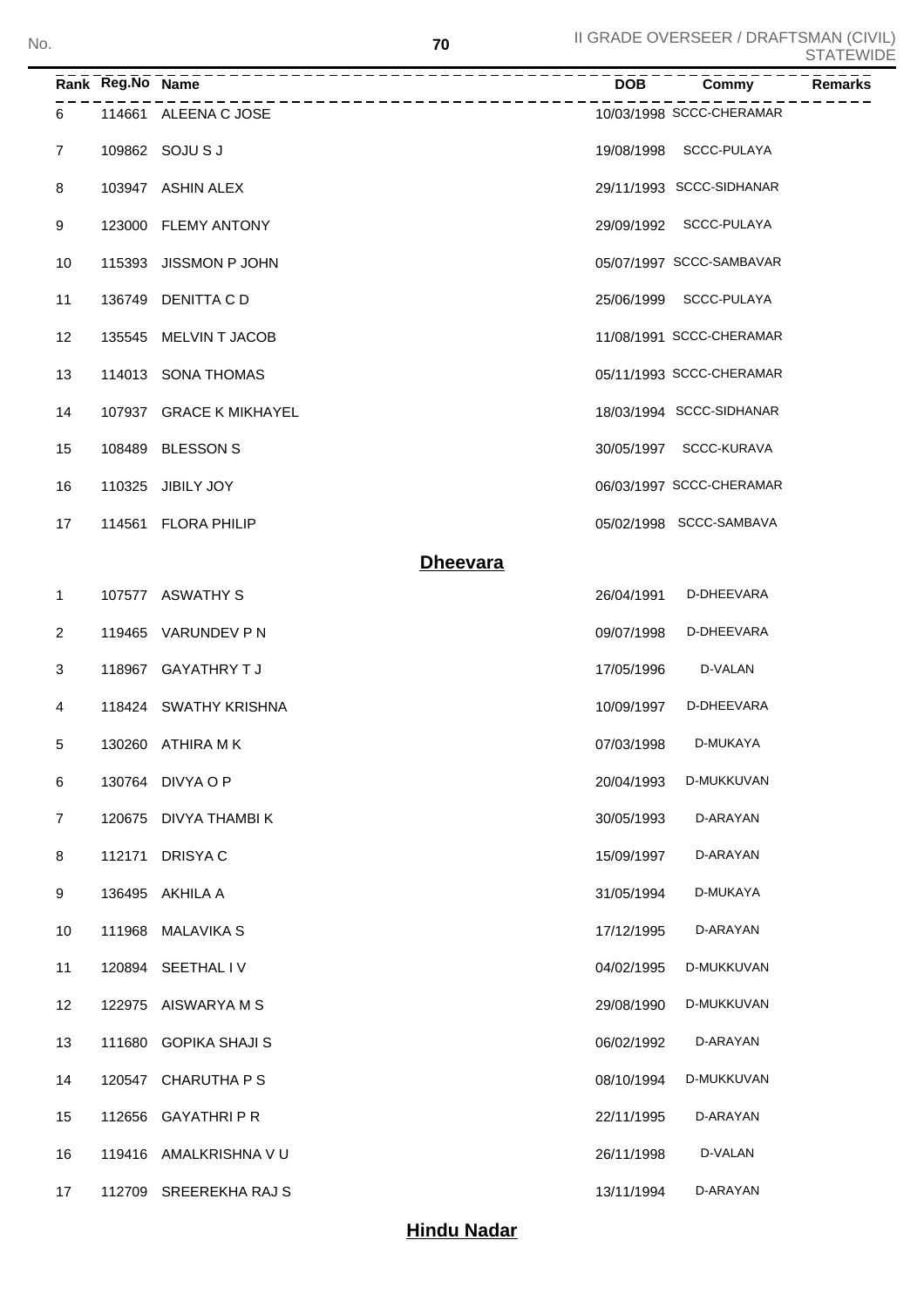| Rank | Reg.No | Name | DOB | Commy | Remarks |
|---|---|---|---|---|---|
| 6 | 114661 | ALEENA C JOSE | 10/03/1998 | SCCC-CHERAMAR | |
| 7 | 109862 | SOJU S J | 19/08/1998 | SCCC-PULAYA | |
| 8 | 103947 | ASHIN ALEX | 29/11/1993 | SCCC-SIDHANAR | |
| 9 | 123000 | FLEMY ANTONY | 29/09/1992 | SCCC-PULAYA | |
| 10 | 115393 | JISSMON P JOHN | 05/07/1997 | SCCC-SAMBAVAR | |
| 11 | 136749 | DENITTA C D | 25/06/1999 | SCCC-PULAYA | |
| 12 | 135545 | MELVIN T JACOB | 11/08/1991 | SCCC-CHERAMAR | |
| 13 | 114013 | SONA THOMAS | 05/11/1993 | SCCC-CHERAMAR | |
| 14 | 107937 | GRACE K MIKHAYEL | 18/03/1994 | SCCC-SIDHANAR | |
| 15 | 108489 | BLESSON S | 30/05/1997 | SCCC-KURAVA | |
| 16 | 110325 | JIBILY JOY | 06/03/1997 | SCCC-CHERAMAR | |
| 17 | 114561 | FLORA PHILIP | 05/02/1998 | SCCC-SAMBAVA | |

## Dheevara

| Rank | Reg.No | Name | DOB | Commy | Remarks |
|---|---|---|---|---|---|
| 1 | 107577 | ASWATHY S | 26/04/1991 | D-DHEEVARA | |
| 2 | 119465 | VARUNDEV P N | 09/07/1998 | D-DHEEVARA | |
| 3 | 118967 | GAYATHRY T J | 17/05/1996 | D-VALAN | |
| 4 | 118424 | SWATHY KRISHNA | 10/09/1997 | D-DHEEVARA | |
| 5 | 130260 | ATHIRA M K | 07/03/1998 | D-MUKAYA | |
| 6 | 130764 | DIVYA O P | 20/04/1993 | D-MUKKUVAN | |
| 7 | 120675 | DIVYA THAMBI K | 30/05/1993 | D-ARAYAN | |
| 8 | 112171 | DRISYA C | 15/09/1997 | D-ARAYAN | |
| 9 | 136495 | AKHILA A | 31/05/1994 | D-MUKAYA | |
| 10 | 111968 | MALAVIKA S | 17/12/1995 | D-ARAYAN | |
| 11 | 120894 | SEETHAL I V | 04/02/1995 | D-MUKKUVAN | |
| 12 | 122975 | AISWARYA M S | 29/08/1990 | D-MUKKUVAN | |
| 13 | 111680 | GOPIKA SHAJI S | 06/02/1992 | D-ARAYAN | |
| 14 | 120547 | CHARUTHA P S | 08/10/1994 | D-MUKKUVAN | |
| 15 | 112656 | GAYATHRI P R | 22/11/1995 | D-ARAYAN | |
| 16 | 119416 | AMALKRISHNA V U | 26/11/1998 | D-VALAN | |
| 17 | 112709 | SREEREKHA RAJ S | 13/11/1994 | D-ARAYAN | |

## Hindu Nadar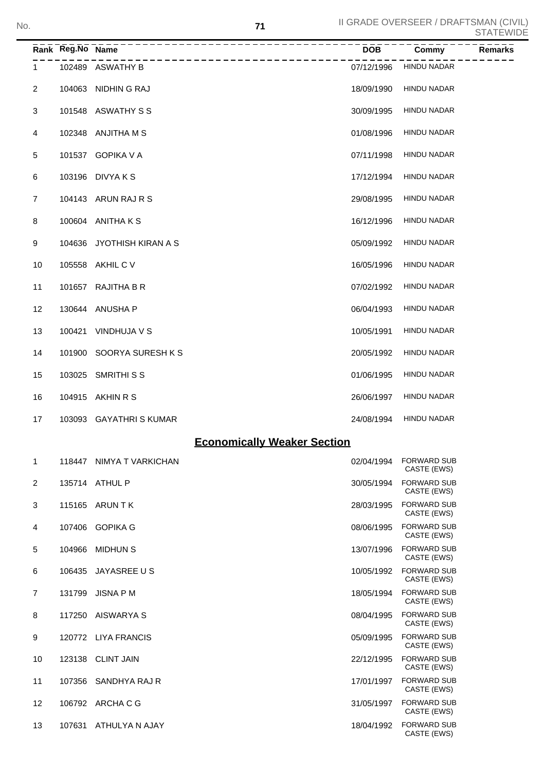| Rank | Reg.No | Name | DOB | Commy | Remarks |
|---|---|---|---|---|---|
| 1 | 102489 | ASWATHY B | 07/12/1996 | HINDU NADAR | |
| 2 | 104063 | NIDHIN G RAJ | 18/09/1990 | HINDU NADAR | |
| 3 | 101548 | ASWATHY S S | 30/09/1995 | HINDU NADAR | |
| 4 | 102348 | ANJITHA M S | 01/08/1996 | HINDU NADAR | |
| 5 | 101537 | GOPIKA V A | 07/11/1998 | HINDU NADAR | |
| 6 | 103196 | DIVYA K S | 17/12/1994 | HINDU NADAR | |
| 7 | 104143 | ARUN RAJ R S | 29/08/1995 | HINDU NADAR | |
| 8 | 100604 | ANITHA K S | 16/12/1996 | HINDU NADAR | |
| 9 | 104636 | JYOTHISH KIRAN A S | 05/09/1992 | HINDU NADAR | |
| 10 | 105558 | AKHIL C V | 16/05/1996 | HINDU NADAR | |
| 11 | 101657 | RAJITHA B R | 07/02/1992 | HINDU NADAR | |
| 12 | 130644 | ANUSHA P | 06/04/1993 | HINDU NADAR | |
| 13 | 100421 | VINDHUJA V S | 10/05/1991 | HINDU NADAR | |
| 14 | 101900 | SOORYA SURESH K S | 20/05/1992 | HINDU NADAR | |
| 15 | 103025 | SMRITHI S S | 01/06/1995 | HINDU NADAR | |
| 16 | 104915 | AKHIN R S | 26/06/1997 | HINDU NADAR | |
| 17 | 103093 | GAYATHRI S KUMAR | 24/08/1994 | HINDU NADAR | |

## Economically Weaker Section

| Rank | Reg.No | Name | DOB | Commy | Remarks |
|---|---|---|---|---|---|
| 1 | 118447 | NIMYA T VARKICHAN | 02/04/1994 | FORWARD SUB CASTE (EWS) | |
| 2 | 135714 | ATHUL P | 30/05/1994 | FORWARD SUB CASTE (EWS) | |
| 3 | 115165 | ARUN T K | 28/03/1995 | FORWARD SUB CASTE (EWS) | |
| 4 | 107406 | GOPIKA G | 08/06/1995 | FORWARD SUB CASTE (EWS) | |
| 5 | 104966 | MIDHUN S | 13/07/1996 | FORWARD SUB CASTE (EWS) | |
| 6 | 106435 | JAYASREE U S | 10/05/1992 | FORWARD SUB CASTE (EWS) | |
| 7 | 131799 | JISNA P M | 18/05/1994 | FORWARD SUB CASTE (EWS) | |
| 8 | 117250 | AISWARYA S | 08/04/1995 | FORWARD SUB CASTE (EWS) | |
| 9 | 120772 | LIYA FRANCIS | 05/09/1995 | FORWARD SUB CASTE (EWS) | |
| 10 | 123138 | CLINT JAIN | 22/12/1995 | FORWARD SUB CASTE (EWS) | |
| 11 | 107356 | SANDHYA RAJ R | 17/01/1997 | FORWARD SUB CASTE (EWS) | |
| 12 | 106792 | ARCHA C G | 31/05/1997 | FORWARD SUB CASTE (EWS) | |
| 13 | 107631 | ATHULYA N AJAY | 18/04/1992 | FORWARD SUB CASTE (EWS) | |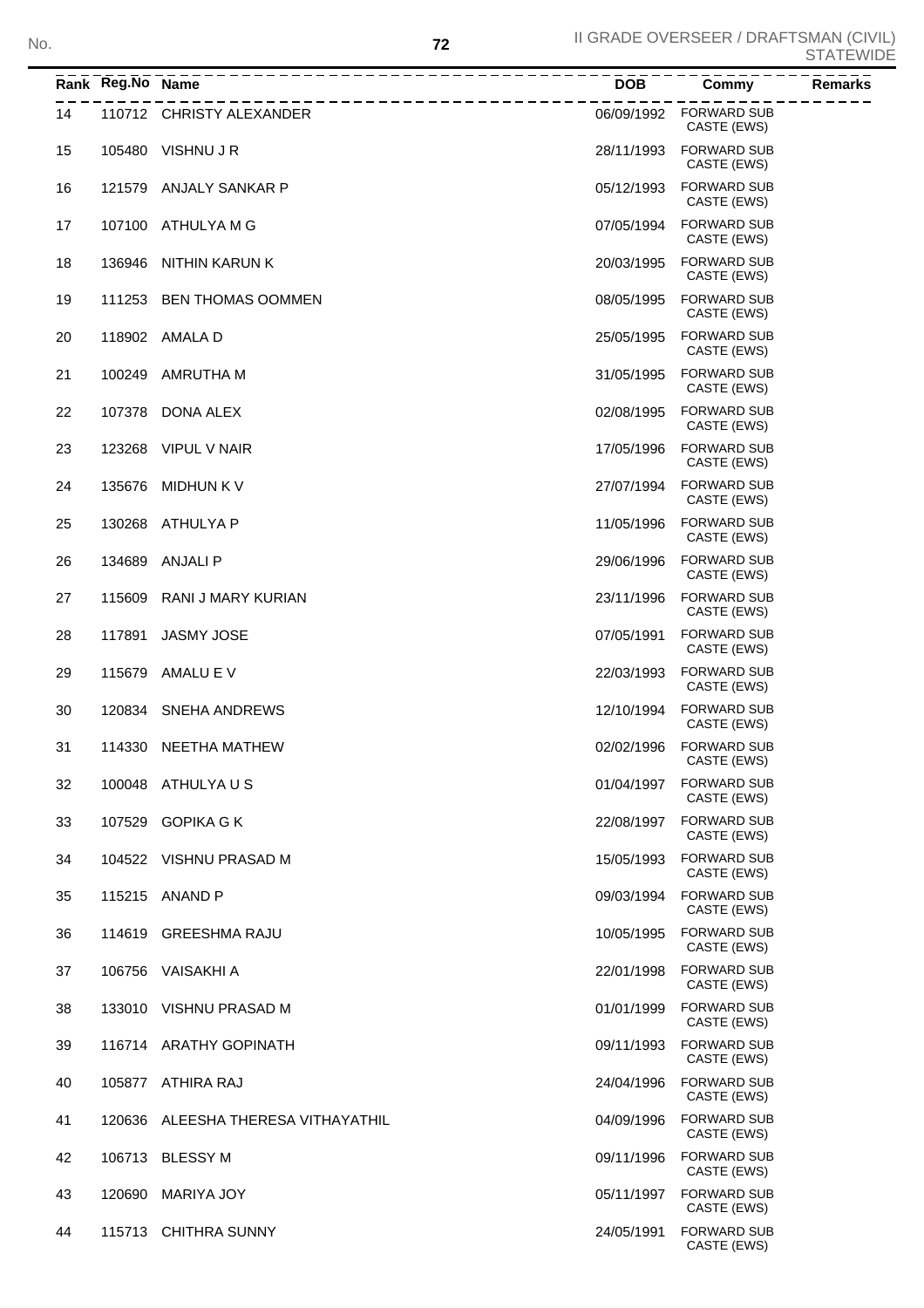| Rank | Reg.No | Name | DOB | Commy | Remarks |
|---|---|---|---|---|---|
| 14 | 110712 | CHRISTY ALEXANDER | 06/09/1992 | FORWARD SUB CASTE (EWS) | |
| 15 | 105480 | VISHNU J R | 28/11/1993 | FORWARD SUB CASTE (EWS) | |
| 16 | 121579 | ANJALY SANKAR P | 05/12/1993 | FORWARD SUB CASTE (EWS) | |
| 17 | 107100 | ATHULYA M G | 07/05/1994 | FORWARD SUB CASTE (EWS) | |
| 18 | 136946 | NITHIN KARUN K | 20/03/1995 | FORWARD SUB CASTE (EWS) | |
| 19 | 111253 | BEN THOMAS OOMMEN | 08/05/1995 | FORWARD SUB CASTE (EWS) | |
| 20 | 118902 | AMALA D | 25/05/1995 | FORWARD SUB CASTE (EWS) | |
| 21 | 100249 | AMRUTHA M | 31/05/1995 | FORWARD SUB CASTE (EWS) | |
| 22 | 107378 | DONA ALEX | 02/08/1995 | FORWARD SUB CASTE (EWS) | |
| 23 | 123268 | VIPUL V NAIR | 17/05/1996 | FORWARD SUB CASTE (EWS) | |
| 24 | 135676 | MIDHUN K V | 27/07/1994 | FORWARD SUB CASTE (EWS) | |
| 25 | 130268 | ATHULYA P | 11/05/1996 | FORWARD SUB CASTE (EWS) | |
| 26 | 134689 | ANJALI P | 29/06/1996 | FORWARD SUB CASTE (EWS) | |
| 27 | 115609 | RANI J MARY KURIAN | 23/11/1996 | FORWARD SUB CASTE (EWS) | |
| 28 | 117891 | JASMY JOSE | 07/05/1991 | FORWARD SUB CASTE (EWS) | |
| 29 | 115679 | AMALU E V | 22/03/1993 | FORWARD SUB CASTE (EWS) | |
| 30 | 120834 | SNEHA ANDREWS | 12/10/1994 | FORWARD SUB CASTE (EWS) | |
| 31 | 114330 | NEETHA MATHEW | 02/02/1996 | FORWARD SUB CASTE (EWS) | |
| 32 | 100048 | ATHULYA U S | 01/04/1997 | FORWARD SUB CASTE (EWS) | |
| 33 | 107529 | GOPIKA G K | 22/08/1997 | FORWARD SUB CASTE (EWS) | |
| 34 | 104522 | VISHNU PRASAD M | 15/05/1993 | FORWARD SUB CASTE (EWS) | |
| 35 | 115215 | ANAND P | 09/03/1994 | FORWARD SUB CASTE (EWS) | |
| 36 | 114619 | GREESHMA RAJU | 10/05/1995 | FORWARD SUB CASTE (EWS) | |
| 37 | 106756 | VAISAKHI A | 22/01/1998 | FORWARD SUB CASTE (EWS) | |
| 38 | 133010 | VISHNU PRASAD M | 01/01/1999 | FORWARD SUB CASTE (EWS) | |
| 39 | 116714 | ARATHY GOPINATH | 09/11/1993 | FORWARD SUB CASTE (EWS) | |
| 40 | 105877 | ATHIRA RAJ | 24/04/1996 | FORWARD SUB CASTE (EWS) | |
| 41 | 120636 | ALEESHA THERESA VITHAYATHIL | 04/09/1996 | FORWARD SUB CASTE (EWS) | |
| 42 | 106713 | BLESSY M | 09/11/1996 | FORWARD SUB CASTE (EWS) | |
| 43 | 120690 | MARIYA JOY | 05/11/1997 | FORWARD SUB CASTE (EWS) | |
| 44 | 115713 | CHITHRA SUNNY | 24/05/1991 | FORWARD SUB CASTE (EWS) | |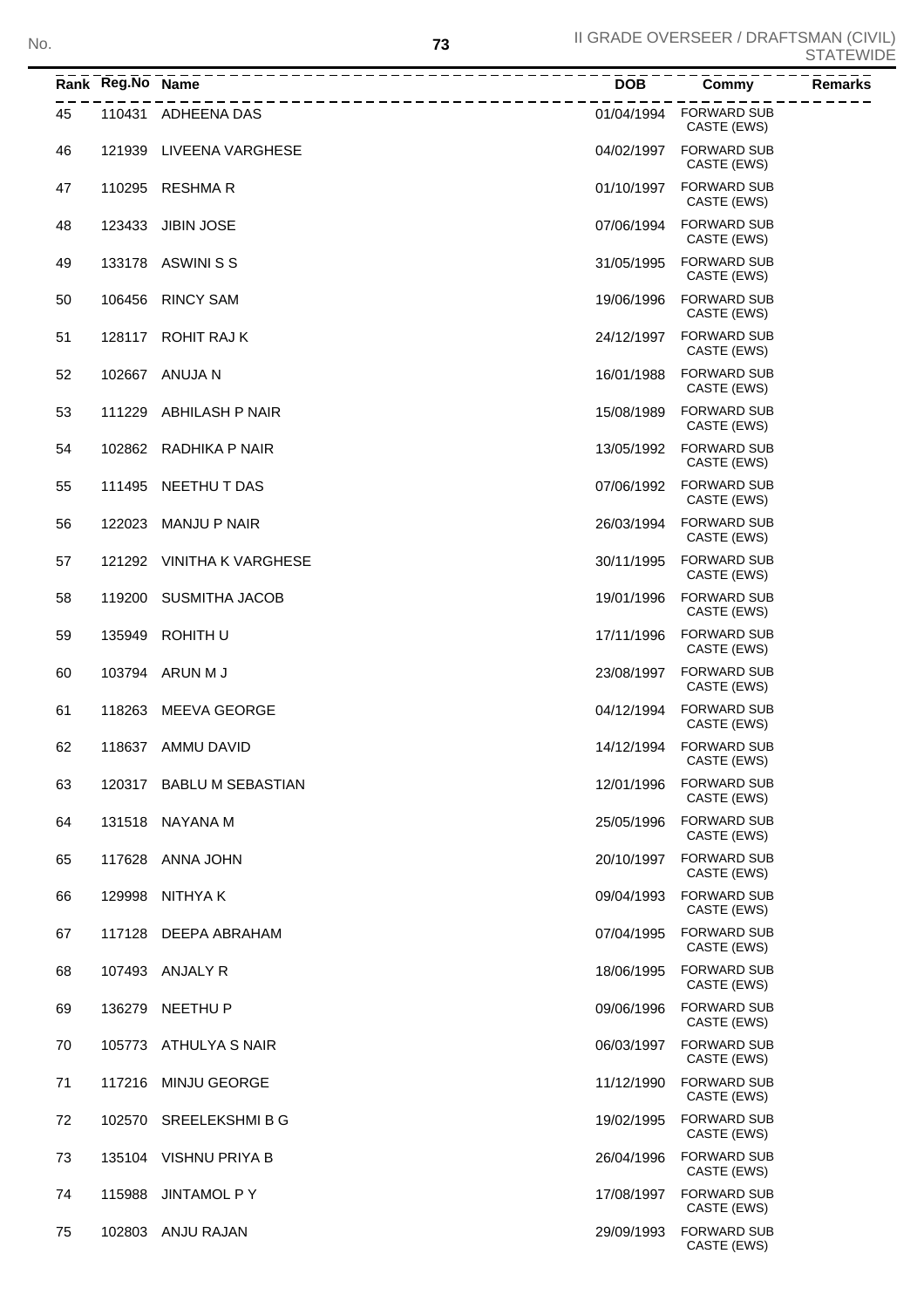| Rank | Reg.No | Name | DOB | Commy | Remarks |
|---|---|---|---|---|---|
| 45 | 110431 | ADHEENA DAS | 01/04/1994 | FORWARD SUB CASTE (EWS) | |
| 46 | 121939 | LIVEENA VARGHESE | 04/02/1997 | FORWARD SUB CASTE (EWS) | |
| 47 | 110295 | RESHMA R | 01/10/1997 | FORWARD SUB CASTE (EWS) | |
| 48 | 123433 | JIBIN JOSE | 07/06/1994 | FORWARD SUB CASTE (EWS) | |
| 49 | 133178 | ASWINI S S | 31/05/1995 | FORWARD SUB CASTE (EWS) | |
| 50 | 106456 | RINCY SAM | 19/06/1996 | FORWARD SUB CASTE (EWS) | |
| 51 | 128117 | ROHIT RAJ K | 24/12/1997 | FORWARD SUB CASTE (EWS) | |
| 52 | 102667 | ANUJA N | 16/01/1988 | FORWARD SUB CASTE (EWS) | |
| 53 | 111229 | ABHILASH P NAIR | 15/08/1989 | FORWARD SUB CASTE (EWS) | |
| 54 | 102862 | RADHIKA P NAIR | 13/05/1992 | FORWARD SUB CASTE (EWS) | |
| 55 | 111495 | NEETHU T DAS | 07/06/1992 | FORWARD SUB CASTE (EWS) | |
| 56 | 122023 | MANJU P NAIR | 26/03/1994 | FORWARD SUB CASTE (EWS) | |
| 57 | 121292 | VINITHA K VARGHESE | 30/11/1995 | FORWARD SUB CASTE (EWS) | |
| 58 | 119200 | SUSMITHA JACOB | 19/01/1996 | FORWARD SUB CASTE (EWS) | |
| 59 | 135949 | ROHITH U | 17/11/1996 | FORWARD SUB CASTE (EWS) | |
| 60 | 103794 | ARUN M J | 23/08/1997 | FORWARD SUB CASTE (EWS) | |
| 61 | 118263 | MEEVA GEORGE | 04/12/1994 | FORWARD SUB CASTE (EWS) | |
| 62 | 118637 | AMMU DAVID | 14/12/1994 | FORWARD SUB CASTE (EWS) | |
| 63 | 120317 | BABLU M SEBASTIAN | 12/01/1996 | FORWARD SUB CASTE (EWS) | |
| 64 | 131518 | NAYANA M | 25/05/1996 | FORWARD SUB CASTE (EWS) | |
| 65 | 117628 | ANNA JOHN | 20/10/1997 | FORWARD SUB CASTE (EWS) | |
| 66 | 129998 | NITHYA K | 09/04/1993 | FORWARD SUB CASTE (EWS) | |
| 67 | 117128 | DEEPA ABRAHAM | 07/04/1995 | FORWARD SUB CASTE (EWS) | |
| 68 | 107493 | ANJALY R | 18/06/1995 | FORWARD SUB CASTE (EWS) | |
| 69 | 136279 | NEETHU P | 09/06/1996 | FORWARD SUB CASTE (EWS) | |
| 70 | 105773 | ATHULYA S NAIR | 06/03/1997 | FORWARD SUB CASTE (EWS) | |
| 71 | 117216 | MINJU GEORGE | 11/12/1990 | FORWARD SUB CASTE (EWS) | |
| 72 | 102570 | SREELEKSHMI B G | 19/02/1995 | FORWARD SUB CASTE (EWS) | |
| 73 | 135104 | VISHNU PRIYA B | 26/04/1996 | FORWARD SUB CASTE (EWS) | |
| 74 | 115988 | JINTAMOL P Y | 17/08/1997 | FORWARD SUB CASTE (EWS) | |
| 75 | 102803 | ANJU RAJAN | 29/09/1993 | FORWARD SUB CASTE (EWS) | |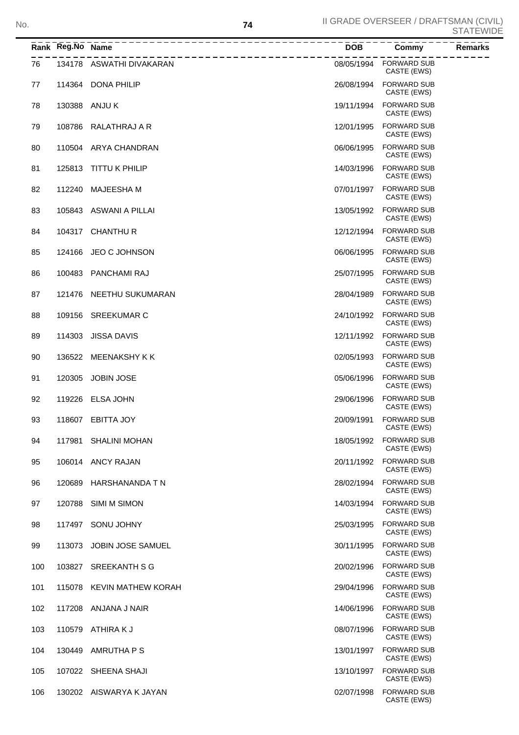| Rank | Reg.No | Name | DOB | Commy | Remarks |
|---|---|---|---|---|---|
| 76 | 134178 | ASWATHI DIVAKARAN | 08/05/1994 | FORWARD SUB CASTE (EWS) | |
| 77 | 114364 | DONA PHILIP | 26/08/1994 | FORWARD SUB CASTE (EWS) | |
| 78 | 130388 | ANJU K | 19/11/1994 | FORWARD SUB CASTE (EWS) | |
| 79 | 108786 | RALATHRAJ A R | 12/01/1995 | FORWARD SUB CASTE (EWS) | |
| 80 | 110504 | ARYA CHANDRAN | 06/06/1995 | FORWARD SUB CASTE (EWS) | |
| 81 | 125813 | TITTU K PHILIP | 14/03/1996 | FORWARD SUB CASTE (EWS) | |
| 82 | 112240 | MAJEESHA M | 07/01/1997 | FORWARD SUB CASTE (EWS) | |
| 83 | 105843 | ASWANI A PILLAI | 13/05/1992 | FORWARD SUB CASTE (EWS) | |
| 84 | 104317 | CHANTHU R | 12/12/1994 | FORWARD SUB CASTE (EWS) | |
| 85 | 124166 | JEO C JOHNSON | 06/06/1995 | FORWARD SUB CASTE (EWS) | |
| 86 | 100483 | PANCHAMI RAJ | 25/07/1995 | FORWARD SUB CASTE (EWS) | |
| 87 | 121476 | NEETHU SUKUMARAN | 28/04/1989 | FORWARD SUB CASTE (EWS) | |
| 88 | 109156 | SREEKUMAR C | 24/10/1992 | FORWARD SUB CASTE (EWS) | |
| 89 | 114303 | JISSA DAVIS | 12/11/1992 | FORWARD SUB CASTE (EWS) | |
| 90 | 136522 | MEENAKSHY K K | 02/05/1993 | FORWARD SUB CASTE (EWS) | |
| 91 | 120305 | JOBIN JOSE | 05/06/1996 | FORWARD SUB CASTE (EWS) | |
| 92 | 119226 | ELSA JOHN | 29/06/1996 | FORWARD SUB CASTE (EWS) | |
| 93 | 118607 | EBITTA JOY | 20/09/1991 | FORWARD SUB CASTE (EWS) | |
| 94 | 117981 | SHALINI MOHAN | 18/05/1992 | FORWARD SUB CASTE (EWS) | |
| 95 | 106014 | ANCY RAJAN | 20/11/1992 | FORWARD SUB CASTE (EWS) | |
| 96 | 120689 | HARSHANANDA T N | 28/02/1994 | FORWARD SUB CASTE (EWS) | |
| 97 | 120788 | SIMI M SIMON | 14/03/1994 | FORWARD SUB CASTE (EWS) | |
| 98 | 117497 | SONU JOHNY | 25/03/1995 | FORWARD SUB CASTE (EWS) | |
| 99 | 113073 | JOBIN JOSE SAMUEL | 30/11/1995 | FORWARD SUB CASTE (EWS) | |
| 100 | 103827 | SREEKANTH S G | 20/02/1996 | FORWARD SUB CASTE (EWS) | |
| 101 | 115078 | KEVIN MATHEW KORAH | 29/04/1996 | FORWARD SUB CASTE (EWS) | |
| 102 | 117208 | ANJANA J NAIR | 14/06/1996 | FORWARD SUB CASTE (EWS) | |
| 103 | 110579 | ATHIRA K J | 08/07/1996 | FORWARD SUB CASTE (EWS) | |
| 104 | 130449 | AMRUTHA P S | 13/01/1997 | FORWARD SUB CASTE (EWS) | |
| 105 | 107022 | SHEENA SHAJI | 13/10/1997 | FORWARD SUB CASTE (EWS) | |
| 106 | 130202 | AISWARYA K JAYAN | 02/07/1998 | FORWARD SUB CASTE (EWS) | |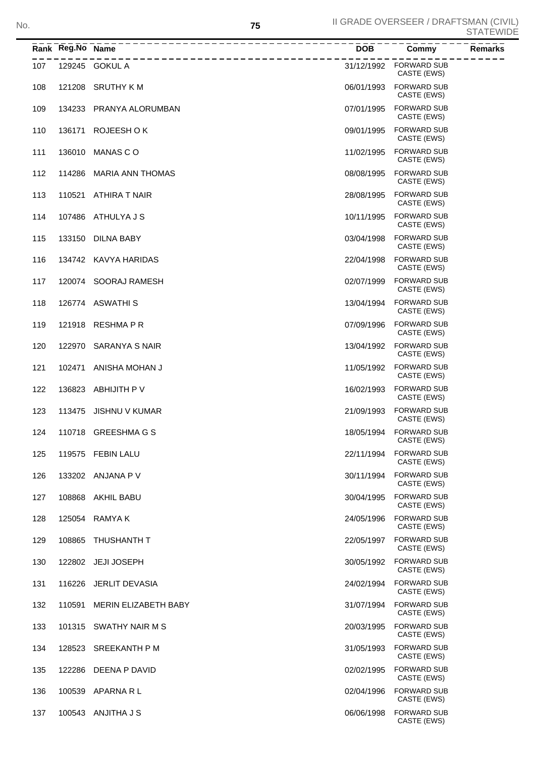| Rank | Reg.No | Name | DOB | Commy | Remarks |
|---|---|---|---|---|---|
| 107 | 129245 | GOKUL A | 31/12/1992 | FORWARD SUB CASTE (EWS) | |
| 108 | 121208 | SRUTHY K M | 06/01/1993 | FORWARD SUB CASTE (EWS) | |
| 109 | 134233 | PRANYA ALORUMBAN | 07/01/1995 | FORWARD SUB CASTE (EWS) | |
| 110 | 136171 | ROJEESH O K | 09/01/1995 | FORWARD SUB CASTE (EWS) | |
| 111 | 136010 | MANAS C O | 11/02/1995 | FORWARD SUB CASTE (EWS) | |
| 112 | 114286 | MARIA ANN THOMAS | 08/08/1995 | FORWARD SUB CASTE (EWS) | |
| 113 | 110521 | ATHIRA T NAIR | 28/08/1995 | FORWARD SUB CASTE (EWS) | |
| 114 | 107486 | ATHULYA J S | 10/11/1995 | FORWARD SUB CASTE (EWS) | |
| 115 | 133150 | DILNA BABY | 03/04/1998 | FORWARD SUB CASTE (EWS) | |
| 116 | 134742 | KAVYA HARIDAS | 22/04/1998 | FORWARD SUB CASTE (EWS) | |
| 117 | 120074 | SOORAJ RAMESH | 02/07/1999 | FORWARD SUB CASTE (EWS) | |
| 118 | 126774 | ASWATHI S | 13/04/1994 | FORWARD SUB CASTE (EWS) | |
| 119 | 121918 | RESHMA P R | 07/09/1996 | FORWARD SUB CASTE (EWS) | |
| 120 | 122970 | SARANYA S NAIR | 13/04/1992 | FORWARD SUB CASTE (EWS) | |
| 121 | 102471 | ANISHA MOHAN J | 11/05/1992 | FORWARD SUB CASTE (EWS) | |
| 122 | 136823 | ABHIJITH P V | 16/02/1993 | FORWARD SUB CASTE (EWS) | |
| 123 | 113475 | JISHNU V KUMAR | 21/09/1993 | FORWARD SUB CASTE (EWS) | |
| 124 | 110718 | GREESHMA G S | 18/05/1994 | FORWARD SUB CASTE (EWS) | |
| 125 | 119575 | FEBIN LALU | 22/11/1994 | FORWARD SUB CASTE (EWS) | |
| 126 | 133202 | ANJANA P V | 30/11/1994 | FORWARD SUB CASTE (EWS) | |
| 127 | 108868 | AKHIL BABU | 30/04/1995 | FORWARD SUB CASTE (EWS) | |
| 128 | 125054 | RAMYA K | 24/05/1996 | FORWARD SUB CASTE (EWS) | |
| 129 | 108865 | THUSHANTH T | 22/05/1997 | FORWARD SUB CASTE (EWS) | |
| 130 | 122802 | JEJI JOSEPH | 30/05/1992 | FORWARD SUB CASTE (EWS) | |
| 131 | 116226 | JERLIT DEVASIA | 24/02/1994 | FORWARD SUB CASTE (EWS) | |
| 132 | 110591 | MERIN ELIZABETH BABY | 31/07/1994 | FORWARD SUB CASTE (EWS) | |
| 133 | 101315 | SWATHY NAIR M S | 20/03/1995 | FORWARD SUB CASTE (EWS) | |
| 134 | 128523 | SREEKANTH P M | 31/05/1993 | FORWARD SUB CASTE (EWS) | |
| 135 | 122286 | DEENA P DAVID | 02/02/1995 | FORWARD SUB CASTE (EWS) | |
| 136 | 100539 | APARNA R L | 02/04/1996 | FORWARD SUB CASTE (EWS) | |
| 137 | 100543 | ANJITHA J S | 06/06/1998 | FORWARD SUB CASTE (EWS) | |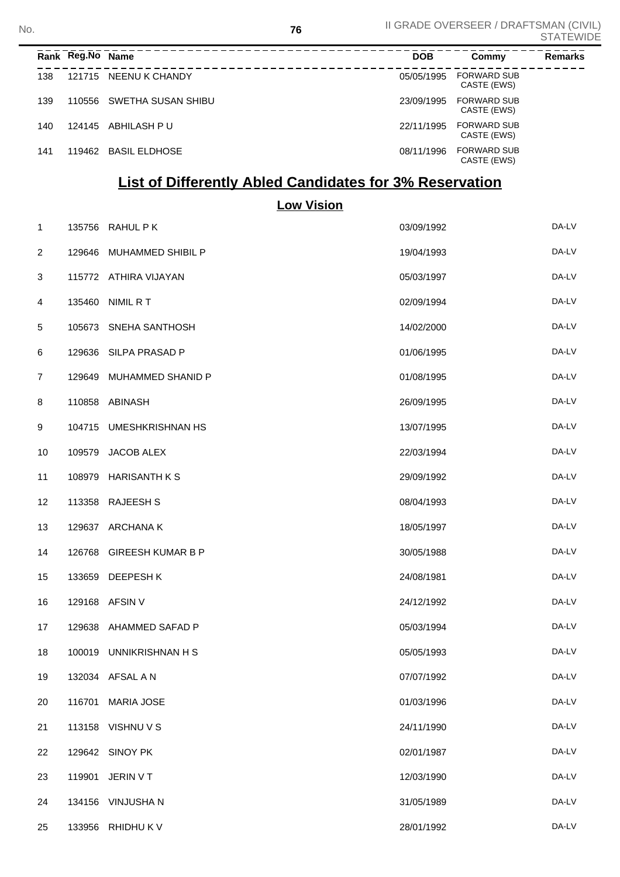| Rank | Reg.No | Name | DOB | Commy | Remarks |
|---|---|---|---|---|---|
| 138 | 121715 | NEENU K CHANDY | 05/05/1995 | FORWARD SUB CASTE (EWS) | |
| 139 | 110556 | SWETHA SUSAN SHIBU | 23/09/1995 | FORWARD SUB CASTE (EWS) | |
| 140 | 124145 | ABHILASH P U | 22/11/1995 | FORWARD SUB CASTE (EWS) | |
| 141 | 119462 | BASIL ELDHOSE | 08/11/1996 | FORWARD SUB CASTE (EWS) | |

## List of Differently Abled Candidates for 3% Reservation

### Low Vision

| Rank | Reg.No | Name | DOB | Commy | Remarks |
|---|---|---|---|---|---|
| 1 | 135756 | RAHUL P K | 03/09/1992 | | DA-LV |
| 2 | 129646 | MUHAMMED SHIBIL P | 19/04/1993 | | DA-LV |
| 3 | 115772 | ATHIRA VIJAYAN | 05/03/1997 | | DA-LV |
| 4 | 135460 | NIMIL R T | 02/09/1994 | | DA-LV |
| 5 | 105673 | SNEHA SANTHOSH | 14/02/2000 | | DA-LV |
| 6 | 129636 | SILPA PRASAD P | 01/06/1995 | | DA-LV |
| 7 | 129649 | MUHAMMED SHANID P | 01/08/1995 | | DA-LV |
| 8 | 110858 | ABINASH | 26/09/1995 | | DA-LV |
| 9 | 104715 | UMESHKRISHNAN HS | 13/07/1995 | | DA-LV |
| 10 | 109579 | JACOB ALEX | 22/03/1994 | | DA-LV |
| 11 | 108979 | HARISANTH K S | 29/09/1992 | | DA-LV |
| 12 | 113358 | RAJEESH S | 08/04/1993 | | DA-LV |
| 13 | 129637 | ARCHANA K | 18/05/1997 | | DA-LV |
| 14 | 126768 | GIREESH KUMAR B P | 30/05/1988 | | DA-LV |
| 15 | 133659 | DEEPESH K | 24/08/1981 | | DA-LV |
| 16 | 129168 | AFSIN V | 24/12/1992 | | DA-LV |
| 17 | 129638 | AHAMMED SAFAD P | 05/03/1994 | | DA-LV |
| 18 | 100019 | UNNIKRISHNAN H S | 05/05/1993 | | DA-LV |
| 19 | 132034 | AFSAL A N | 07/07/1992 | | DA-LV |
| 20 | 116701 | MARIA JOSE | 01/03/1996 | | DA-LV |
| 21 | 113158 | VISHNU V S | 24/11/1990 | | DA-LV |
| 22 | 129642 | SINOY PK | 02/01/1987 | | DA-LV |
| 23 | 119901 | JERIN V T | 12/03/1990 | | DA-LV |
| 24 | 134156 | VINJUSHA N | 31/05/1989 | | DA-LV |
| 25 | 133956 | RHIDHU K V | 28/01/1992 | | DA-LV |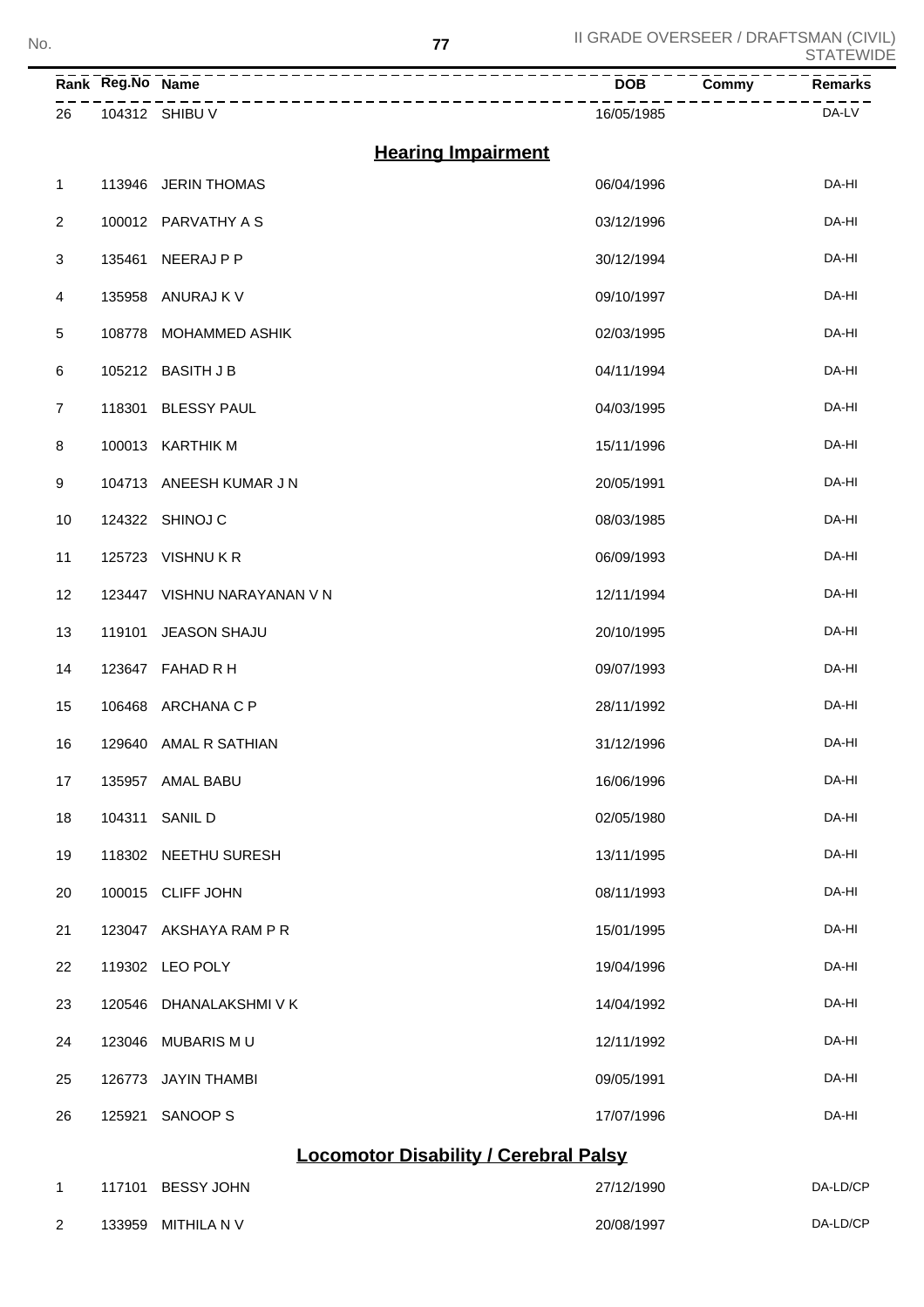| Rank | Reg.No | Name | DOB | Commy | Remarks |
|---|---|---|---|---|---|
| 26 | 104312 | SHIBU V | 16/05/1985 | | DA-LV |

## Hearing Impairment

| Rank | Reg.No | Name | DOB | Commy | Remarks |
|---|---|---|---|---|---|
| 1 | 113946 | JERIN THOMAS | 06/04/1996 | | DA-HI |
| 2 | 100012 | PARVATHY A S | 03/12/1996 | | DA-HI |
| 3 | 135461 | NEERAJ P P | 30/12/1994 | | DA-HI |
| 4 | 135958 | ANURAJ K V | 09/10/1997 | | DA-HI |
| 5 | 108778 | MOHAMMED ASHIK | 02/03/1995 | | DA-HI |
| 6 | 105212 | BASITH J B | 04/11/1994 | | DA-HI |
| 7 | 118301 | BLESSY PAUL | 04/03/1995 | | DA-HI |
| 8 | 100013 | KARTHIK M | 15/11/1996 | | DA-HI |
| 9 | 104713 | ANEESH KUMAR J N | 20/05/1991 | | DA-HI |
| 10 | 124322 | SHINOJ C | 08/03/1985 | | DA-HI |
| 11 | 125723 | VISHNU K R | 06/09/1993 | | DA-HI |
| 12 | 123447 | VISHNU NARAYANAN V N | 12/11/1994 | | DA-HI |
| 13 | 119101 | JEASON SHAJU | 20/10/1995 | | DA-HI |
| 14 | 123647 | FAHAD R H | 09/07/1993 | | DA-HI |
| 15 | 106468 | ARCHANA C P | 28/11/1992 | | DA-HI |
| 16 | 129640 | AMAL R SATHIAN | 31/12/1996 | | DA-HI |
| 17 | 135957 | AMAL BABU | 16/06/1996 | | DA-HI |
| 18 | 104311 | SANIL D | 02/05/1980 | | DA-HI |
| 19 | 118302 | NEETHU SURESH | 13/11/1995 | | DA-HI |
| 20 | 100015 | CLIFF JOHN | 08/11/1993 | | DA-HI |
| 21 | 123047 | AKSHAYA RAM P R | 15/01/1995 | | DA-HI |
| 22 | 119302 | LEO POLY | 19/04/1996 | | DA-HI |
| 23 | 120546 | DHANALAKSHMI V K | 14/04/1992 | | DA-HI |
| 24 | 123046 | MUBARIS M U | 12/11/1992 | | DA-HI |
| 25 | 126773 | JAYIN THAMBI | 09/05/1991 | | DA-HI |
| 26 | 125921 | SANOOP S | 17/07/1996 | | DA-HI |

## Locomotor Disability / Cerebral Palsy

| Rank | Reg.No | Name | DOB | Commy | Remarks |
|---|---|---|---|---|---|
| 1 | 117101 | BESSY JOHN | 27/12/1990 | | DA-LD/CP |
| 2 | 133959 | MITHILA N V | 20/08/1997 | | DA-LD/CP |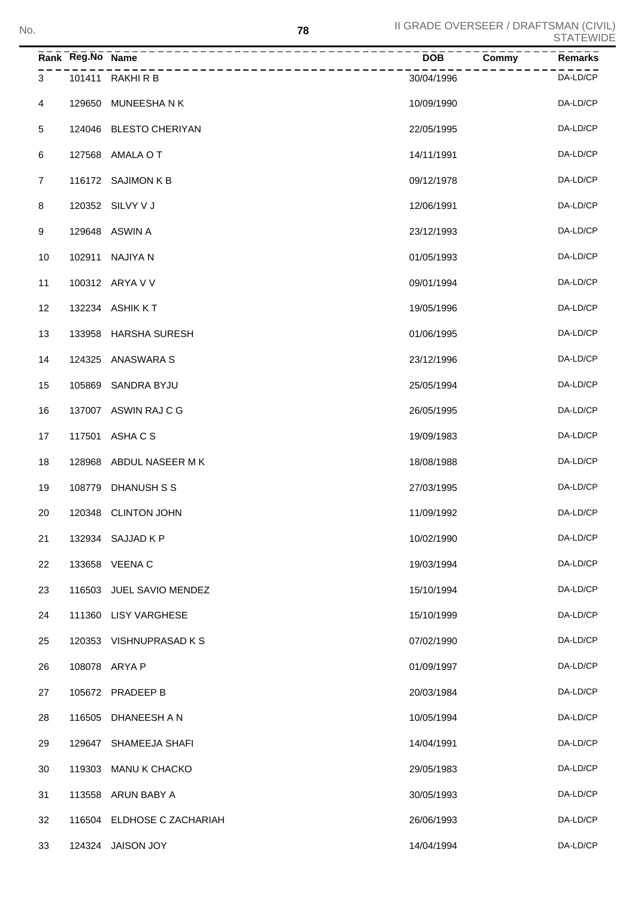II GRADE OVERSEER / DRAFTSMAN (CIVIL)
STATEWIDE

| Rank | Reg.No | Name | DOB | Commy | Remarks |
|---|---|---|---|---|---|
| 3 | 101411 | RAKHI R B | 30/04/1996 | | DA-LD/CP |
| 4 | 129650 | MUNEESHA N K | 10/09/1990 | | DA-LD/CP |
| 5 | 124046 | BLESTO CHERIYAN | 22/05/1995 | | DA-LD/CP |
| 6 | 127568 | AMALA O T | 14/11/1991 | | DA-LD/CP |
| 7 | 116172 | SAJIMON K B | 09/12/1978 | | DA-LD/CP |
| 8 | 120352 | SILVY V J | 12/06/1991 | | DA-LD/CP |
| 9 | 129648 | ASWIN A | 23/12/1993 | | DA-LD/CP |
| 10 | 102911 | NAJIYA N | 01/05/1993 | | DA-LD/CP |
| 11 | 100312 | ARYA V V | 09/01/1994 | | DA-LD/CP |
| 12 | 132234 | ASHIK K T | 19/05/1996 | | DA-LD/CP |
| 13 | 133958 | HARSHA SURESH | 01/06/1995 | | DA-LD/CP |
| 14 | 124325 | ANASWARA S | 23/12/1996 | | DA-LD/CP |
| 15 | 105869 | SANDRA BYJU | 25/05/1994 | | DA-LD/CP |
| 16 | 137007 | ASWIN RAJ C G | 26/05/1995 | | DA-LD/CP |
| 17 | 117501 | ASHA C S | 19/09/1983 | | DA-LD/CP |
| 18 | 128968 | ABDUL NASEER M K | 18/08/1988 | | DA-LD/CP |
| 19 | 108779 | DHANUSH S S | 27/03/1995 | | DA-LD/CP |
| 20 | 120348 | CLINTON JOHN | 11/09/1992 | | DA-LD/CP |
| 21 | 132934 | SAJJAD K P | 10/02/1990 | | DA-LD/CP |
| 22 | 133658 | VEENA C | 19/03/1994 | | DA-LD/CP |
| 23 | 116503 | JUEL SAVIO MENDEZ | 15/10/1994 | | DA-LD/CP |
| 24 | 111360 | LISY VARGHESE | 15/10/1999 | | DA-LD/CP |
| 25 | 120353 | VISHNUPRASAD K S | 07/02/1990 | | DA-LD/CP |
| 26 | 108078 | ARYA P | 01/09/1997 | | DA-LD/CP |
| 27 | 105672 | PRADEEP B | 20/03/1984 | | DA-LD/CP |
| 28 | 116505 | DHANEESH A N | 10/05/1994 | | DA-LD/CP |
| 29 | 129647 | SHAMEEJA SHAFI | 14/04/1991 | | DA-LD/CP |
| 30 | 119303 | MANU K CHACKO | 29/05/1983 | | DA-LD/CP |
| 31 | 113558 | ARUN BABY A | 30/05/1993 | | DA-LD/CP |
| 32 | 116504 | ELDHOSE C ZACHARIAH | 26/06/1993 | | DA-LD/CP |
| 33 | 124324 | JAISON JOY | 14/04/1994 | | DA-LD/CP |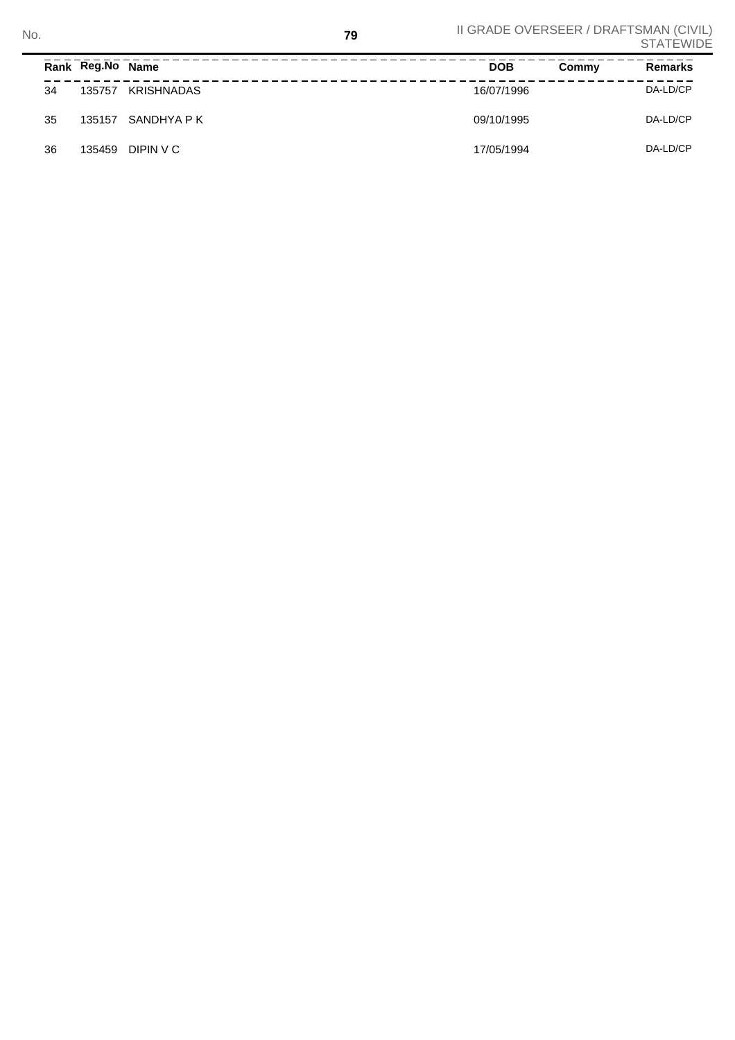| Rank | Reg.No | Name | DOB | Commy | Remarks |
| --- | --- | --- | --- | --- | --- |
| 34 | 135757 | KRISHNADAS | 16/07/1996 | | DA-LD/CP |
| 35 | 135157 | SANDHYA P K | 09/10/1995 | | DA-LD/CP |
| 36 | 135459 | DIPIN V C | 17/05/1994 | | DA-LD/CP |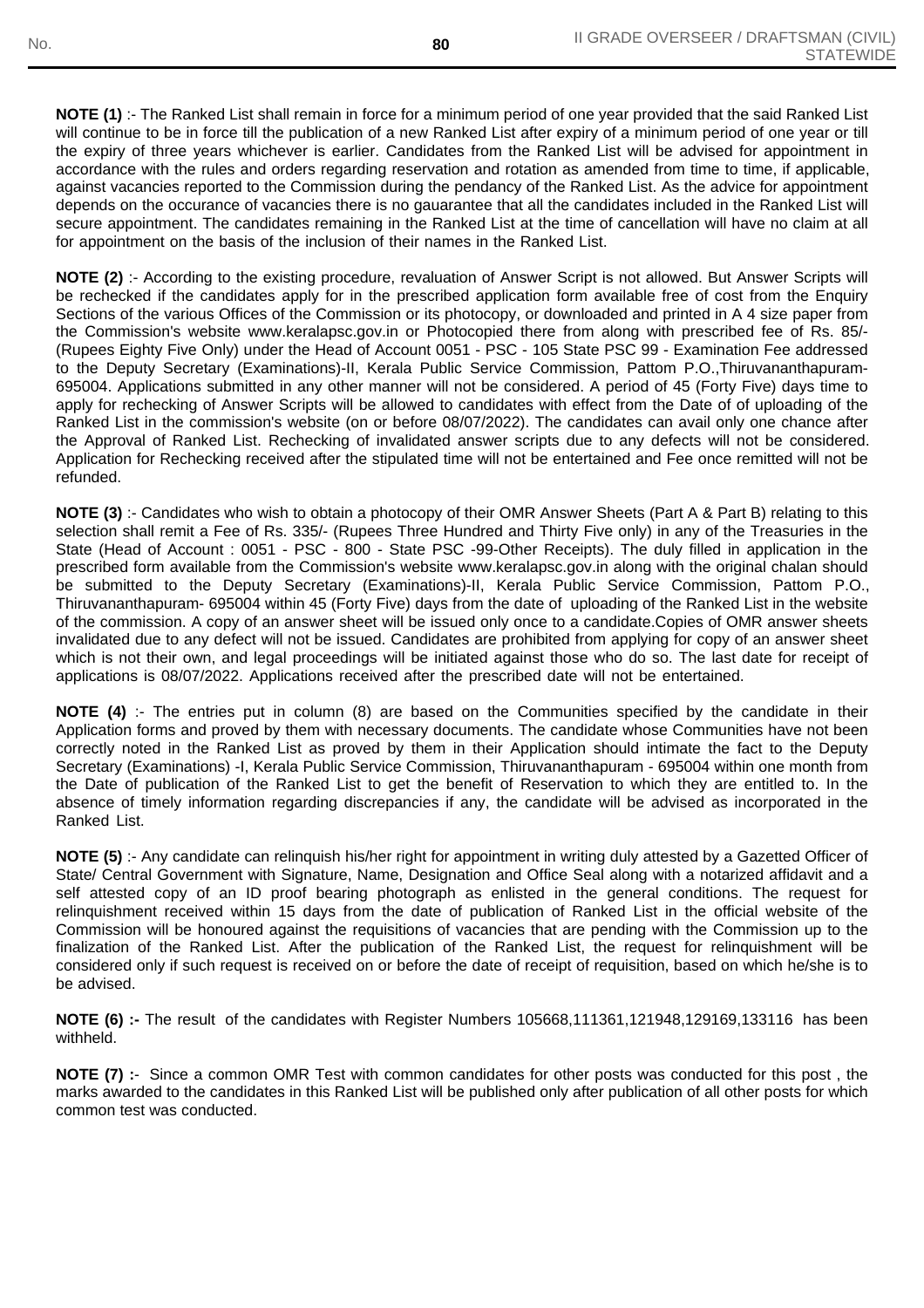**NOTE (1)** :- The Ranked List shall remain in force for a minimum period of one year provided that the said Ranked List will continue to be in force till the publication of a new Ranked List after expiry of a minimum period of one year or till the expiry of three years whichever is earlier. Candidates from the Ranked List will be advised for appointment in accordance with the rules and orders regarding reservation and rotation as amended from time to time, if applicable, against vacancies reported to the Commission during the pendancy of the Ranked List. As the advice for appointment depends on the occurance of vacancies there is no gauarantee that all the candidates included in the Ranked List will secure appointment. The candidates remaining in the Ranked List at the time of cancellation will have no claim at all for appointment on the basis of the inclusion of their names in the Ranked List.

**NOTE (2)** :- According to the existing procedure, revaluation of Answer Script is not allowed. But Answer Scripts will be rechecked if the candidates apply for in the prescribed application form available free of cost from the Enquiry Sections of the various Offices of the Commission or its photocopy, or downloaded and printed in A 4 size paper from the Commission's website www.keralapsc.gov.in or Photocopied there from along with prescribed fee of Rs. 85/- (Rupees Eighty Five Only) under the Head of Account 0051 - PSC - 105 State PSC 99 - Examination Fee addressed to the Deputy Secretary (Examinations)-II, Kerala Public Service Commission, Pattom P.O.,Thiruvananthapuram-695004. Applications submitted in any other manner will not be considered. A period of 45 (Forty Five) days time to apply for rechecking of Answer Scripts will be allowed to candidates with effect from the Date of of uploading of the Ranked List in the commission's website (on or before 08/07/2022). The candidates can avail only one chance after the Approval of Ranked List. Rechecking of invalidated answer scripts due to any defects will not be considered. Application for Rechecking received after the stipulated time will not be entertained and Fee once remitted will not be refunded.

**NOTE (3)** :- Candidates who wish to obtain a photocopy of their OMR Answer Sheets (Part A & Part B) relating to this selection shall remit a Fee of Rs. 335/- (Rupees Three Hundred and Thirty Five only) in any of the Treasuries in the State (Head of Account : 0051 - PSC - 800 - State PSC -99-Other Receipts). The duly filled in application in the prescribed form available from the Commission's website www.keralapsc.gov.in along with the original chalan should be submitted to the Deputy Secretary (Examinations)-II, Kerala Public Service Commission, Pattom P.O., Thiruvananthapuram- 695004 within 45 (Forty Five) days from the date of uploading of the Ranked List in the website of the commission. A copy of an answer sheet will be issued only once to a candidate.Copies of OMR answer sheets invalidated due to any defect will not be issued. Candidates are prohibited from applying for copy of an answer sheet which is not their own, and legal proceedings will be initiated against those who do so. The last date for receipt of applications is 08/07/2022. Applications received after the prescribed date will not be entertained.

**NOTE (4)** :- The entries put in column (8) are based on the Communities specified by the candidate in their Application forms and proved by them with necessary documents. The candidate whose Communities have not been correctly noted in the Ranked List as proved by them in their Application should intimate the fact to the Deputy Secretary (Examinations) -I, Kerala Public Service Commission, Thiruvananthapuram - 695004 within one month from the Date of publication of the Ranked List to get the benefit of Reservation to which they are entitled to. In the absence of timely information regarding discrepancies if any, the candidate will be advised as incorporated in the Ranked List.

**NOTE (5)** :- Any candidate can relinquish his/her right for appointment in writing duly attested by a Gazetted Officer of State/ Central Government with Signature, Name, Designation and Office Seal along with a notarized affidavit and a self attested copy of an ID proof bearing photograph as enlisted in the general conditions. The request for relinquishment received within 15 days from the date of publication of Ranked List in the official website of the Commission will be honoured against the requisitions of vacancies that are pending with the Commission up to the finalization of the Ranked List. After the publication of the Ranked List, the request for relinquishment will be considered only if such request is received on or before the date of receipt of requisition, based on which he/she is to be advised.

**NOTE (6) :-** The result of the candidates with Register Numbers 105668,111361,121948,129169,133116 has been withheld.

**NOTE (7) :-** Since a common OMR Test with common candidates for other posts was conducted for this post , the marks awarded to the candidates in this Ranked List will be published only after publication of all other posts for which common test was conducted.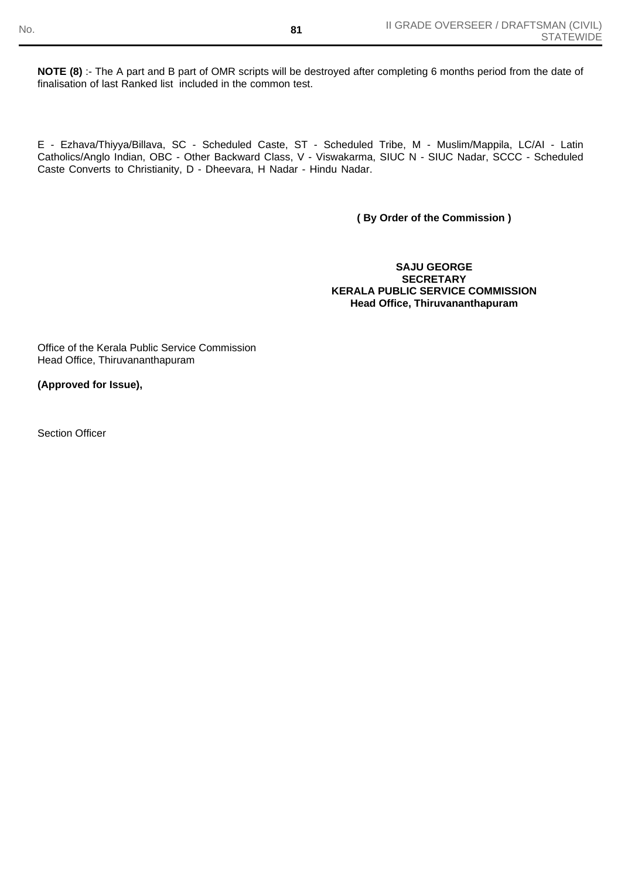**NOTE (8)** :- The A part and B part of OMR scripts will be destroyed after completing 6 months period from the date of finalisation of last Ranked list included in the common test.

E - Ezhava/Thiyya/Billava, SC - Scheduled Caste, ST - Scheduled Tribe, M - Muslim/Mappila, LC/AI - Latin Catholics/Anglo Indian, OBC - Other Backward Class, V - Viswakarma, SIUC N - SIUC Nadar, SCCC - Scheduled Caste Converts to Christianity, D - Dheevara, H Nadar - Hindu Nadar.

**( By Order of the Commission )**

**SAJU GEORGE**
**SECRETARY**
**KERALA PUBLIC SERVICE COMMISSION**
**Head Office, Thiruvananthapuram**

Office of the Kerala Public Service Commission
Head Office, Thiruvananthapuram

**(Approved for Issue),**

Section Officer